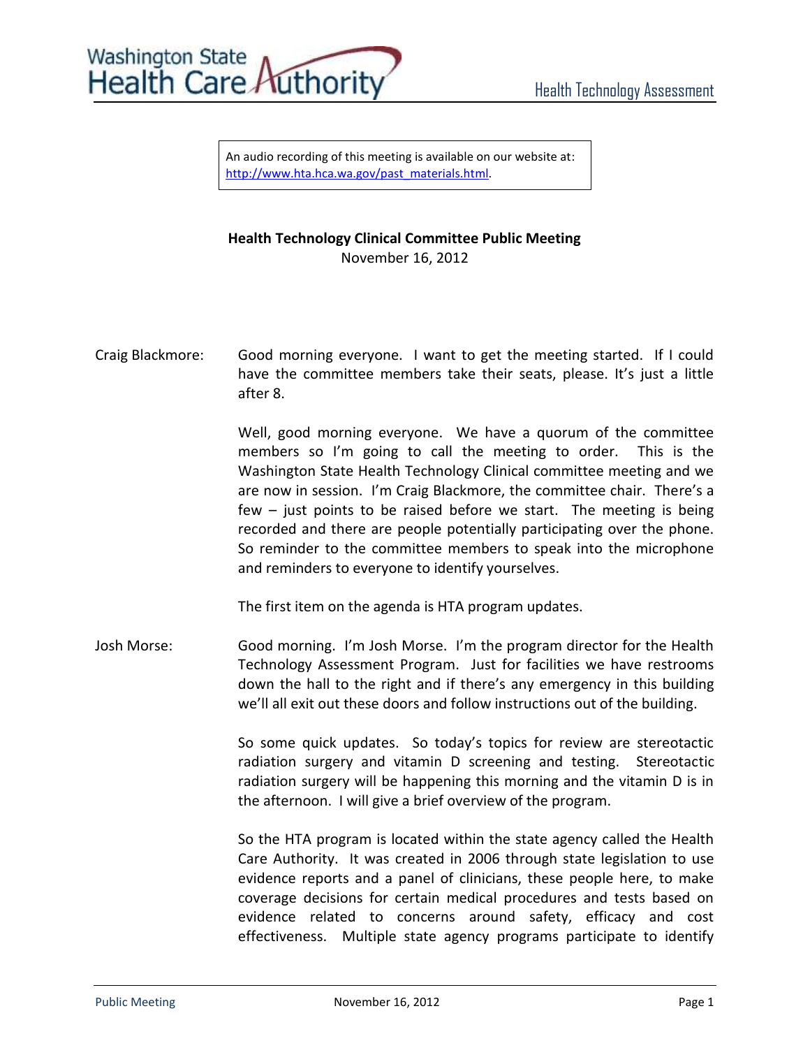An audio recording of this meeting is available on our website at: http://www.hta.hca.wa.gov/past_materials.html.

**Health Technology Clinical Committee Public Meeting**
November 16, 2012

Craig Blackmore: Good morning everyone. I want to get the meeting started. If I could have the committee members take their seats, please. It's just a little after 8.

Well, good morning everyone. We have a quorum of the committee members so I'm going to call the meeting to order. This is the Washington State Health Technology Clinical committee meeting and we are now in session. I'm Craig Blackmore, the committee chair. There's a few – just points to be raised before we start. The meeting is being recorded and there are people potentially participating over the phone. So reminder to the committee members to speak into the microphone and reminders to everyone to identify yourselves.

The first item on the agenda is HTA program updates.

Josh Morse: Good morning. I'm Josh Morse. I'm the program director for the Health Technology Assessment Program. Just for facilities we have restrooms down the hall to the right and if there's any emergency in this building we'll all exit out these doors and follow instructions out of the building.

So some quick updates. So today's topics for review are stereotactic radiation surgery and vitamin D screening and testing. Stereotactic radiation surgery will be happening this morning and the vitamin D is in the afternoon. I will give a brief overview of the program.

So the HTA program is located within the state agency called the Health Care Authority. It was created in 2006 through state legislation to use evidence reports and a panel of clinicians, these people here, to make coverage decisions for certain medical procedures and tests based on evidence related to concerns around safety, efficacy and cost effectiveness. Multiple state agency programs participate to identify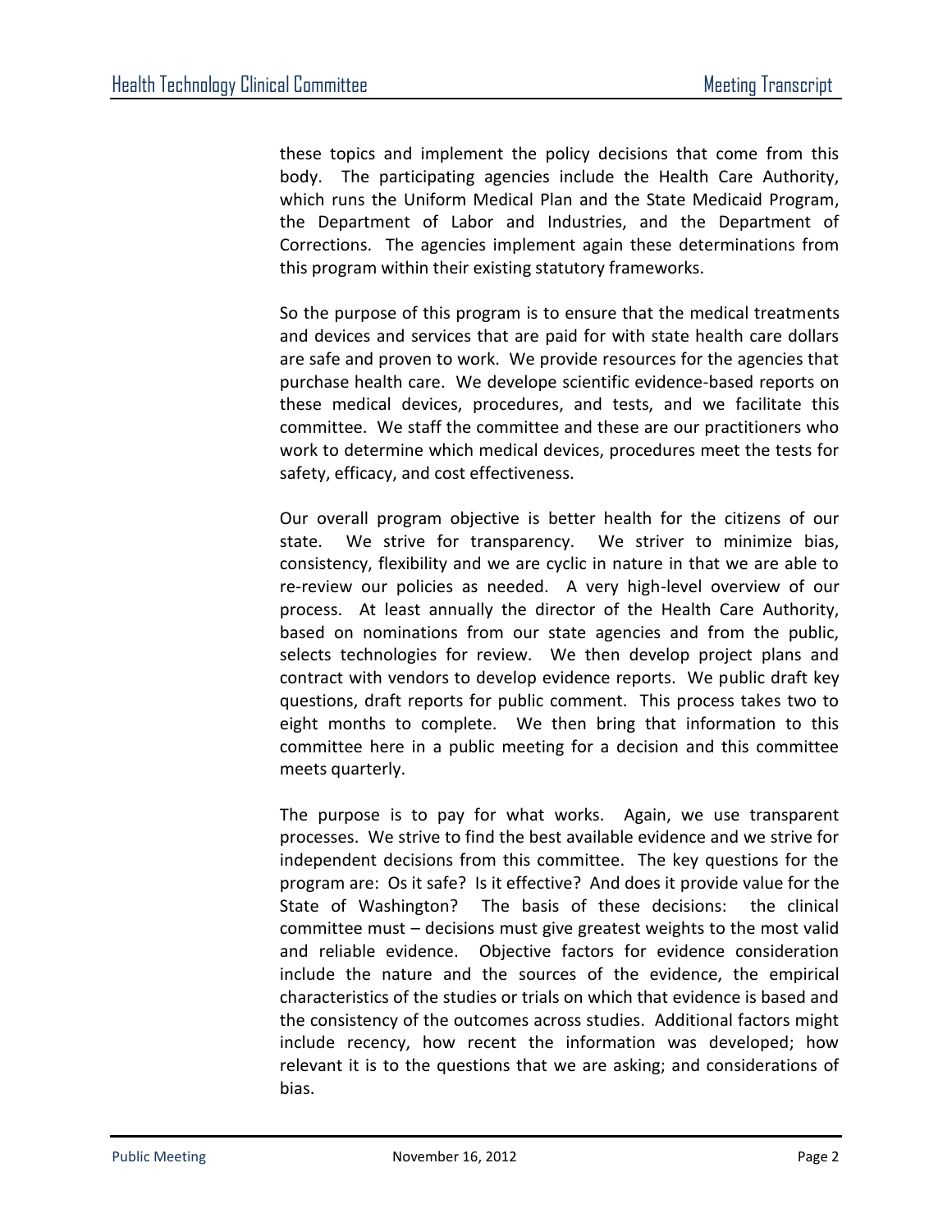these topics and implement the policy decisions that come from this body. The participating agencies include the Health Care Authority, which runs the Uniform Medical Plan and the State Medicaid Program, the Department of Labor and Industries, and the Department of Corrections. The agencies implement again these determinations from this program within their existing statutory frameworks.

So the purpose of this program is to ensure that the medical treatments and devices and services that are paid for with state health care dollars are safe and proven to work. We provide resources for the agencies that purchase health care. We develope scientific evidence-based reports on these medical devices, procedures, and tests, and we facilitate this committee. We staff the committee and these are our practitioners who work to determine which medical devices, procedures meet the tests for safety, efficacy, and cost effectiveness.

Our overall program objective is better health for the citizens of our state. We strive for transparency. We striver to minimize bias, consistency, flexibility and we are cyclic in nature in that we are able to re-review our policies as needed. A very high-level overview of our process. At least annually the director of the Health Care Authority, based on nominations from our state agencies and from the public, selects technologies for review. We then develop project plans and contract with vendors to develop evidence reports. We public draft key questions, draft reports for public comment. This process takes two to eight months to complete. We then bring that information to this committee here in a public meeting for a decision and this committee meets quarterly.

The purpose is to pay for what works. Again, we use transparent processes. We strive to find the best available evidence and we strive for independent decisions from this committee. The key questions for the program are: Os it safe? Is it effective? And does it provide value for the State of Washington? The basis of these decisions: the clinical committee must – decisions must give greatest weights to the most valid and reliable evidence. Objective factors for evidence consideration include the nature and the sources of the evidence, the empirical characteristics of the studies or trials on which that evidence is based and the consistency of the outcomes across studies. Additional factors might include recency, how recent the information was developed; how relevant it is to the questions that we are asking; and considerations of bias.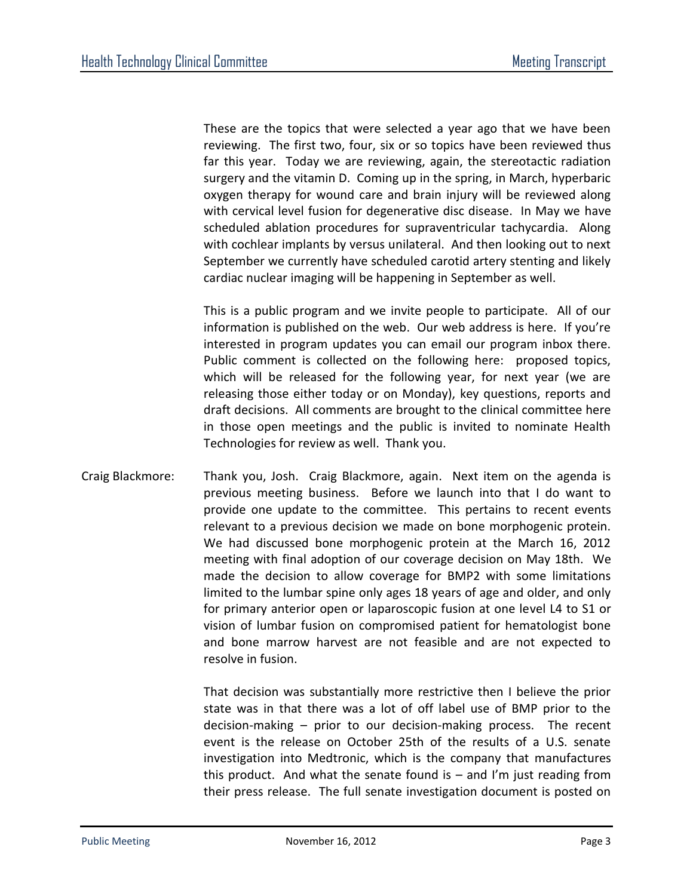These are the topics that were selected a year ago that we have been reviewing. The first two, four, six or so topics have been reviewed thus far this year. Today we are reviewing, again, the stereotactic radiation surgery and the vitamin D. Coming up in the spring, in March, hyperbaric oxygen therapy for wound care and brain injury will be reviewed along with cervical level fusion for degenerative disc disease. In May we have scheduled ablation procedures for supraventricular tachycardia. Along with cochlear implants by versus unilateral. And then looking out to next September we currently have scheduled carotid artery stenting and likely cardiac nuclear imaging will be happening in September as well.

This is a public program and we invite people to participate. All of our information is published on the web. Our web address is here. If you're interested in program updates you can email our program inbox there. Public comment is collected on the following here: proposed topics, which will be released for the following year, for next year (we are releasing those either today or on Monday), key questions, reports and draft decisions. All comments are brought to the clinical committee here in those open meetings and the public is invited to nominate Health Technologies for review as well. Thank you.

Craig Blackmore: Thank you, Josh. Craig Blackmore, again. Next item on the agenda is previous meeting business. Before we launch into that I do want to provide one update to the committee. This pertains to recent events relevant to a previous decision we made on bone morphogenic protein. We had discussed bone morphogenic protein at the March 16, 2012 meeting with final adoption of our coverage decision on May 18th. We made the decision to allow coverage for BMP2 with some limitations limited to the lumbar spine only ages 18 years of age and older, and only for primary anterior open or laparoscopic fusion at one level L4 to S1 or vision of lumbar fusion on compromised patient for hematologist bone and bone marrow harvest are not feasible and are not expected to resolve in fusion.

That decision was substantially more restrictive then I believe the prior state was in that there was a lot of off label use of BMP prior to the decision-making – prior to our decision-making process. The recent event is the release on October 25th of the results of a U.S. senate investigation into Medtronic, which is the company that manufactures this product. And what the senate found is – and I'm just reading from their press release. The full senate investigation document is posted on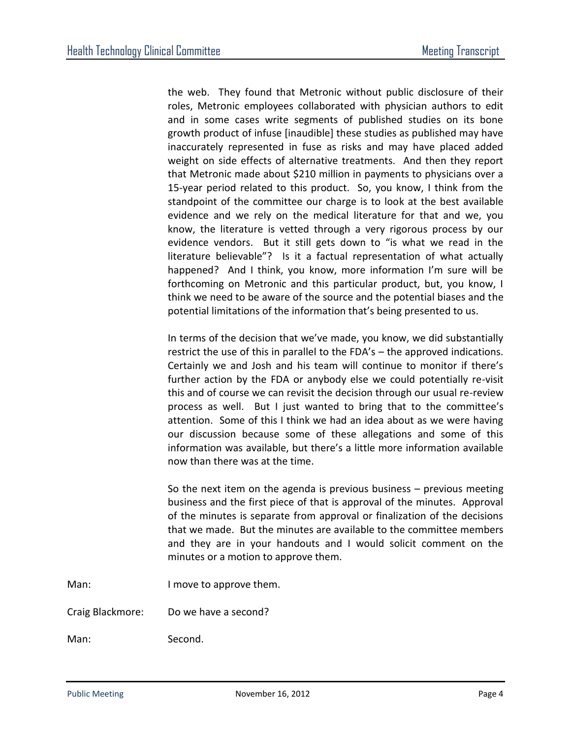the web. They found that Metronic without public disclosure of their roles, Metronic employees collaborated with physician authors to edit and in some cases write segments of published studies on its bone growth product of infuse [inaudible] these studies as published may have inaccurately represented in fuse as risks and may have placed added weight on side effects of alternative treatments. And then they report that Metronic made about $210 million in payments to physicians over a 15-year period related to this product. So, you know, I think from the standpoint of the committee our charge is to look at the best available evidence and we rely on the medical literature for that and we, you know, the literature is vetted through a very rigorous process by our evidence vendors. But it still gets down to "is what we read in the literature believable"? Is it a factual representation of what actually happened? And I think, you know, more information I'm sure will be forthcoming on Metronic and this particular product, but, you know, I think we need to be aware of the source and the potential biases and the potential limitations of the information that's being presented to us.

In terms of the decision that we've made, you know, we did substantially restrict the use of this in parallel to the FDA's – the approved indications. Certainly we and Josh and his team will continue to monitor if there's further action by the FDA or anybody else we could potentially re-visit this and of course we can revisit the decision through our usual re-review process as well. But I just wanted to bring that to the committee's attention. Some of this I think we had an idea about as we were having our discussion because some of these allegations and some of this information was available, but there's a little more information available now than there was at the time.

So the next item on the agenda is previous business – previous meeting business and the first piece of that is approval of the minutes. Approval of the minutes is separate from approval or finalization of the decisions that we made. But the minutes are available to the committee members and they are in your handouts and I would solicit comment on the minutes or a motion to approve them.

Man: I move to approve them.

Craig Blackmore: Do we have a second?

Man: Second.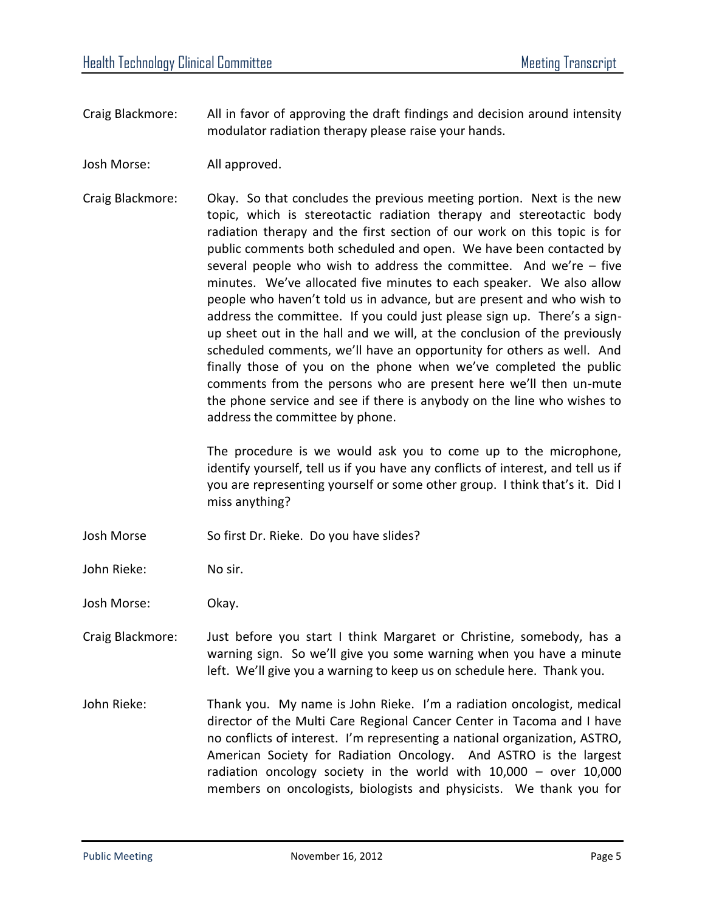Craig Blackmore: All in favor of approving the draft findings and decision around intensity modulator radiation therapy please raise your hands.

Josh Morse: All approved.

Craig Blackmore: Okay. So that concludes the previous meeting portion. Next is the new topic, which is stereotactic radiation therapy and stereotactic body radiation therapy and the first section of our work on this topic is for public comments both scheduled and open. We have been contacted by several people who wish to address the committee. And we're – five minutes. We've allocated five minutes to each speaker. We also allow people who haven't told us in advance, but are present and who wish to address the committee. If you could just please sign up. There's a sign-up sheet out in the hall and we will, at the conclusion of the previously scheduled comments, we'll have an opportunity for others as well. And finally those of you on the phone when we've completed the public comments from the persons who are present here we'll then un-mute the phone service and see if there is anybody on the line who wishes to address the committee by phone.

The procedure is we would ask you to come up to the microphone, identify yourself, tell us if you have any conflicts of interest, and tell us if you are representing yourself or some other group. I think that's it. Did I miss anything?

Josh Morse So first Dr. Rieke. Do you have slides?

John Rieke: No sir.

Josh Morse: Okay.

Craig Blackmore: Just before you start I think Margaret or Christine, somebody, has a warning sign. So we'll give you some warning when you have a minute left. We'll give you a warning to keep us on schedule here. Thank you.

John Rieke: Thank you. My name is John Rieke. I'm a radiation oncologist, medical director of the Multi Care Regional Cancer Center in Tacoma and I have no conflicts of interest. I'm representing a national organization, ASTRO, American Society for Radiation Oncology. And ASTRO is the largest radiation oncology society in the world with 10,000 – over 10,000 members on oncologists, biologists and physicists. We thank you for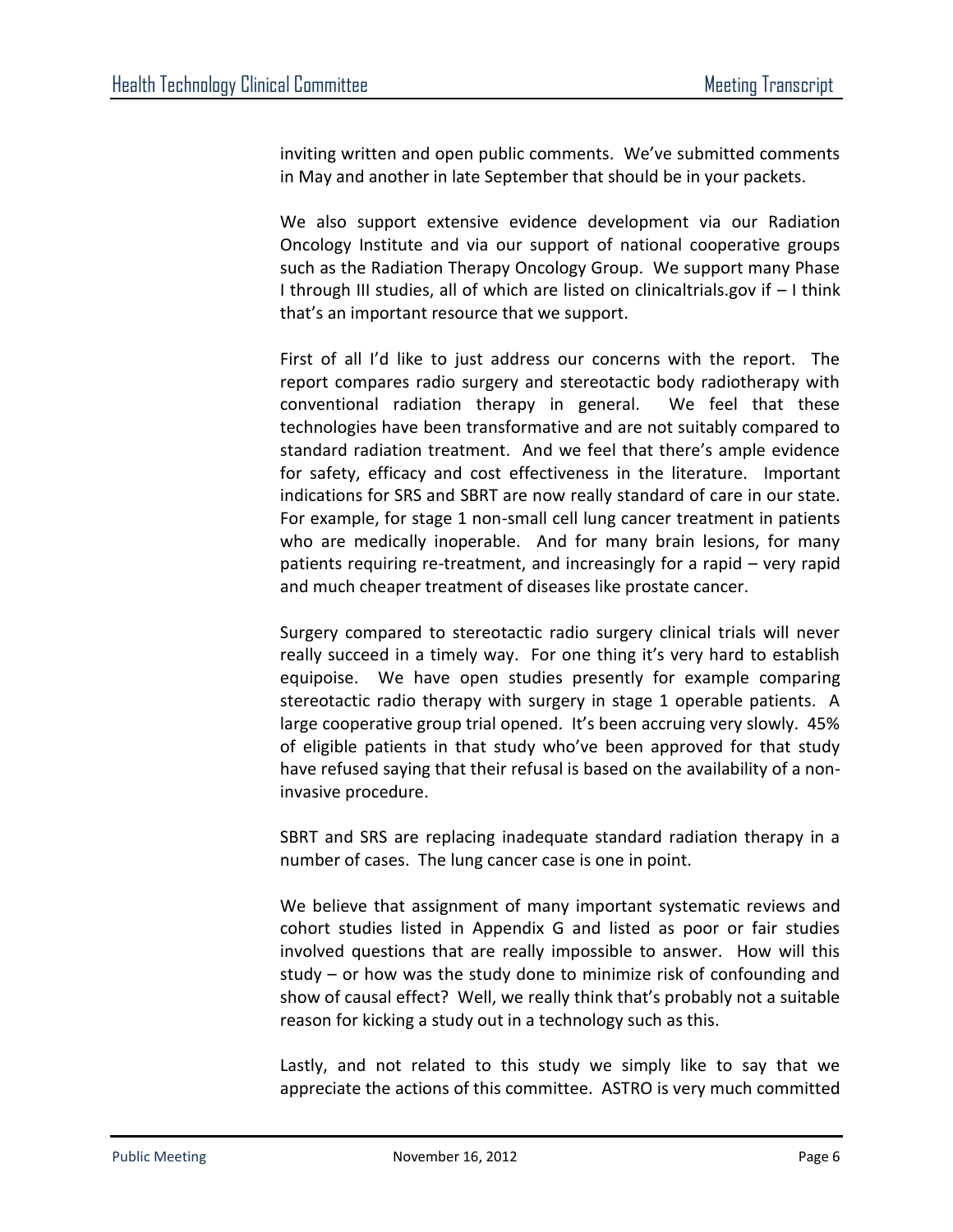inviting written and open public comments. We've submitted comments in May and another in late September that should be in your packets.

We also support extensive evidence development via our Radiation Oncology Institute and via our support of national cooperative groups such as the Radiation Therapy Oncology Group. We support many Phase I through III studies, all of which are listed on clinicaltrials.gov if – I think that's an important resource that we support.

First of all I'd like to just address our concerns with the report. The report compares radio surgery and stereotactic body radiotherapy with conventional radiation therapy in general. We feel that these technologies have been transformative and are not suitably compared to standard radiation treatment. And we feel that there's ample evidence for safety, efficacy and cost effectiveness in the literature. Important indications for SRS and SBRT are now really standard of care in our state. For example, for stage 1 non-small cell lung cancer treatment in patients who are medically inoperable. And for many brain lesions, for many patients requiring re-treatment, and increasingly for a rapid – very rapid and much cheaper treatment of diseases like prostate cancer.

Surgery compared to stereotactic radio surgery clinical trials will never really succeed in a timely way. For one thing it's very hard to establish equipoise. We have open studies presently for example comparing stereotactic radio therapy with surgery in stage 1 operable patients. A large cooperative group trial opened. It's been accruing very slowly. 45% of eligible patients in that study who've been approved for that study have refused saying that their refusal is based on the availability of a non-invasive procedure.

SBRT and SRS are replacing inadequate standard radiation therapy in a number of cases. The lung cancer case is one in point.

We believe that assignment of many important systematic reviews and cohort studies listed in Appendix G and listed as poor or fair studies involved questions that are really impossible to answer. How will this study – or how was the study done to minimize risk of confounding and show of causal effect? Well, we really think that's probably not a suitable reason for kicking a study out in a technology such as this.

Lastly, and not related to this study we simply like to say that we appreciate the actions of this committee. ASTRO is very much committed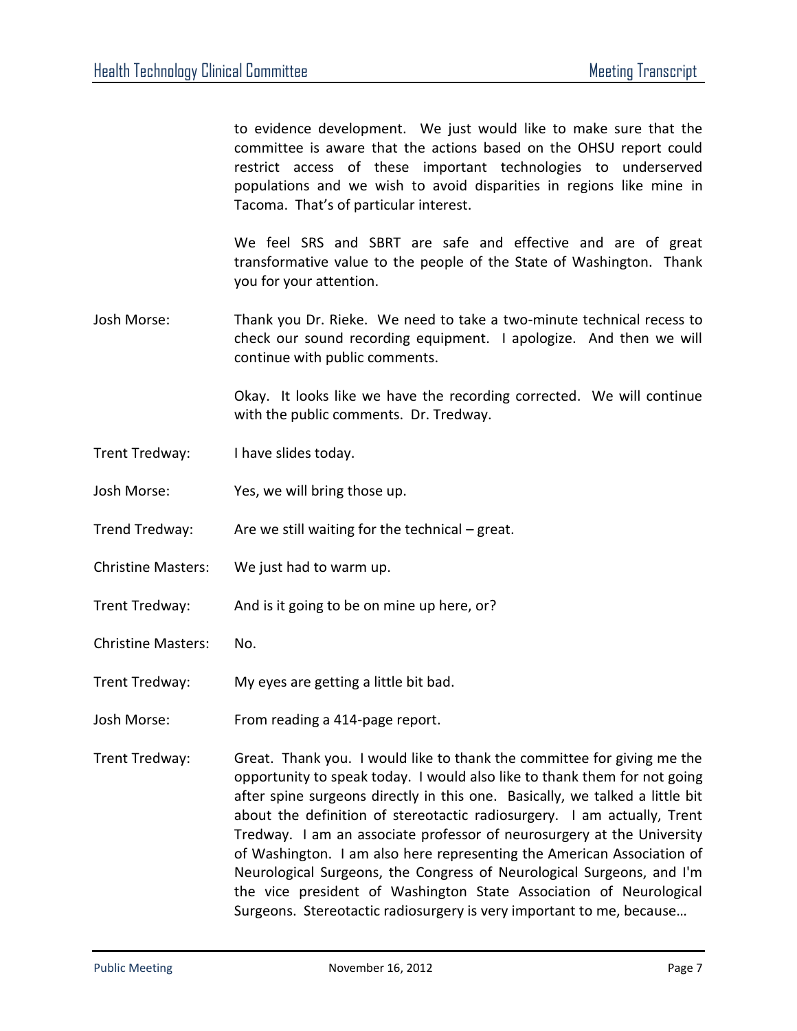to evidence development. We just would like to make sure that the committee is aware that the actions based on the OHSU report could restrict access of these important technologies to underserved populations and we wish to avoid disparities in regions like mine in Tacoma. That's of particular interest.

We feel SRS and SBRT are safe and effective and are of great transformative value to the people of the State of Washington. Thank you for your attention.

Josh Morse: Thank you Dr. Rieke. We need to take a two-minute technical recess to check our sound recording equipment. I apologize. And then we will continue with public comments.

Okay. It looks like we have the recording corrected. We will continue with the public comments. Dr. Tredway.

Trent Tredway: I have slides today.

Josh Morse: Yes, we will bring those up.

Trend Tredway: Are we still waiting for the technical – great.

Christine Masters: We just had to warm up.

Trent Tredway: And is it going to be on mine up here, or?

Christine Masters: No.

Trent Tredway: My eyes are getting a little bit bad.

Josh Morse: From reading a 414-page report.

Trent Tredway: Great. Thank you. I would like to thank the committee for giving me the opportunity to speak today. I would also like to thank them for not going after spine surgeons directly in this one. Basically, we talked a little bit about the definition of stereotactic radiosurgery. I am actually, Trent Tredway. I am an associate professor of neurosurgery at the University of Washington. I am also here representing the American Association of Neurological Surgeons, the Congress of Neurological Surgeons, and I'm the vice president of Washington State Association of Neurological Surgeons. Stereotactic radiosurgery is very important to me, because…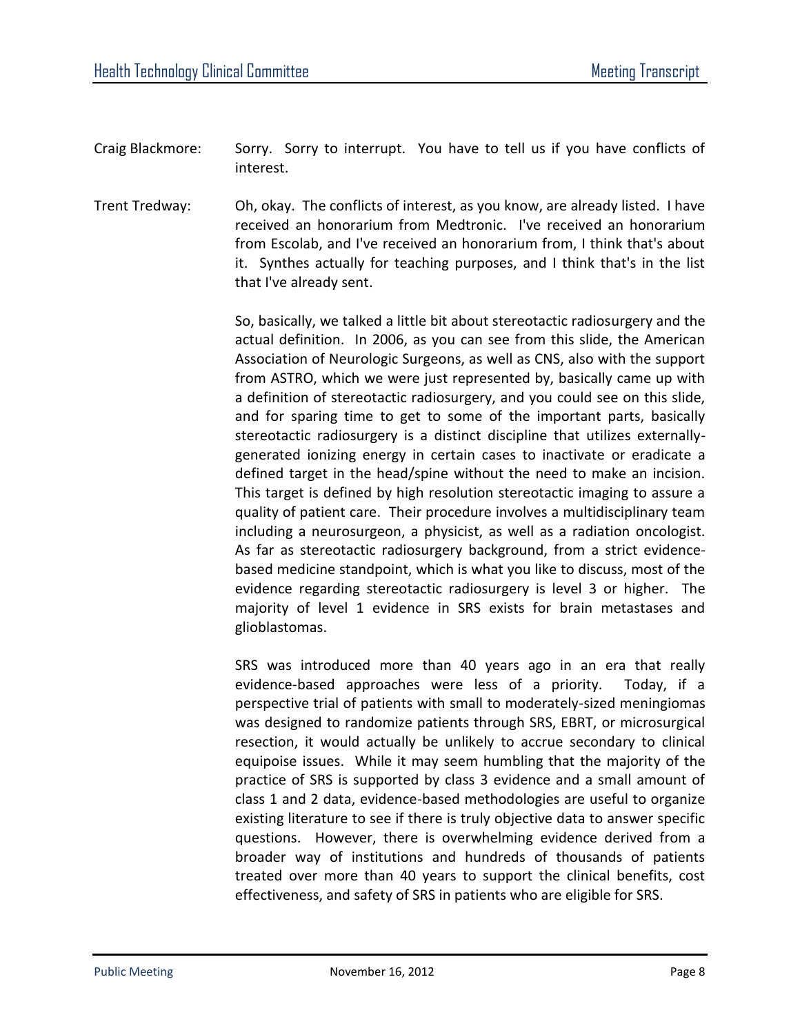Craig Blackmore: Sorry. Sorry to interrupt. You have to tell us if you have conflicts of interest.

Trent Tredway: Oh, okay. The conflicts of interest, as you know, are already listed. I have received an honorarium from Medtronic. I've received an honorarium from Escolab, and I've received an honorarium from, I think that's about it. Synthes actually for teaching purposes, and I think that's in the list that I've already sent.

So, basically, we talked a little bit about stereotactic radiosurgery and the actual definition. In 2006, as you can see from this slide, the American Association of Neurologic Surgeons, as well as CNS, also with the support from ASTRO, which we were just represented by, basically came up with a definition of stereotactic radiosurgery, and you could see on this slide, and for sparing time to get to some of the important parts, basically stereotactic radiosurgery is a distinct discipline that utilizes externally-generated ionizing energy in certain cases to inactivate or eradicate a defined target in the head/spine without the need to make an incision. This target is defined by high resolution stereotactic imaging to assure a quality of patient care. Their procedure involves a multidisciplinary team including a neurosurgeon, a physicist, as well as a radiation oncologist. As far as stereotactic radiosurgery background, from a strict evidence-based medicine standpoint, which is what you like to discuss, most of the evidence regarding stereotactic radiosurgery is level 3 or higher. The majority of level 1 evidence in SRS exists for brain metastases and glioblastomas.

SRS was introduced more than 40 years ago in an era that really evidence-based approaches were less of a priority. Today, if a perspective trial of patients with small to moderately-sized meningiomas was designed to randomize patients through SRS, EBRT, or microsurgical resection, it would actually be unlikely to accrue secondary to clinical equipoise issues. While it may seem humbling that the majority of the practice of SRS is supported by class 3 evidence and a small amount of class 1 and 2 data, evidence-based methodologies are useful to organize existing literature to see if there is truly objective data to answer specific questions. However, there is overwhelming evidence derived from a broader way of institutions and hundreds of thousands of patients treated over more than 40 years to support the clinical benefits, cost effectiveness, and safety of SRS in patients who are eligible for SRS.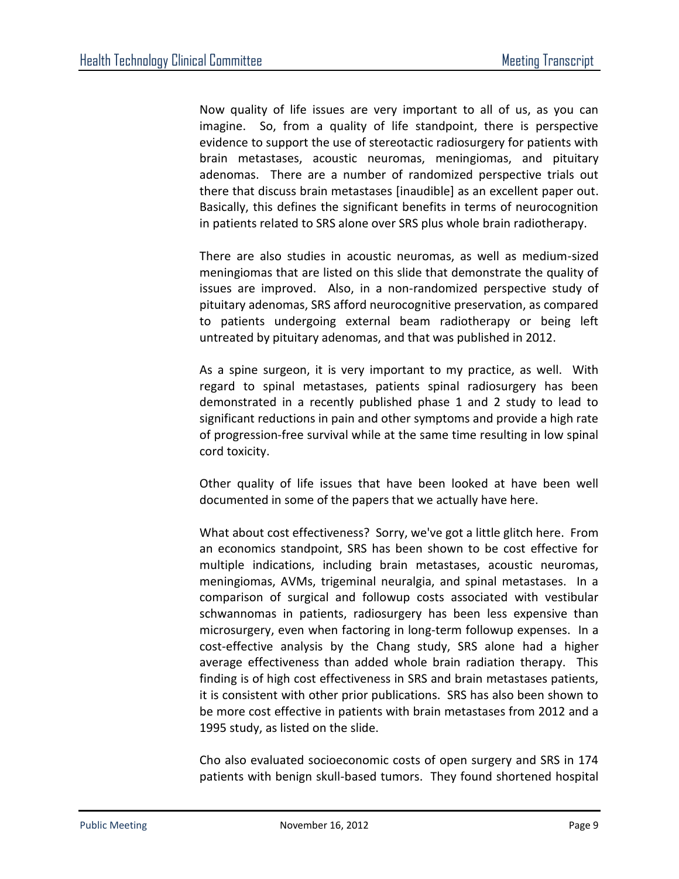Now quality of life issues are very important to all of us, as you can imagine. So, from a quality of life standpoint, there is perspective evidence to support the use of stereotactic radiosurgery for patients with brain metastases, acoustic neuromas, meningiomas, and pituitary adenomas. There are a number of randomized perspective trials out there that discuss brain metastases [inaudible] as an excellent paper out. Basically, this defines the significant benefits in terms of neurocognition in patients related to SRS alone over SRS plus whole brain radiotherapy.

There are also studies in acoustic neuromas, as well as medium-sized meningiomas that are listed on this slide that demonstrate the quality of issues are improved. Also, in a non-randomized perspective study of pituitary adenomas, SRS afford neurocognitive preservation, as compared to patients undergoing external beam radiotherapy or being left untreated by pituitary adenomas, and that was published in 2012.

As a spine surgeon, it is very important to my practice, as well. With regard to spinal metastases, patients spinal radiosurgery has been demonstrated in a recently published phase 1 and 2 study to lead to significant reductions in pain and other symptoms and provide a high rate of progression-free survival while at the same time resulting in low spinal cord toxicity.

Other quality of life issues that have been looked at have been well documented in some of the papers that we actually have here.

What about cost effectiveness? Sorry, we've got a little glitch here. From an economics standpoint, SRS has been shown to be cost effective for multiple indications, including brain metastases, acoustic neuromas, meningiomas, AVMs, trigeminal neuralgia, and spinal metastases. In a comparison of surgical and followup costs associated with vestibular schwannomas in patients, radiosurgery has been less expensive than microsurgery, even when factoring in long-term followup expenses. In a cost-effective analysis by the Chang study, SRS alone had a higher average effectiveness than added whole brain radiation therapy. This finding is of high cost effectiveness in SRS and brain metastases patients, it is consistent with other prior publications. SRS has also been shown to be more cost effective in patients with brain metastases from 2012 and a 1995 study, as listed on the slide.

Cho also evaluated socioeconomic costs of open surgery and SRS in 174 patients with benign skull-based tumors. They found shortened hospital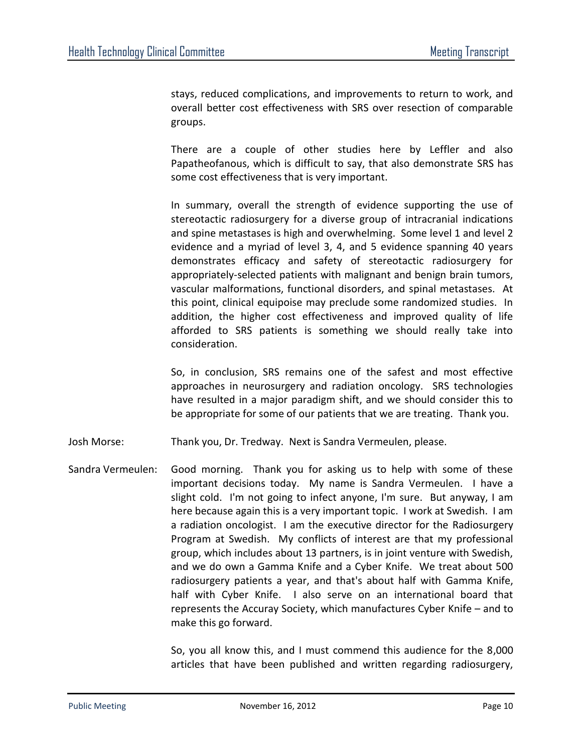stays, reduced complications, and improvements to return to work, and overall better cost effectiveness with SRS over resection of comparable groups.

There are a couple of other studies here by Leffler and also Papatheofanous, which is difficult to say, that also demonstrate SRS has some cost effectiveness that is very important.

In summary, overall the strength of evidence supporting the use of stereotactic radiosurgery for a diverse group of intracranial indications and spine metastases is high and overwhelming. Some level 1 and level 2 evidence and a myriad of level 3, 4, and 5 evidence spanning 40 years demonstrates efficacy and safety of stereotactic radiosurgery for appropriately-selected patients with malignant and benign brain tumors, vascular malformations, functional disorders, and spinal metastases. At this point, clinical equipoise may preclude some randomized studies. In addition, the higher cost effectiveness and improved quality of life afforded to SRS patients is something we should really take into consideration.

So, in conclusion, SRS remains one of the safest and most effective approaches in neurosurgery and radiation oncology. SRS technologies have resulted in a major paradigm shift, and we should consider this to be appropriate for some of our patients that we are treating. Thank you.

Josh Morse: Thank you, Dr. Tredway. Next is Sandra Vermeulen, please.

Sandra Vermeulen: Good morning. Thank you for asking us to help with some of these important decisions today. My name is Sandra Vermeulen. I have a slight cold. I'm not going to infect anyone, I'm sure. But anyway, I am here because again this is a very important topic. I work at Swedish. I am a radiation oncologist. I am the executive director for the Radiosurgery Program at Swedish. My conflicts of interest are that my professional group, which includes about 13 partners, is in joint venture with Swedish, and we do own a Gamma Knife and a Cyber Knife. We treat about 500 radiosurgery patients a year, and that's about half with Gamma Knife, half with Cyber Knife. I also serve on an international board that represents the Accuray Society, which manufactures Cyber Knife – and to make this go forward.

So, you all know this, and I must commend this audience for the 8,000 articles that have been published and written regarding radiosurgery,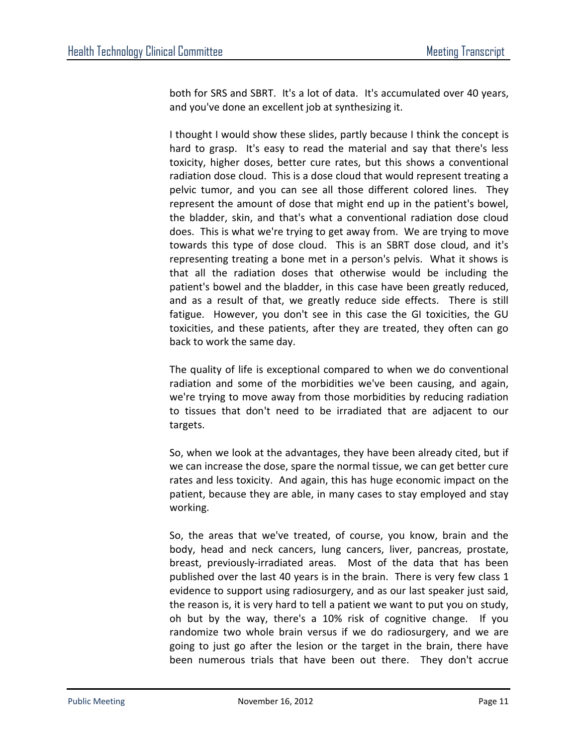both for SRS and SBRT. It's a lot of data. It's accumulated over 40 years, and you've done an excellent job at synthesizing it.

I thought I would show these slides, partly because I think the concept is hard to grasp. It's easy to read the material and say that there's less toxicity, higher doses, better cure rates, but this shows a conventional radiation dose cloud. This is a dose cloud that would represent treating a pelvic tumor, and you can see all those different colored lines. They represent the amount of dose that might end up in the patient's bowel, the bladder, skin, and that's what a conventional radiation dose cloud does. This is what we're trying to get away from. We are trying to move towards this type of dose cloud. This is an SBRT dose cloud, and it's representing treating a bone met in a person's pelvis. What it shows is that all the radiation doses that otherwise would be including the patient's bowel and the bladder, in this case have been greatly reduced, and as a result of that, we greatly reduce side effects. There is still fatigue. However, you don't see in this case the GI toxicities, the GU toxicities, and these patients, after they are treated, they often can go back to work the same day.

The quality of life is exceptional compared to when we do conventional radiation and some of the morbidities we've been causing, and again, we're trying to move away from those morbidities by reducing radiation to tissues that don't need to be irradiated that are adjacent to our targets.

So, when we look at the advantages, they have been already cited, but if we can increase the dose, spare the normal tissue, we can get better cure rates and less toxicity. And again, this has huge economic impact on the patient, because they are able, in many cases to stay employed and stay working.

So, the areas that we've treated, of course, you know, brain and the body, head and neck cancers, lung cancers, liver, pancreas, prostate, breast, previously-irradiated areas. Most of the data that has been published over the last 40 years is in the brain. There is very few class 1 evidence to support using radiosurgery, and as our last speaker just said, the reason is, it is very hard to tell a patient we want to put you on study, oh but by the way, there's a 10% risk of cognitive change. If you randomize two whole brain versus if we do radiosurgery, and we are going to just go after the lesion or the target in the brain, there have been numerous trials that have been out there. They don't accrue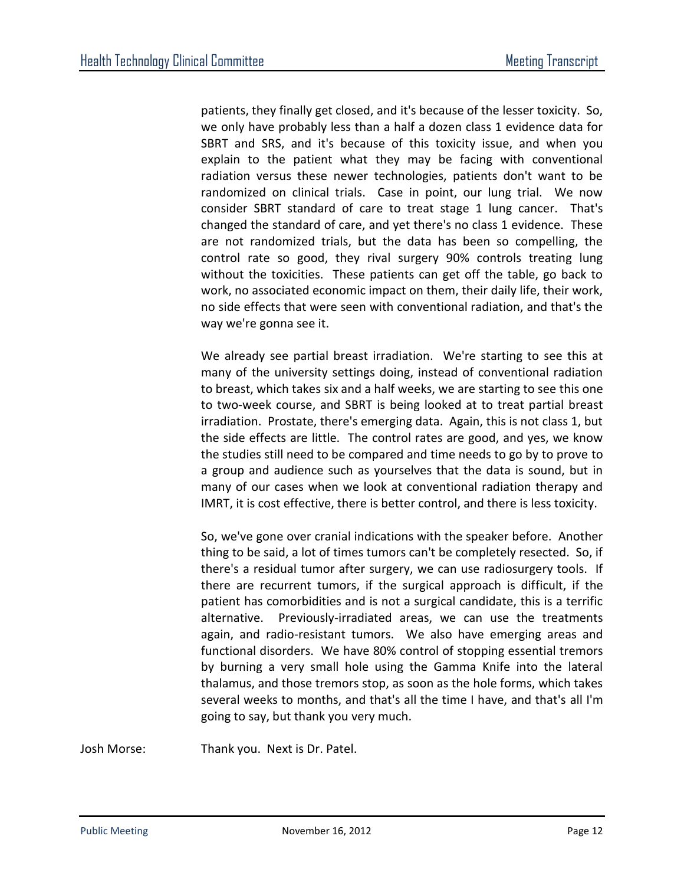patients, they finally get closed, and it's because of the lesser toxicity. So, we only have probably less than a half a dozen class 1 evidence data for SBRT and SRS, and it's because of this toxicity issue, and when you explain to the patient what they may be facing with conventional radiation versus these newer technologies, patients don't want to be randomized on clinical trials. Case in point, our lung trial. We now consider SBRT standard of care to treat stage 1 lung cancer. That's changed the standard of care, and yet there's no class 1 evidence. These are not randomized trials, but the data has been so compelling, the control rate so good, they rival surgery 90% controls treating lung without the toxicities. These patients can get off the table, go back to work, no associated economic impact on them, their daily life, their work, no side effects that were seen with conventional radiation, and that's the way we're gonna see it.

We already see partial breast irradiation. We're starting to see this at many of the university settings doing, instead of conventional radiation to breast, which takes six and a half weeks, we are starting to see this one to two-week course, and SBRT is being looked at to treat partial breast irradiation. Prostate, there's emerging data. Again, this is not class 1, but the side effects are little. The control rates are good, and yes, we know the studies still need to be compared and time needs to go by to prove to a group and audience such as yourselves that the data is sound, but in many of our cases when we look at conventional radiation therapy and IMRT, it is cost effective, there is better control, and there is less toxicity.

So, we've gone over cranial indications with the speaker before. Another thing to be said, a lot of times tumors can't be completely resected. So, if there's a residual tumor after surgery, we can use radiosurgery tools. If there are recurrent tumors, if the surgical approach is difficult, if the patient has comorbidities and is not a surgical candidate, this is a terrific alternative. Previously-irradiated areas, we can use the treatments again, and radio-resistant tumors. We also have emerging areas and functional disorders. We have 80% control of stopping essential tremors by burning a very small hole using the Gamma Knife into the lateral thalamus, and those tremors stop, as soon as the hole forms, which takes several weeks to months, and that's all the time I have, and that's all I'm going to say, but thank you very much.

Josh Morse: Thank you. Next is Dr. Patel.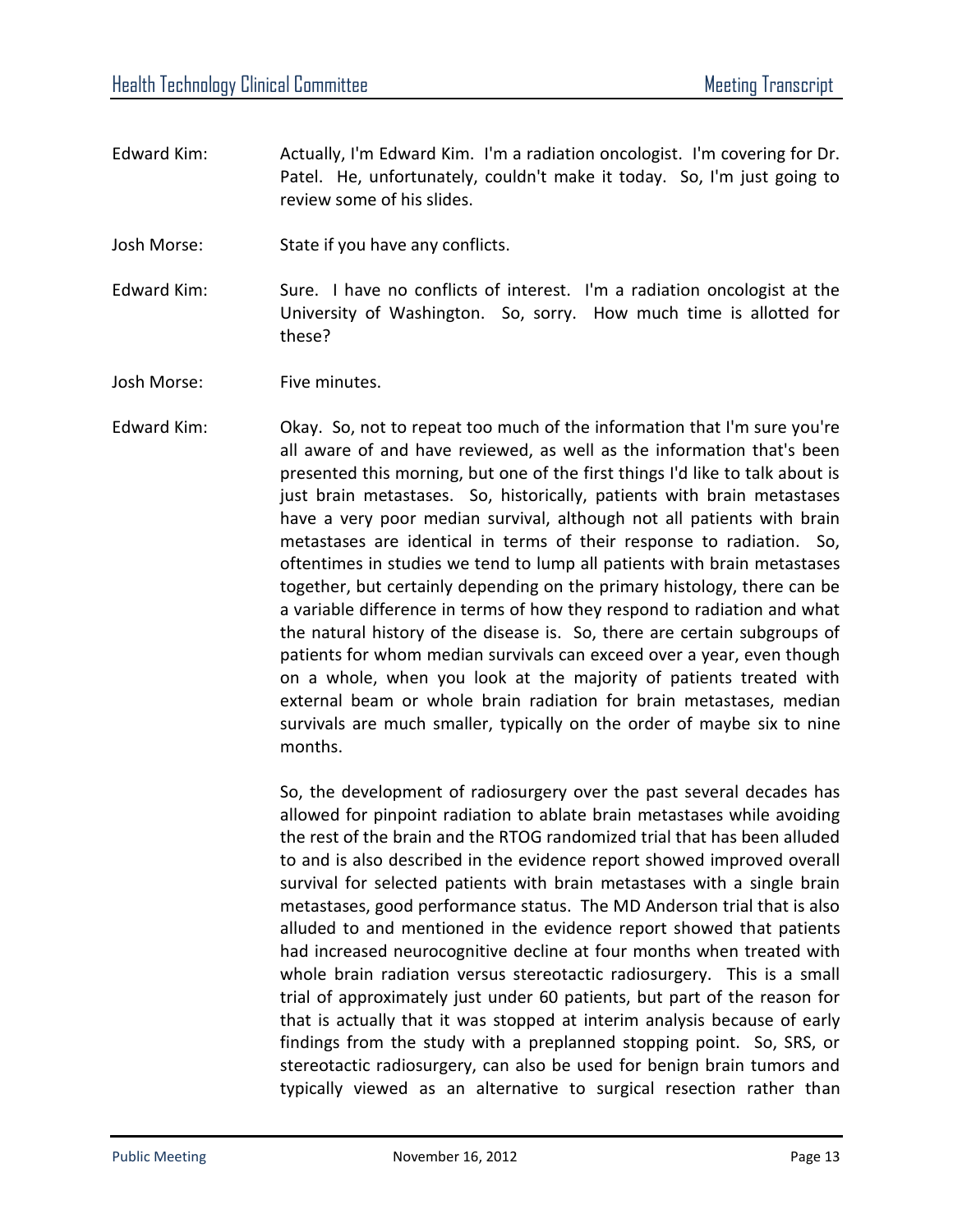Edward Kim: Actually, I'm Edward Kim. I'm a radiation oncologist. I'm covering for Dr. Patel. He, unfortunately, couldn't make it today. So, I'm just going to review some of his slides.

Josh Morse: State if you have any conflicts.

Edward Kim: Sure. I have no conflicts of interest. I'm a radiation oncologist at the University of Washington. So, sorry. How much time is allotted for these?

Josh Morse: Five minutes.

Edward Kim: Okay. So, not to repeat too much of the information that I'm sure you're all aware of and have reviewed, as well as the information that's been presented this morning, but one of the first things I'd like to talk about is just brain metastases. So, historically, patients with brain metastases have a very poor median survival, although not all patients with brain metastases are identical in terms of their response to radiation. So, oftentimes in studies we tend to lump all patients with brain metastases together, but certainly depending on the primary histology, there can be a variable difference in terms of how they respond to radiation and what the natural history of the disease is. So, there are certain subgroups of patients for whom median survivals can exceed over a year, even though on a whole, when you look at the majority of patients treated with external beam or whole brain radiation for brain metastases, median survivals are much smaller, typically on the order of maybe six to nine months.

So, the development of radiosurgery over the past several decades has allowed for pinpoint radiation to ablate brain metastases while avoiding the rest of the brain and the RTOG randomized trial that has been alluded to and is also described in the evidence report showed improved overall survival for selected patients with brain metastases with a single brain metastases, good performance status. The MD Anderson trial that is also alluded to and mentioned in the evidence report showed that patients had increased neurocognitive decline at four months when treated with whole brain radiation versus stereotactic radiosurgery. This is a small trial of approximately just under 60 patients, but part of the reason for that is actually that it was stopped at interim analysis because of early findings from the study with a preplanned stopping point. So, SRS, or stereotactic radiosurgery, can also be used for benign brain tumors and typically viewed as an alternative to surgical resection rather than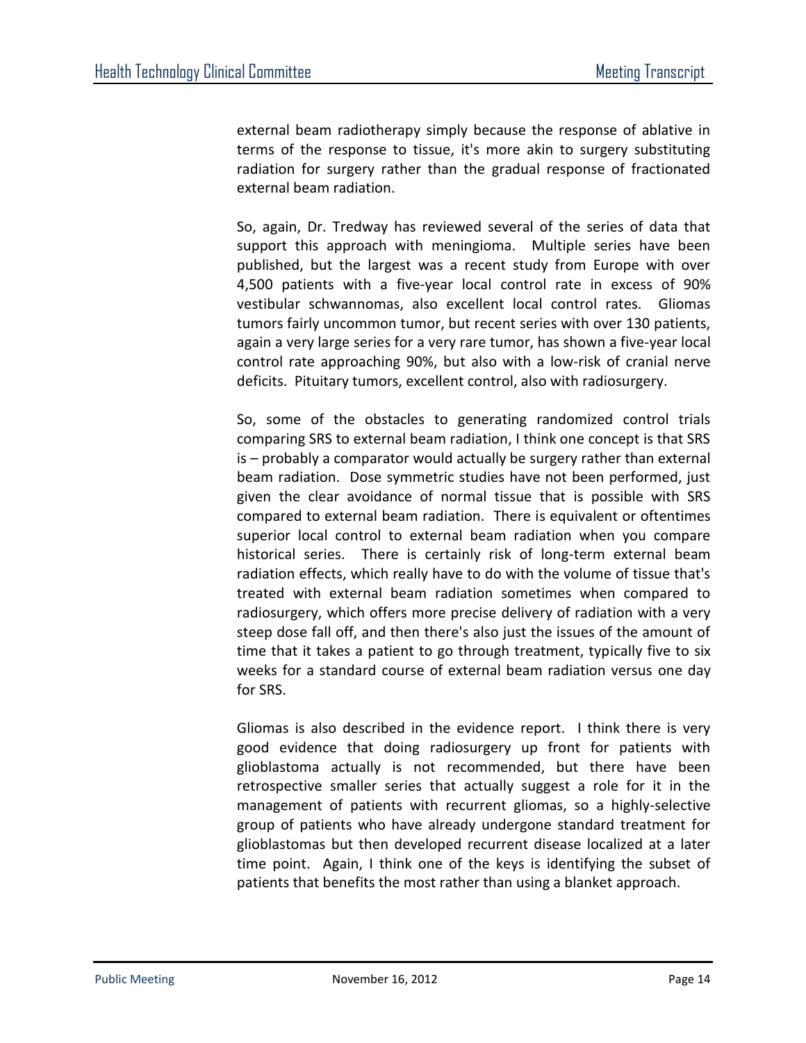external beam radiotherapy simply because the response of ablative in terms of the response to tissue, it's more akin to surgery substituting radiation for surgery rather than the gradual response of fractionated external beam radiation.

So, again, Dr. Tredway has reviewed several of the series of data that support this approach with meningioma. Multiple series have been published, but the largest was a recent study from Europe with over 4,500 patients with a five-year local control rate in excess of 90% vestibular schwannomas, also excellent local control rates. Gliomas tumors fairly uncommon tumor, but recent series with over 130 patients, again a very large series for a very rare tumor, has shown a five-year local control rate approaching 90%, but also with a low-risk of cranial nerve deficits. Pituitary tumors, excellent control, also with radiosurgery.

So, some of the obstacles to generating randomized control trials comparing SRS to external beam radiation, I think one concept is that SRS is – probably a comparator would actually be surgery rather than external beam radiation. Dose symmetric studies have not been performed, just given the clear avoidance of normal tissue that is possible with SRS compared to external beam radiation. There is equivalent or oftentimes superior local control to external beam radiation when you compare historical series. There is certainly risk of long-term external beam radiation effects, which really have to do with the volume of tissue that's treated with external beam radiation sometimes when compared to radiosurgery, which offers more precise delivery of radiation with a very steep dose fall off, and then there's also just the issues of the amount of time that it takes a patient to go through treatment, typically five to six weeks for a standard course of external beam radiation versus one day for SRS.

Gliomas is also described in the evidence report. I think there is very good evidence that doing radiosurgery up front for patients with glioblastoma actually is not recommended, but there have been retrospective smaller series that actually suggest a role for it in the management of patients with recurrent gliomas, so a highly-selective group of patients who have already undergone standard treatment for glioblastomas but then developed recurrent disease localized at a later time point. Again, I think one of the keys is identifying the subset of patients that benefits the most rather than using a blanket approach.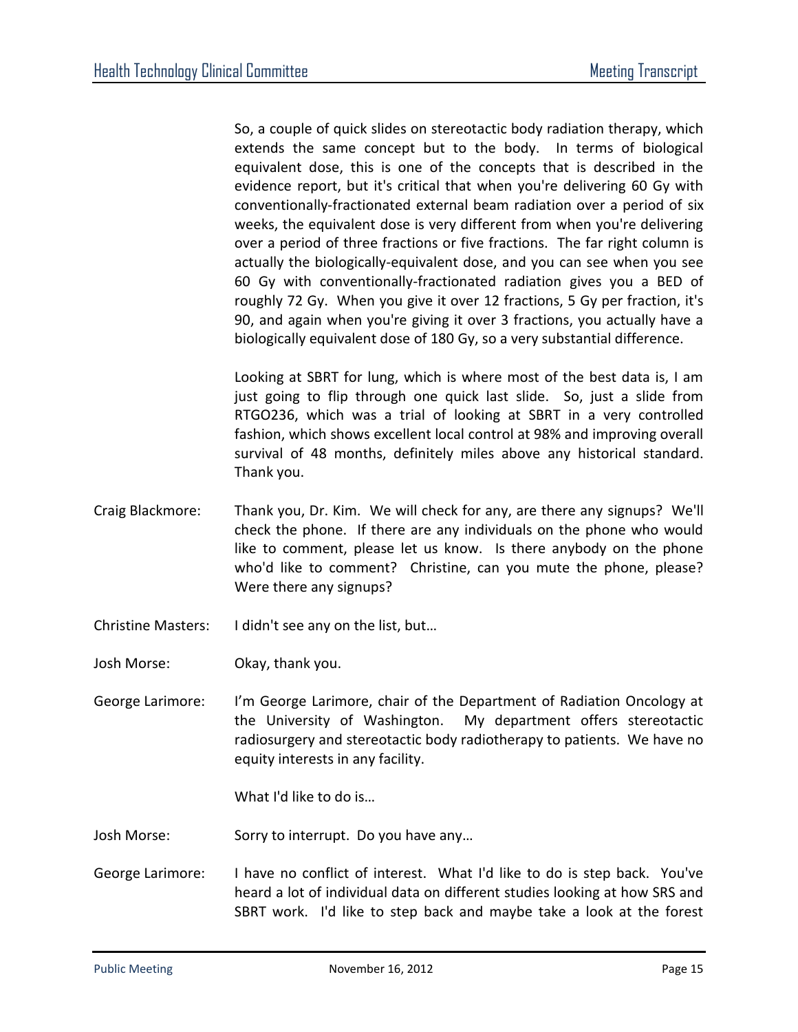So, a couple of quick slides on stereotactic body radiation therapy, which extends the same concept but to the body. In terms of biological equivalent dose, this is one of the concepts that is described in the evidence report, but it's critical that when you're delivering 60 Gy with conventionally-fractionated external beam radiation over a period of six weeks, the equivalent dose is very different from when you're delivering over a period of three fractions or five fractions. The far right column is actually the biologically-equivalent dose, and you can see when you see 60 Gy with conventionally-fractionated radiation gives you a BED of roughly 72 Gy. When you give it over 12 fractions, 5 Gy per fraction, it's 90, and again when you're giving it over 3 fractions, you actually have a biologically equivalent dose of 180 Gy, so a very substantial difference.

Looking at SBRT for lung, which is where most of the best data is, I am just going to flip through one quick last slide. So, just a slide from RTGO236, which was a trial of looking at SBRT in a very controlled fashion, which shows excellent local control at 98% and improving overall survival of 48 months, definitely miles above any historical standard. Thank you.

Craig Blackmore: Thank you, Dr. Kim. We will check for any, are there any signups? We'll check the phone. If there are any individuals on the phone who would like to comment, please let us know. Is there anybody on the phone who'd like to comment? Christine, can you mute the phone, please? Were there any signups?

Christine Masters: I didn't see any on the list, but…

Josh Morse: Okay, thank you.

George Larimore: I'm George Larimore, chair of the Department of Radiation Oncology at the University of Washington. My department offers stereotactic radiosurgery and stereotactic body radiotherapy to patients. We have no equity interests in any facility.

What I'd like to do is…

Josh Morse: Sorry to interrupt. Do you have any…

George Larimore: I have no conflict of interest. What I'd like to do is step back. You've heard a lot of individual data on different studies looking at how SRS and SBRT work. I'd like to step back and maybe take a look at the forest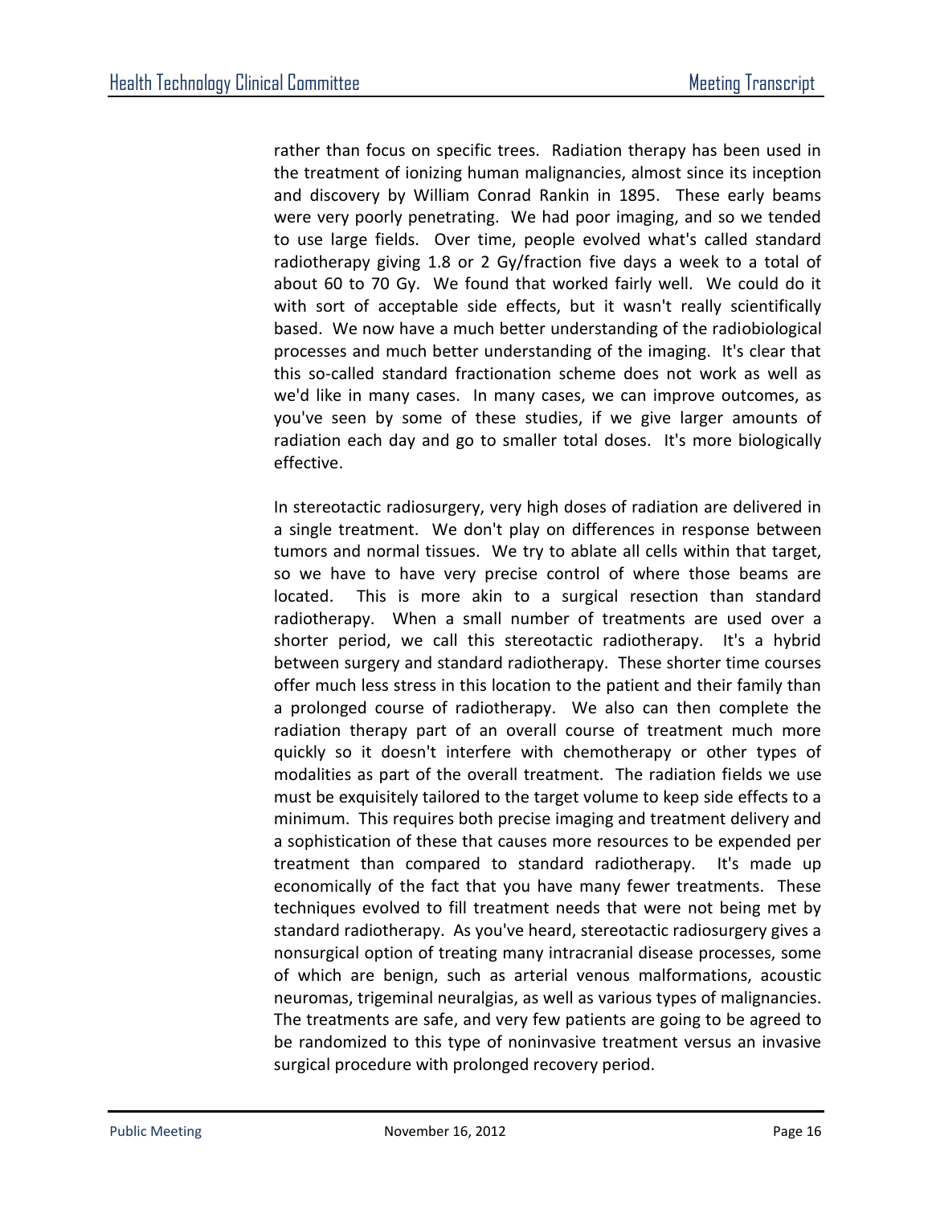rather than focus on specific trees. Radiation therapy has been used in the treatment of ionizing human malignancies, almost since its inception and discovery by William Conrad Rankin in 1895. These early beams were very poorly penetrating. We had poor imaging, and so we tended to use large fields. Over time, people evolved what's called standard radiotherapy giving 1.8 or 2 Gy/fraction five days a week to a total of about 60 to 70 Gy. We found that worked fairly well. We could do it with sort of acceptable side effects, but it wasn't really scientifically based. We now have a much better understanding of the radiobiological processes and much better understanding of the imaging. It's clear that this so-called standard fractionation scheme does not work as well as we'd like in many cases. In many cases, we can improve outcomes, as you've seen by some of these studies, if we give larger amounts of radiation each day and go to smaller total doses. It's more biologically effective.

In stereotactic radiosurgery, very high doses of radiation are delivered in a single treatment. We don't play on differences in response between tumors and normal tissues. We try to ablate all cells within that target, so we have to have very precise control of where those beams are located. This is more akin to a surgical resection than standard radiotherapy. When a small number of treatments are used over a shorter period, we call this stereotactic radiotherapy. It's a hybrid between surgery and standard radiotherapy. These shorter time courses offer much less stress in this location to the patient and their family than a prolonged course of radiotherapy. We also can then complete the radiation therapy part of an overall course of treatment much more quickly so it doesn't interfere with chemotherapy or other types of modalities as part of the overall treatment. The radiation fields we use must be exquisitely tailored to the target volume to keep side effects to a minimum. This requires both precise imaging and treatment delivery and a sophistication of these that causes more resources to be expended per treatment than compared to standard radiotherapy. It's made up economically of the fact that you have many fewer treatments. These techniques evolved to fill treatment needs that were not being met by standard radiotherapy. As you've heard, stereotactic radiosurgery gives a nonsurgical option of treating many intracranial disease processes, some of which are benign, such as arterial venous malformations, acoustic neuromas, trigeminal neuralgias, as well as various types of malignancies. The treatments are safe, and very few patients are going to be agreed to be randomized to this type of noninvasive treatment versus an invasive surgical procedure with prolonged recovery period.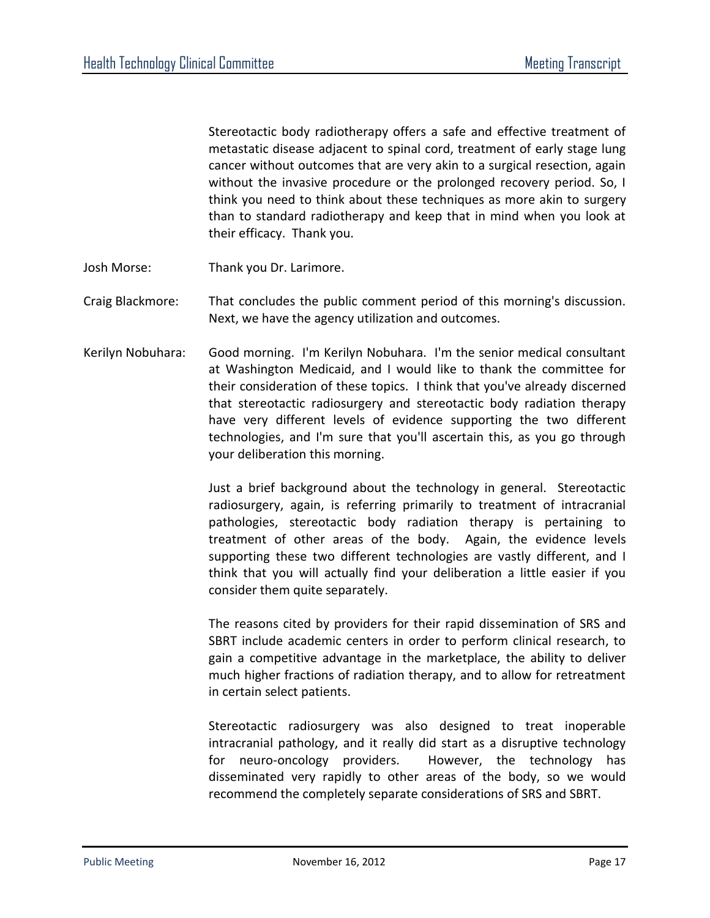Stereotactic body radiotherapy offers a safe and effective treatment of metastatic disease adjacent to spinal cord, treatment of early stage lung cancer without outcomes that are very akin to a surgical resection, again without the invasive procedure or the prolonged recovery period. So, I think you need to think about these techniques as more akin to surgery than to standard radiotherapy and keep that in mind when you look at their efficacy. Thank you.

Josh Morse: Thank you Dr. Larimore.

Craig Blackmore: That concludes the public comment period of this morning's discussion. Next, we have the agency utilization and outcomes.

Kerilyn Nobuhara: Good morning. I'm Kerilyn Nobuhara. I'm the senior medical consultant at Washington Medicaid, and I would like to thank the committee for their consideration of these topics. I think that you've already discerned that stereotactic radiosurgery and stereotactic body radiation therapy have very different levels of evidence supporting the two different technologies, and I'm sure that you'll ascertain this, as you go through your deliberation this morning.

Just a brief background about the technology in general. Stereotactic radiosurgery, again, is referring primarily to treatment of intracranial pathologies, stereotactic body radiation therapy is pertaining to treatment of other areas of the body. Again, the evidence levels supporting these two different technologies are vastly different, and I think that you will actually find your deliberation a little easier if you consider them quite separately.

The reasons cited by providers for their rapid dissemination of SRS and SBRT include academic centers in order to perform clinical research, to gain a competitive advantage in the marketplace, the ability to deliver much higher fractions of radiation therapy, and to allow for retreatment in certain select patients.

Stereotactic radiosurgery was also designed to treat inoperable intracranial pathology, and it really did start as a disruptive technology for neuro-oncology providers. However, the technology has disseminated very rapidly to other areas of the body, so we would recommend the completely separate considerations of SRS and SBRT.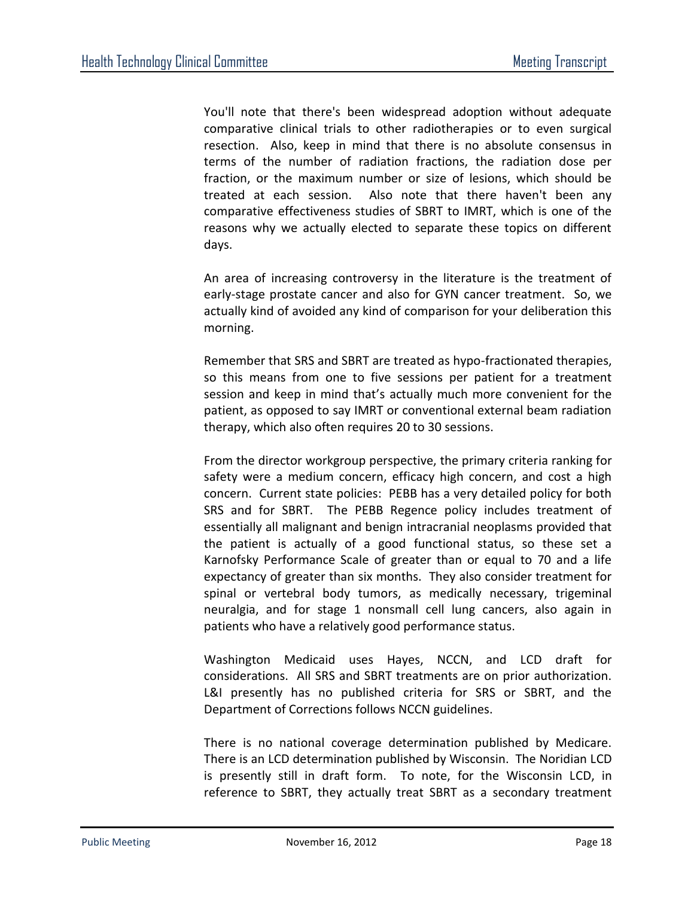You'll note that there's been widespread adoption without adequate comparative clinical trials to other radiotherapies or to even surgical resection. Also, keep in mind that there is no absolute consensus in terms of the number of radiation fractions, the radiation dose per fraction, or the maximum number or size of lesions, which should be treated at each session. Also note that there haven't been any comparative effectiveness studies of SBRT to IMRT, which is one of the reasons why we actually elected to separate these topics on different days.

An area of increasing controversy in the literature is the treatment of early-stage prostate cancer and also for GYN cancer treatment. So, we actually kind of avoided any kind of comparison for your deliberation this morning.

Remember that SRS and SBRT are treated as hypo-fractionated therapies, so this means from one to five sessions per patient for a treatment session and keep in mind that's actually much more convenient for the patient, as opposed to say IMRT or conventional external beam radiation therapy, which also often requires 20 to 30 sessions.

From the director workgroup perspective, the primary criteria ranking for safety were a medium concern, efficacy high concern, and cost a high concern. Current state policies: PEBB has a very detailed policy for both SRS and for SBRT. The PEBB Regence policy includes treatment of essentially all malignant and benign intracranial neoplasms provided that the patient is actually of a good functional status, so these set a Karnofsky Performance Scale of greater than or equal to 70 and a life expectancy of greater than six months. They also consider treatment for spinal or vertebral body tumors, as medically necessary, trigeminal neuralgia, and for stage 1 nonsmall cell lung cancers, also again in patients who have a relatively good performance status.

Washington Medicaid uses Hayes, NCCN, and LCD draft for considerations. All SRS and SBRT treatments are on prior authorization. L&I presently has no published criteria for SRS or SBRT, and the Department of Corrections follows NCCN guidelines.

There is no national coverage determination published by Medicare. There is an LCD determination published by Wisconsin. The Noridian LCD is presently still in draft form. To note, for the Wisconsin LCD, in reference to SBRT, they actually treat SBRT as a secondary treatment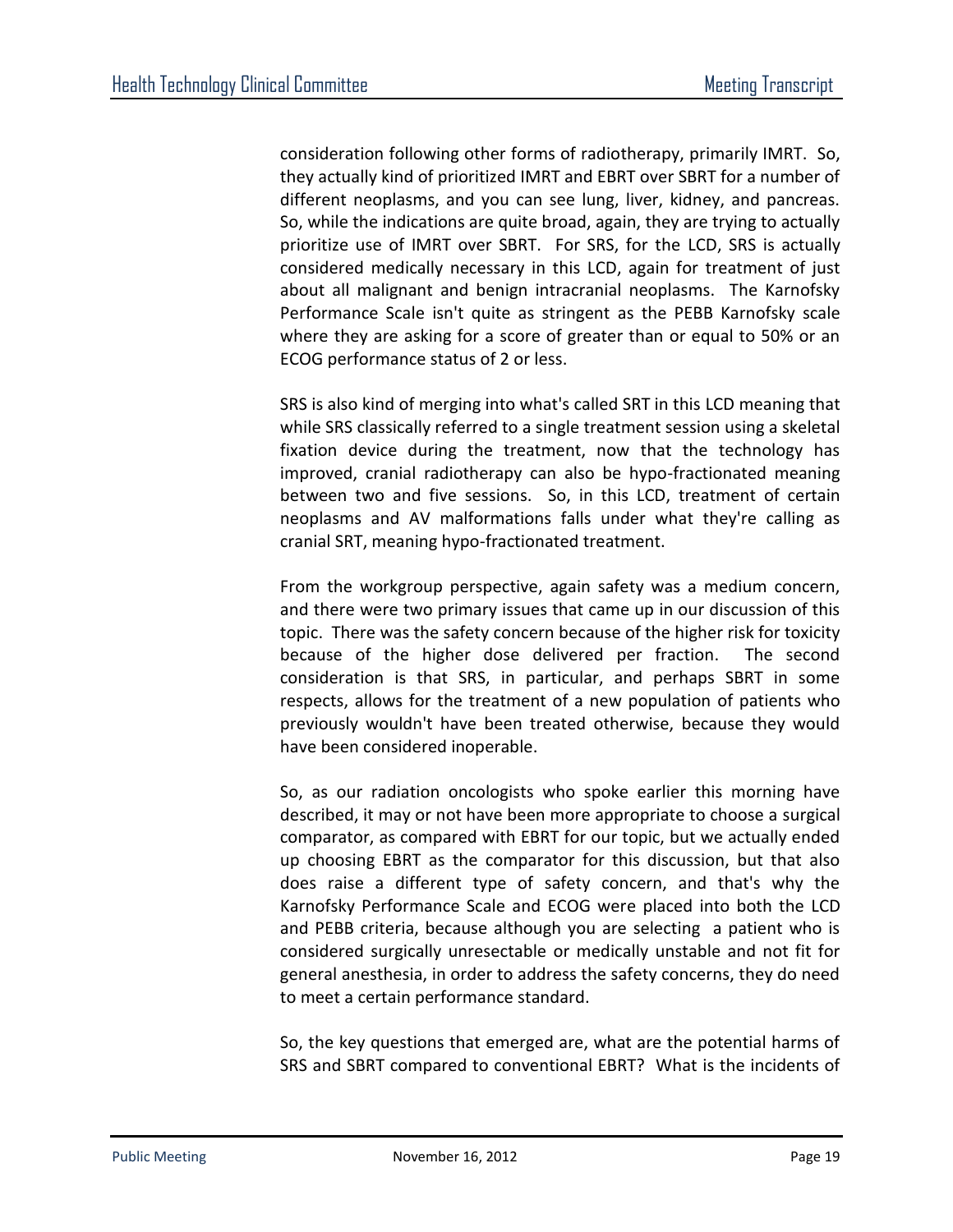consideration following other forms of radiotherapy, primarily IMRT. So, they actually kind of prioritized IMRT and EBRT over SBRT for a number of different neoplasms, and you can see lung, liver, kidney, and pancreas. So, while the indications are quite broad, again, they are trying to actually prioritize use of IMRT over SBRT. For SRS, for the LCD, SRS is actually considered medically necessary in this LCD, again for treatment of just about all malignant and benign intracranial neoplasms. The Karnofsky Performance Scale isn't quite as stringent as the PEBB Karnofsky scale where they are asking for a score of greater than or equal to 50% or an ECOG performance status of 2 or less.

SRS is also kind of merging into what's called SRT in this LCD meaning that while SRS classically referred to a single treatment session using a skeletal fixation device during the treatment, now that the technology has improved, cranial radiotherapy can also be hypo-fractionated meaning between two and five sessions. So, in this LCD, treatment of certain neoplasms and AV malformations falls under what they're calling as cranial SRT, meaning hypo-fractionated treatment.

From the workgroup perspective, again safety was a medium concern, and there were two primary issues that came up in our discussion of this topic. There was the safety concern because of the higher risk for toxicity because of the higher dose delivered per fraction. The second consideration is that SRS, in particular, and perhaps SBRT in some respects, allows for the treatment of a new population of patients who previously wouldn't have been treated otherwise, because they would have been considered inoperable.

So, as our radiation oncologists who spoke earlier this morning have described, it may or not have been more appropriate to choose a surgical comparator, as compared with EBRT for our topic, but we actually ended up choosing EBRT as the comparator for this discussion, but that also does raise a different type of safety concern, and that's why the Karnofsky Performance Scale and ECOG were placed into both the LCD and PEBB criteria, because although you are selecting a patient who is considered surgically unresectable or medically unstable and not fit for general anesthesia, in order to address the safety concerns, they do need to meet a certain performance standard.

So, the key questions that emerged are, what are the potential harms of SRS and SBRT compared to conventional EBRT? What is the incidents of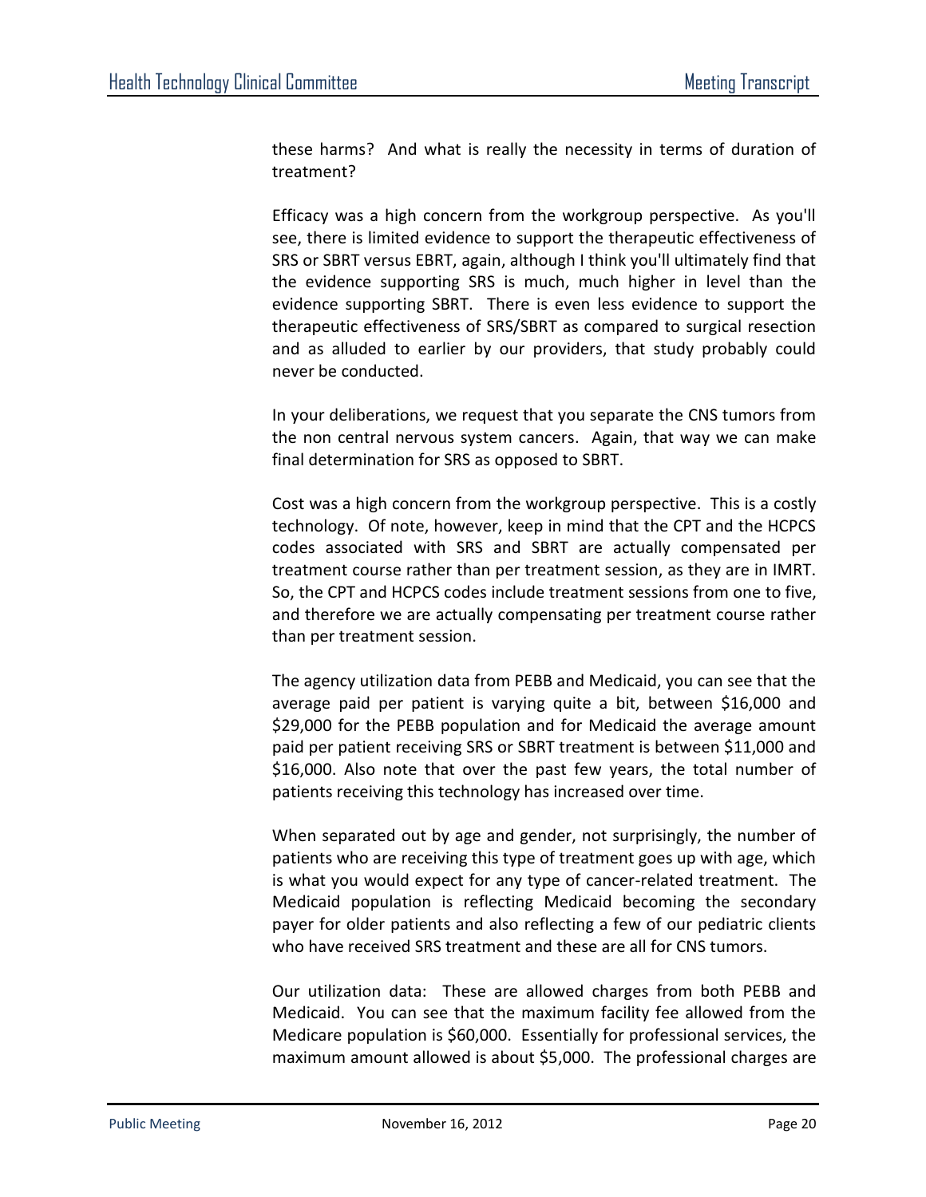these harms? And what is really the necessity in terms of duration of treatment?

Efficacy was a high concern from the workgroup perspective. As you'll see, there is limited evidence to support the therapeutic effectiveness of SRS or SBRT versus EBRT, again, although I think you'll ultimately find that the evidence supporting SRS is much, much higher in level than the evidence supporting SBRT. There is even less evidence to support the therapeutic effectiveness of SRS/SBRT as compared to surgical resection and as alluded to earlier by our providers, that study probably could never be conducted.

In your deliberations, we request that you separate the CNS tumors from the non central nervous system cancers. Again, that way we can make final determination for SRS as opposed to SBRT.

Cost was a high concern from the workgroup perspective. This is a costly technology. Of note, however, keep in mind that the CPT and the HCPCS codes associated with SRS and SBRT are actually compensated per treatment course rather than per treatment session, as they are in IMRT. So, the CPT and HCPCS codes include treatment sessions from one to five, and therefore we are actually compensating per treatment course rather than per treatment session.

The agency utilization data from PEBB and Medicaid, you can see that the average paid per patient is varying quite a bit, between $16,000 and $29,000 for the PEBB population and for Medicaid the average amount paid per patient receiving SRS or SBRT treatment is between $11,000 and $16,000. Also note that over the past few years, the total number of patients receiving this technology has increased over time.

When separated out by age and gender, not surprisingly, the number of patients who are receiving this type of treatment goes up with age, which is what you would expect for any type of cancer-related treatment. The Medicaid population is reflecting Medicaid becoming the secondary payer for older patients and also reflecting a few of our pediatric clients who have received SRS treatment and these are all for CNS tumors.

Our utilization data: These are allowed charges from both PEBB and Medicaid. You can see that the maximum facility fee allowed from the Medicare population is $60,000. Essentially for professional services, the maximum amount allowed is about $5,000. The professional charges are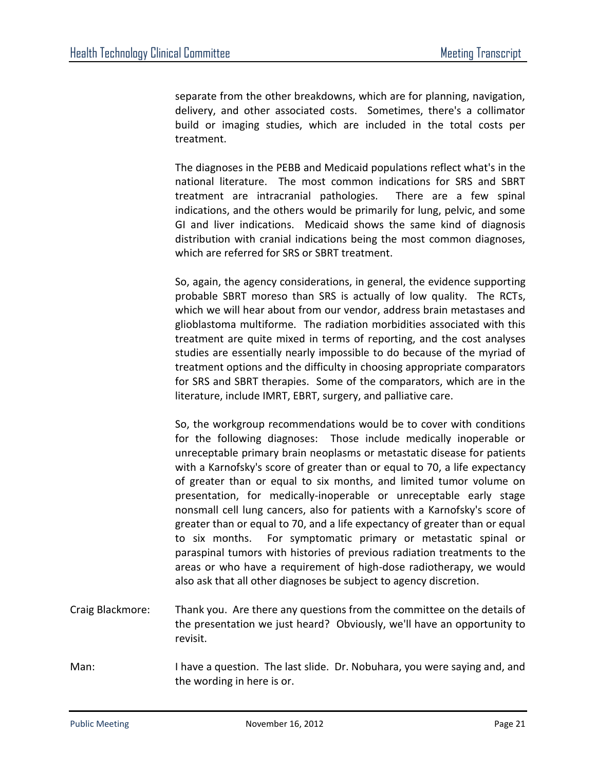separate from the other breakdowns, which are for planning, navigation, delivery, and other associated costs. Sometimes, there's a collimator build or imaging studies, which are included in the total costs per treatment.

The diagnoses in the PEBB and Medicaid populations reflect what's in the national literature. The most common indications for SRS and SBRT treatment are intracranial pathologies. There are a few spinal indications, and the others would be primarily for lung, pelvic, and some GI and liver indications. Medicaid shows the same kind of diagnosis distribution with cranial indications being the most common diagnoses, which are referred for SRS or SBRT treatment.

So, again, the agency considerations, in general, the evidence supporting probable SBRT moreso than SRS is actually of low quality. The RCTs, which we will hear about from our vendor, address brain metastases and glioblastoma multiforme. The radiation morbidities associated with this treatment are quite mixed in terms of reporting, and the cost analyses studies are essentially nearly impossible to do because of the myriad of treatment options and the difficulty in choosing appropriate comparators for SRS and SBRT therapies. Some of the comparators, which are in the literature, include IMRT, EBRT, surgery, and palliative care.

So, the workgroup recommendations would be to cover with conditions for the following diagnoses: Those include medically inoperable or unreceptable primary brain neoplasms or metastatic disease for patients with a Karnofsky's score of greater than or equal to 70, a life expectancy of greater than or equal to six months, and limited tumor volume on presentation, for medically-inoperable or unreceptable early stage nonsmall cell lung cancers, also for patients with a Karnofsky's score of greater than or equal to 70, and a life expectancy of greater than or equal to six months. For symptomatic primary or metastatic spinal or paraspinal tumors with histories of previous radiation treatments to the areas or who have a requirement of high-dose radiotherapy, we would also ask that all other diagnoses be subject to agency discretion.

Craig Blackmore: Thank you. Are there any questions from the committee on the details of the presentation we just heard? Obviously, we'll have an opportunity to revisit.

Man: I have a question. The last slide. Dr. Nobuhara, you were saying and, and the wording in here is or.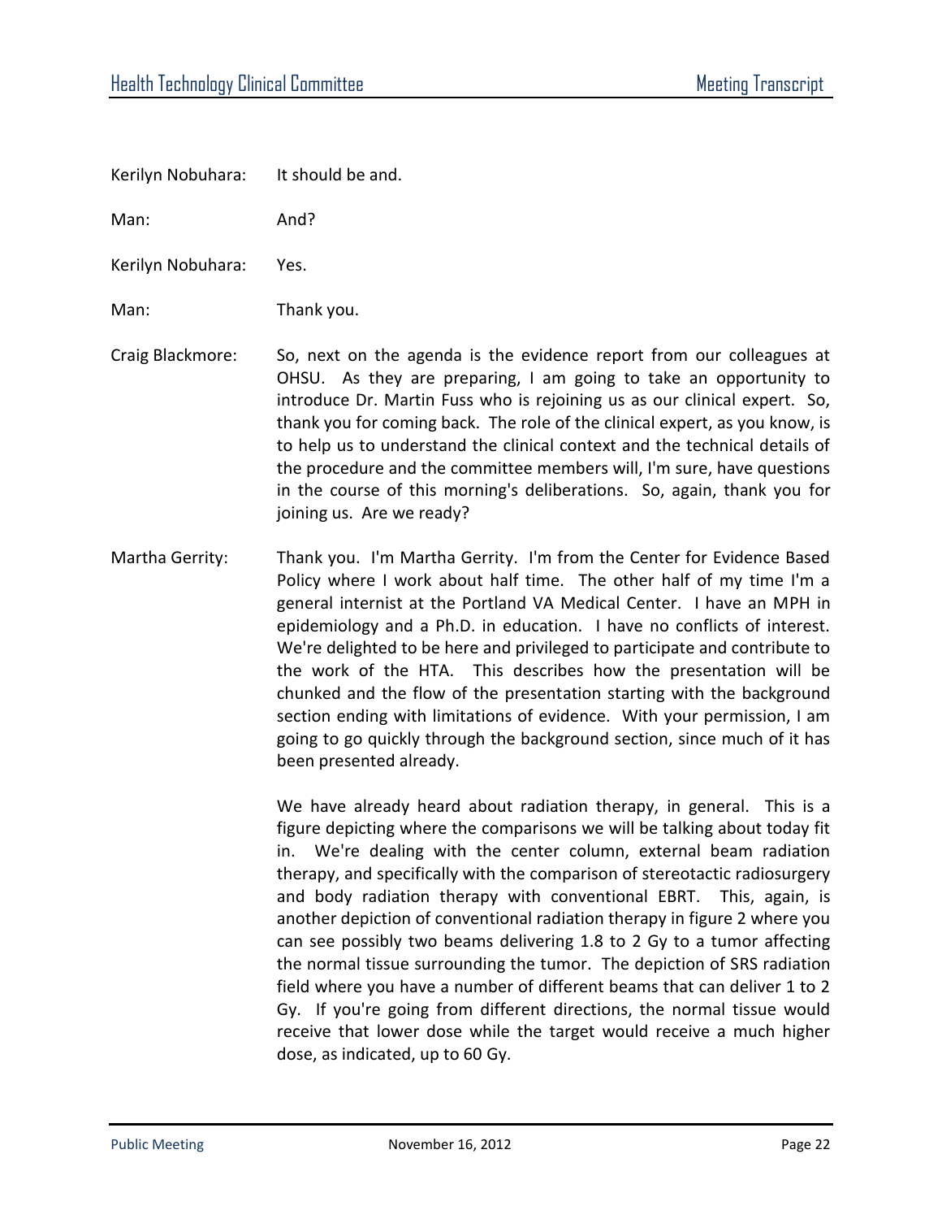Kerilyn Nobuhara: It should be and.

Man: And?

Kerilyn Nobuhara: Yes.

Man: Thank you.

Craig Blackmore: So, next on the agenda is the evidence report from our colleagues at OHSU. As they are preparing, I am going to take an opportunity to introduce Dr. Martin Fuss who is rejoining us as our clinical expert. So, thank you for coming back. The role of the clinical expert, as you know, is to help us to understand the clinical context and the technical details of the procedure and the committee members will, I'm sure, have questions in the course of this morning's deliberations. So, again, thank you for joining us. Are we ready?

Martha Gerrity: Thank you. I'm Martha Gerrity. I'm from the Center for Evidence Based Policy where I work about half time. The other half of my time I'm a general internist at the Portland VA Medical Center. I have an MPH in epidemiology and a Ph.D. in education. I have no conflicts of interest. We're delighted to be here and privileged to participate and contribute to the work of the HTA. This describes how the presentation will be chunked and the flow of the presentation starting with the background section ending with limitations of evidence. With your permission, I am going to go quickly through the background section, since much of it has been presented already.

We have already heard about radiation therapy, in general. This is a figure depicting where the comparisons we will be talking about today fit in. We're dealing with the center column, external beam radiation therapy, and specifically with the comparison of stereotactic radiosurgery and body radiation therapy with conventional EBRT. This, again, is another depiction of conventional radiation therapy in figure 2 where you can see possibly two beams delivering 1.8 to 2 Gy to a tumor affecting the normal tissue surrounding the tumor. The depiction of SRS radiation field where you have a number of different beams that can deliver 1 to 2 Gy. If you're going from different directions, the normal tissue would receive that lower dose while the target would receive a much higher dose, as indicated, up to 60 Gy.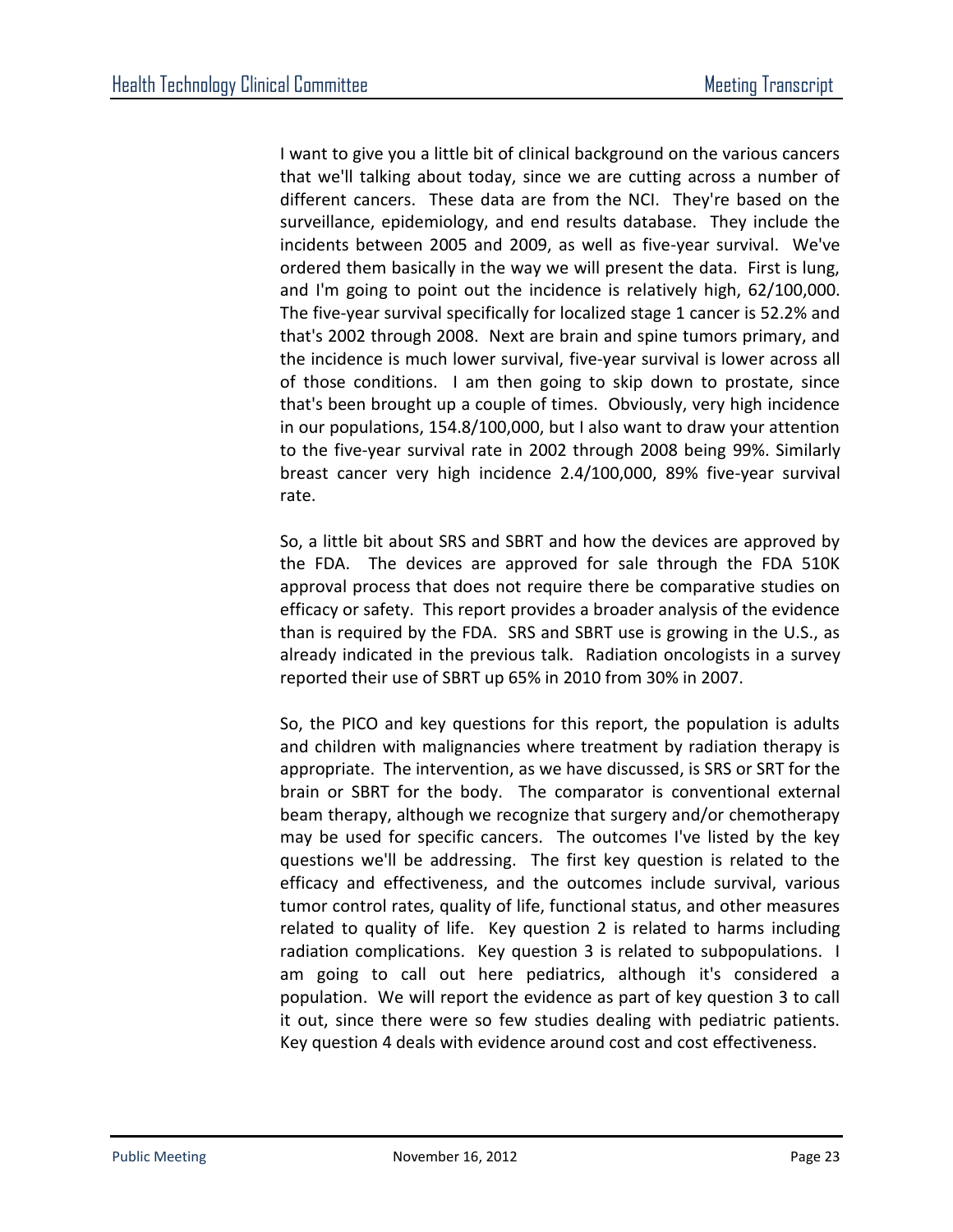I want to give you a little bit of clinical background on the various cancers that we'll talking about today, since we are cutting across a number of different cancers. These data are from the NCI. They're based on the surveillance, epidemiology, and end results database. They include the incidents between 2005 and 2009, as well as five-year survival. We've ordered them basically in the way we will present the data. First is lung, and I'm going to point out the incidence is relatively high, 62/100,000. The five-year survival specifically for localized stage 1 cancer is 52.2% and that's 2002 through 2008. Next are brain and spine tumors primary, and the incidence is much lower survival, five-year survival is lower across all of those conditions. I am then going to skip down to prostate, since that's been brought up a couple of times. Obviously, very high incidence in our populations, 154.8/100,000, but I also want to draw your attention to the five-year survival rate in 2002 through 2008 being 99%. Similarly breast cancer very high incidence 2.4/100,000, 89% five-year survival rate.

So, a little bit about SRS and SBRT and how the devices are approved by the FDA. The devices are approved for sale through the FDA 510K approval process that does not require there be comparative studies on efficacy or safety. This report provides a broader analysis of the evidence than is required by the FDA. SRS and SBRT use is growing in the U.S., as already indicated in the previous talk. Radiation oncologists in a survey reported their use of SBRT up 65% in 2010 from 30% in 2007.

So, the PICO and key questions for this report, the population is adults and children with malignancies where treatment by radiation therapy is appropriate. The intervention, as we have discussed, is SRS or SRT for the brain or SBRT for the body. The comparator is conventional external beam therapy, although we recognize that surgery and/or chemotherapy may be used for specific cancers. The outcomes I've listed by the key questions we'll be addressing. The first key question is related to the efficacy and effectiveness, and the outcomes include survival, various tumor control rates, quality of life, functional status, and other measures related to quality of life. Key question 2 is related to harms including radiation complications. Key question 3 is related to subpopulations. I am going to call out here pediatrics, although it's considered a population. We will report the evidence as part of key question 3 to call it out, since there were so few studies dealing with pediatric patients. Key question 4 deals with evidence around cost and cost effectiveness.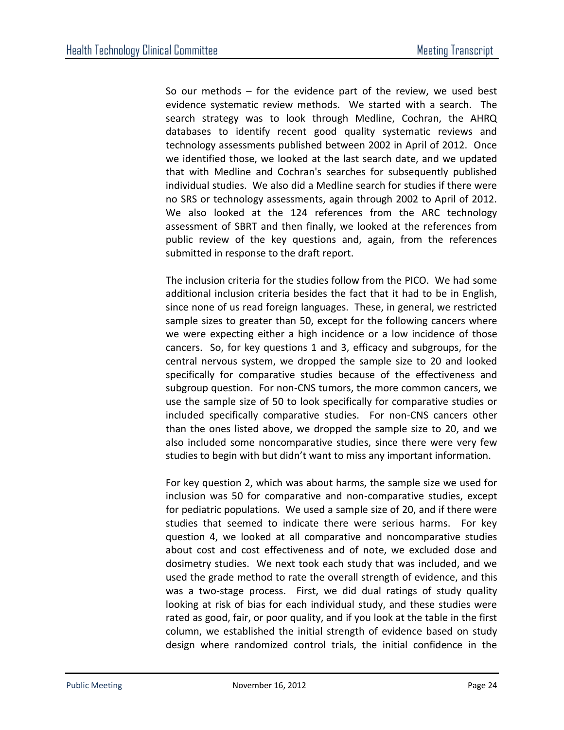So our methods – for the evidence part of the review, we used best evidence systematic review methods. We started with a search. The search strategy was to look through Medline, Cochran, the AHRQ databases to identify recent good quality systematic reviews and technology assessments published between 2002 in April of 2012. Once we identified those, we looked at the last search date, and we updated that with Medline and Cochran's searches for subsequently published individual studies. We also did a Medline search for studies if there were no SRS or technology assessments, again through 2002 to April of 2012. We also looked at the 124 references from the ARC technology assessment of SBRT and then finally, we looked at the references from public review of the key questions and, again, from the references submitted in response to the draft report.

The inclusion criteria for the studies follow from the PICO. We had some additional inclusion criteria besides the fact that it had to be in English, since none of us read foreign languages. These, in general, we restricted sample sizes to greater than 50, except for the following cancers where we were expecting either a high incidence or a low incidence of those cancers. So, for key questions 1 and 3, efficacy and subgroups, for the central nervous system, we dropped the sample size to 20 and looked specifically for comparative studies because of the effectiveness and subgroup question. For non-CNS tumors, the more common cancers, we use the sample size of 50 to look specifically for comparative studies or included specifically comparative studies. For non-CNS cancers other than the ones listed above, we dropped the sample size to 20, and we also included some noncomparative studies, since there were very few studies to begin with but didn't want to miss any important information.

For key question 2, which was about harms, the sample size we used for inclusion was 50 for comparative and non-comparative studies, except for pediatric populations. We used a sample size of 20, and if there were studies that seemed to indicate there were serious harms. For key question 4, we looked at all comparative and noncomparative studies about cost and cost effectiveness and of note, we excluded dose and dosimetry studies. We next took each study that was included, and we used the grade method to rate the overall strength of evidence, and this was a two-stage process. First, we did dual ratings of study quality looking at risk of bias for each individual study, and these studies were rated as good, fair, or poor quality, and if you look at the table in the first column, we established the initial strength of evidence based on study design where randomized control trials, the initial confidence in the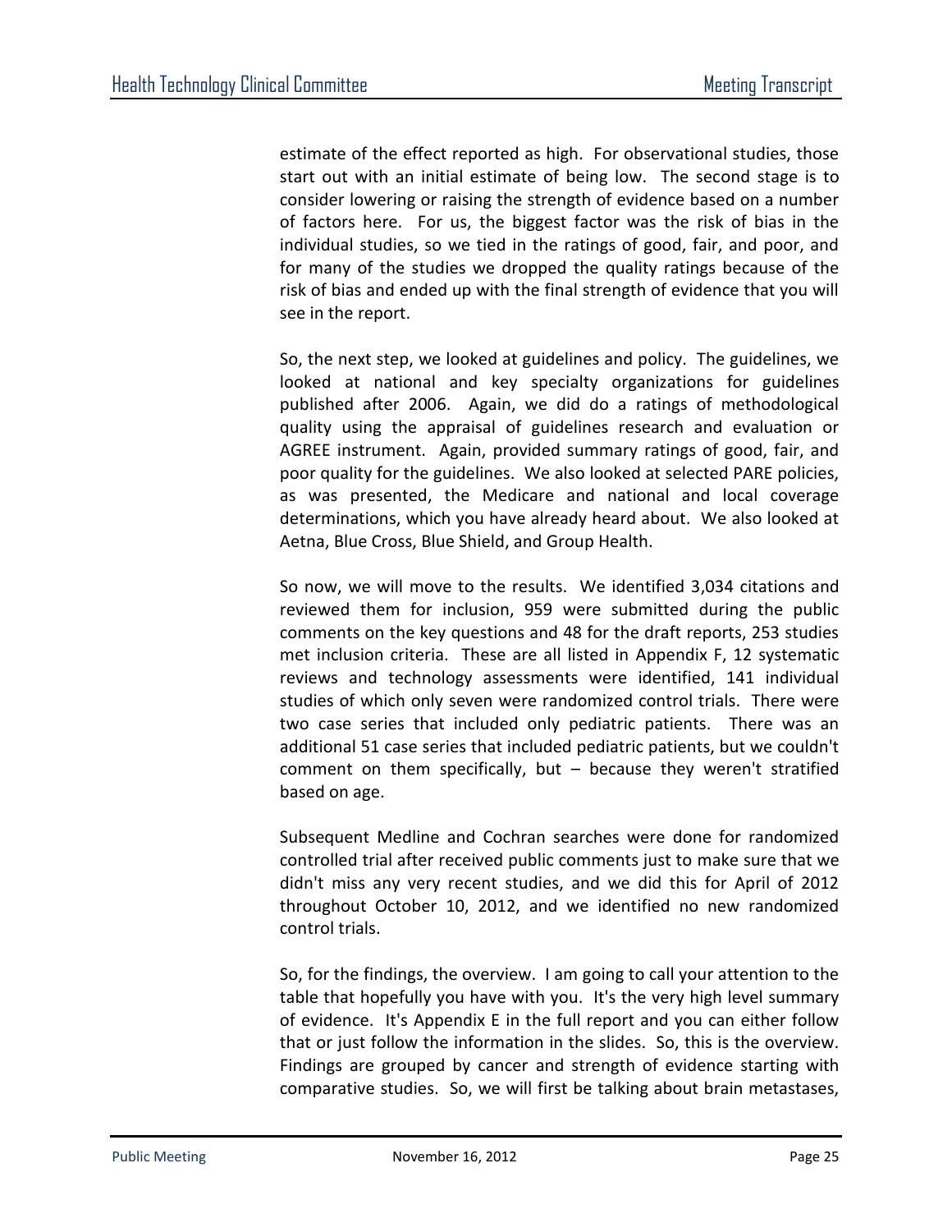estimate of the effect reported as high. For observational studies, those start out with an initial estimate of being low. The second stage is to consider lowering or raising the strength of evidence based on a number of factors here. For us, the biggest factor was the risk of bias in the individual studies, so we tied in the ratings of good, fair, and poor, and for many of the studies we dropped the quality ratings because of the risk of bias and ended up with the final strength of evidence that you will see in the report.

So, the next step, we looked at guidelines and policy. The guidelines, we looked at national and key specialty organizations for guidelines published after 2006. Again, we did do a ratings of methodological quality using the appraisal of guidelines research and evaluation or AGREE instrument. Again, provided summary ratings of good, fair, and poor quality for the guidelines. We also looked at selected PARE policies, as was presented, the Medicare and national and local coverage determinations, which you have already heard about. We also looked at Aetna, Blue Cross, Blue Shield, and Group Health.

So now, we will move to the results. We identified 3,034 citations and reviewed them for inclusion, 959 were submitted during the public comments on the key questions and 48 for the draft reports, 253 studies met inclusion criteria. These are all listed in Appendix F, 12 systematic reviews and technology assessments were identified, 141 individual studies of which only seven were randomized control trials. There were two case series that included only pediatric patients. There was an additional 51 case series that included pediatric patients, but we couldn't comment on them specifically, but – because they weren't stratified based on age.

Subsequent Medline and Cochran searches were done for randomized controlled trial after received public comments just to make sure that we didn't miss any very recent studies, and we did this for April of 2012 throughout October 10, 2012, and we identified no new randomized control trials.

So, for the findings, the overview. I am going to call your attention to the table that hopefully you have with you. It's the very high level summary of evidence. It's Appendix E in the full report and you can either follow that or just follow the information in the slides. So, this is the overview. Findings are grouped by cancer and strength of evidence starting with comparative studies. So, we will first be talking about brain metastases,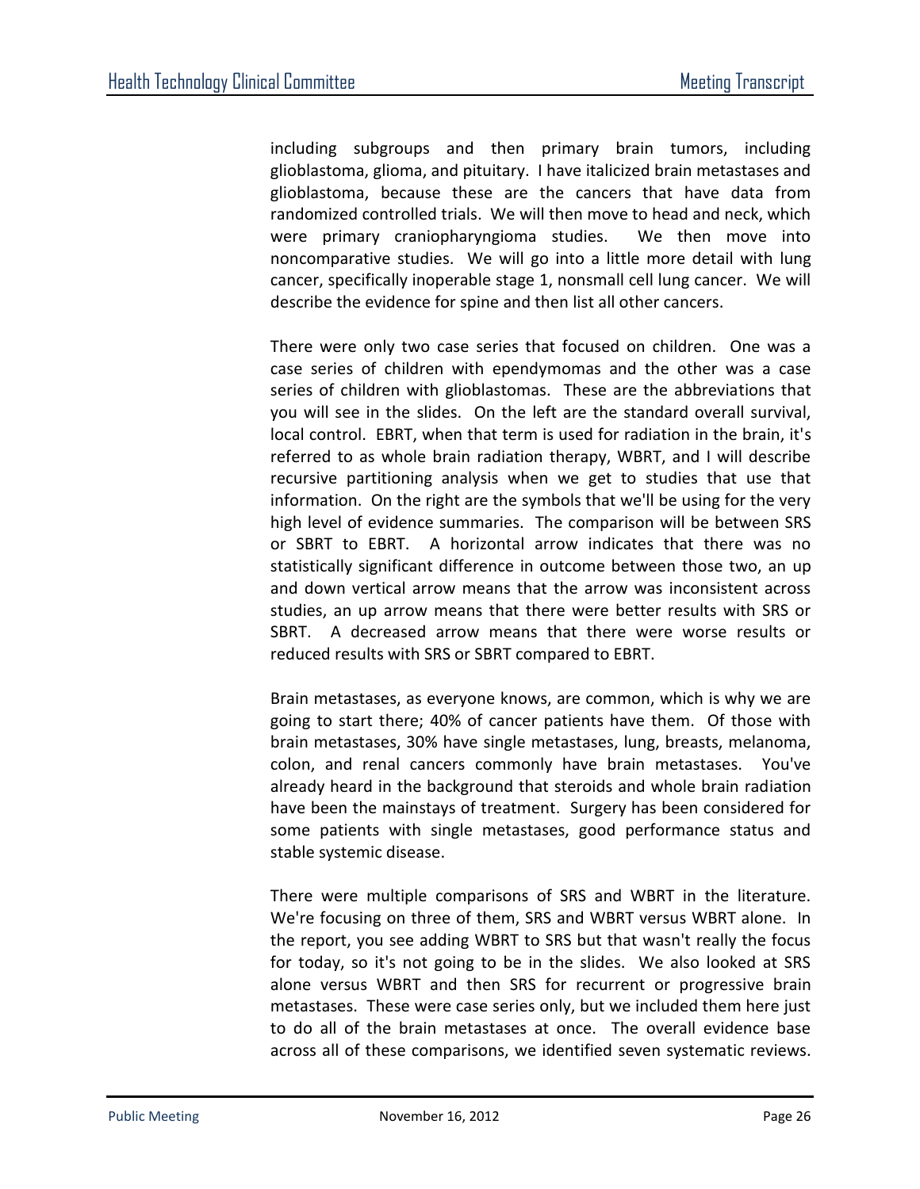including subgroups and then primary brain tumors, including glioblastoma, glioma, and pituitary. I have italicized brain metastases and glioblastoma, because these are the cancers that have data from randomized controlled trials. We will then move to head and neck, which were primary craniopharyngioma studies. We then move into noncomparative studies. We will go into a little more detail with lung cancer, specifically inoperable stage 1, nonsmall cell lung cancer. We will describe the evidence for spine and then list all other cancers.

There were only two case series that focused on children. One was a case series of children with ependymomas and the other was a case series of children with glioblastomas. These are the abbreviations that you will see in the slides. On the left are the standard overall survival, local control. EBRT, when that term is used for radiation in the brain, it's referred to as whole brain radiation therapy, WBRT, and I will describe recursive partitioning analysis when we get to studies that use that information. On the right are the symbols that we'll be using for the very high level of evidence summaries. The comparison will be between SRS or SBRT to EBRT. A horizontal arrow indicates that there was no statistically significant difference in outcome between those two, an up and down vertical arrow means that the arrow was inconsistent across studies, an up arrow means that there were better results with SRS or SBRT. A decreased arrow means that there were worse results or reduced results with SRS or SBRT compared to EBRT.

Brain metastases, as everyone knows, are common, which is why we are going to start there; 40% of cancer patients have them. Of those with brain metastases, 30% have single metastases, lung, breasts, melanoma, colon, and renal cancers commonly have brain metastases. You've already heard in the background that steroids and whole brain radiation have been the mainstays of treatment. Surgery has been considered for some patients with single metastases, good performance status and stable systemic disease.

There were multiple comparisons of SRS and WBRT in the literature. We're focusing on three of them, SRS and WBRT versus WBRT alone. In the report, you see adding WBRT to SRS but that wasn't really the focus for today, so it's not going to be in the slides. We also looked at SRS alone versus WBRT and then SRS for recurrent or progressive brain metastases. These were case series only, but we included them here just to do all of the brain metastases at once. The overall evidence base across all of these comparisons, we identified seven systematic reviews.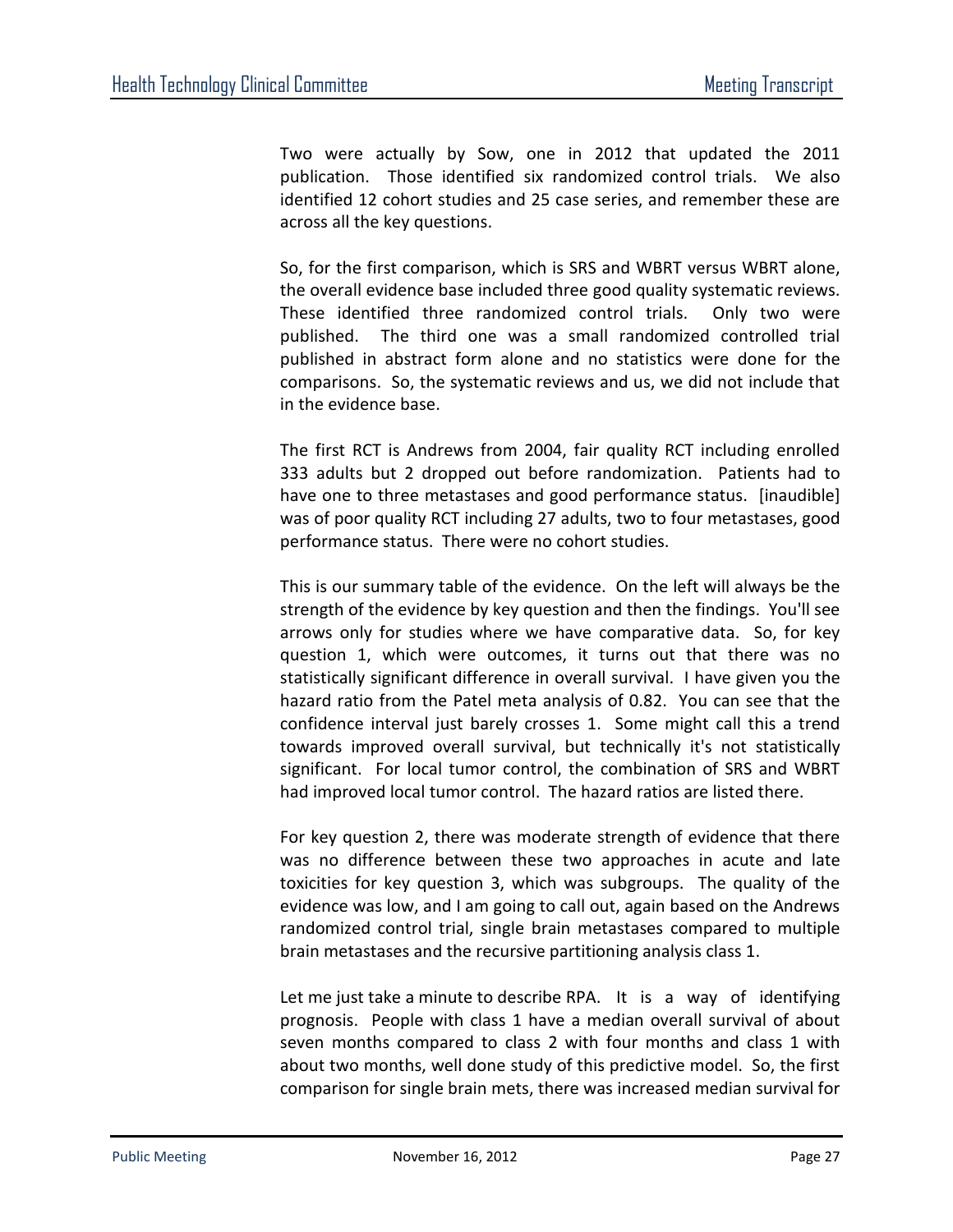Two were actually by Sow, one in 2012 that updated the 2011 publication. Those identified six randomized control trials. We also identified 12 cohort studies and 25 case series, and remember these are across all the key questions.

So, for the first comparison, which is SRS and WBRT versus WBRT alone, the overall evidence base included three good quality systematic reviews. These identified three randomized control trials. Only two were published. The third one was a small randomized controlled trial published in abstract form alone and no statistics were done for the comparisons. So, the systematic reviews and us, we did not include that in the evidence base.

The first RCT is Andrews from 2004, fair quality RCT including enrolled 333 adults but 2 dropped out before randomization. Patients had to have one to three metastases and good performance status. [inaudible] was of poor quality RCT including 27 adults, two to four metastases, good performance status. There were no cohort studies.

This is our summary table of the evidence. On the left will always be the strength of the evidence by key question and then the findings. You'll see arrows only for studies where we have comparative data. So, for key question 1, which were outcomes, it turns out that there was no statistically significant difference in overall survival. I have given you the hazard ratio from the Patel meta analysis of 0.82. You can see that the confidence interval just barely crosses 1. Some might call this a trend towards improved overall survival, but technically it's not statistically significant. For local tumor control, the combination of SRS and WBRT had improved local tumor control. The hazard ratios are listed there.

For key question 2, there was moderate strength of evidence that there was no difference between these two approaches in acute and late toxicities for key question 3, which was subgroups. The quality of the evidence was low, and I am going to call out, again based on the Andrews randomized control trial, single brain metastases compared to multiple brain metastases and the recursive partitioning analysis class 1.

Let me just take a minute to describe RPA. It is a way of identifying prognosis. People with class 1 have a median overall survival of about seven months compared to class 2 with four months and class 1 with about two months, well done study of this predictive model. So, the first comparison for single brain mets, there was increased median survival for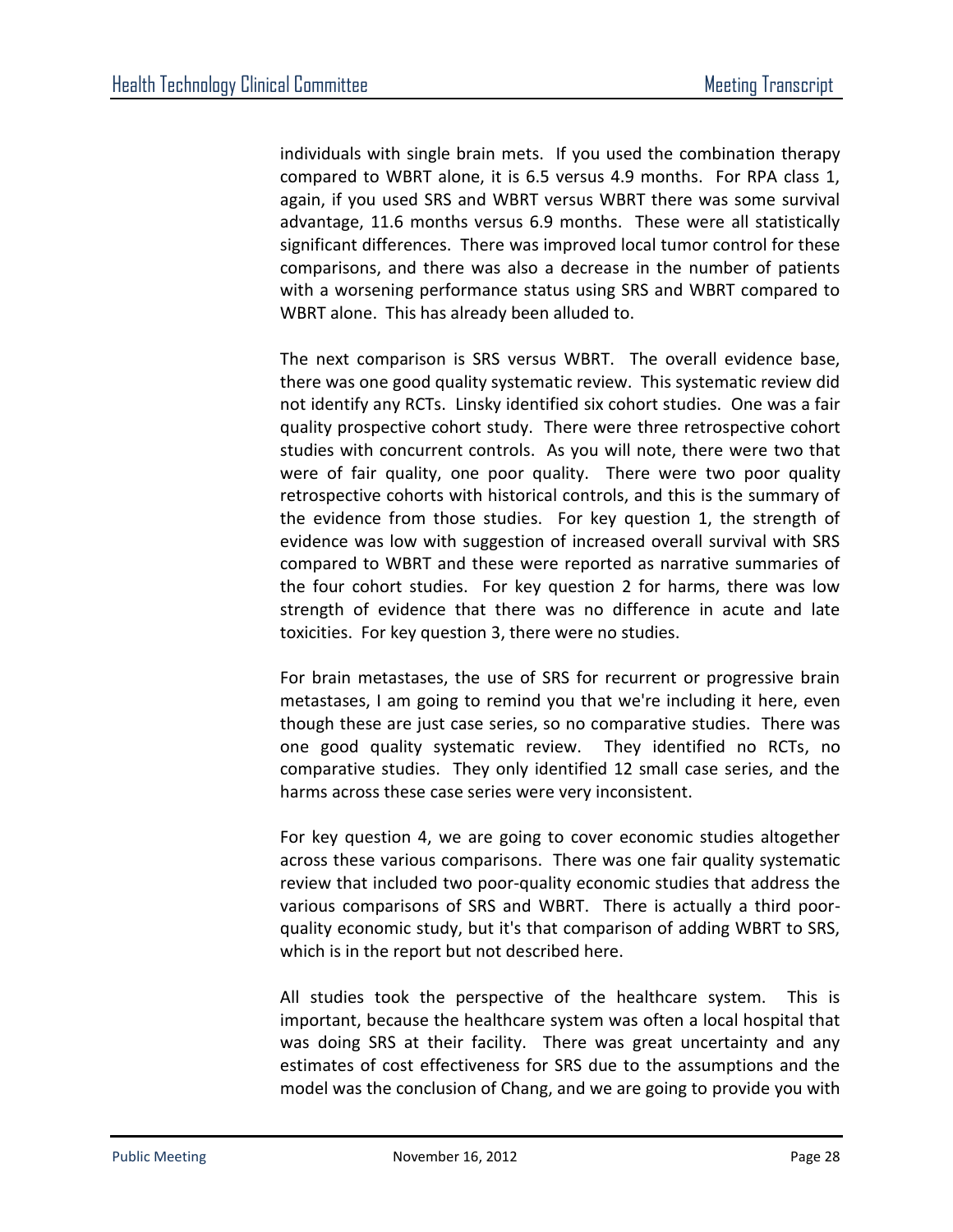individuals with single brain mets. If you used the combination therapy compared to WBRT alone, it is 6.5 versus 4.9 months. For RPA class 1, again, if you used SRS and WBRT versus WBRT there was some survival advantage, 11.6 months versus 6.9 months. These were all statistically significant differences. There was improved local tumor control for these comparisons, and there was also a decrease in the number of patients with a worsening performance status using SRS and WBRT compared to WBRT alone. This has already been alluded to.

The next comparison is SRS versus WBRT. The overall evidence base, there was one good quality systematic review. This systematic review did not identify any RCTs. Linsky identified six cohort studies. One was a fair quality prospective cohort study. There were three retrospective cohort studies with concurrent controls. As you will note, there were two that were of fair quality, one poor quality. There were two poor quality retrospective cohorts with historical controls, and this is the summary of the evidence from those studies. For key question 1, the strength of evidence was low with suggestion of increased overall survival with SRS compared to WBRT and these were reported as narrative summaries of the four cohort studies. For key question 2 for harms, there was low strength of evidence that there was no difference in acute and late toxicities. For key question 3, there were no studies.

For brain metastases, the use of SRS for recurrent or progressive brain metastases, I am going to remind you that we're including it here, even though these are just case series, so no comparative studies. There was one good quality systematic review. They identified no RCTs, no comparative studies. They only identified 12 small case series, and the harms across these case series were very inconsistent.

For key question 4, we are going to cover economic studies altogether across these various comparisons. There was one fair quality systematic review that included two poor-quality economic studies that address the various comparisons of SRS and WBRT. There is actually a third poor-quality economic study, but it's that comparison of adding WBRT to SRS, which is in the report but not described here.

All studies took the perspective of the healthcare system. This is important, because the healthcare system was often a local hospital that was doing SRS at their facility. There was great uncertainty and any estimates of cost effectiveness for SRS due to the assumptions and the model was the conclusion of Chang, and we are going to provide you with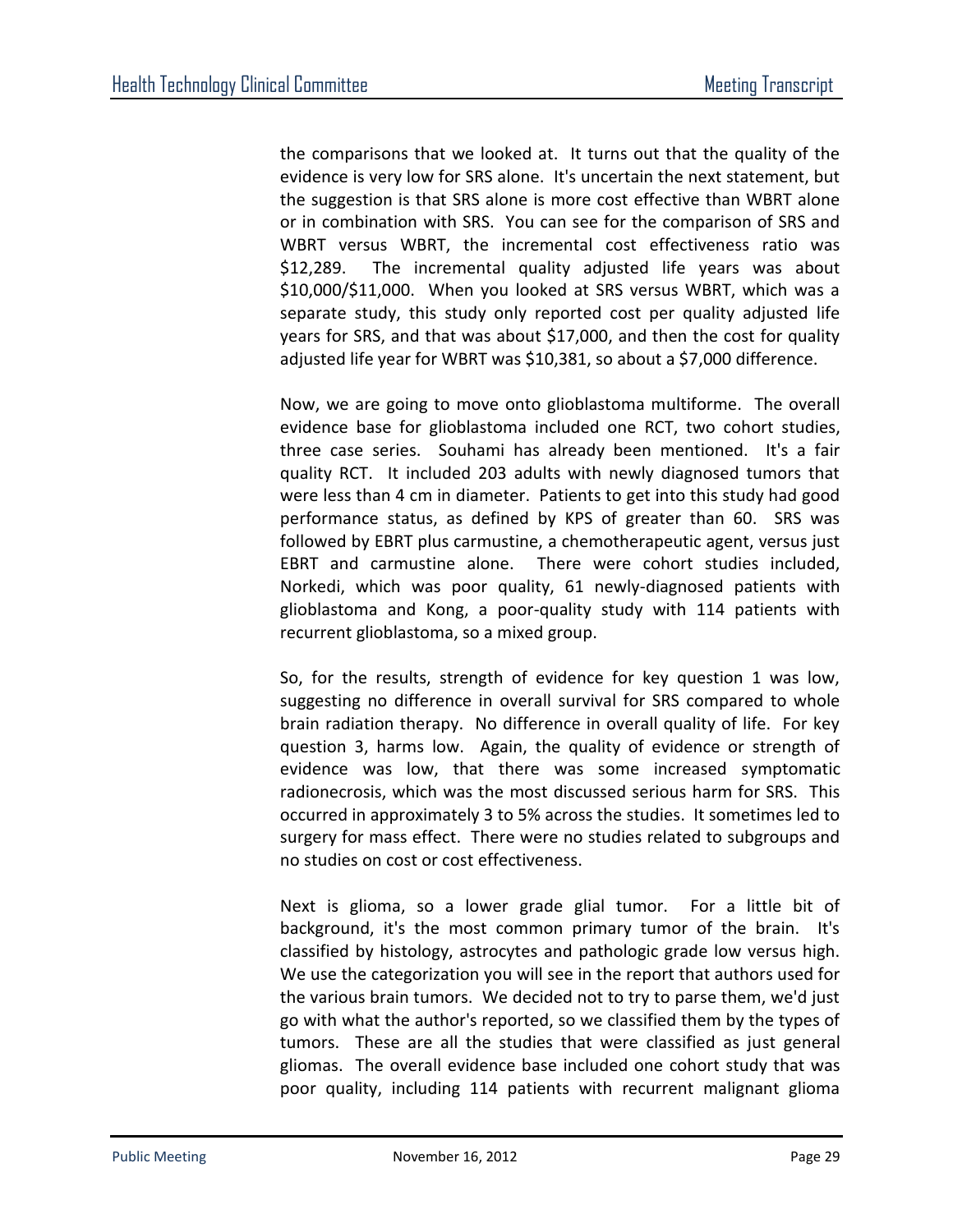the comparisons that we looked at. It turns out that the quality of the evidence is very low for SRS alone. It's uncertain the next statement, but the suggestion is that SRS alone is more cost effective than WBRT alone or in combination with SRS. You can see for the comparison of SRS and WBRT versus WBRT, the incremental cost effectiveness ratio was $12,289. The incremental quality adjusted life years was about $10,000/$11,000. When you looked at SRS versus WBRT, which was a separate study, this study only reported cost per quality adjusted life years for SRS, and that was about $17,000, and then the cost for quality adjusted life year for WBRT was $10,381, so about a $7,000 difference.

Now, we are going to move onto glioblastoma multiforme. The overall evidence base for glioblastoma included one RCT, two cohort studies, three case series. Souhami has already been mentioned. It's a fair quality RCT. It included 203 adults with newly diagnosed tumors that were less than 4 cm in diameter. Patients to get into this study had good performance status, as defined by KPS of greater than 60. SRS was followed by EBRT plus carmustine, a chemotherapeutic agent, versus just EBRT and carmustine alone. There were cohort studies included, Norkedi, which was poor quality, 61 newly-diagnosed patients with glioblastoma and Kong, a poor-quality study with 114 patients with recurrent glioblastoma, so a mixed group.

So, for the results, strength of evidence for key question 1 was low, suggesting no difference in overall survival for SRS compared to whole brain radiation therapy. No difference in overall quality of life. For key question 3, harms low. Again, the quality of evidence or strength of evidence was low, that there was some increased symptomatic radionecrosis, which was the most discussed serious harm for SRS. This occurred in approximately 3 to 5% across the studies. It sometimes led to surgery for mass effect. There were no studies related to subgroups and no studies on cost or cost effectiveness.

Next is glioma, so a lower grade glial tumor. For a little bit of background, it's the most common primary tumor of the brain. It's classified by histology, astrocytes and pathologic grade low versus high. We use the categorization you will see in the report that authors used for the various brain tumors. We decided not to try to parse them, we'd just go with what the author's reported, so we classified them by the types of tumors. These are all the studies that were classified as just general gliomas. The overall evidence base included one cohort study that was poor quality, including 114 patients with recurrent malignant glioma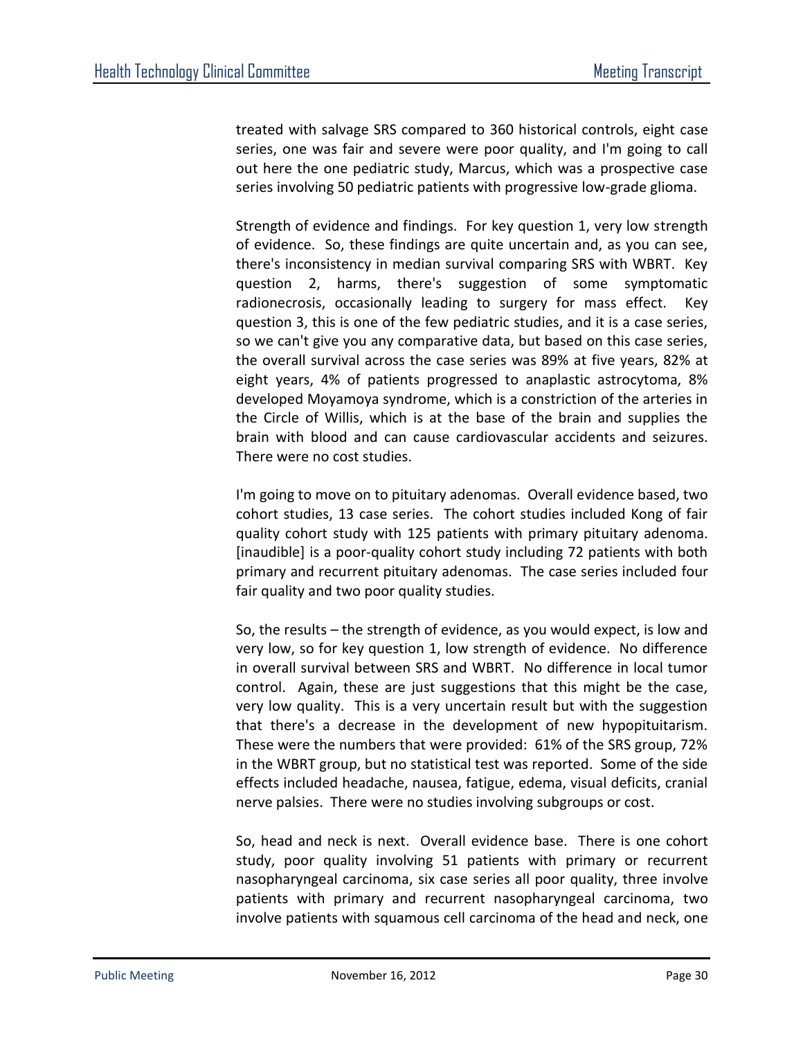treated with salvage SRS compared to 360 historical controls, eight case series, one was fair and severe were poor quality, and I'm going to call out here the one pediatric study, Marcus, which was a prospective case series involving 50 pediatric patients with progressive low-grade glioma.

Strength of evidence and findings. For key question 1, very low strength of evidence. So, these findings are quite uncertain and, as you can see, there's inconsistency in median survival comparing SRS with WBRT. Key question 2, harms, there's suggestion of some symptomatic radionecrosis, occasionally leading to surgery for mass effect. Key question 3, this is one of the few pediatric studies, and it is a case series, so we can't give you any comparative data, but based on this case series, the overall survival across the case series was 89% at five years, 82% at eight years, 4% of patients progressed to anaplastic astrocytoma, 8% developed Moyamoya syndrome, which is a constriction of the arteries in the Circle of Willis, which is at the base of the brain and supplies the brain with blood and can cause cardiovascular accidents and seizures. There were no cost studies.

I'm going to move on to pituitary adenomas. Overall evidence based, two cohort studies, 13 case series. The cohort studies included Kong of fair quality cohort study with 125 patients with primary pituitary adenoma. [inaudible] is a poor-quality cohort study including 72 patients with both primary and recurrent pituitary adenomas. The case series included four fair quality and two poor quality studies.

So, the results – the strength of evidence, as you would expect, is low and very low, so for key question 1, low strength of evidence. No difference in overall survival between SRS and WBRT. No difference in local tumor control. Again, these are just suggestions that this might be the case, very low quality. This is a very uncertain result but with the suggestion that there's a decrease in the development of new hypopituitarism. These were the numbers that were provided: 61% of the SRS group, 72% in the WBRT group, but no statistical test was reported. Some of the side effects included headache, nausea, fatigue, edema, visual deficits, cranial nerve palsies. There were no studies involving subgroups or cost.

So, head and neck is next. Overall evidence base. There is one cohort study, poor quality involving 51 patients with primary or recurrent nasopharyngeal carcinoma, six case series all poor quality, three involve patients with primary and recurrent nasopharyngeal carcinoma, two involve patients with squamous cell carcinoma of the head and neck, one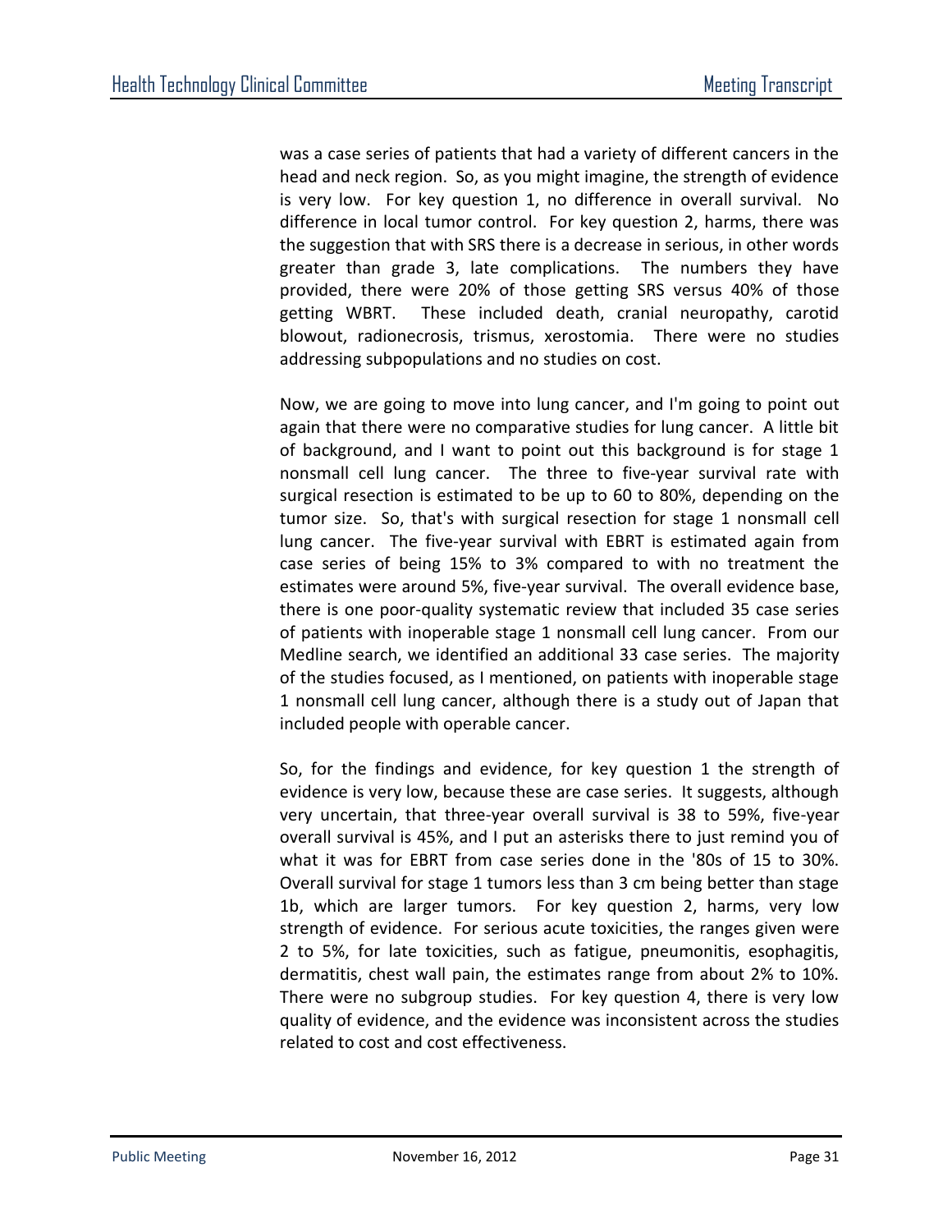was a case series of patients that had a variety of different cancers in the head and neck region. So, as you might imagine, the strength of evidence is very low. For key question 1, no difference in overall survival. No difference in local tumor control. For key question 2, harms, there was the suggestion that with SRS there is a decrease in serious, in other words greater than grade 3, late complications. The numbers they have provided, there were 20% of those getting SRS versus 40% of those getting WBRT. These included death, cranial neuropathy, carotid blowout, radionecrosis, trismus, xerostomia. There were no studies addressing subpopulations and no studies on cost.

Now, we are going to move into lung cancer, and I'm going to point out again that there were no comparative studies for lung cancer. A little bit of background, and I want to point out this background is for stage 1 nonsmall cell lung cancer. The three to five-year survival rate with surgical resection is estimated to be up to 60 to 80%, depending on the tumor size. So, that's with surgical resection for stage 1 nonsmall cell lung cancer. The five-year survival with EBRT is estimated again from case series of being 15% to 3% compared to with no treatment the estimates were around 5%, five-year survival. The overall evidence base, there is one poor-quality systematic review that included 35 case series of patients with inoperable stage 1 nonsmall cell lung cancer. From our Medline search, we identified an additional 33 case series. The majority of the studies focused, as I mentioned, on patients with inoperable stage 1 nonsmall cell lung cancer, although there is a study out of Japan that included people with operable cancer.

So, for the findings and evidence, for key question 1 the strength of evidence is very low, because these are case series. It suggests, although very uncertain, that three-year overall survival is 38 to 59%, five-year overall survival is 45%, and I put an asterisks there to just remind you of what it was for EBRT from case series done in the '80s of 15 to 30%. Overall survival for stage 1 tumors less than 3 cm being better than stage 1b, which are larger tumors. For key question 2, harms, very low strength of evidence. For serious acute toxicities, the ranges given were 2 to 5%, for late toxicities, such as fatigue, pneumonitis, esophagitis, dermatitis, chest wall pain, the estimates range from about 2% to 10%. There were no subgroup studies. For key question 4, there is very low quality of evidence, and the evidence was inconsistent across the studies related to cost and cost effectiveness.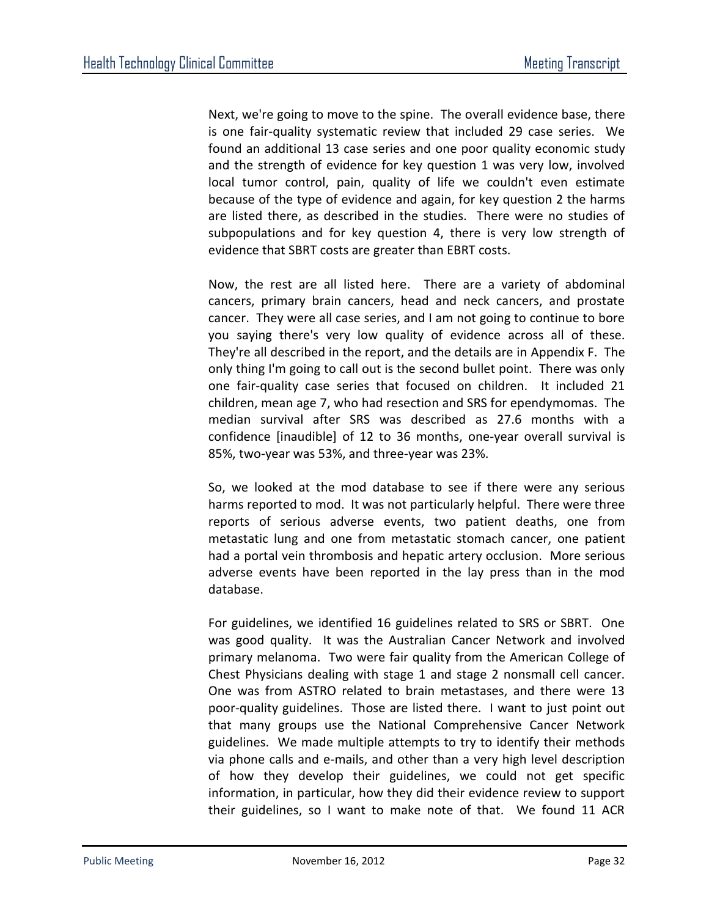Next, we're going to move to the spine. The overall evidence base, there is one fair-quality systematic review that included 29 case series. We found an additional 13 case series and one poor quality economic study and the strength of evidence for key question 1 was very low, involved local tumor control, pain, quality of life we couldn't even estimate because of the type of evidence and again, for key question 2 the harms are listed there, as described in the studies. There were no studies of subpopulations and for key question 4, there is very low strength of evidence that SBRT costs are greater than EBRT costs.

Now, the rest are all listed here. There are a variety of abdominal cancers, primary brain cancers, head and neck cancers, and prostate cancer. They were all case series, and I am not going to continue to bore you saying there's very low quality of evidence across all of these. They're all described in the report, and the details are in Appendix F. The only thing I'm going to call out is the second bullet point. There was only one fair-quality case series that focused on children. It included 21 children, mean age 7, who had resection and SRS for ependymomas. The median survival after SRS was described as 27.6 months with a confidence [inaudible] of 12 to 36 months, one-year overall survival is 85%, two-year was 53%, and three-year was 23%.

So, we looked at the mod database to see if there were any serious harms reported to mod. It was not particularly helpful. There were three reports of serious adverse events, two patient deaths, one from metastatic lung and one from metastatic stomach cancer, one patient had a portal vein thrombosis and hepatic artery occlusion. More serious adverse events have been reported in the lay press than in the mod database.

For guidelines, we identified 16 guidelines related to SRS or SBRT. One was good quality. It was the Australian Cancer Network and involved primary melanoma. Two were fair quality from the American College of Chest Physicians dealing with stage 1 and stage 2 nonsmall cell cancer. One was from ASTRO related to brain metastases, and there were 13 poor-quality guidelines. Those are listed there. I want to just point out that many groups use the National Comprehensive Cancer Network guidelines. We made multiple attempts to try to identify their methods via phone calls and e-mails, and other than a very high level description of how they develop their guidelines, we could not get specific information, in particular, how they did their evidence review to support their guidelines, so I want to make note of that. We found 11 ACR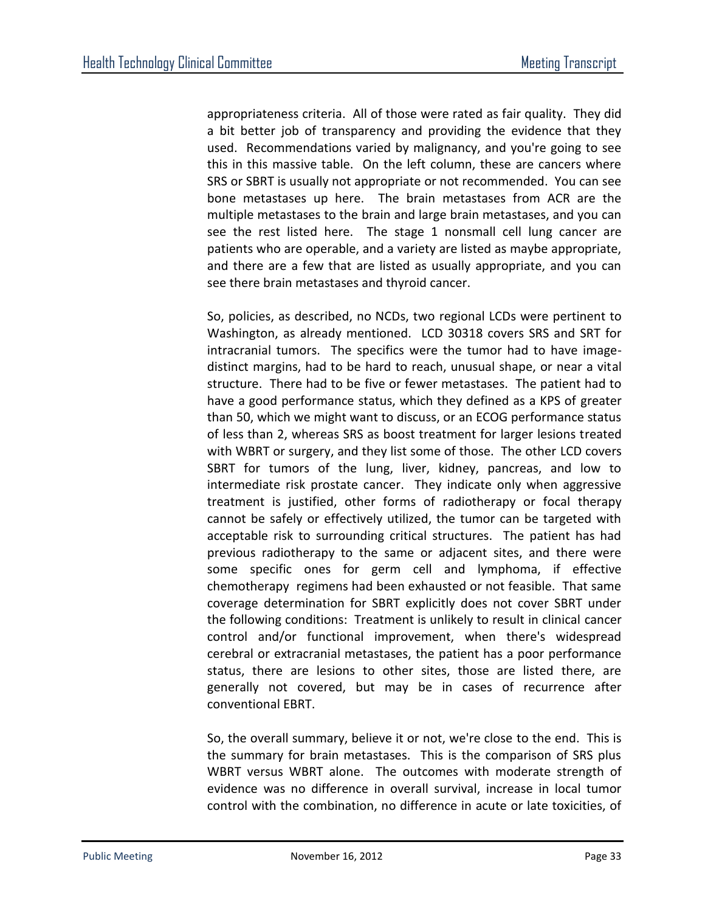appropriateness criteria. All of those were rated as fair quality. They did a bit better job of transparency and providing the evidence that they used. Recommendations varied by malignancy, and you're going to see this in this massive table. On the left column, these are cancers where SRS or SBRT is usually not appropriate or not recommended. You can see bone metastases up here. The brain metastases from ACR are the multiple metastases to the brain and large brain metastases, and you can see the rest listed here. The stage 1 nonsmall cell lung cancer are patients who are operable, and a variety are listed as maybe appropriate, and there are a few that are listed as usually appropriate, and you can see there brain metastases and thyroid cancer.

So, policies, as described, no NCDs, two regional LCDs were pertinent to Washington, as already mentioned. LCD 30318 covers SRS and SRT for intracranial tumors. The specifics were the tumor had to have image-distinct margins, had to be hard to reach, unusual shape, or near a vital structure. There had to be five or fewer metastases. The patient had to have a good performance status, which they defined as a KPS of greater than 50, which we might want to discuss, or an ECOG performance status of less than 2, whereas SRS as boost treatment for larger lesions treated with WBRT or surgery, and they list some of those. The other LCD covers SBRT for tumors of the lung, liver, kidney, pancreas, and low to intermediate risk prostate cancer. They indicate only when aggressive treatment is justified, other forms of radiotherapy or focal therapy cannot be safely or effectively utilized, the tumor can be targeted with acceptable risk to surrounding critical structures. The patient has had previous radiotherapy to the same or adjacent sites, and there were some specific ones for germ cell and lymphoma, if effective chemotherapy regimens had been exhausted or not feasible. That same coverage determination for SBRT explicitly does not cover SBRT under the following conditions: Treatment is unlikely to result in clinical cancer control and/or functional improvement, when there's widespread cerebral or extracranial metastases, the patient has a poor performance status, there are lesions to other sites, those are listed there, are generally not covered, but may be in cases of recurrence after conventional EBRT.

So, the overall summary, believe it or not, we're close to the end. This is the summary for brain metastases. This is the comparison of SRS plus WBRT versus WBRT alone. The outcomes with moderate strength of evidence was no difference in overall survival, increase in local tumor control with the combination, no difference in acute or late toxicities, of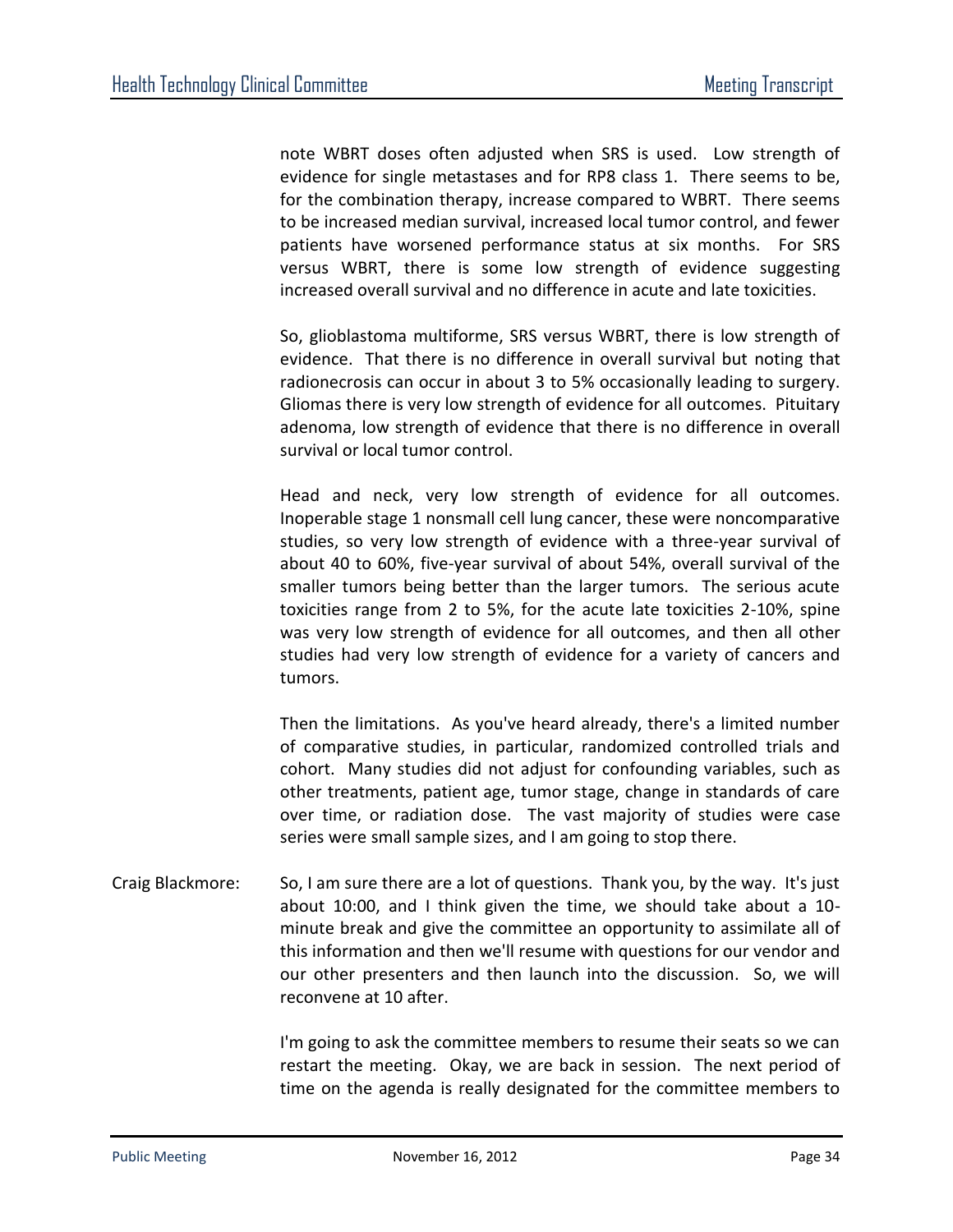note WBRT doses often adjusted when SRS is used. Low strength of evidence for single metastases and for RP8 class 1. There seems to be, for the combination therapy, increase compared to WBRT. There seems to be increased median survival, increased local tumor control, and fewer patients have worsened performance status at six months. For SRS versus WBRT, there is some low strength of evidence suggesting increased overall survival and no difference in acute and late toxicities.

So, glioblastoma multiforme, SRS versus WBRT, there is low strength of evidence. That there is no difference in overall survival but noting that radionecrosis can occur in about 3 to 5% occasionally leading to surgery. Gliomas there is very low strength of evidence for all outcomes. Pituitary adenoma, low strength of evidence that there is no difference in overall survival or local tumor control.

Head and neck, very low strength of evidence for all outcomes. Inoperable stage 1 nonsmall cell lung cancer, these were noncomparative studies, so very low strength of evidence with a three-year survival of about 40 to 60%, five-year survival of about 54%, overall survival of the smaller tumors being better than the larger tumors. The serious acute toxicities range from 2 to 5%, for the acute late toxicities 2-10%, spine was very low strength of evidence for all outcomes, and then all other studies had very low strength of evidence for a variety of cancers and tumors.

Then the limitations. As you've heard already, there's a limited number of comparative studies, in particular, randomized controlled trials and cohort. Many studies did not adjust for confounding variables, such as other treatments, patient age, tumor stage, change in standards of care over time, or radiation dose. The vast majority of studies were case series were small sample sizes, and I am going to stop there.

Craig Blackmore: So, I am sure there are a lot of questions. Thank you, by the way. It's just about 10:00, and I think given the time, we should take about a 10-minute break and give the committee an opportunity to assimilate all of this information and then we'll resume with questions for our vendor and our other presenters and then launch into the discussion. So, we will reconvene at 10 after.

I'm going to ask the committee members to resume their seats so we can restart the meeting. Okay, we are back in session. The next period of time on the agenda is really designated for the committee members to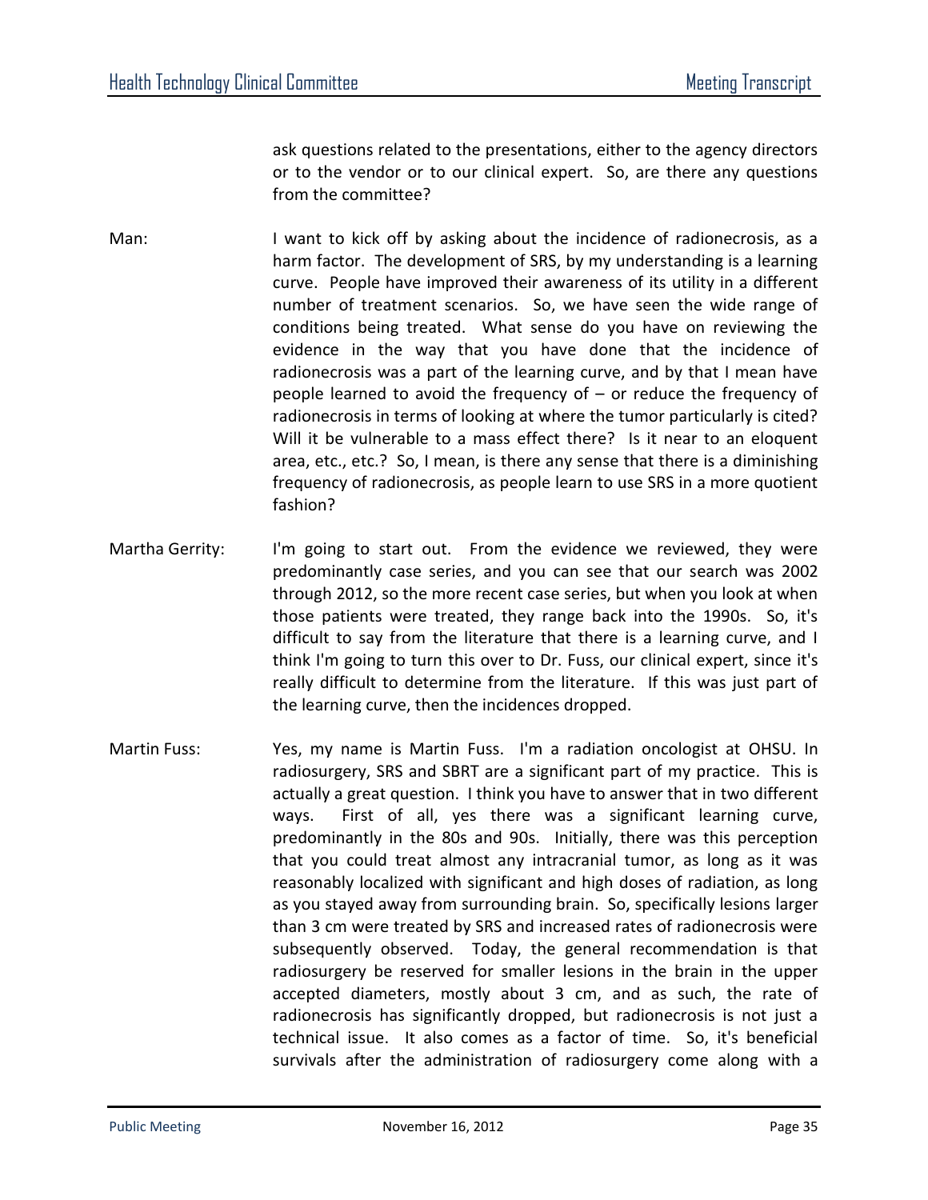ask questions related to the presentations, either to the agency directors or to the vendor or to our clinical expert. So, are there any questions from the committee?

Man: I want to kick off by asking about the incidence of radionecrosis, as a harm factor. The development of SRS, by my understanding is a learning curve. People have improved their awareness of its utility in a different number of treatment scenarios. So, we have seen the wide range of conditions being treated. What sense do you have on reviewing the evidence in the way that you have done that the incidence of radionecrosis was a part of the learning curve, and by that I mean have people learned to avoid the frequency of – or reduce the frequency of radionecrosis in terms of looking at where the tumor particularly is cited? Will it be vulnerable to a mass effect there? Is it near to an eloquent area, etc., etc.? So, I mean, is there any sense that there is a diminishing frequency of radionecrosis, as people learn to use SRS in a more quotient fashion?

Martha Gerrity: I'm going to start out. From the evidence we reviewed, they were predominantly case series, and you can see that our search was 2002 through 2012, so the more recent case series, but when you look at when those patients were treated, they range back into the 1990s. So, it's difficult to say from the literature that there is a learning curve, and I think I'm going to turn this over to Dr. Fuss, our clinical expert, since it's really difficult to determine from the literature. If this was just part of the learning curve, then the incidences dropped.

Martin Fuss: Yes, my name is Martin Fuss. I'm a radiation oncologist at OHSU. In radiosurgery, SRS and SBRT are a significant part of my practice. This is actually a great question. I think you have to answer that in two different ways. First of all, yes there was a significant learning curve, predominantly in the 80s and 90s. Initially, there was this perception that you could treat almost any intracranial tumor, as long as it was reasonably localized with significant and high doses of radiation, as long as you stayed away from surrounding brain. So, specifically lesions larger than 3 cm were treated by SRS and increased rates of radionecrosis were subsequently observed. Today, the general recommendation is that radiosurgery be reserved for smaller lesions in the brain in the upper accepted diameters, mostly about 3 cm, and as such, the rate of radionecrosis has significantly dropped, but radionecrosis is not just a technical issue. It also comes as a factor of time. So, it's beneficial survivals after the administration of radiosurgery come along with a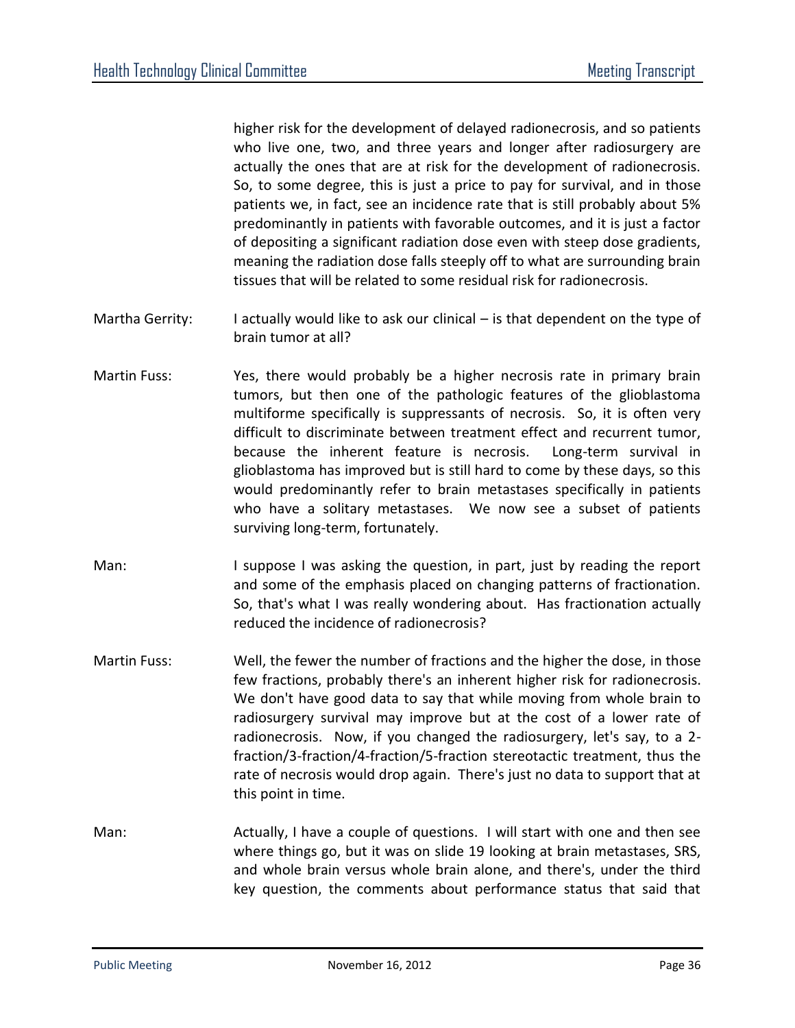higher risk for the development of delayed radionecrosis, and so patients who live one, two, and three years and longer after radiosurgery are actually the ones that are at risk for the development of radionecrosis. So, to some degree, this is just a price to pay for survival, and in those patients we, in fact, see an incidence rate that is still probably about 5% predominantly in patients with favorable outcomes, and it is just a factor of depositing a significant radiation dose even with steep dose gradients, meaning the radiation dose falls steeply off to what are surrounding brain tissues that will be related to some residual risk for radionecrosis.

Martha Gerrity: I actually would like to ask our clinical – is that dependent on the type of brain tumor at all?

Martin Fuss: Yes, there would probably be a higher necrosis rate in primary brain tumors, but then one of the pathologic features of the glioblastoma multiforme specifically is suppressants of necrosis. So, it is often very difficult to discriminate between treatment effect and recurrent tumor, because the inherent feature is necrosis. Long-term survival in glioblastoma has improved but is still hard to come by these days, so this would predominantly refer to brain metastases specifically in patients who have a solitary metastases. We now see a subset of patients surviving long-term, fortunately.

Man: I suppose I was asking the question, in part, just by reading the report and some of the emphasis placed on changing patterns of fractionation. So, that's what I was really wondering about. Has fractionation actually reduced the incidence of radionecrosis?

Martin Fuss: Well, the fewer the number of fractions and the higher the dose, in those few fractions, probably there's an inherent higher risk for radionecrosis. We don't have good data to say that while moving from whole brain to radiosurgery survival may improve but at the cost of a lower rate of radionecrosis. Now, if you changed the radiosurgery, let's say, to a 2-fraction/3-fraction/4-fraction/5-fraction stereotactic treatment, thus the rate of necrosis would drop again. There's just no data to support that at this point in time.

Man: Actually, I have a couple of questions. I will start with one and then see where things go, but it was on slide 19 looking at brain metastases, SRS, and whole brain versus whole brain alone, and there's, under the third key question, the comments about performance status that said that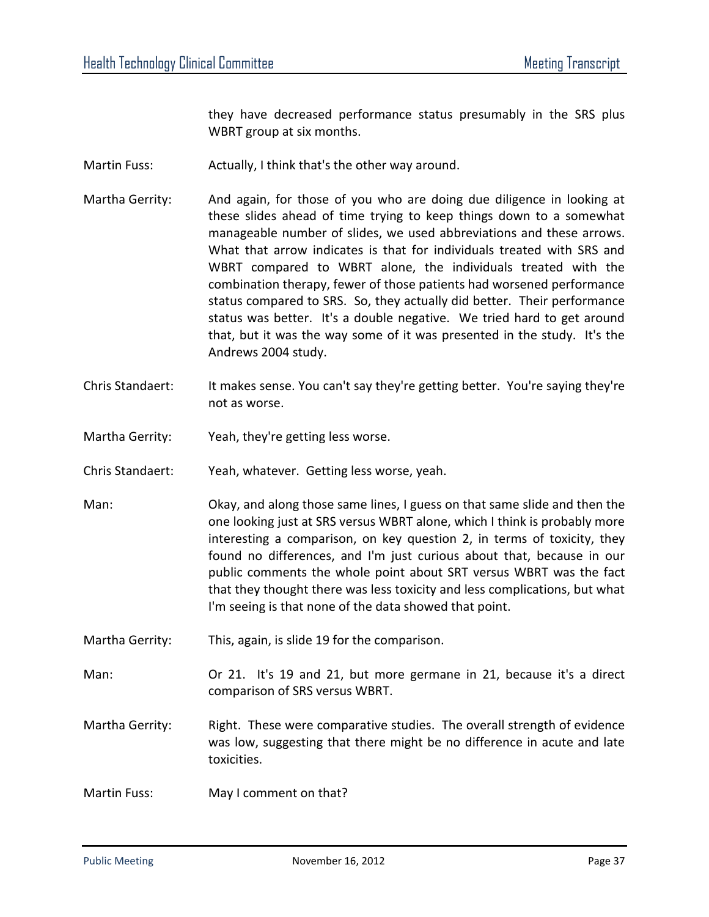they have decreased performance status presumably in the SRS plus WBRT group at six months.

Martin Fuss: Actually, I think that's the other way around.

Martha Gerrity: And again, for those of you who are doing due diligence in looking at these slides ahead of time trying to keep things down to a somewhat manageable number of slides, we used abbreviations and these arrows. What that arrow indicates is that for individuals treated with SRS and WBRT compared to WBRT alone, the individuals treated with the combination therapy, fewer of those patients had worsened performance status compared to SRS. So, they actually did better. Their performance status was better. It's a double negative. We tried hard to get around that, but it was the way some of it was presented in the study. It's the Andrews 2004 study.

Chris Standaert: It makes sense. You can't say they're getting better. You're saying they're not as worse.

Martha Gerrity: Yeah, they're getting less worse.

Chris Standaert: Yeah, whatever. Getting less worse, yeah.

Man: Okay, and along those same lines, I guess on that same slide and then the one looking just at SRS versus WBRT alone, which I think is probably more interesting a comparison, on key question 2, in terms of toxicity, they found no differences, and I'm just curious about that, because in our public comments the whole point about SRT versus WBRT was the fact that they thought there was less toxicity and less complications, but what I'm seeing is that none of the data showed that point.

Martha Gerrity: This, again, is slide 19 for the comparison.

Man: Or 21. It's 19 and 21, but more germane in 21, because it's a direct comparison of SRS versus WBRT.

Martha Gerrity: Right. These were comparative studies. The overall strength of evidence was low, suggesting that there might be no difference in acute and late toxicities.

Martin Fuss: May I comment on that?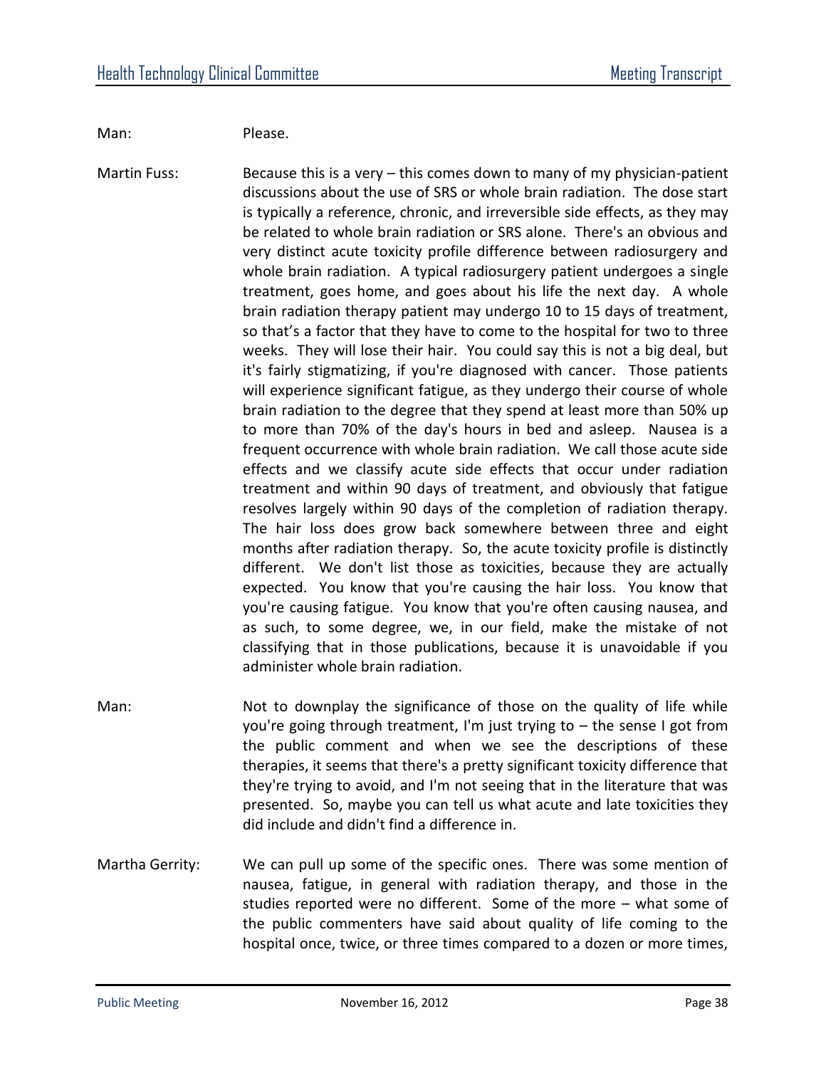Man: Please.

Martin Fuss: Because this is a very – this comes down to many of my physician-patient discussions about the use of SRS or whole brain radiation. The dose start is typically a reference, chronic, and irreversible side effects, as they may be related to whole brain radiation or SRS alone. There's an obvious and very distinct acute toxicity profile difference between radiosurgery and whole brain radiation. A typical radiosurgery patient undergoes a single treatment, goes home, and goes about his life the next day. A whole brain radiation therapy patient may undergo 10 to 15 days of treatment, so that's a factor that they have to come to the hospital for two to three weeks. They will lose their hair. You could say this is not a big deal, but it's fairly stigmatizing, if you're diagnosed with cancer. Those patients will experience significant fatigue, as they undergo their course of whole brain radiation to the degree that they spend at least more than 50% up to more than 70% of the day's hours in bed and asleep. Nausea is a frequent occurrence with whole brain radiation. We call those acute side effects and we classify acute side effects that occur under radiation treatment and within 90 days of treatment, and obviously that fatigue resolves largely within 90 days of the completion of radiation therapy. The hair loss does grow back somewhere between three and eight months after radiation therapy. So, the acute toxicity profile is distinctly different. We don't list those as toxicities, because they are actually expected. You know that you're causing the hair loss. You know that you're causing fatigue. You know that you're often causing nausea, and as such, to some degree, we, in our field, make the mistake of not classifying that in those publications, because it is unavoidable if you administer whole brain radiation.

Man: Not to downplay the significance of those on the quality of life while you're going through treatment, I'm just trying to – the sense I got from the public comment and when we see the descriptions of these therapies, it seems that there's a pretty significant toxicity difference that they're trying to avoid, and I'm not seeing that in the literature that was presented. So, maybe you can tell us what acute and late toxicities they did include and didn't find a difference in.

Martha Gerrity: We can pull up some of the specific ones. There was some mention of nausea, fatigue, in general with radiation therapy, and those in the studies reported were no different. Some of the more – what some of the public commenters have said about quality of life coming to the hospital once, twice, or three times compared to a dozen or more times,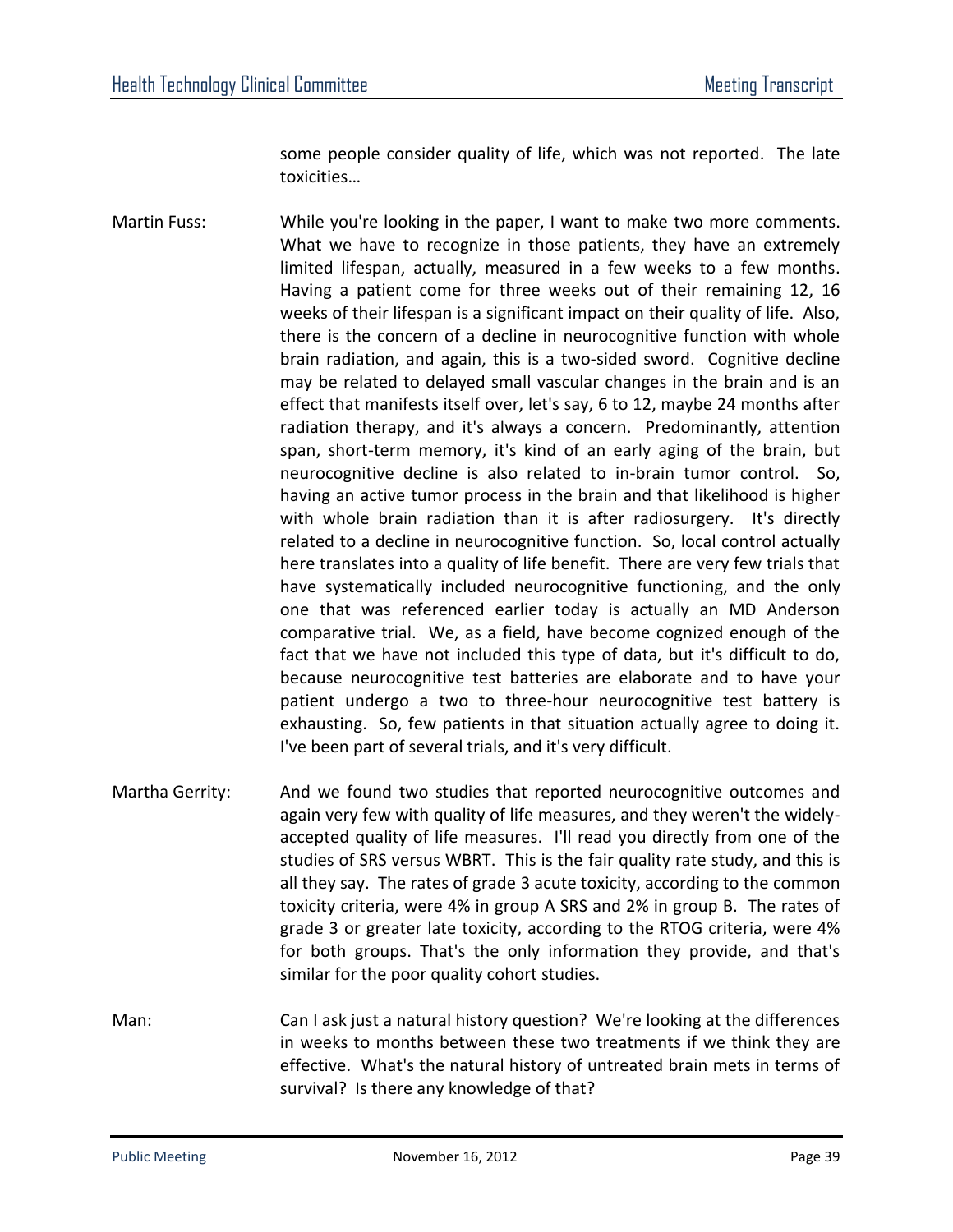some people consider quality of life, which was not reported. The late toxicities…

Martin Fuss: While you're looking in the paper, I want to make two more comments. What we have to recognize in those patients, they have an extremely limited lifespan, actually, measured in a few weeks to a few months. Having a patient come for three weeks out of their remaining 12, 16 weeks of their lifespan is a significant impact on their quality of life. Also, there is the concern of a decline in neurocognitive function with whole brain radiation, and again, this is a two-sided sword. Cognitive decline may be related to delayed small vascular changes in the brain and is an effect that manifests itself over, let's say, 6 to 12, maybe 24 months after radiation therapy, and it's always a concern. Predominantly, attention span, short-term memory, it's kind of an early aging of the brain, but neurocognitive decline is also related to in-brain tumor control. So, having an active tumor process in the brain and that likelihood is higher with whole brain radiation than it is after radiosurgery. It's directly related to a decline in neurocognitive function. So, local control actually here translates into a quality of life benefit. There are very few trials that have systematically included neurocognitive functioning, and the only one that was referenced earlier today is actually an MD Anderson comparative trial. We, as a field, have become cognized enough of the fact that we have not included this type of data, but it's difficult to do, because neurocognitive test batteries are elaborate and to have your patient undergo a two to three-hour neurocognitive test battery is exhausting. So, few patients in that situation actually agree to doing it. I've been part of several trials, and it's very difficult.

Martha Gerrity: And we found two studies that reported neurocognitive outcomes and again very few with quality of life measures, and they weren't the widely-accepted quality of life measures. I'll read you directly from one of the studies of SRS versus WBRT. This is the fair quality rate study, and this is all they say. The rates of grade 3 acute toxicity, according to the common toxicity criteria, were 4% in group A SRS and 2% in group B. The rates of grade 3 or greater late toxicity, according to the RTOG criteria, were 4% for both groups. That's the only information they provide, and that's similar for the poor quality cohort studies.

Man: Can I ask just a natural history question? We're looking at the differences in weeks to months between these two treatments if we think they are effective. What's the natural history of untreated brain mets in terms of survival? Is there any knowledge of that?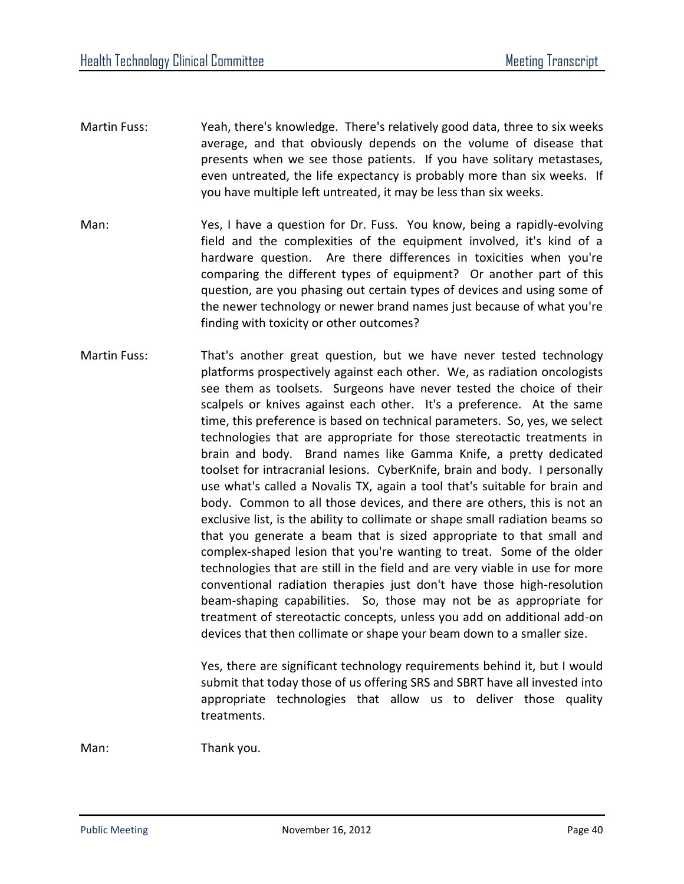Martin Fuss: Yeah, there's knowledge. There's relatively good data, three to six weeks average, and that obviously depends on the volume of disease that presents when we see those patients. If you have solitary metastases, even untreated, the life expectancy is probably more than six weeks. If you have multiple left untreated, it may be less than six weeks.

Man: Yes, I have a question for Dr. Fuss. You know, being a rapidly-evolving field and the complexities of the equipment involved, it's kind of a hardware question. Are there differences in toxicities when you're comparing the different types of equipment? Or another part of this question, are you phasing out certain types of devices and using some of the newer technology or newer brand names just because of what you're finding with toxicity or other outcomes?

Martin Fuss: That's another great question, but we have never tested technology platforms prospectively against each other. We, as radiation oncologists see them as toolsets. Surgeons have never tested the choice of their scalpels or knives against each other. It's a preference. At the same time, this preference is based on technical parameters. So, yes, we select technologies that are appropriate for those stereotactic treatments in brain and body. Brand names like Gamma Knife, a pretty dedicated toolset for intracranial lesions. CyberKnife, brain and body. I personally use what's called a Novalis TX, again a tool that's suitable for brain and body. Common to all those devices, and there are others, this is not an exclusive list, is the ability to collimate or shape small radiation beams so that you generate a beam that is sized appropriate to that small and complex-shaped lesion that you're wanting to treat. Some of the older technologies that are still in the field and are very viable in use for more conventional radiation therapies just don't have those high-resolution beam-shaping capabilities. So, those may not be as appropriate for treatment of stereotactic concepts, unless you add on additional add-on devices that then collimate or shape your beam down to a smaller size.

Yes, there are significant technology requirements behind it, but I would submit that today those of us offering SRS and SBRT have all invested into appropriate technologies that allow us to deliver those quality treatments.

Man: Thank you.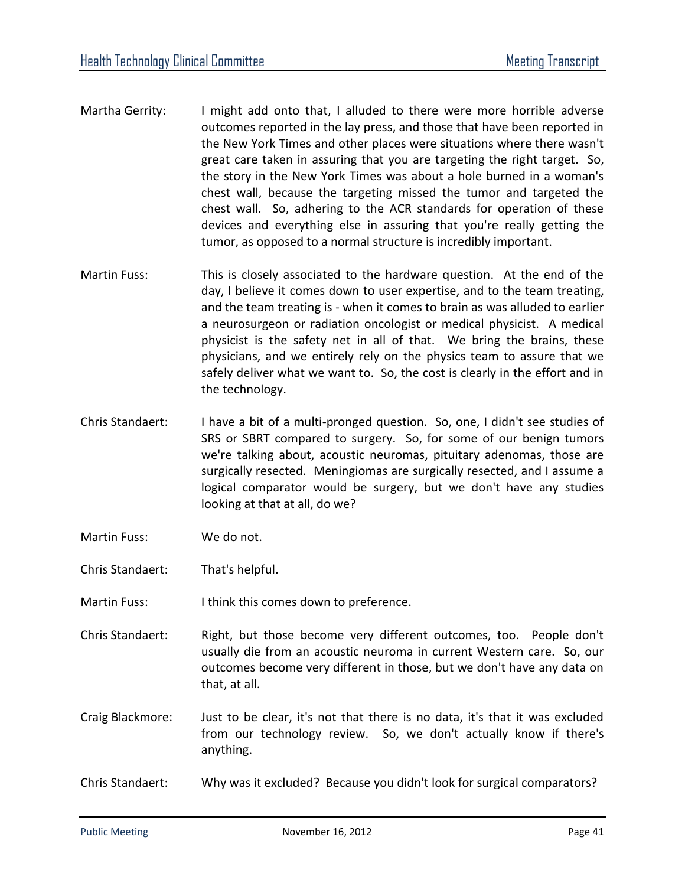Martha Gerrity: I might add onto that, I alluded to there were more horrible adverse outcomes reported in the lay press, and those that have been reported in the New York Times and other places were situations where there wasn't great care taken in assuring that you are targeting the right target. So, the story in the New York Times was about a hole burned in a woman's chest wall, because the targeting missed the tumor and targeted the chest wall. So, adhering to the ACR standards for operation of these devices and everything else in assuring that you're really getting the tumor, as opposed to a normal structure is incredibly important.

Martin Fuss: This is closely associated to the hardware question. At the end of the day, I believe it comes down to user expertise, and to the team treating, and the team treating is - when it comes to brain as was alluded to earlier a neurosurgeon or radiation oncologist or medical physicist. A medical physicist is the safety net in all of that. We bring the brains, these physicians, and we entirely rely on the physics team to assure that we safely deliver what we want to. So, the cost is clearly in the effort and in the technology.

Chris Standaert: I have a bit of a multi-pronged question. So, one, I didn't see studies of SRS or SBRT compared to surgery. So, for some of our benign tumors we're talking about, acoustic neuromas, pituitary adenomas, those are surgically resected. Meningiomas are surgically resected, and I assume a logical comparator would be surgery, but we don't have any studies looking at that at all, do we?

Martin Fuss: We do not.

Chris Standaert: That's helpful.

Martin Fuss: I think this comes down to preference.

Chris Standaert: Right, but those become very different outcomes, too. People don't usually die from an acoustic neuroma in current Western care. So, our outcomes become very different in those, but we don't have any data on that, at all.

Craig Blackmore: Just to be clear, it's not that there is no data, it's that it was excluded from our technology review. So, we don't actually know if there's anything.

Chris Standaert: Why was it excluded? Because you didn't look for surgical comparators?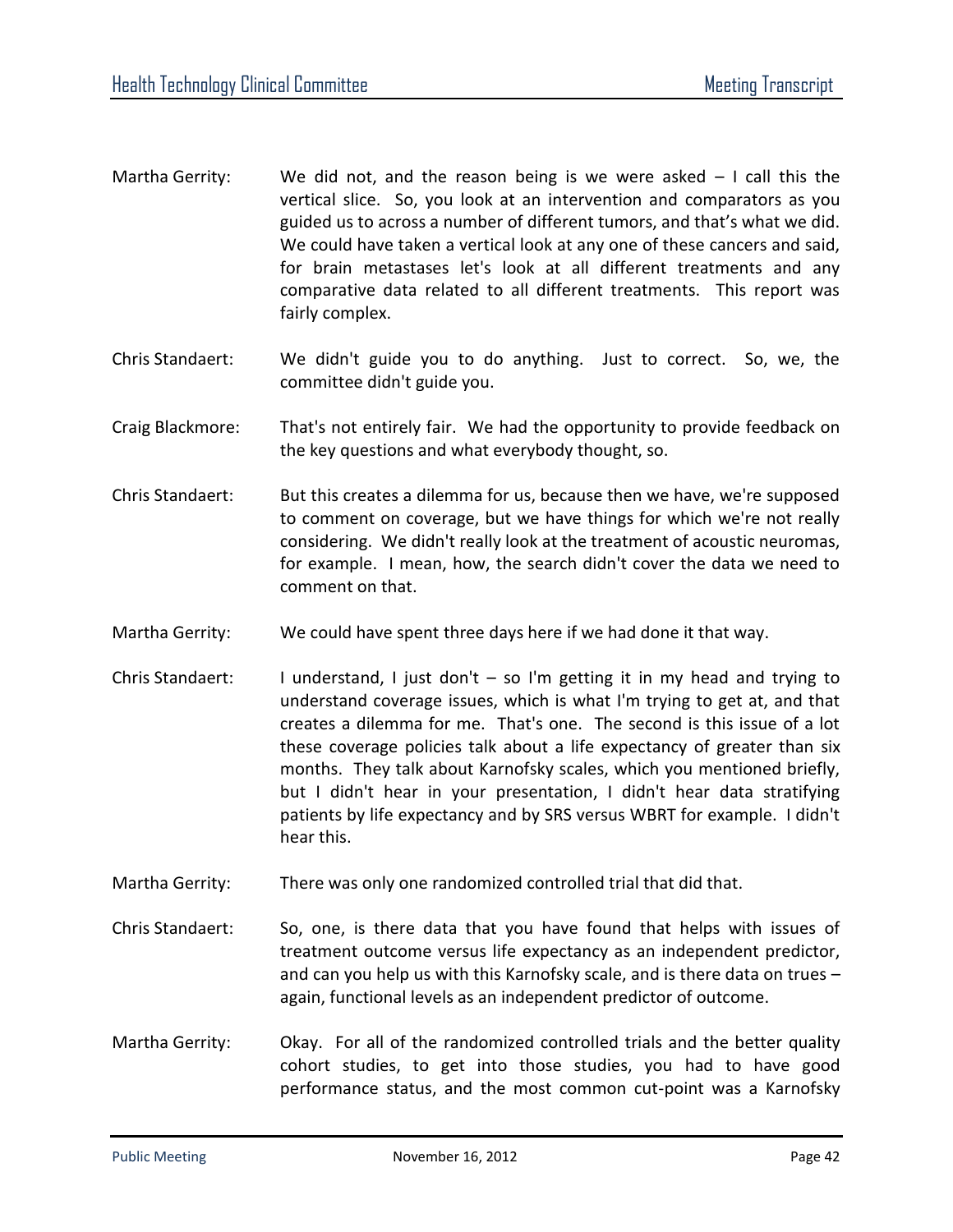Martha Gerrity: We did not, and the reason being is we were asked – I call this the vertical slice. So, you look at an intervention and comparators as you guided us to across a number of different tumors, and that's what we did. We could have taken a vertical look at any one of these cancers and said, for brain metastases let's look at all different treatments and any comparative data related to all different treatments. This report was fairly complex.

Chris Standaert: We didn't guide you to do anything. Just to correct. So, we, the committee didn't guide you.

Craig Blackmore: That's not entirely fair. We had the opportunity to provide feedback on the key questions and what everybody thought, so.

Chris Standaert: But this creates a dilemma for us, because then we have, we're supposed to comment on coverage, but we have things for which we're not really considering. We didn't really look at the treatment of acoustic neuromas, for example. I mean, how, the search didn't cover the data we need to comment on that.

Martha Gerrity: We could have spent three days here if we had done it that way.

Chris Standaert: I understand, I just don't – so I'm getting it in my head and trying to understand coverage issues, which is what I'm trying to get at, and that creates a dilemma for me. That's one. The second is this issue of a lot these coverage policies talk about a life expectancy of greater than six months. They talk about Karnofsky scales, which you mentioned briefly, but I didn't hear in your presentation, I didn't hear data stratifying patients by life expectancy and by SRS versus WBRT for example. I didn't hear this.

Martha Gerrity: There was only one randomized controlled trial that did that.

Chris Standaert: So, one, is there data that you have found that helps with issues of treatment outcome versus life expectancy as an independent predictor, and can you help us with this Karnofsky scale, and is there data on trues – again, functional levels as an independent predictor of outcome.

Martha Gerrity: Okay. For all of the randomized controlled trials and the better quality cohort studies, to get into those studies, you had to have good performance status, and the most common cut-point was a Karnofsky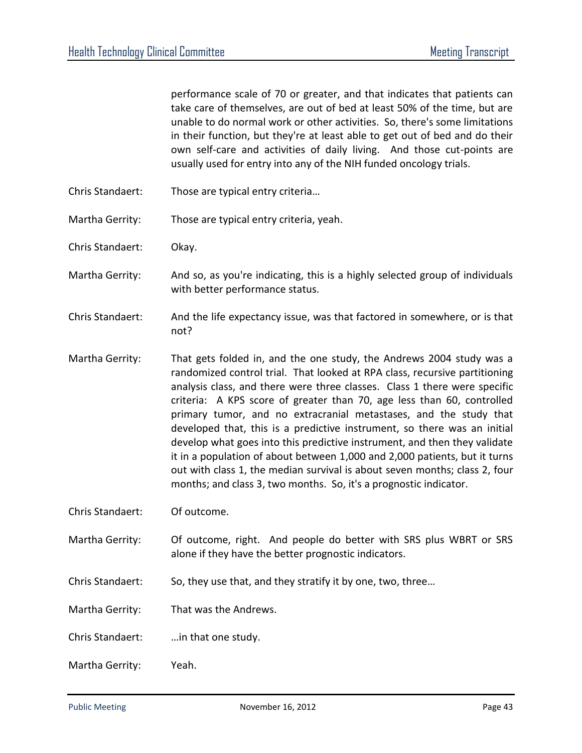performance scale of 70 or greater, and that indicates that patients can take care of themselves, are out of bed at least 50% of the time, but are unable to do normal work or other activities. So, there's some limitations in their function, but they're at least able to get out of bed and do their own self-care and activities of daily living. And those cut-points are usually used for entry into any of the NIH funded oncology trials.

Chris Standaert: Those are typical entry criteria…

Martha Gerrity: Those are typical entry criteria, yeah.

Chris Standaert: Okay.

Martha Gerrity: And so, as you're indicating, this is a highly selected group of individuals with better performance status.

Chris Standaert: And the life expectancy issue, was that factored in somewhere, or is that not?

Martha Gerrity: That gets folded in, and the one study, the Andrews 2004 study was a randomized control trial. That looked at RPA class, recursive partitioning analysis class, and there were three classes. Class 1 there were specific criteria: A KPS score of greater than 70, age less than 60, controlled primary tumor, and no extracranial metastases, and the study that developed that, this is a predictive instrument, so there was an initial develop what goes into this predictive instrument, and then they validate it in a population of about between 1,000 and 2,000 patients, but it turns out with class 1, the median survival is about seven months; class 2, four months; and class 3, two months. So, it's a prognostic indicator.

Chris Standaert: Of outcome.

Martha Gerrity: Of outcome, right. And people do better with SRS plus WBRT or SRS alone if they have the better prognostic indicators.

Chris Standaert: So, they use that, and they stratify it by one, two, three…

Martha Gerrity: That was the Andrews.

Chris Standaert: …in that one study.

Martha Gerrity: Yeah.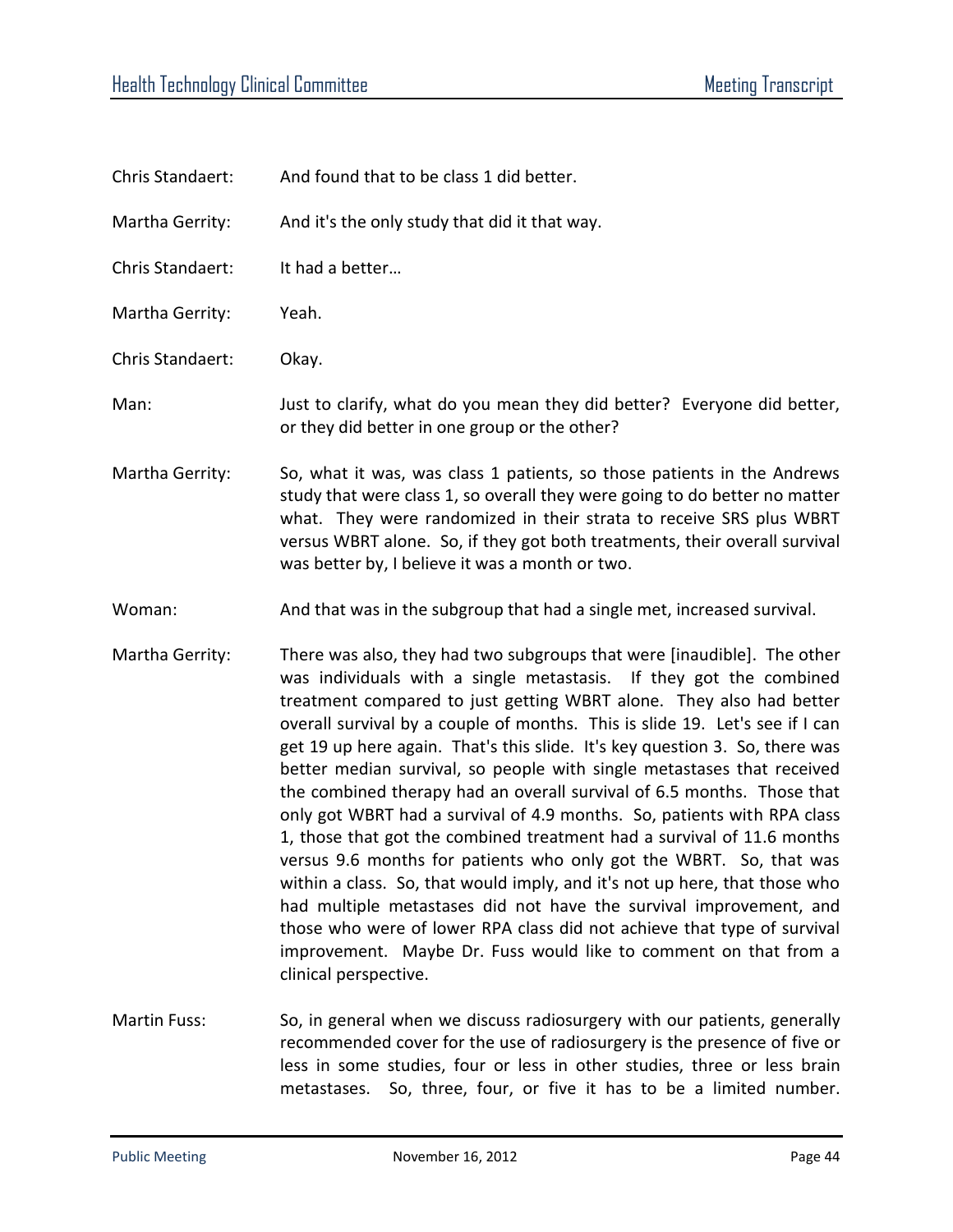Chris Standaert: And found that to be class 1 did better.

Martha Gerrity: And it's the only study that did it that way.

Chris Standaert: It had a better…

Martha Gerrity: Yeah.

Chris Standaert: Okay.

Man: Just to clarify, what do you mean they did better? Everyone did better, or they did better in one group or the other?

Martha Gerrity: So, what it was, was class 1 patients, so those patients in the Andrews study that were class 1, so overall they were going to do better no matter what. They were randomized in their strata to receive SRS plus WBRT versus WBRT alone. So, if they got both treatments, their overall survival was better by, I believe it was a month or two.

Woman: And that was in the subgroup that had a single met, increased survival.

Martha Gerrity: There was also, they had two subgroups that were [inaudible]. The other was individuals with a single metastasis. If they got the combined treatment compared to just getting WBRT alone. They also had better overall survival by a couple of months. This is slide 19. Let's see if I can get 19 up here again. That's this slide. It's key question 3. So, there was better median survival, so people with single metastases that received the combined therapy had an overall survival of 6.5 months. Those that only got WBRT had a survival of 4.9 months. So, patients with RPA class 1, those that got the combined treatment had a survival of 11.6 months versus 9.6 months for patients who only got the WBRT. So, that was within a class. So, that would imply, and it's not up here, that those who had multiple metastases did not have the survival improvement, and those who were of lower RPA class did not achieve that type of survival improvement. Maybe Dr. Fuss would like to comment on that from a clinical perspective.

Martin Fuss: So, in general when we discuss radiosurgery with our patients, generally recommended cover for the use of radiosurgery is the presence of five or less in some studies, four or less in other studies, three or less brain metastases. So, three, four, or five it has to be a limited number.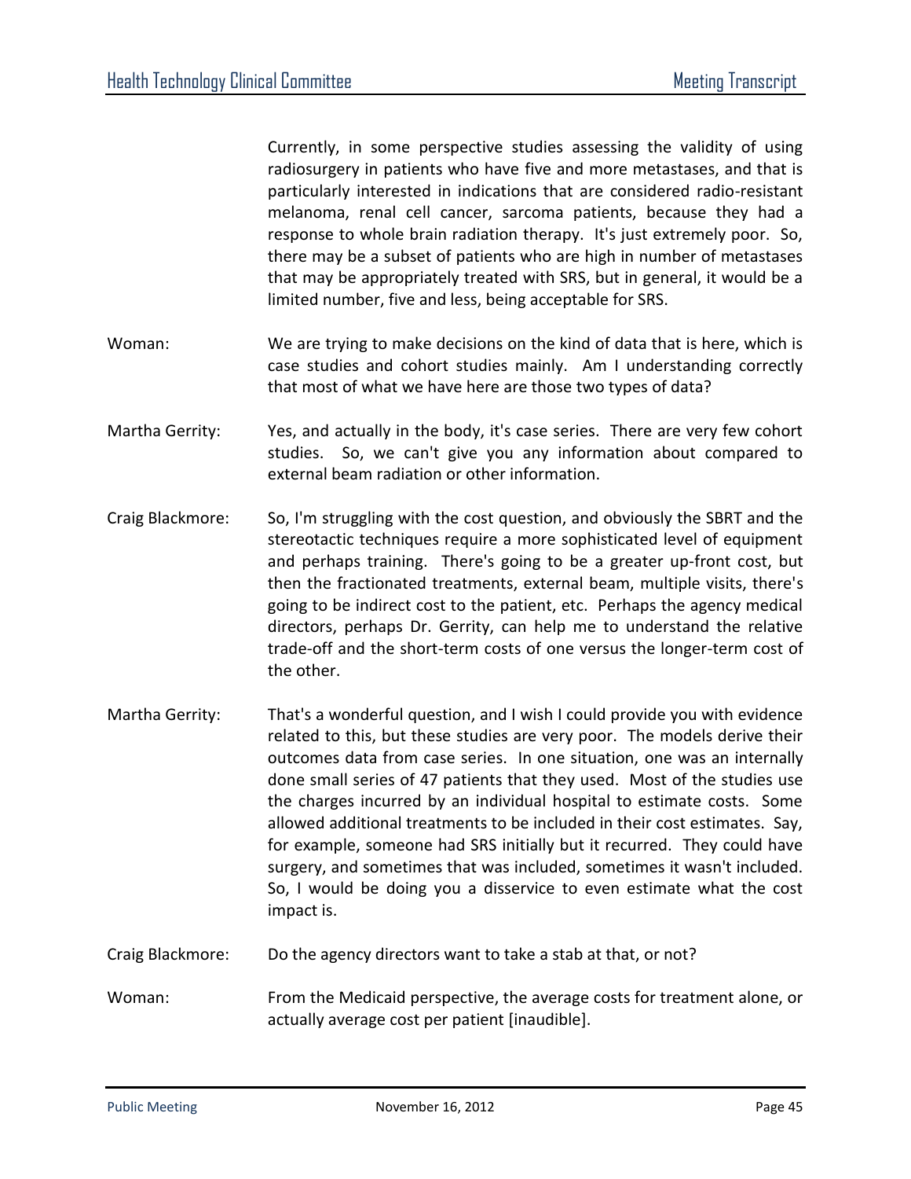Currently, in some perspective studies assessing the validity of using radiosurgery in patients who have five and more metastases, and that is particularly interested in indications that are considered radio-resistant melanoma, renal cell cancer, sarcoma patients, because they had a response to whole brain radiation therapy. It's just extremely poor. So, there may be a subset of patients who are high in number of metastases that may be appropriately treated with SRS, but in general, it would be a limited number, five and less, being acceptable for SRS.

Woman: We are trying to make decisions on the kind of data that is here, which is case studies and cohort studies mainly. Am I understanding correctly that most of what we have here are those two types of data?

Martha Gerrity: Yes, and actually in the body, it's case series. There are very few cohort studies. So, we can't give you any information about compared to external beam radiation or other information.

Craig Blackmore: So, I'm struggling with the cost question, and obviously the SBRT and the stereotactic techniques require a more sophisticated level of equipment and perhaps training. There's going to be a greater up-front cost, but then the fractionated treatments, external beam, multiple visits, there's going to be indirect cost to the patient, etc. Perhaps the agency medical directors, perhaps Dr. Gerrity, can help me to understand the relative trade-off and the short-term costs of one versus the longer-term cost of the other.

Martha Gerrity: That's a wonderful question, and I wish I could provide you with evidence related to this, but these studies are very poor. The models derive their outcomes data from case series. In one situation, one was an internally done small series of 47 patients that they used. Most of the studies use the charges incurred by an individual hospital to estimate costs. Some allowed additional treatments to be included in their cost estimates. Say, for example, someone had SRS initially but it recurred. They could have surgery, and sometimes that was included, sometimes it wasn't included. So, I would be doing you a disservice to even estimate what the cost impact is.

Craig Blackmore: Do the agency directors want to take a stab at that, or not?

Woman: From the Medicaid perspective, the average costs for treatment alone, or actually average cost per patient [inaudible].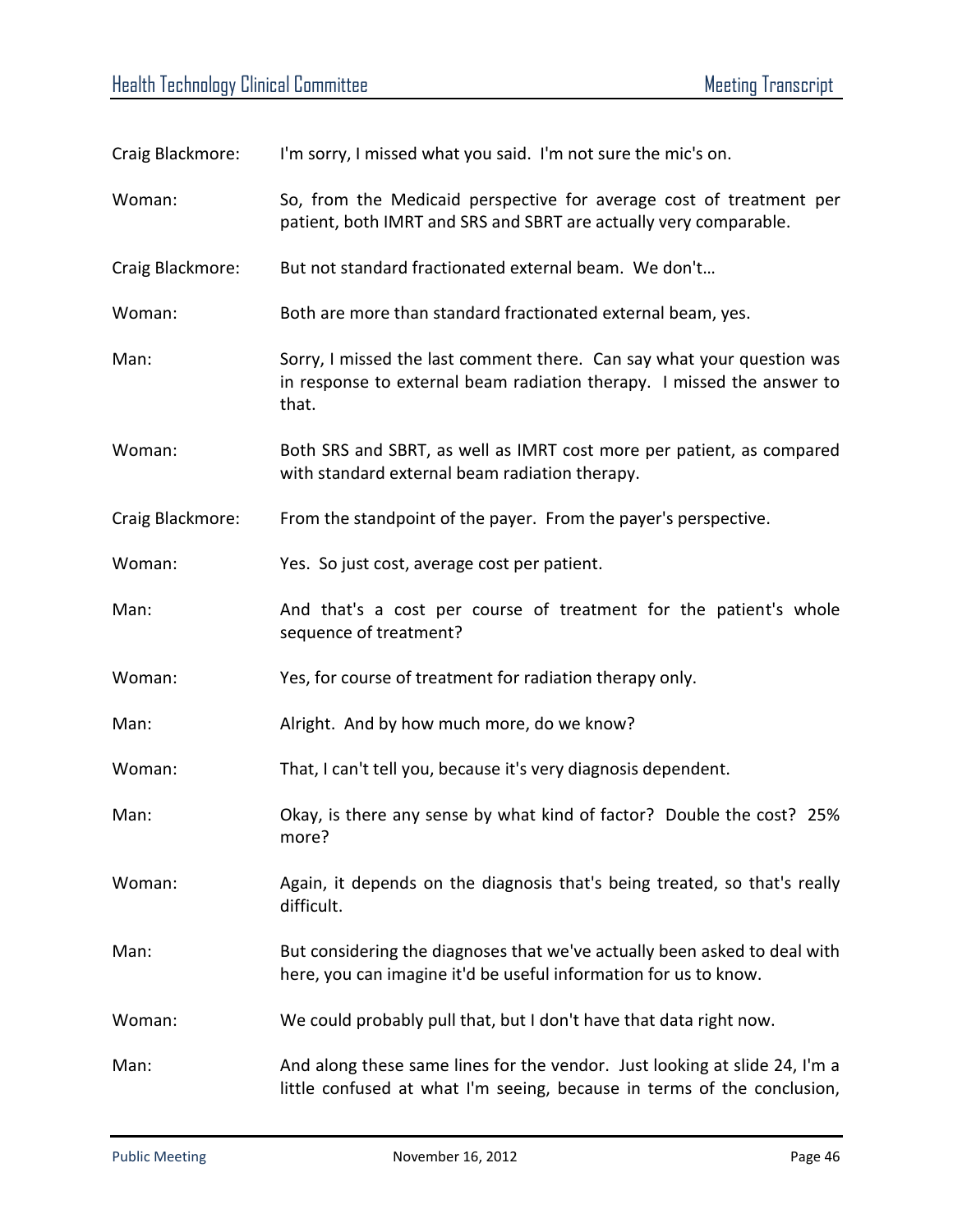Craig Blackmore: I'm sorry, I missed what you said. I'm not sure the mic's on.

Woman: So, from the Medicaid perspective for average cost of treatment per patient, both IMRT and SRS and SBRT are actually very comparable.

Craig Blackmore: But not standard fractionated external beam. We don't…

Woman: Both are more than standard fractionated external beam, yes.

Man: Sorry, I missed the last comment there. Can say what your question was in response to external beam radiation therapy. I missed the answer to that.

Woman: Both SRS and SBRT, as well as IMRT cost more per patient, as compared with standard external beam radiation therapy.

Craig Blackmore: From the standpoint of the payer. From the payer's perspective.

Woman: Yes. So just cost, average cost per patient.

Man: And that's a cost per course of treatment for the patient's whole sequence of treatment?

Woman: Yes, for course of treatment for radiation therapy only.

Man: Alright. And by how much more, do we know?

Woman: That, I can't tell you, because it's very diagnosis dependent.

Man: Okay, is there any sense by what kind of factor? Double the cost? 25% more?

Woman: Again, it depends on the diagnosis that's being treated, so that's really difficult.

Man: But considering the diagnoses that we've actually been asked to deal with here, you can imagine it'd be useful information for us to know.

Woman: We could probably pull that, but I don't have that data right now.

Man: And along these same lines for the vendor. Just looking at slide 24, I'm a little confused at what I'm seeing, because in terms of the conclusion,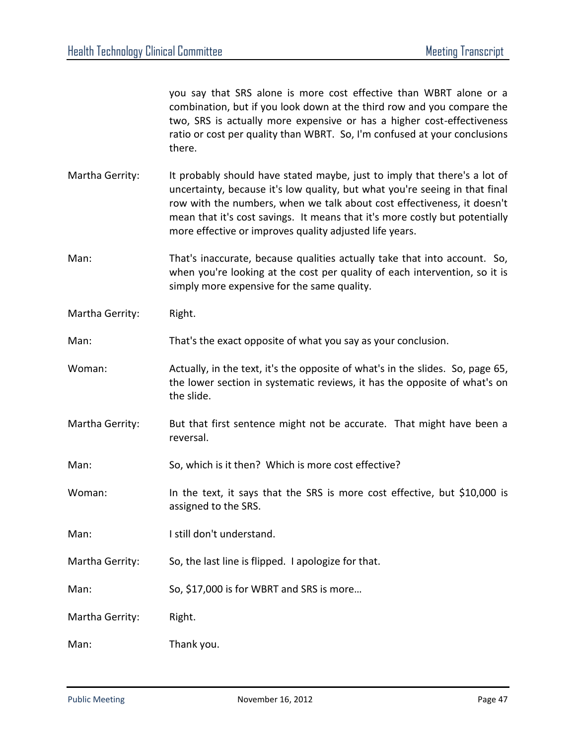you say that SRS alone is more cost effective than WBRT alone or a combination, but if you look down at the third row and you compare the two, SRS is actually more expensive or has a higher cost-effectiveness ratio or cost per quality than WBRT. So, I'm confused at your conclusions there.

Martha Gerrity: It probably should have stated maybe, just to imply that there's a lot of uncertainty, because it's low quality, but what you're seeing in that final row with the numbers, when we talk about cost effectiveness, it doesn't mean that it's cost savings. It means that it's more costly but potentially more effective or improves quality adjusted life years.

Man: That's inaccurate, because qualities actually take that into account. So, when you're looking at the cost per quality of each intervention, so it is simply more expensive for the same quality.

Martha Gerrity: Right.

Man: That's the exact opposite of what you say as your conclusion.

Woman: Actually, in the text, it's the opposite of what's in the slides. So, page 65, the lower section in systematic reviews, it has the opposite of what's on the slide.

Martha Gerrity: But that first sentence might not be accurate. That might have been a reversal.

Man: So, which is it then? Which is more cost effective?

Woman: In the text, it says that the SRS is more cost effective, but $10,000 is assigned to the SRS.

Man: I still don't understand.

Martha Gerrity: So, the last line is flipped. I apologize for that.

Man: So, $17,000 is for WBRT and SRS is more…

Martha Gerrity: Right.

Man: Thank you.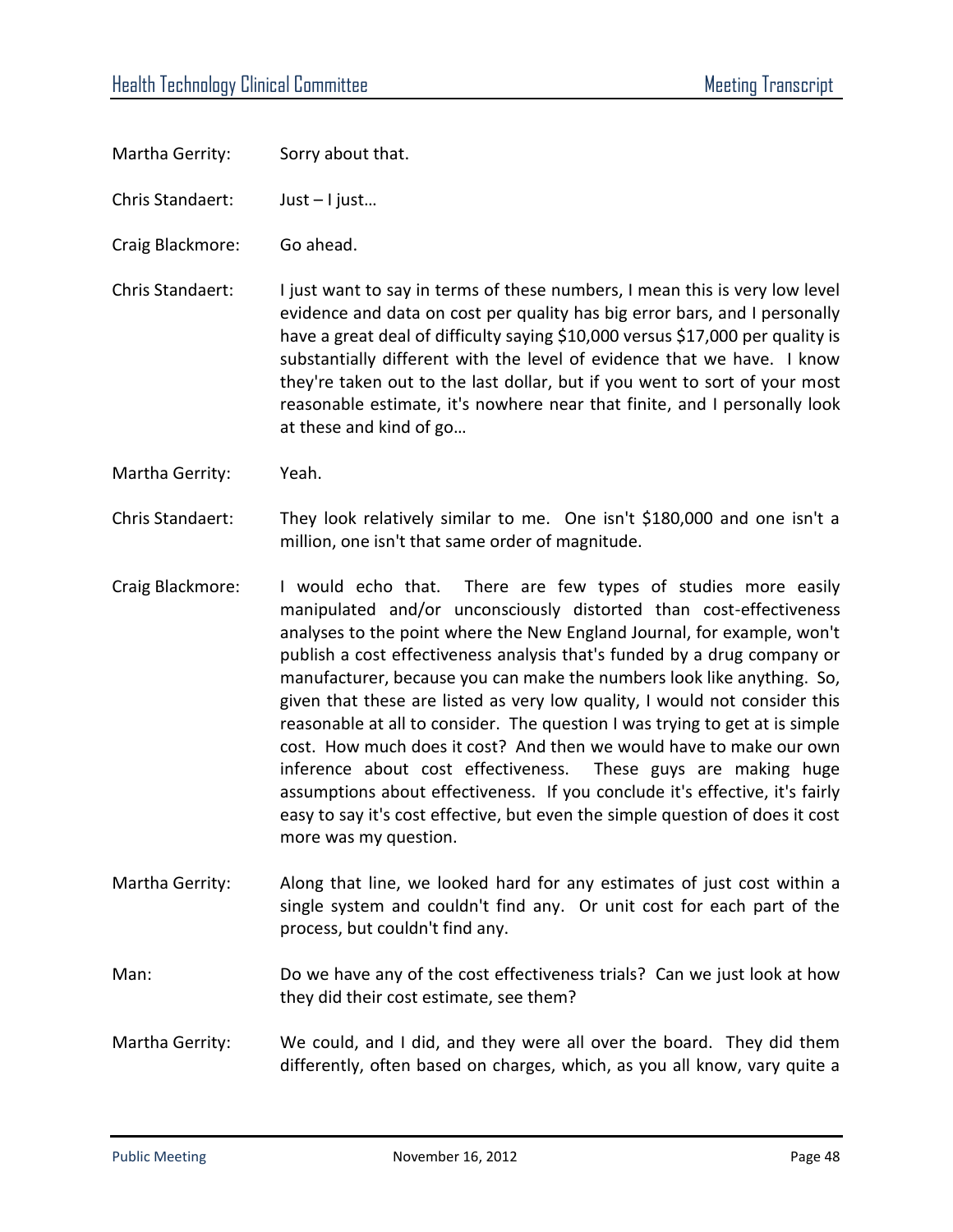Martha Gerrity: Sorry about that.

Chris Standaert: Just – I just…

Craig Blackmore: Go ahead.

Chris Standaert: I just want to say in terms of these numbers, I mean this is very low level evidence and data on cost per quality has big error bars, and I personally have a great deal of difficulty saying $10,000 versus $17,000 per quality is substantially different with the level of evidence that we have. I know they're taken out to the last dollar, but if you went to sort of your most reasonable estimate, it's nowhere near that finite, and I personally look at these and kind of go…

Martha Gerrity: Yeah.

Chris Standaert: They look relatively similar to me. One isn't $180,000 and one isn't a million, one isn't that same order of magnitude.

Craig Blackmore: I would echo that. There are few types of studies more easily manipulated and/or unconsciously distorted than cost-effectiveness analyses to the point where the New England Journal, for example, won't publish a cost effectiveness analysis that's funded by a drug company or manufacturer, because you can make the numbers look like anything. So, given that these are listed as very low quality, I would not consider this reasonable at all to consider. The question I was trying to get at is simple cost. How much does it cost? And then we would have to make our own inference about cost effectiveness. These guys are making huge assumptions about effectiveness. If you conclude it's effective, it's fairly easy to say it's cost effective, but even the simple question of does it cost more was my question.

Martha Gerrity: Along that line, we looked hard for any estimates of just cost within a single system and couldn't find any. Or unit cost for each part of the process, but couldn't find any.

Man: Do we have any of the cost effectiveness trials? Can we just look at how they did their cost estimate, see them?

Martha Gerrity: We could, and I did, and they were all over the board. They did them differently, often based on charges, which, as you all know, vary quite a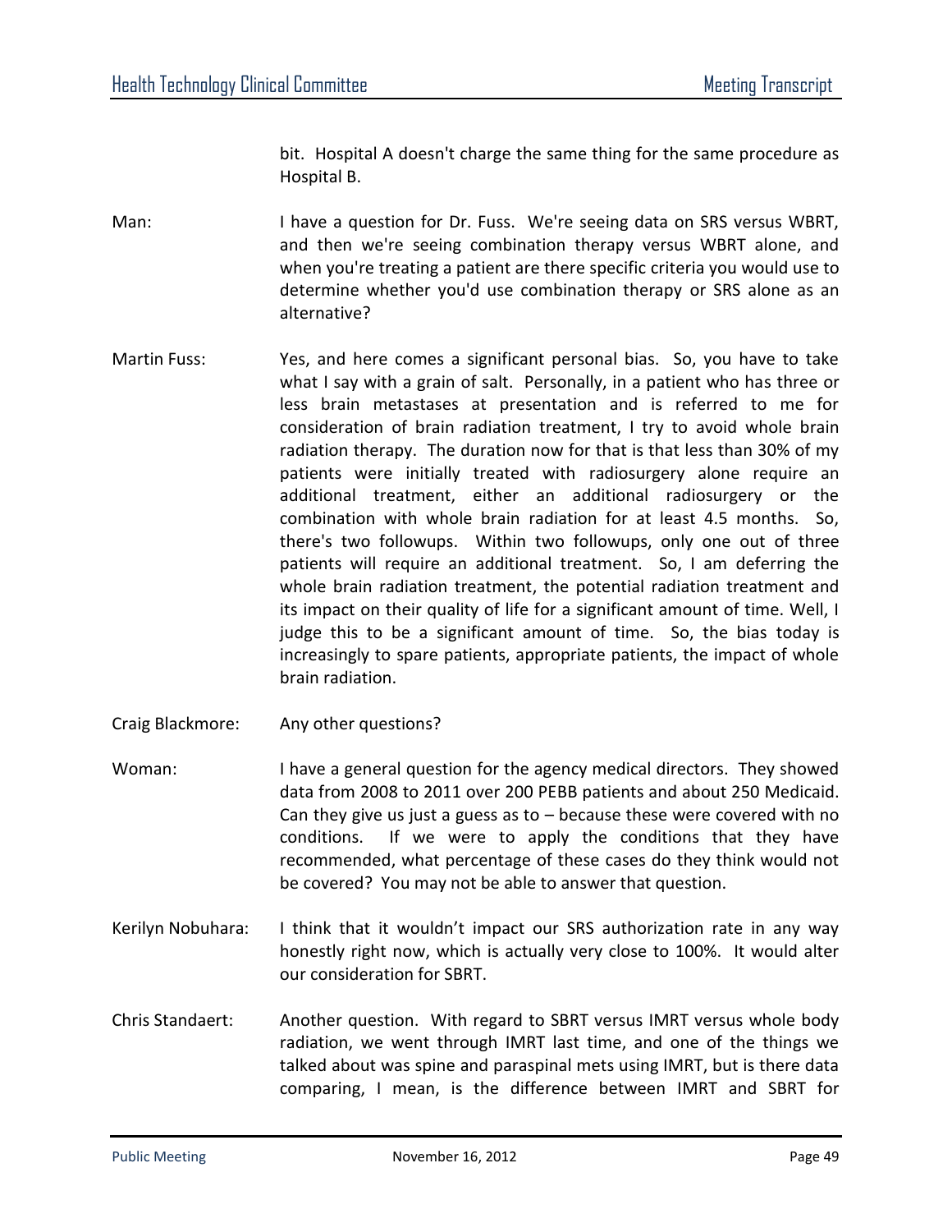bit. Hospital A doesn't charge the same thing for the same procedure as Hospital B.

Man: I have a question for Dr. Fuss. We're seeing data on SRS versus WBRT, and then we're seeing combination therapy versus WBRT alone, and when you're treating a patient are there specific criteria you would use to determine whether you'd use combination therapy or SRS alone as an alternative?

Martin Fuss: Yes, and here comes a significant personal bias. So, you have to take what I say with a grain of salt. Personally, in a patient who has three or less brain metastases at presentation and is referred to me for consideration of brain radiation treatment, I try to avoid whole brain radiation therapy. The duration now for that is that less than 30% of my patients were initially treated with radiosurgery alone require an additional treatment, either an additional radiosurgery or the combination with whole brain radiation for at least 4.5 months. So, there's two followups. Within two followups, only one out of three patients will require an additional treatment. So, I am deferring the whole brain radiation treatment, the potential radiation treatment and its impact on their quality of life for a significant amount of time. Well, I judge this to be a significant amount of time. So, the bias today is increasingly to spare patients, appropriate patients, the impact of whole brain radiation.

Craig Blackmore: Any other questions?

Woman: I have a general question for the agency medical directors. They showed data from 2008 to 2011 over 200 PEBB patients and about 250 Medicaid. Can they give us just a guess as to – because these were covered with no conditions. If we were to apply the conditions that they have recommended, what percentage of these cases do they think would not be covered? You may not be able to answer that question.

Kerilyn Nobuhara: I think that it wouldn't impact our SRS authorization rate in any way honestly right now, which is actually very close to 100%. It would alter our consideration for SBRT.

Chris Standaert: Another question. With regard to SBRT versus IMRT versus whole body radiation, we went through IMRT last time, and one of the things we talked about was spine and paraspinal mets using IMRT, but is there data comparing, I mean, is the difference between IMRT and SBRT for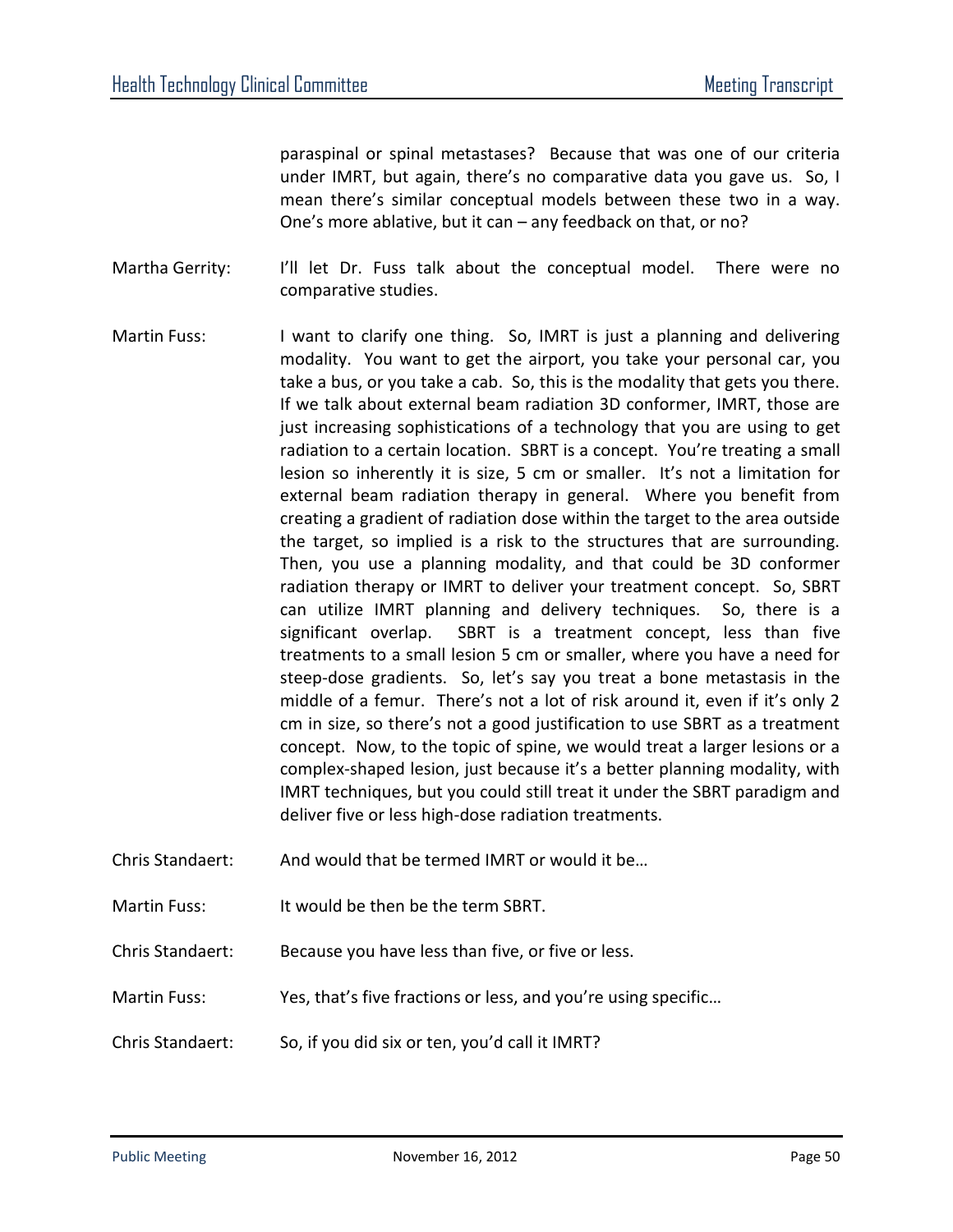paraspinal or spinal metastases? Because that was one of our criteria under IMRT, but again, there's no comparative data you gave us. So, I mean there's similar conceptual models between these two in a way. One's more ablative, but it can – any feedback on that, or no?

Martha Gerrity: I'll let Dr. Fuss talk about the conceptual model. There were no comparative studies.

Martin Fuss: I want to clarify one thing. So, IMRT is just a planning and delivering modality. You want to get the airport, you take your personal car, you take a bus, or you take a cab. So, this is the modality that gets you there. If we talk about external beam radiation 3D conformer, IMRT, those are just increasing sophistications of a technology that you are using to get radiation to a certain location. SBRT is a concept. You're treating a small lesion so inherently it is size, 5 cm or smaller. It's not a limitation for external beam radiation therapy in general. Where you benefit from creating a gradient of radiation dose within the target to the area outside the target, so implied is a risk to the structures that are surrounding. Then, you use a planning modality, and that could be 3D conformer radiation therapy or IMRT to deliver your treatment concept. So, SBRT can utilize IMRT planning and delivery techniques. So, there is a significant overlap. SBRT is a treatment concept, less than five treatments to a small lesion 5 cm or smaller, where you have a need for steep-dose gradients. So, let's say you treat a bone metastasis in the middle of a femur. There's not a lot of risk around it, even if it's only 2 cm in size, so there's not a good justification to use SBRT as a treatment concept. Now, to the topic of spine, we would treat a larger lesions or a complex-shaped lesion, just because it's a better planning modality, with IMRT techniques, but you could still treat it under the SBRT paradigm and deliver five or less high-dose radiation treatments.

Chris Standaert: And would that be termed IMRT or would it be…

Martin Fuss: It would be then be the term SBRT.

Chris Standaert: Because you have less than five, or five or less.

Martin Fuss: Yes, that's five fractions or less, and you're using specific…

Chris Standaert: So, if you did six or ten, you'd call it IMRT?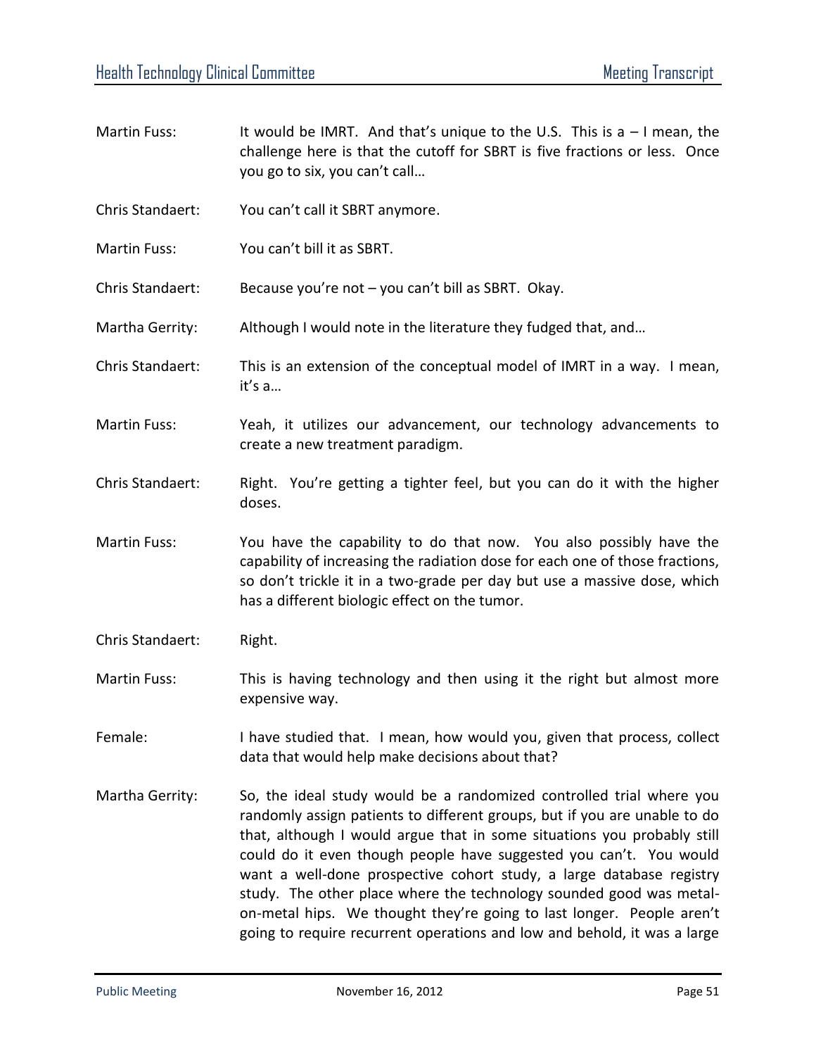Martin Fuss: It would be IMRT. And that's unique to the U.S. This is a – I mean, the challenge here is that the cutoff for SBRT is five fractions or less. Once you go to six, you can't call…

Chris Standaert: You can't call it SBRT anymore.

Martin Fuss: You can't bill it as SBRT.

Chris Standaert: Because you're not – you can't bill as SBRT. Okay.

Martha Gerrity: Although I would note in the literature they fudged that, and…

Chris Standaert: This is an extension of the conceptual model of IMRT in a way. I mean, it's a…

Martin Fuss: Yeah, it utilizes our advancement, our technology advancements to create a new treatment paradigm.

Chris Standaert: Right. You're getting a tighter feel, but you can do it with the higher doses.

Martin Fuss: You have the capability to do that now. You also possibly have the capability of increasing the radiation dose for each one of those fractions, so don't trickle it in a two-grade per day but use a massive dose, which has a different biologic effect on the tumor.

Chris Standaert: Right.

Martin Fuss: This is having technology and then using it the right but almost more expensive way.

Female: I have studied that. I mean, how would you, given that process, collect data that would help make decisions about that?

Martha Gerrity: So, the ideal study would be a randomized controlled trial where you randomly assign patients to different groups, but if you are unable to do that, although I would argue that in some situations you probably still could do it even though people have suggested you can't. You would want a well-done prospective cohort study, a large database registry study. The other place where the technology sounded good was metal-on-metal hips. We thought they're going to last longer. People aren't going to require recurrent operations and low and behold, it was a large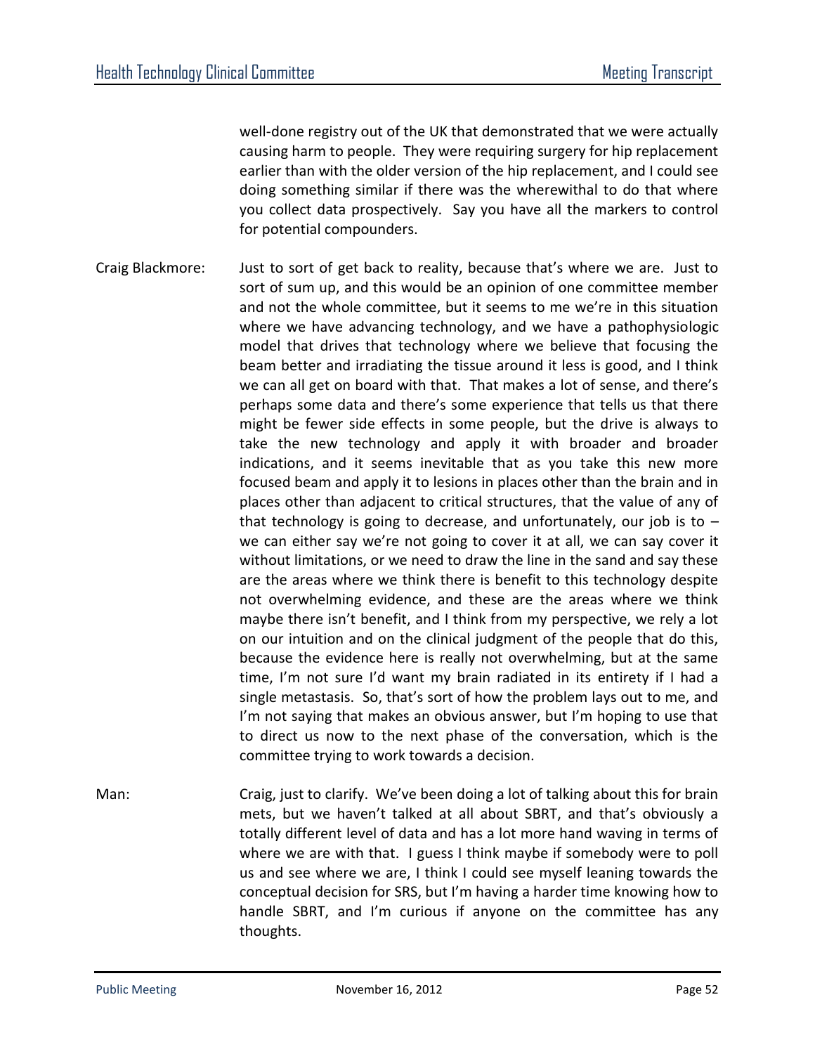well-done registry out of the UK that demonstrated that we were actually causing harm to people. They were requiring surgery for hip replacement earlier than with the older version of the hip replacement, and I could see doing something similar if there was the wherewithal to do that where you collect data prospectively. Say you have all the markers to control for potential compounders.

Craig Blackmore: Just to sort of get back to reality, because that's where we are. Just to sort of sum up, and this would be an opinion of one committee member and not the whole committee, but it seems to me we're in this situation where we have advancing technology, and we have a pathophysiologic model that drives that technology where we believe that focusing the beam better and irradiating the tissue around it less is good, and I think we can all get on board with that. That makes a lot of sense, and there's perhaps some data and there's some experience that tells us that there might be fewer side effects in some people, but the drive is always to take the new technology and apply it with broader and broader indications, and it seems inevitable that as you take this new more focused beam and apply it to lesions in places other than the brain and in places other than adjacent to critical structures, that the value of any of that technology is going to decrease, and unfortunately, our job is to – we can either say we're not going to cover it at all, we can say cover it without limitations, or we need to draw the line in the sand and say these are the areas where we think there is benefit to this technology despite not overwhelming evidence, and these are the areas where we think maybe there isn't benefit, and I think from my perspective, we rely a lot on our intuition and on the clinical judgment of the people that do this, because the evidence here is really not overwhelming, but at the same time, I'm not sure I'd want my brain radiated in its entirety if I had a single metastasis. So, that's sort of how the problem lays out to me, and I'm not saying that makes an obvious answer, but I'm hoping to use that to direct us now to the next phase of the conversation, which is the committee trying to work towards a decision.

Man: Craig, just to clarify. We've been doing a lot of talking about this for brain mets, but we haven't talked at all about SBRT, and that's obviously a totally different level of data and has a lot more hand waving in terms of where we are with that. I guess I think maybe if somebody were to poll us and see where we are, I think I could see myself leaning towards the conceptual decision for SRS, but I'm having a harder time knowing how to handle SBRT, and I'm curious if anyone on the committee has any thoughts.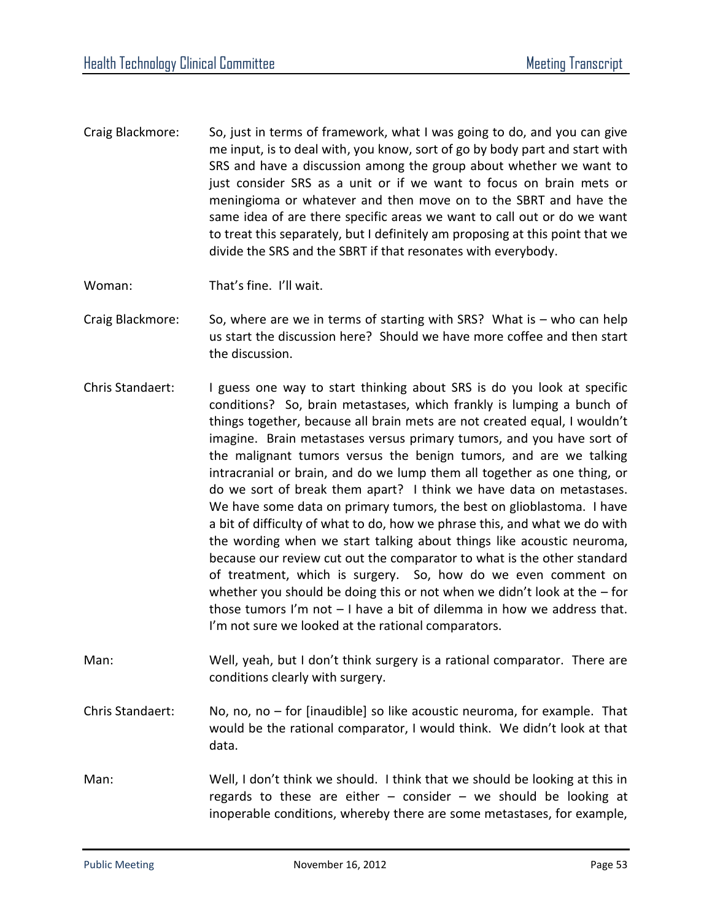Craig Blackmore: So, just in terms of framework, what I was going to do, and you can give me input, is to deal with, you know, sort of go by body part and start with SRS and have a discussion among the group about whether we want to just consider SRS as a unit or if we want to focus on brain mets or meningioma or whatever and then move on to the SBRT and have the same idea of are there specific areas we want to call out or do we want to treat this separately, but I definitely am proposing at this point that we divide the SRS and the SBRT if that resonates with everybody.

Woman: That's fine. I'll wait.

Craig Blackmore: So, where are we in terms of starting with SRS? What is – who can help us start the discussion here? Should we have more coffee and then start the discussion.

Chris Standaert: I guess one way to start thinking about SRS is do you look at specific conditions? So, brain metastases, which frankly is lumping a bunch of things together, because all brain mets are not created equal, I wouldn't imagine. Brain metastases versus primary tumors, and you have sort of the malignant tumors versus the benign tumors, and are we talking intracranial or brain, and do we lump them all together as one thing, or do we sort of break them apart? I think we have data on metastases. We have some data on primary tumors, the best on glioblastoma. I have a bit of difficulty of what to do, how we phrase this, and what we do with the wording when we start talking about things like acoustic neuroma, because our review cut out the comparator to what is the other standard of treatment, which is surgery. So, how do we even comment on whether you should be doing this or not when we didn't look at the – for those tumors I'm not – I have a bit of dilemma in how we address that. I'm not sure we looked at the rational comparators.

Man: Well, yeah, but I don't think surgery is a rational comparator. There are conditions clearly with surgery.

Chris Standaert: No, no, no – for [inaudible] so like acoustic neuroma, for example. That would be the rational comparator, I would think. We didn't look at that data.

Man: Well, I don't think we should. I think that we should be looking at this in regards to these are either – consider – we should be looking at inoperable conditions, whereby there are some metastases, for example,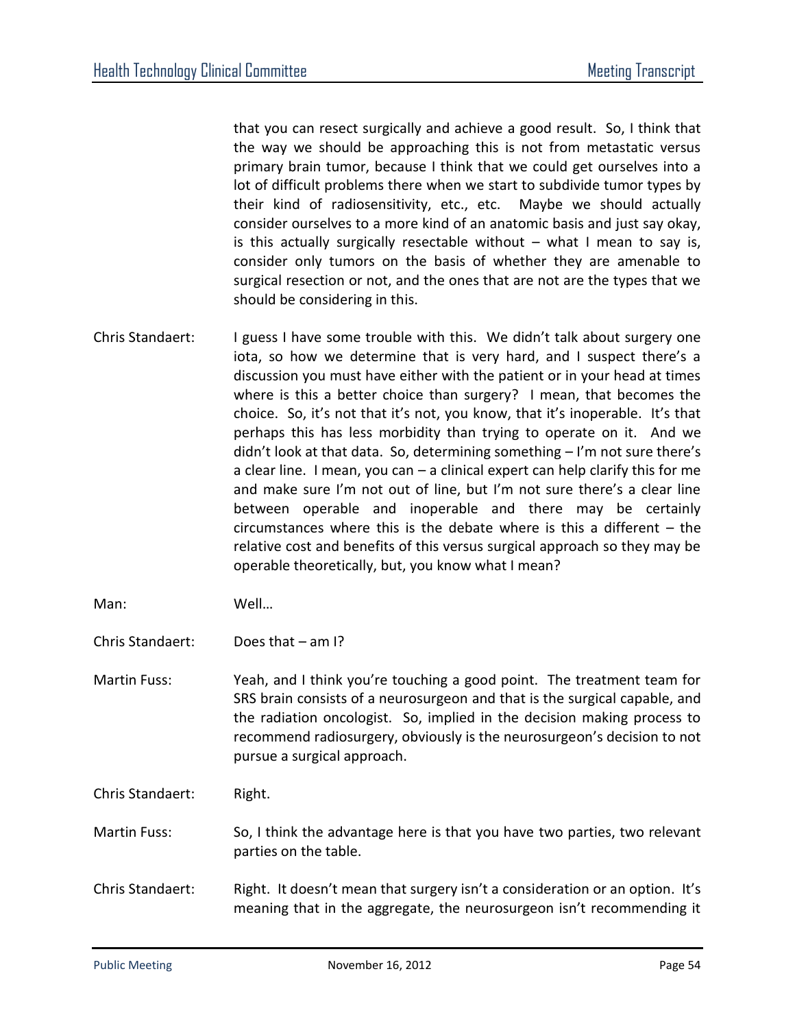that you can resect surgically and achieve a good result. So, I think that the way we should be approaching this is not from metastatic versus primary brain tumor, because I think that we could get ourselves into a lot of difficult problems there when we start to subdivide tumor types by their kind of radiosensitivity, etc., etc. Maybe we should actually consider ourselves to a more kind of an anatomic basis and just say okay, is this actually surgically resectable without – what I mean to say is, consider only tumors on the basis of whether they are amenable to surgical resection or not, and the ones that are not are the types that we should be considering in this.

Chris Standaert: I guess I have some trouble with this. We didn't talk about surgery one iota, so how we determine that is very hard, and I suspect there's a discussion you must have either with the patient or in your head at times where is this a better choice than surgery? I mean, that becomes the choice. So, it's not that it's not, you know, that it's inoperable. It's that perhaps this has less morbidity than trying to operate on it. And we didn't look at that data. So, determining something – I'm not sure there's a clear line. I mean, you can – a clinical expert can help clarify this for me and make sure I'm not out of line, but I'm not sure there's a clear line between operable and inoperable and there may be certainly circumstances where this is the debate where is this a different – the relative cost and benefits of this versus surgical approach so they may be operable theoretically, but, you know what I mean?

Man: Well…

Chris Standaert: Does that – am I?

Martin Fuss: Yeah, and I think you're touching a good point. The treatment team for SRS brain consists of a neurosurgeon and that is the surgical capable, and the radiation oncologist. So, implied in the decision making process to recommend radiosurgery, obviously is the neurosurgeon's decision to not pursue a surgical approach.

Chris Standaert: Right.

Martin Fuss: So, I think the advantage here is that you have two parties, two relevant parties on the table.

Chris Standaert: Right. It doesn't mean that surgery isn't a consideration or an option. It's meaning that in the aggregate, the neurosurgeon isn't recommending it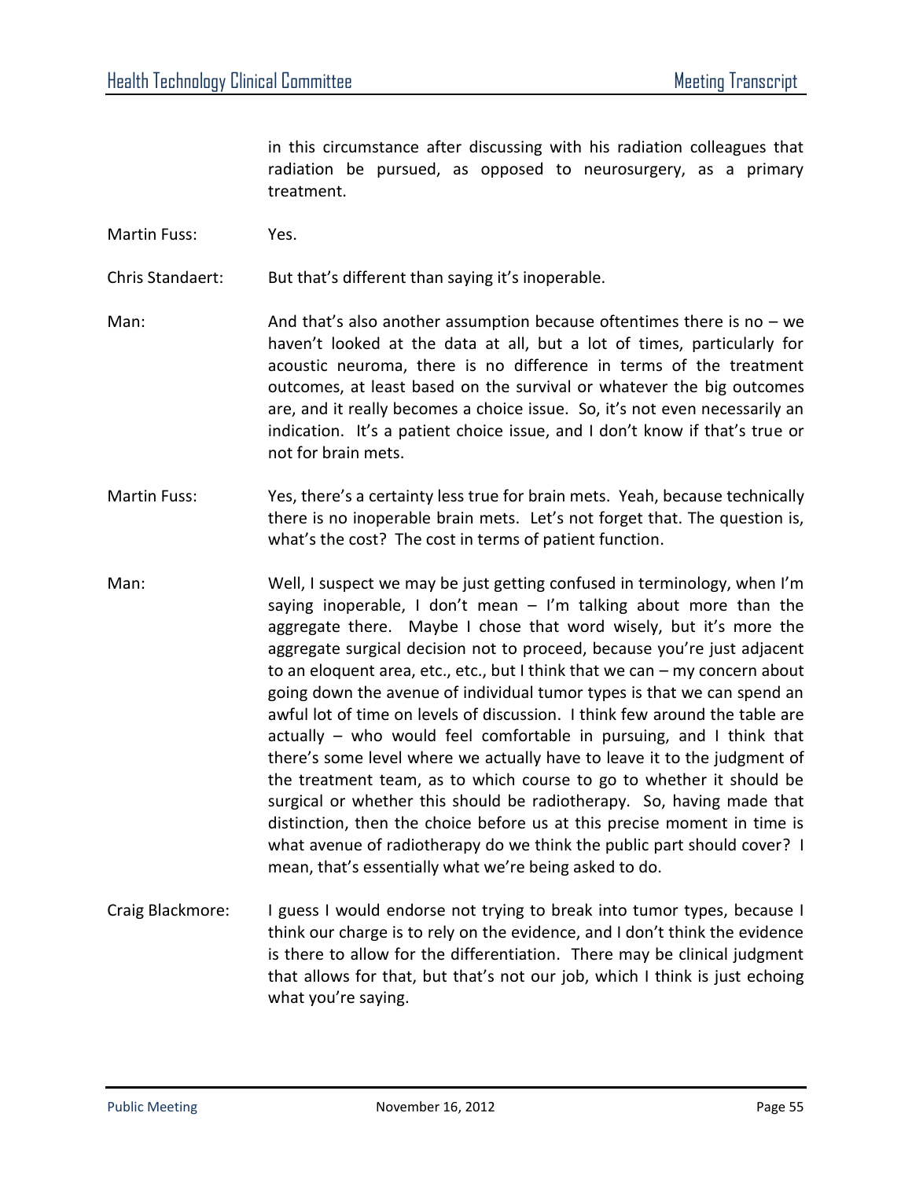in this circumstance after discussing with his radiation colleagues that radiation be pursued, as opposed to neurosurgery, as a primary treatment.

Martin Fuss: Yes.

Chris Standaert: But that's different than saying it's inoperable.

Man: And that's also another assumption because oftentimes there is no – we haven't looked at the data at all, but a lot of times, particularly for acoustic neuroma, there is no difference in terms of the treatment outcomes, at least based on the survival or whatever the big outcomes are, and it really becomes a choice issue. So, it's not even necessarily an indication. It's a patient choice issue, and I don't know if that's true or not for brain mets.

Martin Fuss: Yes, there's a certainty less true for brain mets. Yeah, because technically there is no inoperable brain mets. Let's not forget that. The question is, what's the cost? The cost in terms of patient function.

Man: Well, I suspect we may be just getting confused in terminology, when I'm saying inoperable, I don't mean – I'm talking about more than the aggregate there. Maybe I chose that word wisely, but it's more the aggregate surgical decision not to proceed, because you're just adjacent to an eloquent area, etc., etc., but I think that we can – my concern about going down the avenue of individual tumor types is that we can spend an awful lot of time on levels of discussion. I think few around the table are actually – who would feel comfortable in pursuing, and I think that there's some level where we actually have to leave it to the judgment of the treatment team, as to which course to go to whether it should be surgical or whether this should be radiotherapy. So, having made that distinction, then the choice before us at this precise moment in time is what avenue of radiotherapy do we think the public part should cover? I mean, that's essentially what we're being asked to do.

Craig Blackmore: I guess I would endorse not trying to break into tumor types, because I think our charge is to rely on the evidence, and I don't think the evidence is there to allow for the differentiation. There may be clinical judgment that allows for that, but that's not our job, which I think is just echoing what you're saying.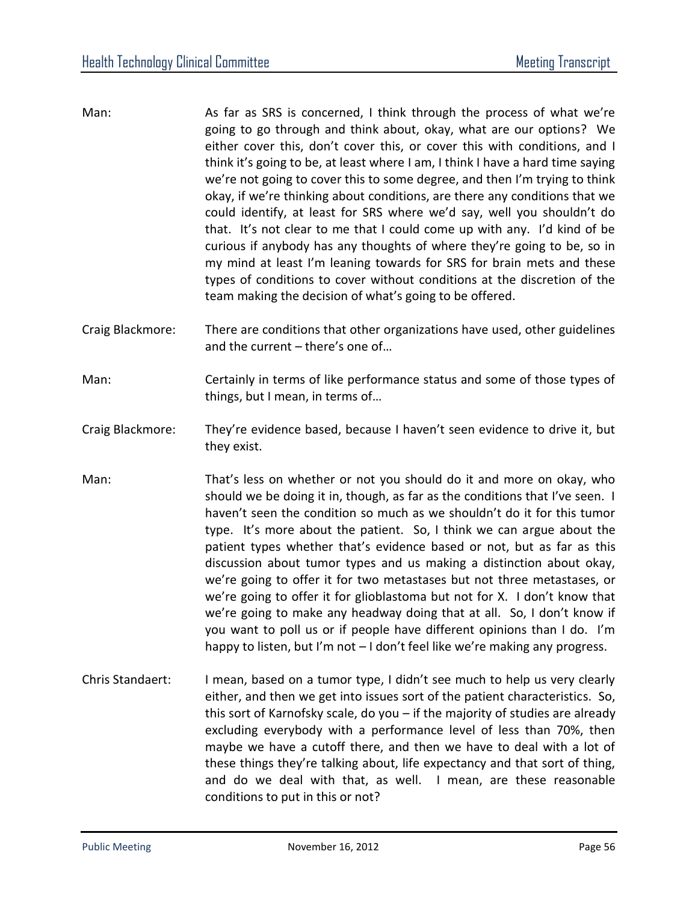Man: As far as SRS is concerned, I think through the process of what we're going to go through and think about, okay, what are our options? We either cover this, don't cover this, or cover this with conditions, and I think it's going to be, at least where I am, I think I have a hard time saying we're not going to cover this to some degree, and then I'm trying to think okay, if we're thinking about conditions, are there any conditions that we could identify, at least for SRS where we'd say, well you shouldn't do that. It's not clear to me that I could come up with any. I'd kind of be curious if anybody has any thoughts of where they're going to be, so in my mind at least I'm leaning towards for SRS for brain mets and these types of conditions to cover without conditions at the discretion of the team making the decision of what's going to be offered.

Craig Blackmore: There are conditions that other organizations have used, other guidelines and the current – there's one of…

Man: Certainly in terms of like performance status and some of those types of things, but I mean, in terms of…

Craig Blackmore: They're evidence based, because I haven't seen evidence to drive it, but they exist.

Man: That's less on whether or not you should do it and more on okay, who should we be doing it in, though, as far as the conditions that I've seen. I haven't seen the condition so much as we shouldn't do it for this tumor type. It's more about the patient. So, I think we can argue about the patient types whether that's evidence based or not, but as far as this discussion about tumor types and us making a distinction about okay, we're going to offer it for two metastases but not three metastases, or we're going to offer it for glioblastoma but not for X. I don't know that we're going to make any headway doing that at all. So, I don't know if you want to poll us or if people have different opinions than I do. I'm happy to listen, but I'm not – I don't feel like we're making any progress.

Chris Standaert: I mean, based on a tumor type, I didn't see much to help us very clearly either, and then we get into issues sort of the patient characteristics. So, this sort of Karnofsky scale, do you – if the majority of studies are already excluding everybody with a performance level of less than 70%, then maybe we have a cutoff there, and then we have to deal with a lot of these things they're talking about, life expectancy and that sort of thing, and do we deal with that, as well. I mean, are these reasonable conditions to put in this or not?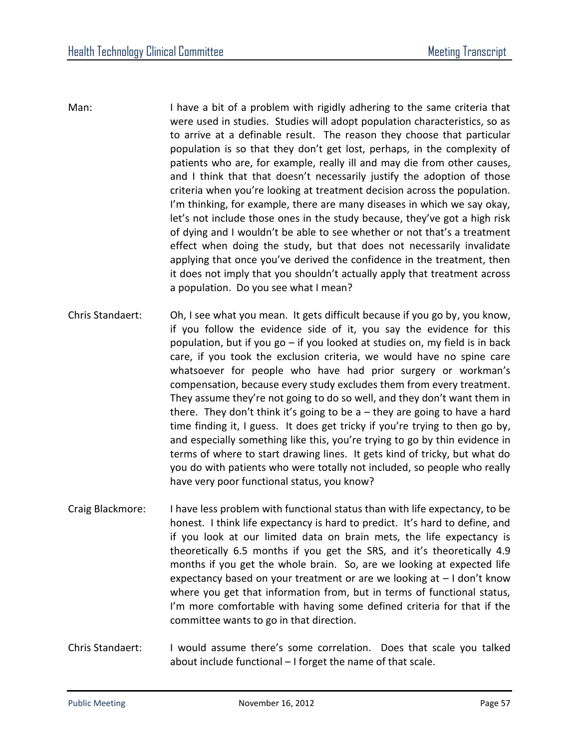Man: I have a bit of a problem with rigidly adhering to the same criteria that were used in studies. Studies will adopt population characteristics, so as to arrive at a definable result. The reason they choose that particular population is so that they don't get lost, perhaps, in the complexity of patients who are, for example, really ill and may die from other causes, and I think that that doesn't necessarily justify the adoption of those criteria when you're looking at treatment decision across the population. I'm thinking, for example, there are many diseases in which we say okay, let's not include those ones in the study because, they've got a high risk of dying and I wouldn't be able to see whether or not that's a treatment effect when doing the study, but that does not necessarily invalidate applying that once you've derived the confidence in the treatment, then it does not imply that you shouldn't actually apply that treatment across a population. Do you see what I mean?

Chris Standaert: Oh, I see what you mean. It gets difficult because if you go by, you know, if you follow the evidence side of it, you say the evidence for this population, but if you go – if you looked at studies on, my field is in back care, if you took the exclusion criteria, we would have no spine care whatsoever for people who have had prior surgery or workman's compensation, because every study excludes them from every treatment. They assume they're not going to do so well, and they don't want them in there. They don't think it's going to be a – they are going to have a hard time finding it, I guess. It does get tricky if you're trying to then go by, and especially something like this, you're trying to go by thin evidence in terms of where to start drawing lines. It gets kind of tricky, but what do you do with patients who were totally not included, so people who really have very poor functional status, you know?

Craig Blackmore: I have less problem with functional status than with life expectancy, to be honest. I think life expectancy is hard to predict. It's hard to define, and if you look at our limited data on brain mets, the life expectancy is theoretically 6.5 months if you get the SRS, and it's theoretically 4.9 months if you get the whole brain. So, are we looking at expected life expectancy based on your treatment or are we looking at – I don't know where you get that information from, but in terms of functional status, I'm more comfortable with having some defined criteria for that if the committee wants to go in that direction.

Chris Standaert: I would assume there's some correlation. Does that scale you talked about include functional – I forget the name of that scale.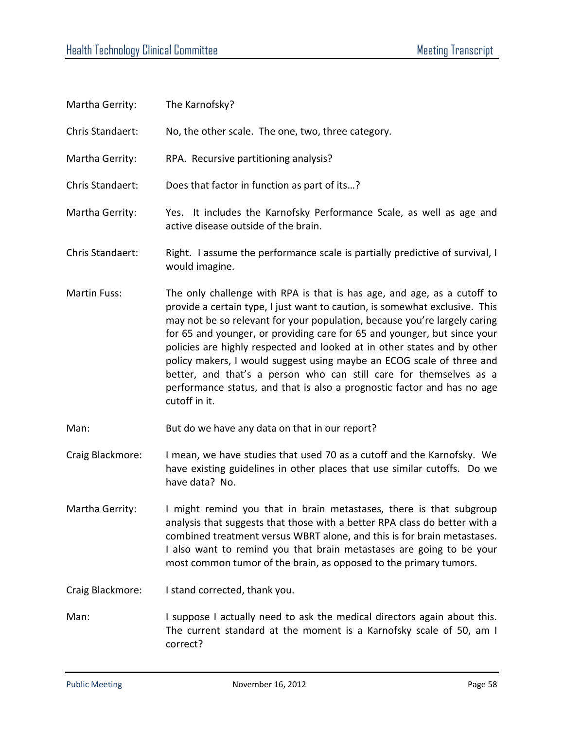Martha Gerrity: The Karnofsky?

Chris Standaert: No, the other scale. The one, two, three category.

Martha Gerrity: RPA. Recursive partitioning analysis?

Chris Standaert: Does that factor in function as part of its…?

Martha Gerrity: Yes. It includes the Karnofsky Performance Scale, as well as age and active disease outside of the brain.

Chris Standaert: Right. I assume the performance scale is partially predictive of survival, I would imagine.

Martin Fuss: The only challenge with RPA is that is has age, and age, as a cutoff to provide a certain type, I just want to caution, is somewhat exclusive. This may not be so relevant for your population, because you're largely caring for 65 and younger, or providing care for 65 and younger, but since your policies are highly respected and looked at in other states and by other policy makers, I would suggest using maybe an ECOG scale of three and better, and that's a person who can still care for themselves as a performance status, and that is also a prognostic factor and has no age cutoff in it.

Man: But do we have any data on that in our report?

Craig Blackmore: I mean, we have studies that used 70 as a cutoff and the Karnofsky. We have existing guidelines in other places that use similar cutoffs. Do we have data? No.

Martha Gerrity: I might remind you that in brain metastases, there is that subgroup analysis that suggests that those with a better RPA class do better with a combined treatment versus WBRT alone, and this is for brain metastases. I also want to remind you that brain metastases are going to be your most common tumor of the brain, as opposed to the primary tumors.

Craig Blackmore: I stand corrected, thank you.

Man: I suppose I actually need to ask the medical directors again about this. The current standard at the moment is a Karnofsky scale of 50, am I correct?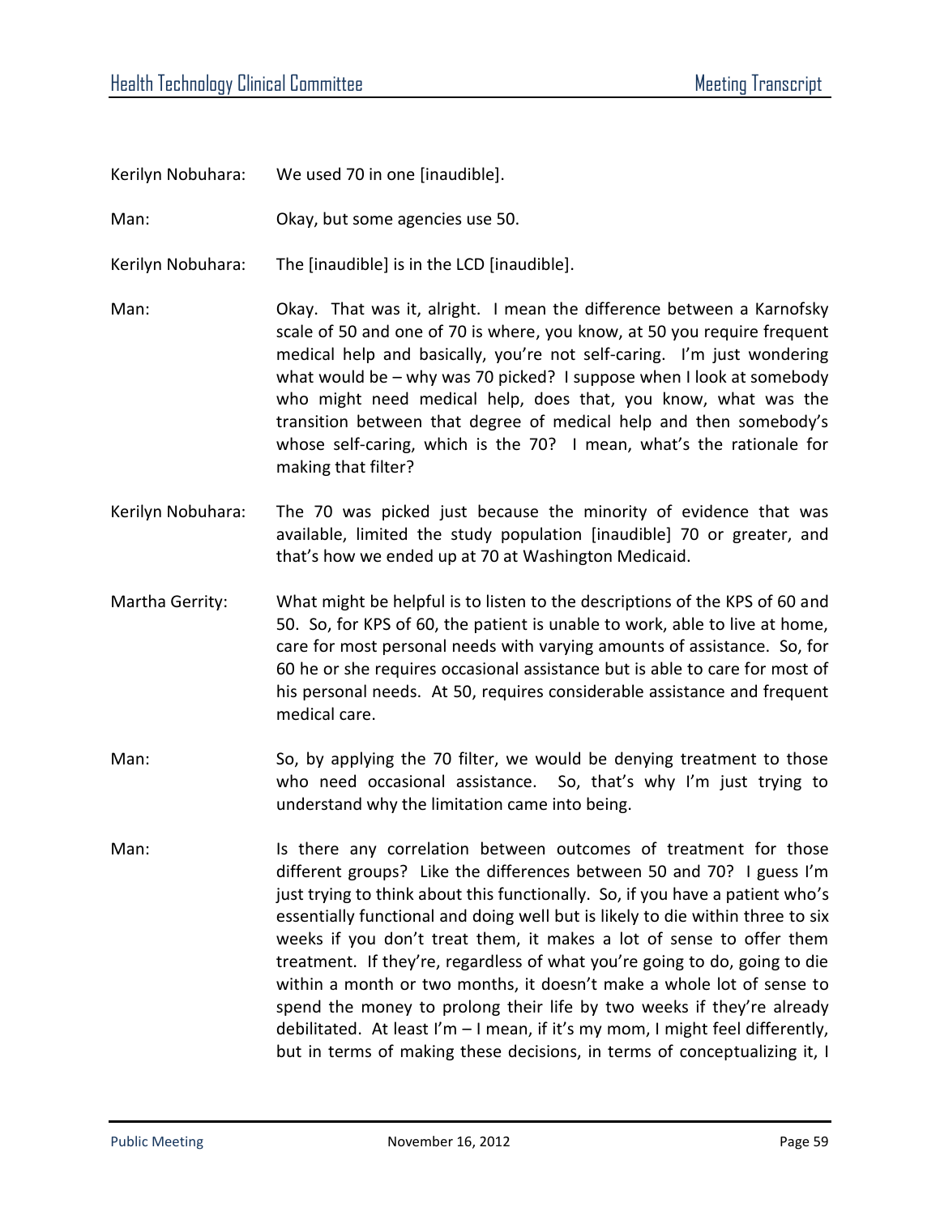Kerilyn Nobuhara: We used 70 in one [inaudible].

Man: Okay, but some agencies use 50.

Kerilyn Nobuhara: The [inaudible] is in the LCD [inaudible].

Man: Okay. That was it, alright. I mean the difference between a Karnofsky scale of 50 and one of 70 is where, you know, at 50 you require frequent medical help and basically, you're not self-caring. I'm just wondering what would be – why was 70 picked? I suppose when I look at somebody who might need medical help, does that, you know, what was the transition between that degree of medical help and then somebody's whose self-caring, which is the 70? I mean, what's the rationale for making that filter?

Kerilyn Nobuhara: The 70 was picked just because the minority of evidence that was available, limited the study population [inaudible] 70 or greater, and that's how we ended up at 70 at Washington Medicaid.

Martha Gerrity: What might be helpful is to listen to the descriptions of the KPS of 60 and 50. So, for KPS of 60, the patient is unable to work, able to live at home, care for most personal needs with varying amounts of assistance. So, for 60 he or she requires occasional assistance but is able to care for most of his personal needs. At 50, requires considerable assistance and frequent medical care.

Man: So, by applying the 70 filter, we would be denying treatment to those who need occasional assistance. So, that's why I'm just trying to understand why the limitation came into being.

Man: Is there any correlation between outcomes of treatment for those different groups? Like the differences between 50 and 70? I guess I'm just trying to think about this functionally. So, if you have a patient who's essentially functional and doing well but is likely to die within three to six weeks if you don't treat them, it makes a lot of sense to offer them treatment. If they're, regardless of what you're going to do, going to die within a month or two months, it doesn't make a whole lot of sense to spend the money to prolong their life by two weeks if they're already debilitated. At least I'm – I mean, if it's my mom, I might feel differently, but in terms of making these decisions, in terms of conceptualizing it, I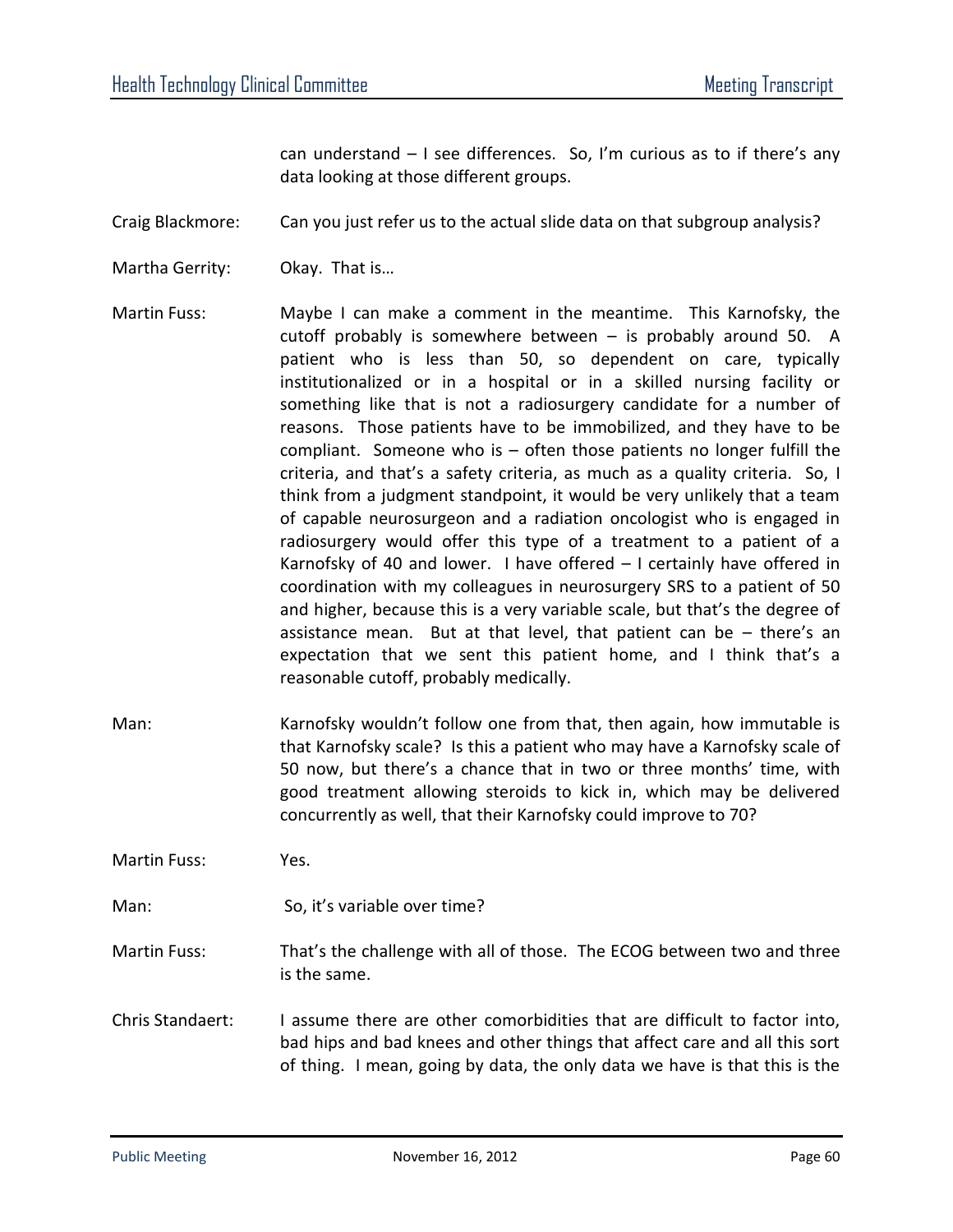can understand – I see differences. So, I'm curious as to if there's any data looking at those different groups.

Craig Blackmore: Can you just refer us to the actual slide data on that subgroup analysis?

Martha Gerrity: Okay. That is…

Martin Fuss: Maybe I can make a comment in the meantime. This Karnofsky, the cutoff probably is somewhere between – is probably around 50. A patient who is less than 50, so dependent on care, typically institutionalized or in a hospital or in a skilled nursing facility or something like that is not a radiosurgery candidate for a number of reasons. Those patients have to be immobilized, and they have to be compliant. Someone who is – often those patients no longer fulfill the criteria, and that's a safety criteria, as much as a quality criteria. So, I think from a judgment standpoint, it would be very unlikely that a team of capable neurosurgeon and a radiation oncologist who is engaged in radiosurgery would offer this type of a treatment to a patient of a Karnofsky of 40 and lower. I have offered – I certainly have offered in coordination with my colleagues in neurosurgery SRS to a patient of 50 and higher, because this is a very variable scale, but that's the degree of assistance mean. But at that level, that patient can be – there's an expectation that we sent this patient home, and I think that's a reasonable cutoff, probably medically.

Man: Karnofsky wouldn't follow one from that, then again, how immutable is that Karnofsky scale? Is this a patient who may have a Karnofsky scale of 50 now, but there's a chance that in two or three months' time, with good treatment allowing steroids to kick in, which may be delivered concurrently as well, that their Karnofsky could improve to 70?

Martin Fuss: Yes.

Man: So, it's variable over time?

Martin Fuss: That's the challenge with all of those. The ECOG between two and three is the same.

Chris Standaert: I assume there are other comorbidities that are difficult to factor into, bad hips and bad knees and other things that affect care and all this sort of thing. I mean, going by data, the only data we have is that this is the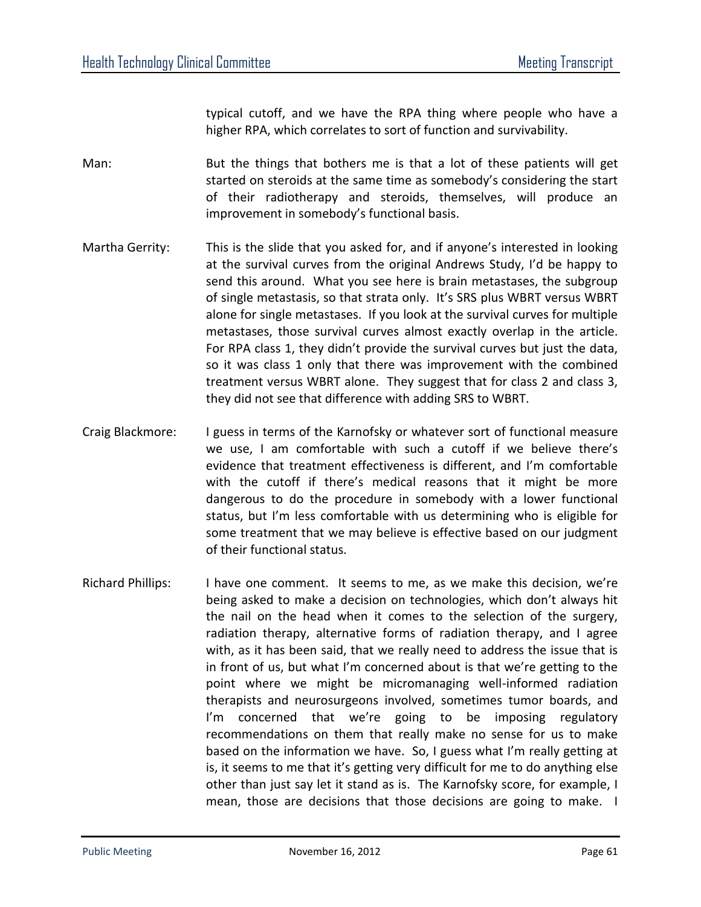typical cutoff, and we have the RPA thing where people who have a higher RPA, which correlates to sort of function and survivability.

Man: But the things that bothers me is that a lot of these patients will get started on steroids at the same time as somebody's considering the start of their radiotherapy and steroids, themselves, will produce an improvement in somebody's functional basis.

Martha Gerrity: This is the slide that you asked for, and if anyone's interested in looking at the survival curves from the original Andrews Study, I'd be happy to send this around. What you see here is brain metastases, the subgroup of single metastasis, so that strata only. It's SRS plus WBRT versus WBRT alone for single metastases. If you look at the survival curves for multiple metastases, those survival curves almost exactly overlap in the article. For RPA class 1, they didn't provide the survival curves but just the data, so it was class 1 only that there was improvement with the combined treatment versus WBRT alone. They suggest that for class 2 and class 3, they did not see that difference with adding SRS to WBRT.

Craig Blackmore: I guess in terms of the Karnofsky or whatever sort of functional measure we use, I am comfortable with such a cutoff if we believe there's evidence that treatment effectiveness is different, and I'm comfortable with the cutoff if there's medical reasons that it might be more dangerous to do the procedure in somebody with a lower functional status, but I'm less comfortable with us determining who is eligible for some treatment that we may believe is effective based on our judgment of their functional status.

Richard Phillips: I have one comment. It seems to me, as we make this decision, we're being asked to make a decision on technologies, which don't always hit the nail on the head when it comes to the selection of the surgery, radiation therapy, alternative forms of radiation therapy, and I agree with, as it has been said, that we really need to address the issue that is in front of us, but what I'm concerned about is that we're getting to the point where we might be micromanaging well-informed radiation therapists and neurosurgeons involved, sometimes tumor boards, and I'm concerned that we're going to be imposing regulatory recommendations on them that really make no sense for us to make based on the information we have. So, I guess what I'm really getting at is, it seems to me that it's getting very difficult for me to do anything else other than just say let it stand as is. The Karnofsky score, for example, I mean, those are decisions that those decisions are going to make. I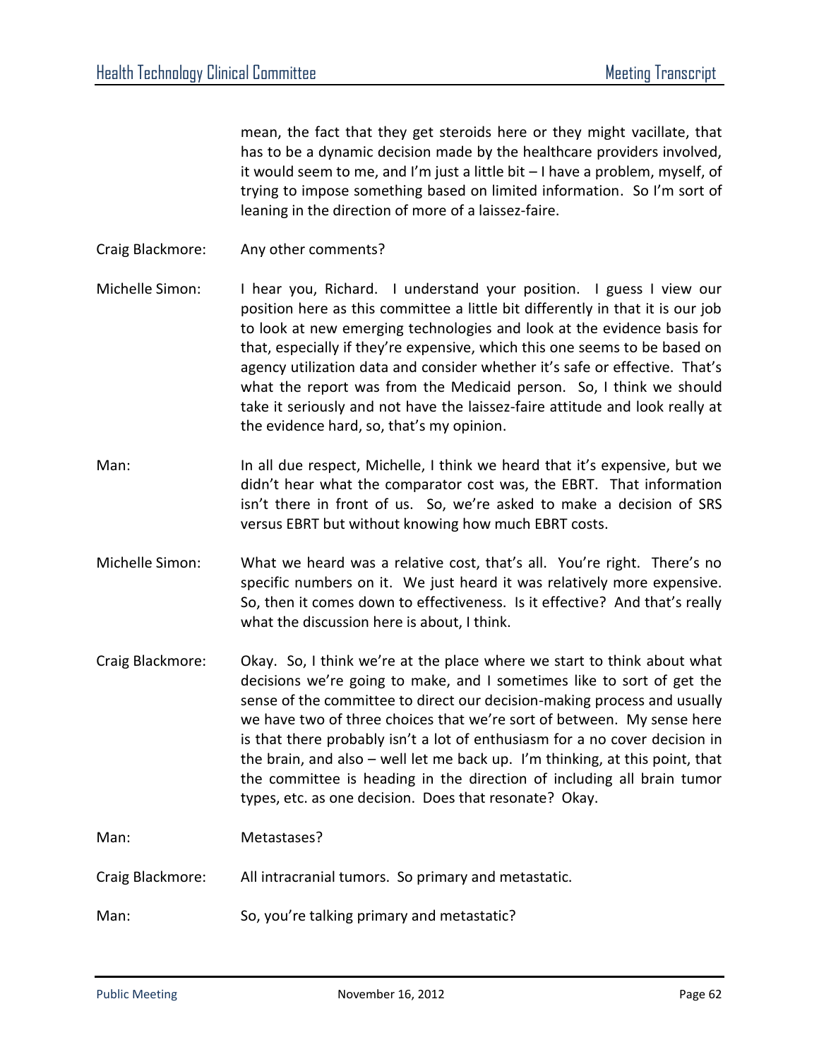mean, the fact that they get steroids here or they might vacillate, that has to be a dynamic decision made by the healthcare providers involved, it would seem to me, and I'm just a little bit – I have a problem, myself, of trying to impose something based on limited information. So I'm sort of leaning in the direction of more of a laissez-faire.

Craig Blackmore: Any other comments?

Michelle Simon: I hear you, Richard. I understand your position. I guess I view our position here as this committee a little bit differently in that it is our job to look at new emerging technologies and look at the evidence basis for that, especially if they're expensive, which this one seems to be based on agency utilization data and consider whether it's safe or effective. That's what the report was from the Medicaid person. So, I think we should take it seriously and not have the laissez-faire attitude and look really at the evidence hard, so, that's my opinion.

Man: In all due respect, Michelle, I think we heard that it's expensive, but we didn't hear what the comparator cost was, the EBRT. That information isn't there in front of us. So, we're asked to make a decision of SRS versus EBRT but without knowing how much EBRT costs.

Michelle Simon: What we heard was a relative cost, that's all. You're right. There's no specific numbers on it. We just heard it was relatively more expensive. So, then it comes down to effectiveness. Is it effective? And that's really what the discussion here is about, I think.

Craig Blackmore: Okay. So, I think we're at the place where we start to think about what decisions we're going to make, and I sometimes like to sort of get the sense of the committee to direct our decision-making process and usually we have two of three choices that we're sort of between. My sense here is that there probably isn't a lot of enthusiasm for a no cover decision in the brain, and also – well let me back up. I'm thinking, at this point, that the committee is heading in the direction of including all brain tumor types, etc. as one decision. Does that resonate? Okay.

Man: Metastases?

Craig Blackmore: All intracranial tumors. So primary and metastatic.

Man: So, you're talking primary and metastatic?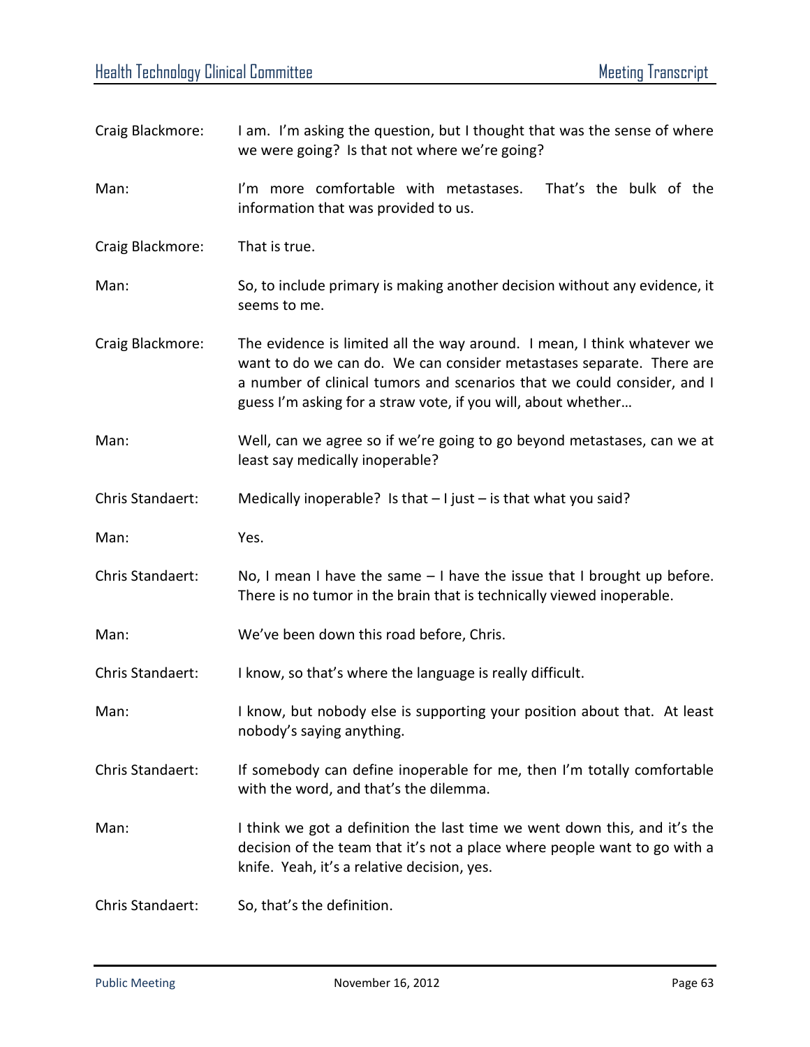Craig Blackmore: I am. I'm asking the question, but I thought that was the sense of where we were going? Is that not where we're going?

Man: I'm more comfortable with metastases. That's the bulk of the information that was provided to us.

Craig Blackmore: That is true.

Man: So, to include primary is making another decision without any evidence, it seems to me.

Craig Blackmore: The evidence is limited all the way around. I mean, I think whatever we want to do we can do. We can consider metastases separate. There are a number of clinical tumors and scenarios that we could consider, and I guess I'm asking for a straw vote, if you will, about whether…

Man: Well, can we agree so if we're going to go beyond metastases, can we at least say medically inoperable?

Chris Standaert: Medically inoperable? Is that – I just – is that what you said?

Man: Yes.

Chris Standaert: No, I mean I have the same – I have the issue that I brought up before. There is no tumor in the brain that is technically viewed inoperable.

Man: We've been down this road before, Chris.

Chris Standaert: I know, so that's where the language is really difficult.

Man: I know, but nobody else is supporting your position about that. At least nobody's saying anything.

Chris Standaert: If somebody can define inoperable for me, then I'm totally comfortable with the word, and that's the dilemma.

Man: I think we got a definition the last time we went down this, and it's the decision of the team that it's not a place where people want to go with a knife. Yeah, it's a relative decision, yes.

Chris Standaert: So, that's the definition.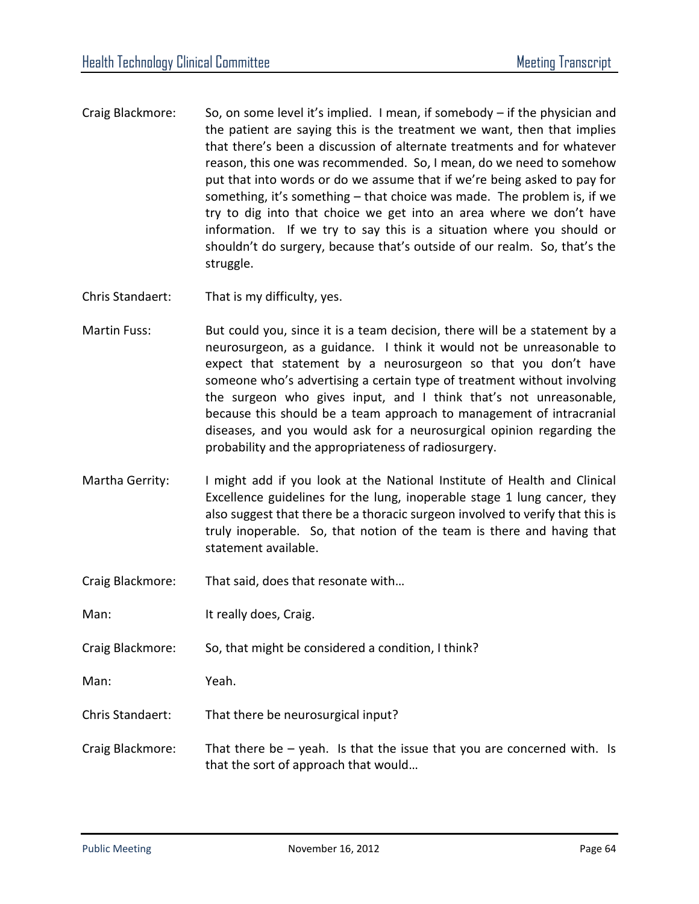Craig Blackmore: So, on some level it's implied. I mean, if somebody – if the physician and the patient are saying this is the treatment we want, then that implies that there's been a discussion of alternate treatments and for whatever reason, this one was recommended. So, I mean, do we need to somehow put that into words or do we assume that if we're being asked to pay for something, it's something – that choice was made. The problem is, if we try to dig into that choice we get into an area where we don't have information. If we try to say this is a situation where you should or shouldn't do surgery, because that's outside of our realm. So, that's the struggle.

Chris Standaert: That is my difficulty, yes.

Martin Fuss: But could you, since it is a team decision, there will be a statement by a neurosurgeon, as a guidance. I think it would not be unreasonable to expect that statement by a neurosurgeon so that you don't have someone who's advertising a certain type of treatment without involving the surgeon who gives input, and I think that's not unreasonable, because this should be a team approach to management of intracranial diseases, and you would ask for a neurosurgical opinion regarding the probability and the appropriateness of radiosurgery.

Martha Gerrity: I might add if you look at the National Institute of Health and Clinical Excellence guidelines for the lung, inoperable stage 1 lung cancer, they also suggest that there be a thoracic surgeon involved to verify that this is truly inoperable. So, that notion of the team is there and having that statement available.

Craig Blackmore: That said, does that resonate with…

Man: It really does, Craig.

Craig Blackmore: So, that might be considered a condition, I think?

Man: Yeah.

Chris Standaert: That there be neurosurgical input?

Craig Blackmore: That there be – yeah. Is that the issue that you are concerned with. Is that the sort of approach that would…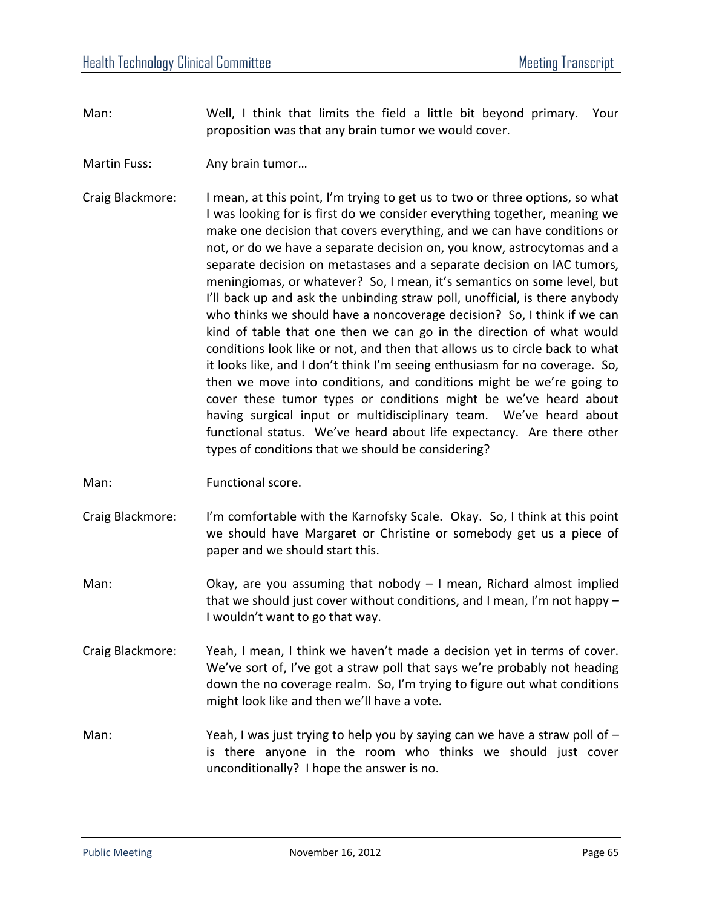Man: Well, I think that limits the field a little bit beyond primary. Your proposition was that any brain tumor we would cover.

Martin Fuss: Any brain tumor…

Craig Blackmore: I mean, at this point, I'm trying to get us to two or three options, so what I was looking for is first do we consider everything together, meaning we make one decision that covers everything, and we can have conditions or not, or do we have a separate decision on, you know, astrocytomas and a separate decision on metastases and a separate decision on IAC tumors, meningiomas, or whatever? So, I mean, it's semantics on some level, but I'll back up and ask the unbinding straw poll, unofficial, is there anybody who thinks we should have a noncoverage decision? So, I think if we can kind of table that one then we can go in the direction of what would conditions look like or not, and then that allows us to circle back to what it looks like, and I don't think I'm seeing enthusiasm for no coverage. So, then we move into conditions, and conditions might be we're going to cover these tumor types or conditions might be we've heard about having surgical input or multidisciplinary team. We've heard about functional status. We've heard about life expectancy. Are there other types of conditions that we should be considering?

Man: Functional score.

Craig Blackmore: I'm comfortable with the Karnofsky Scale. Okay. So, I think at this point we should have Margaret or Christine or somebody get us a piece of paper and we should start this.

Man: Okay, are you assuming that nobody – I mean, Richard almost implied that we should just cover without conditions, and I mean, I'm not happy – I wouldn't want to go that way.

Craig Blackmore: Yeah, I mean, I think we haven't made a decision yet in terms of cover. We've sort of, I've got a straw poll that says we're probably not heading down the no coverage realm. So, I'm trying to figure out what conditions might look like and then we'll have a vote.

Man: Yeah, I was just trying to help you by saying can we have a straw poll of – is there anyone in the room who thinks we should just cover unconditionally? I hope the answer is no.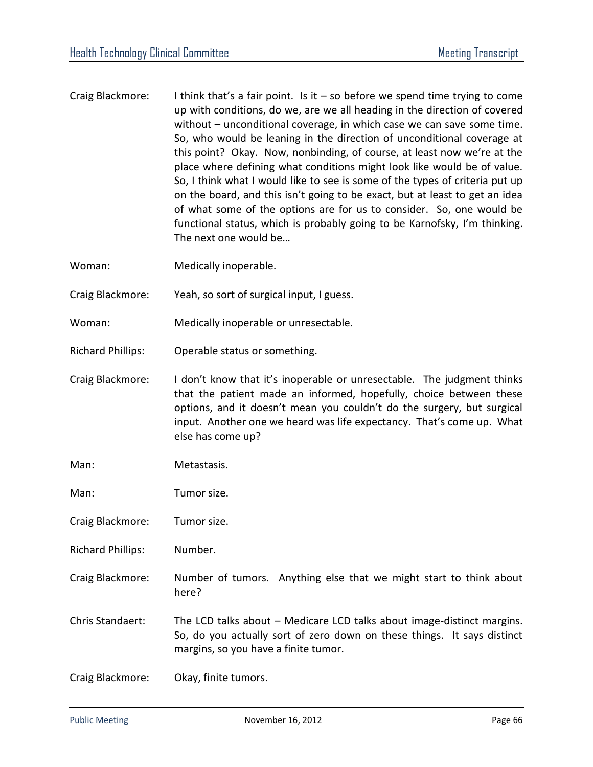Craig Blackmore: I think that's a fair point. Is it – so before we spend time trying to come up with conditions, do we, are we all heading in the direction of covered without – unconditional coverage, in which case we can save some time. So, who would be leaning in the direction of unconditional coverage at this point? Okay. Now, nonbinding, of course, at least now we're at the place where defining what conditions might look like would be of value. So, I think what I would like to see is some of the types of criteria put up on the board, and this isn't going to be exact, but at least to get an idea of what some of the options are for us to consider. So, one would be functional status, which is probably going to be Karnofsky, I'm thinking. The next one would be…

Woman: Medically inoperable.

Craig Blackmore: Yeah, so sort of surgical input, I guess.

Woman: Medically inoperable or unresectable.

Richard Phillips: Operable status or something.

Craig Blackmore: I don't know that it's inoperable or unresectable. The judgment thinks that the patient made an informed, hopefully, choice between these options, and it doesn't mean you couldn't do the surgery, but surgical input. Another one we heard was life expectancy. That's come up. What else has come up?

Man: Metastasis.

Man: Tumor size.

Craig Blackmore: Tumor size.

Richard Phillips: Number.

Craig Blackmore: Number of tumors. Anything else that we might start to think about here?

Chris Standaert: The LCD talks about – Medicare LCD talks about image-distinct margins. So, do you actually sort of zero down on these things. It says distinct margins, so you have a finite tumor.

Craig Blackmore: Okay, finite tumors.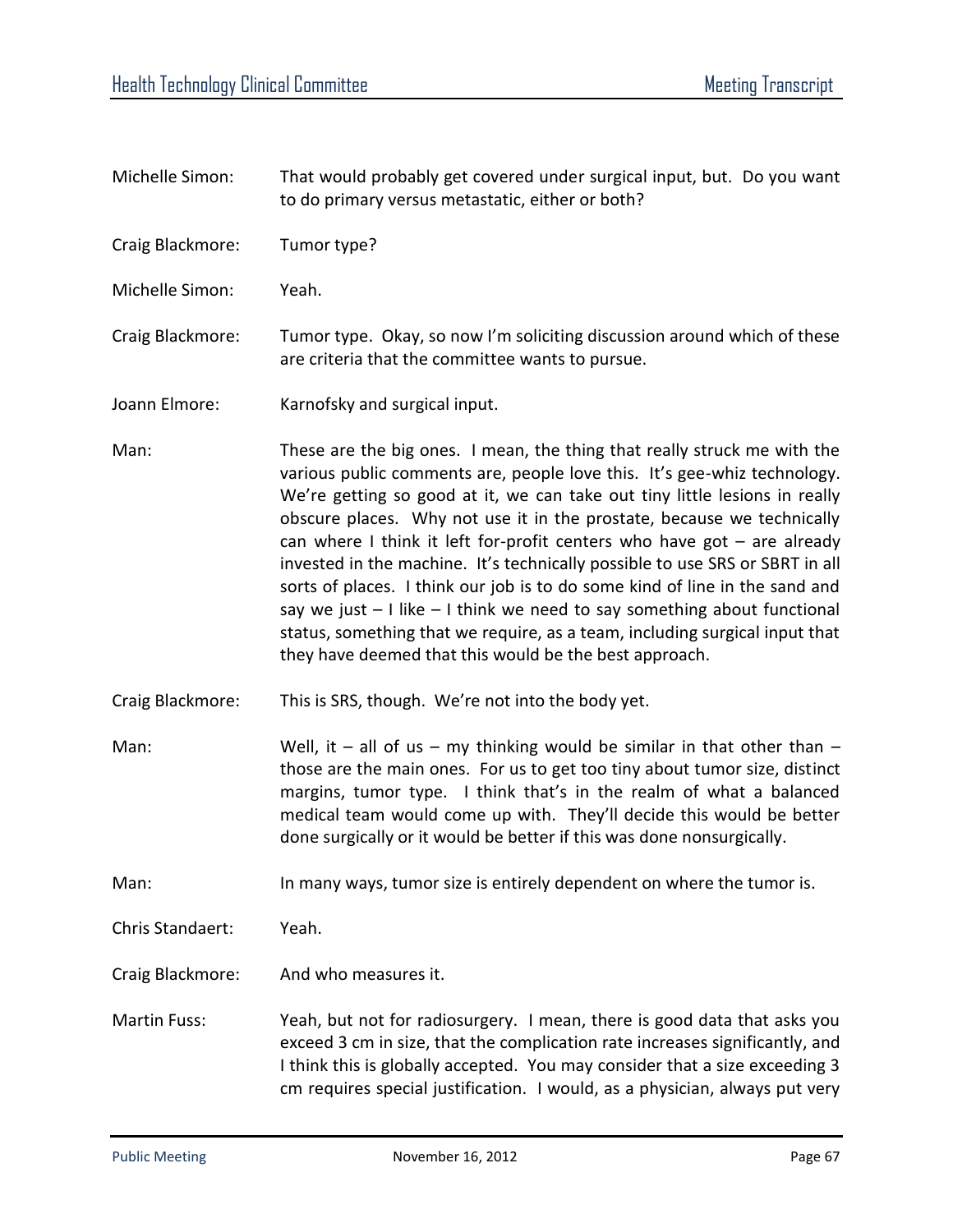Michelle Simon: That would probably get covered under surgical input, but. Do you want to do primary versus metastatic, either or both?

Craig Blackmore: Tumor type?

Michelle Simon: Yeah.

Craig Blackmore: Tumor type. Okay, so now I'm soliciting discussion around which of these are criteria that the committee wants to pursue.

Joann Elmore: Karnofsky and surgical input.

Man: These are the big ones. I mean, the thing that really struck me with the various public comments are, people love this. It's gee-whiz technology. We're getting so good at it, we can take out tiny little lesions in really obscure places. Why not use it in the prostate, because we technically can where I think it left for-profit centers who have got – are already invested in the machine. It's technically possible to use SRS or SBRT in all sorts of places. I think our job is to do some kind of line in the sand and say we just – I like – I think we need to say something about functional status, something that we require, as a team, including surgical input that they have deemed that this would be the best approach.

Craig Blackmore: This is SRS, though. We're not into the body yet.

Man: Well, it – all of us – my thinking would be similar in that other than – those are the main ones. For us to get too tiny about tumor size, distinct margins, tumor type. I think that's in the realm of what a balanced medical team would come up with. They'll decide this would be better done surgically or it would be better if this was done nonsurgically.

Man: In many ways, tumor size is entirely dependent on where the tumor is.

Chris Standaert: Yeah.

Craig Blackmore: And who measures it.

Martin Fuss: Yeah, but not for radiosurgery. I mean, there is good data that asks you exceed 3 cm in size, that the complication rate increases significantly, and I think this is globally accepted. You may consider that a size exceeding 3 cm requires special justification. I would, as a physician, always put very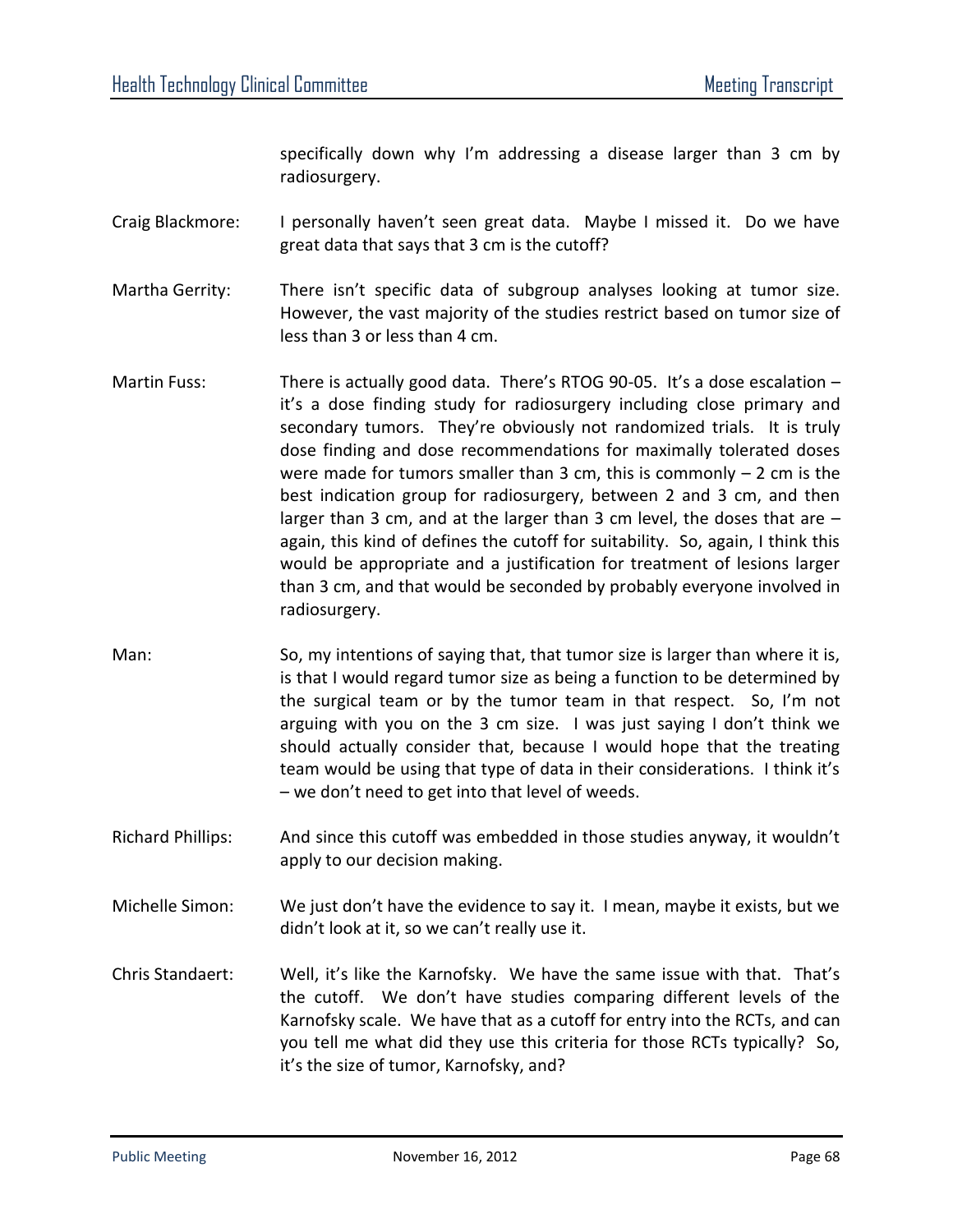specifically down why I'm addressing a disease larger than 3 cm by radiosurgery.

Craig Blackmore: I personally haven't seen great data. Maybe I missed it. Do we have great data that says that 3 cm is the cutoff?

Martha Gerrity: There isn't specific data of subgroup analyses looking at tumor size. However, the vast majority of the studies restrict based on tumor size of less than 3 or less than 4 cm.

Martin Fuss: There is actually good data. There's RTOG 90-05. It's a dose escalation – it's a dose finding study for radiosurgery including close primary and secondary tumors. They're obviously not randomized trials. It is truly dose finding and dose recommendations for maximally tolerated doses were made for tumors smaller than 3 cm, this is commonly – 2 cm is the best indication group for radiosurgery, between 2 and 3 cm, and then larger than 3 cm, and at the larger than 3 cm level, the doses that are – again, this kind of defines the cutoff for suitability. So, again, I think this would be appropriate and a justification for treatment of lesions larger than 3 cm, and that would be seconded by probably everyone involved in radiosurgery.

Man: So, my intentions of saying that, that tumor size is larger than where it is, is that I would regard tumor size as being a function to be determined by the surgical team or by the tumor team in that respect. So, I'm not arguing with you on the 3 cm size. I was just saying I don't think we should actually consider that, because I would hope that the treating team would be using that type of data in their considerations. I think it's – we don't need to get into that level of weeds.

Richard Phillips: And since this cutoff was embedded in those studies anyway, it wouldn't apply to our decision making.

Michelle Simon: We just don't have the evidence to say it. I mean, maybe it exists, but we didn't look at it, so we can't really use it.

Chris Standaert: Well, it's like the Karnofsky. We have the same issue with that. That's the cutoff. We don't have studies comparing different levels of the Karnofsky scale. We have that as a cutoff for entry into the RCTs, and can you tell me what did they use this criteria for those RCTs typically? So, it's the size of tumor, Karnofsky, and?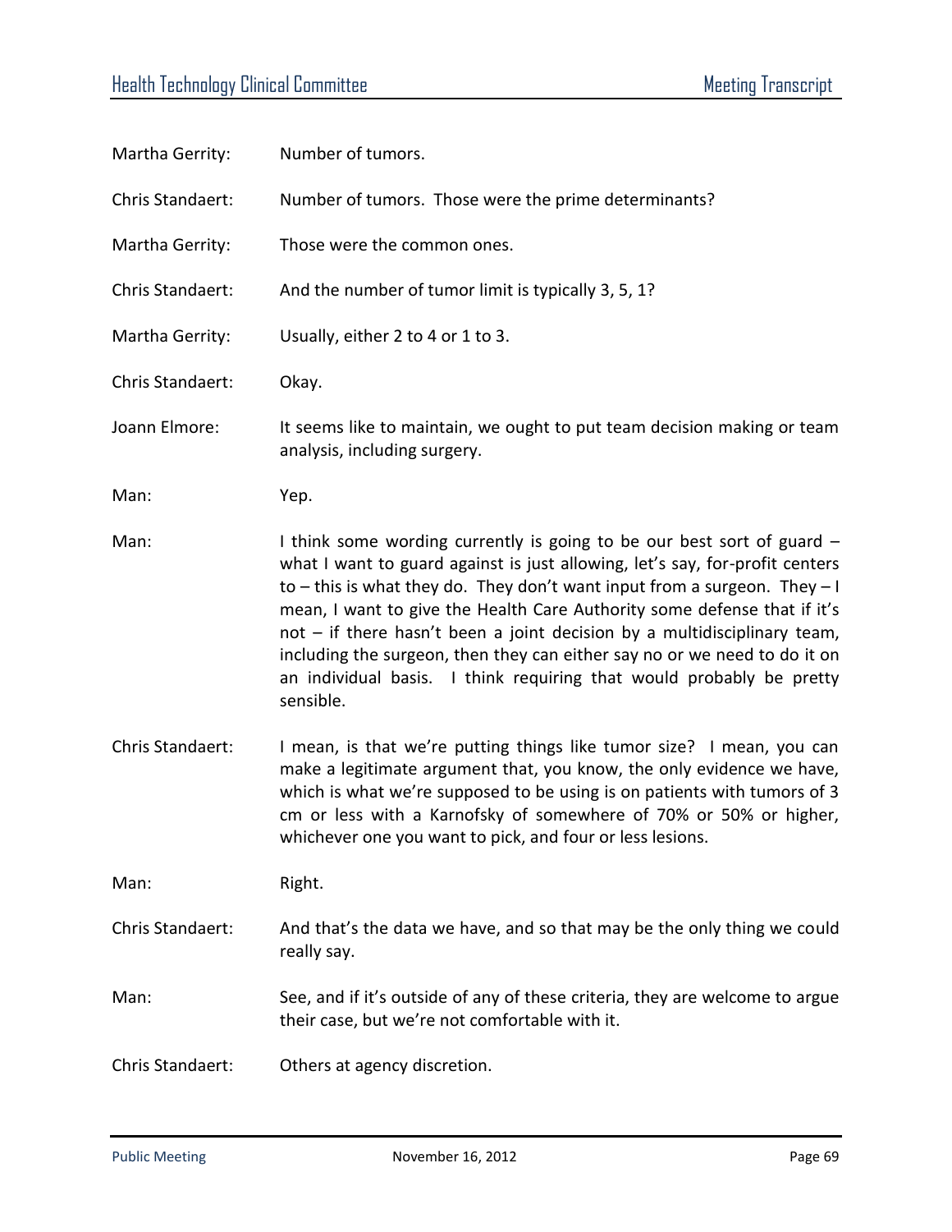Martha Gerrity: Number of tumors.

Chris Standaert: Number of tumors. Those were the prime determinants?

Martha Gerrity: Those were the common ones.

Chris Standaert: And the number of tumor limit is typically 3, 5, 1?

Martha Gerrity: Usually, either 2 to 4 or 1 to 3.

Chris Standaert: Okay.

Joann Elmore: It seems like to maintain, we ought to put team decision making or team analysis, including surgery.

Man: Yep.

Man: I think some wording currently is going to be our best sort of guard – what I want to guard against is just allowing, let's say, for-profit centers to – this is what they do. They don't want input from a surgeon. They – I mean, I want to give the Health Care Authority some defense that if it's not – if there hasn't been a joint decision by a multidisciplinary team, including the surgeon, then they can either say no or we need to do it on an individual basis. I think requiring that would probably be pretty sensible.

Chris Standaert: I mean, is that we're putting things like tumor size? I mean, you can make a legitimate argument that, you know, the only evidence we have, which is what we're supposed to be using is on patients with tumors of 3 cm or less with a Karnofsky of somewhere of 70% or 50% or higher, whichever one you want to pick, and four or less lesions.

Man: Right.

Chris Standaert: And that's the data we have, and so that may be the only thing we could really say.

Man: See, and if it's outside of any of these criteria, they are welcome to argue their case, but we're not comfortable with it.

Chris Standaert: Others at agency discretion.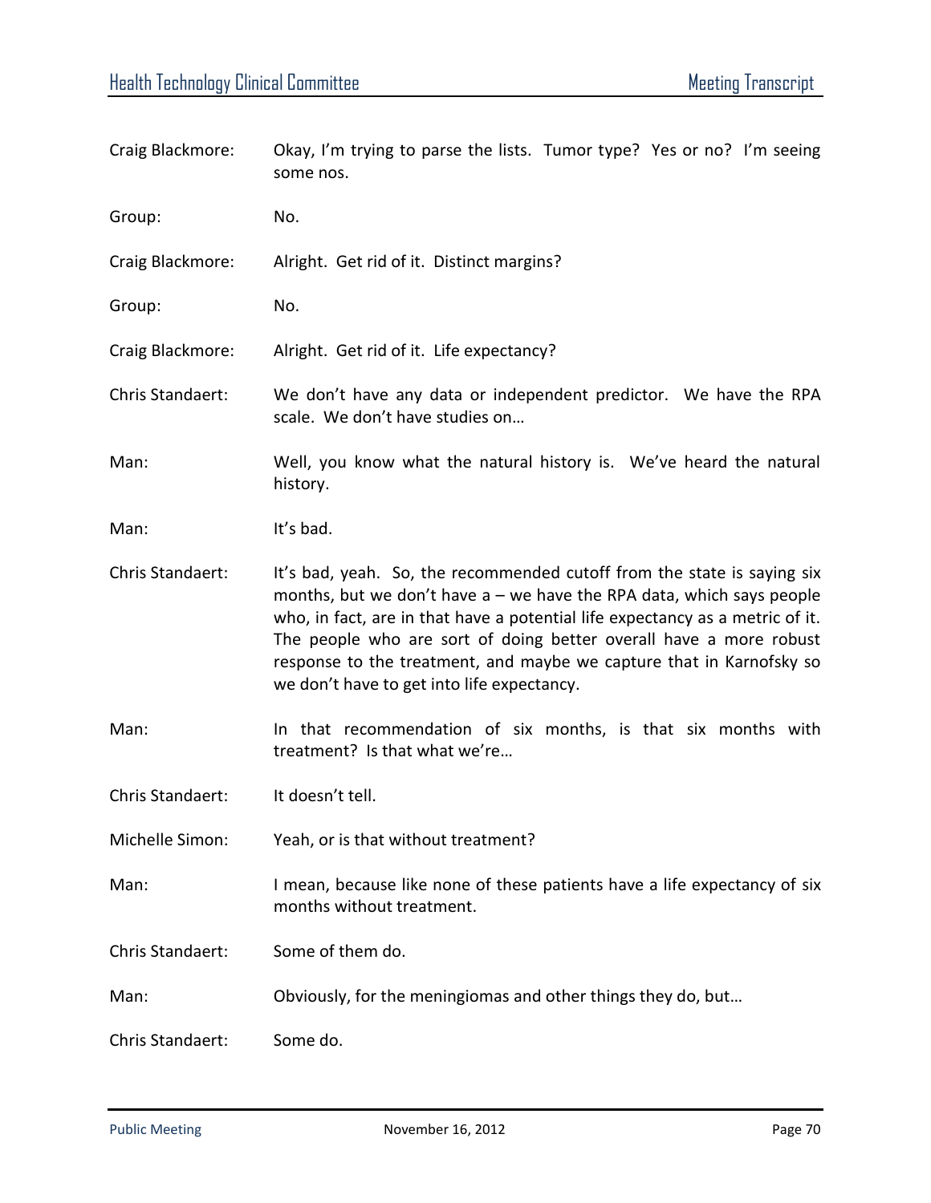Craig Blackmore: Okay, I'm trying to parse the lists. Tumor type? Yes or no? I'm seeing some nos.

Group: No.

Craig Blackmore: Alright. Get rid of it. Distinct margins?

Group: No.

Craig Blackmore: Alright. Get rid of it. Life expectancy?

Chris Standaert: We don't have any data or independent predictor. We have the RPA scale. We don't have studies on…

Man: Well, you know what the natural history is. We've heard the natural history.

Man: It's bad.

Chris Standaert: It's bad, yeah. So, the recommended cutoff from the state is saying six months, but we don't have a – we have the RPA data, which says people who, in fact, are in that have a potential life expectancy as a metric of it. The people who are sort of doing better overall have a more robust response to the treatment, and maybe we capture that in Karnofsky so we don't have to get into life expectancy.

Man: In that recommendation of six months, is that six months with treatment? Is that what we're…

Chris Standaert: It doesn't tell.

Michelle Simon: Yeah, or is that without treatment?

Man: I mean, because like none of these patients have a life expectancy of six months without treatment.

Chris Standaert: Some of them do.

Man: Obviously, for the meningiomas and other things they do, but…

Chris Standaert: Some do.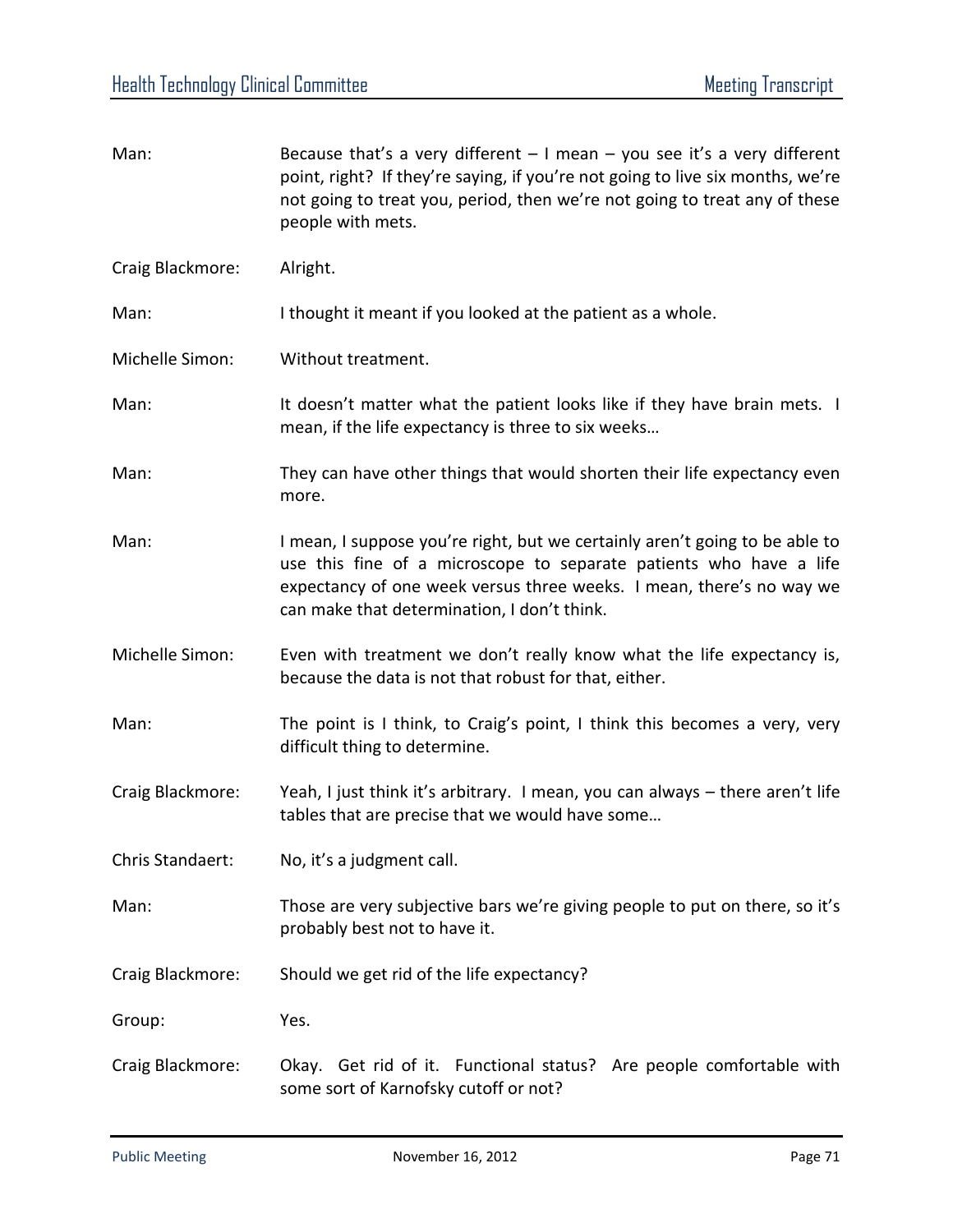Man: Because that's a very different – I mean – you see it's a very different point, right? If they're saying, if you're not going to live six months, we're not going to treat you, period, then we're not going to treat any of these people with mets.

Craig Blackmore: Alright.

Man: I thought it meant if you looked at the patient as a whole.

Michelle Simon: Without treatment.

Man: It doesn't matter what the patient looks like if they have brain mets. I mean, if the life expectancy is three to six weeks…

Man: They can have other things that would shorten their life expectancy even more.

Man: I mean, I suppose you're right, but we certainly aren't going to be able to use this fine of a microscope to separate patients who have a life expectancy of one week versus three weeks. I mean, there's no way we can make that determination, I don't think.

Michelle Simon: Even with treatment we don't really know what the life expectancy is, because the data is not that robust for that, either.

Man: The point is I think, to Craig's point, I think this becomes a very, very difficult thing to determine.

Craig Blackmore: Yeah, I just think it's arbitrary. I mean, you can always – there aren't life tables that are precise that we would have some…

Chris Standaert: No, it's a judgment call.

Man: Those are very subjective bars we're giving people to put on there, so it's probably best not to have it.

Craig Blackmore: Should we get rid of the life expectancy?

Group: Yes.

Craig Blackmore: Okay. Get rid of it. Functional status? Are people comfortable with some sort of Karnofsky cutoff or not?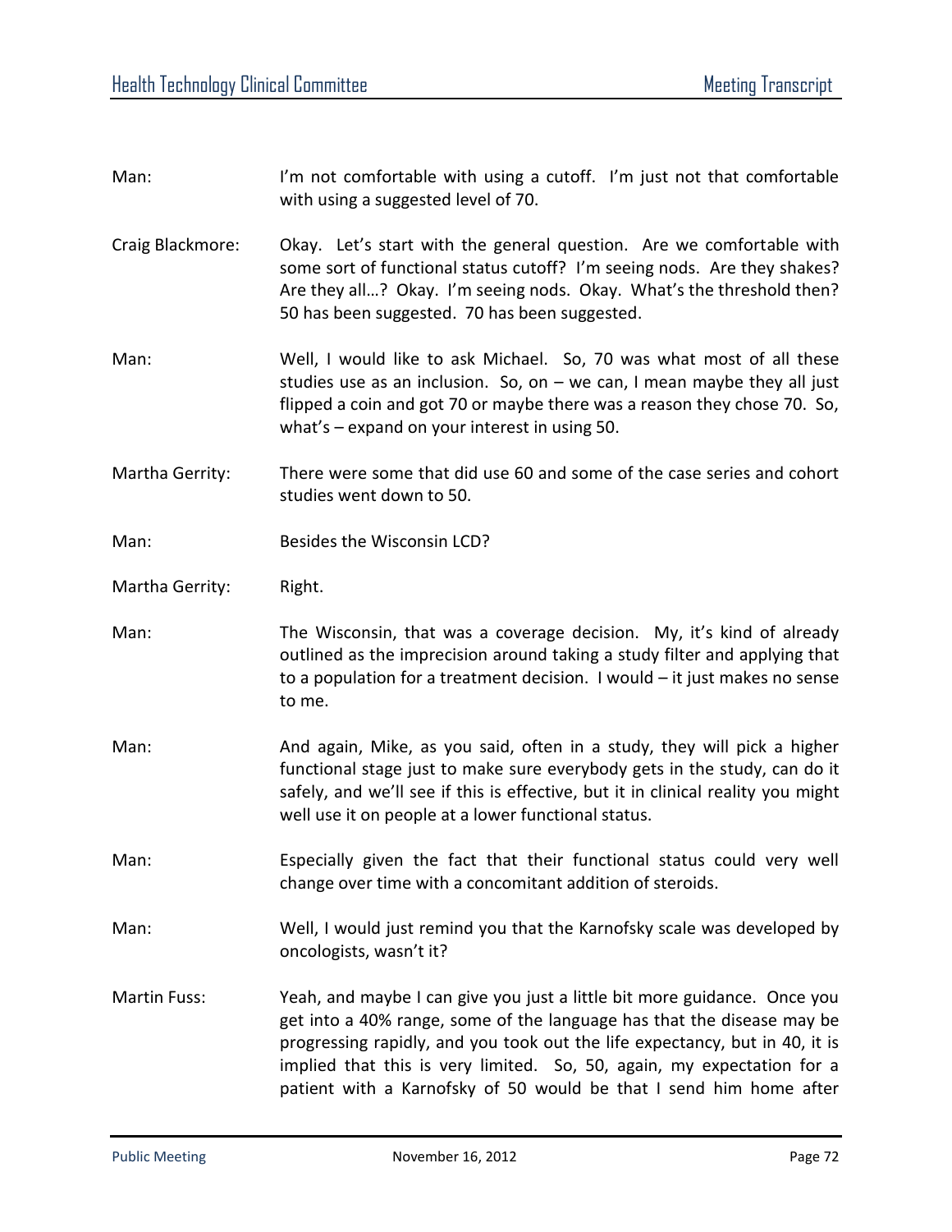Man: I'm not comfortable with using a cutoff. I'm just not that comfortable with using a suggested level of 70.

Craig Blackmore: Okay. Let's start with the general question. Are we comfortable with some sort of functional status cutoff? I'm seeing nods. Are they shakes? Are they all…? Okay. I'm seeing nods. Okay. What's the threshold then? 50 has been suggested. 70 has been suggested.

Man: Well, I would like to ask Michael. So, 70 was what most of all these studies use as an inclusion. So, on – we can, I mean maybe they all just flipped a coin and got 70 or maybe there was a reason they chose 70. So, what's – expand on your interest in using 50.

Martha Gerrity: There were some that did use 60 and some of the case series and cohort studies went down to 50.

Man: Besides the Wisconsin LCD?

Martha Gerrity: Right.

Man: The Wisconsin, that was a coverage decision. My, it's kind of already outlined as the imprecision around taking a study filter and applying that to a population for a treatment decision. I would – it just makes no sense to me.

Man: And again, Mike, as you said, often in a study, they will pick a higher functional stage just to make sure everybody gets in the study, can do it safely, and we'll see if this is effective, but it in clinical reality you might well use it on people at a lower functional status.

Man: Especially given the fact that their functional status could very well change over time with a concomitant addition of steroids.

Man: Well, I would just remind you that the Karnofsky scale was developed by oncologists, wasn't it?

Martin Fuss: Yeah, and maybe I can give you just a little bit more guidance. Once you get into a 40% range, some of the language has that the disease may be progressing rapidly, and you took out the life expectancy, but in 40, it is implied that this is very limited. So, 50, again, my expectation for a patient with a Karnofsky of 50 would be that I send him home after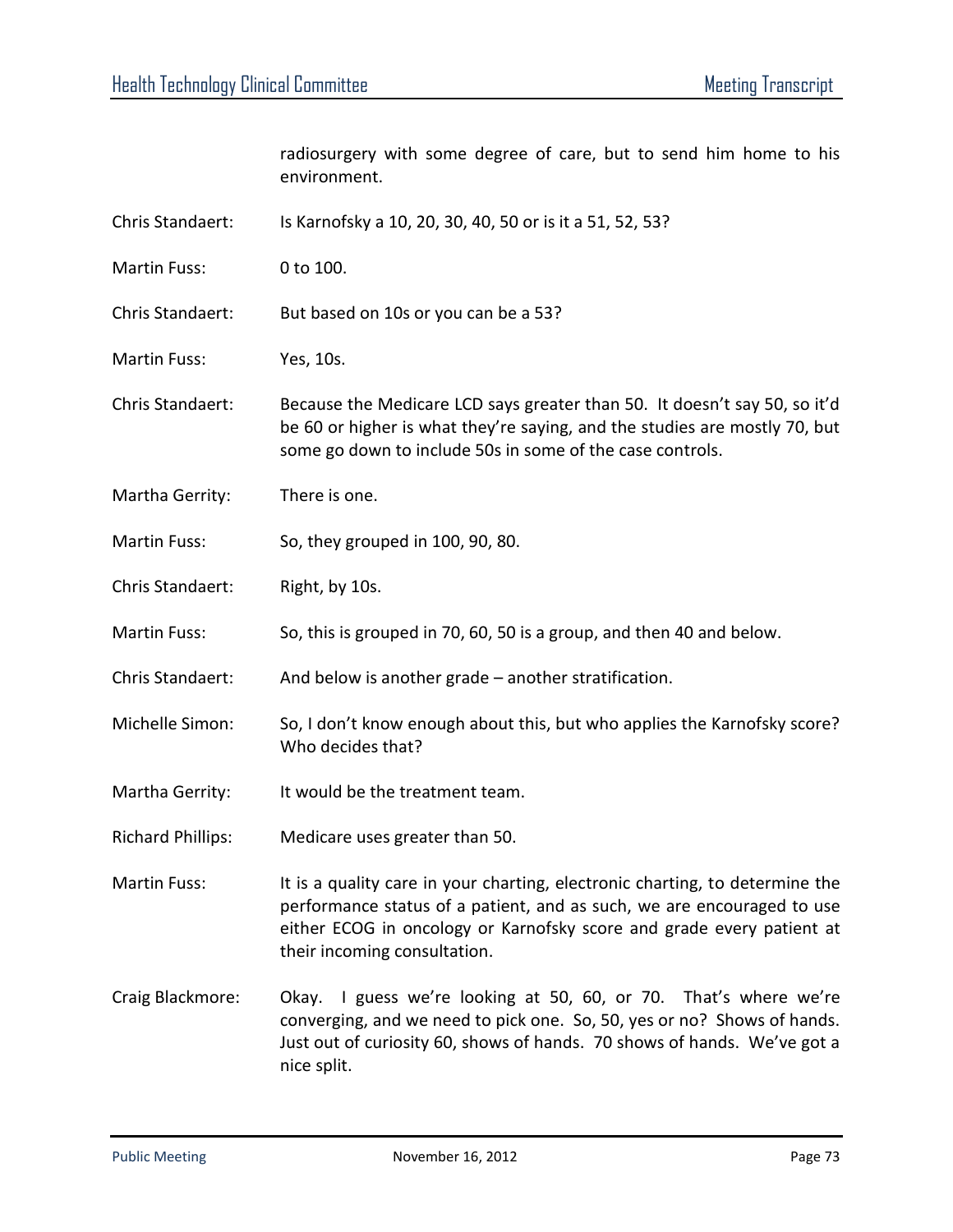radiosurgery with some degree of care, but to send him home to his environment.

Chris Standaert: Is Karnofsky a 10, 20, 30, 40, 50 or is it a 51, 52, 53?

Martin Fuss: 0 to 100.

Chris Standaert: But based on 10s or you can be a 53?

Martin Fuss: Yes, 10s.

Chris Standaert: Because the Medicare LCD says greater than 50. It doesn't say 50, so it'd be 60 or higher is what they're saying, and the studies are mostly 70, but some go down to include 50s in some of the case controls.

Martha Gerrity: There is one.

Martin Fuss: So, they grouped in 100, 90, 80.

Chris Standaert: Right, by 10s.

Martin Fuss: So, this is grouped in 70, 60, 50 is a group, and then 40 and below.

Chris Standaert: And below is another grade – another stratification.

Michelle Simon: So, I don't know enough about this, but who applies the Karnofsky score? Who decides that?

Martha Gerrity: It would be the treatment team.

Richard Phillips: Medicare uses greater than 50.

Martin Fuss: It is a quality care in your charting, electronic charting, to determine the performance status of a patient, and as such, we are encouraged to use either ECOG in oncology or Karnofsky score and grade every patient at their incoming consultation.

Craig Blackmore: Okay. I guess we're looking at 50, 60, or 70. That's where we're converging, and we need to pick one. So, 50, yes or no? Shows of hands. Just out of curiosity 60, shows of hands. 70 shows of hands. We've got a nice split.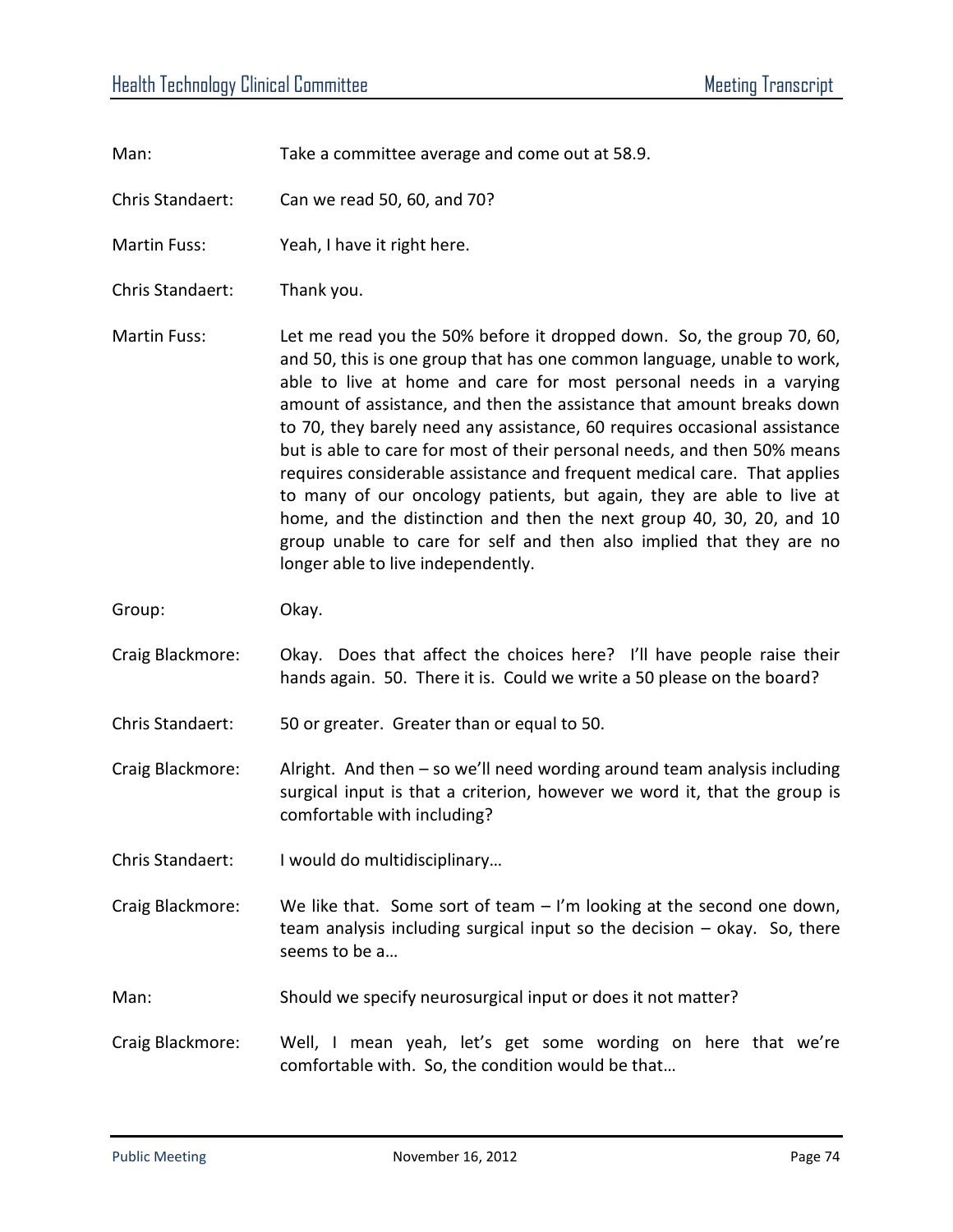Man: Take a committee average and come out at 58.9.

Chris Standaert: Can we read 50, 60, and 70?

Martin Fuss: Yeah, I have it right here.

Chris Standaert: Thank you.

Martin Fuss: Let me read you the 50% before it dropped down. So, the group 70, 60, and 50, this is one group that has one common language, unable to work, able to live at home and care for most personal needs in a varying amount of assistance, and then the assistance that amount breaks down to 70, they barely need any assistance, 60 requires occasional assistance but is able to care for most of their personal needs, and then 50% means requires considerable assistance and frequent medical care. That applies to many of our oncology patients, but again, they are able to live at home, and the distinction and then the next group 40, 30, 20, and 10 group unable to care for self and then also implied that they are no longer able to live independently.

Group: Okay.

Craig Blackmore: Okay. Does that affect the choices here? I'll have people raise their hands again. 50. There it is. Could we write a 50 please on the board?

Chris Standaert: 50 or greater. Greater than or equal to 50.

Craig Blackmore: Alright. And then – so we'll need wording around team analysis including surgical input is that a criterion, however we word it, that the group is comfortable with including?

Chris Standaert: I would do multidisciplinary…

Craig Blackmore: We like that. Some sort of team – I'm looking at the second one down, team analysis including surgical input so the decision – okay. So, there seems to be a…

Man: Should we specify neurosurgical input or does it not matter?

Craig Blackmore: Well, I mean yeah, let's get some wording on here that we're comfortable with. So, the condition would be that…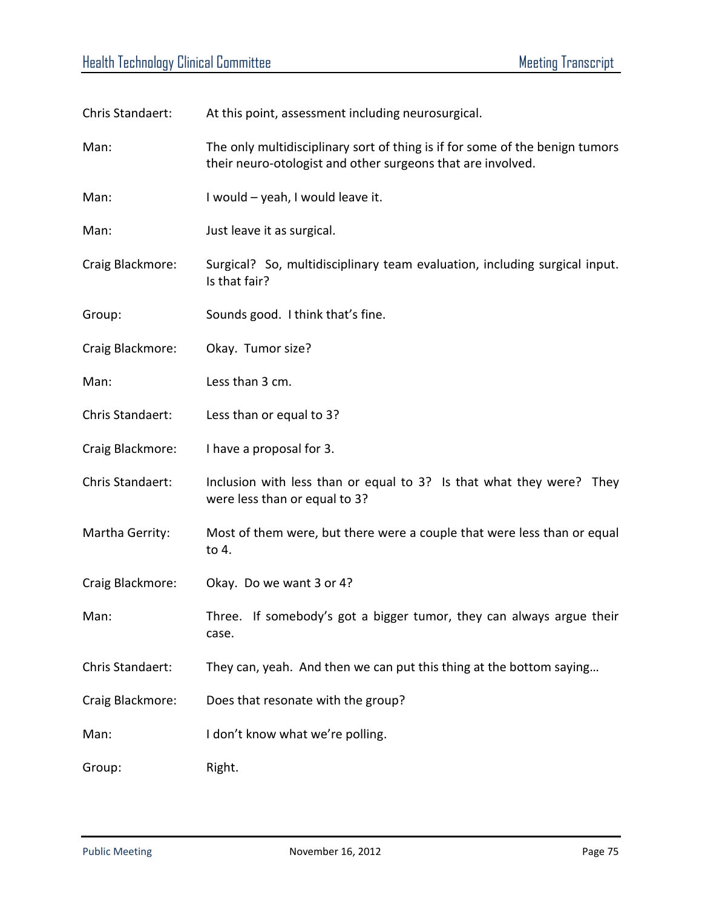Chris Standaert: At this point, assessment including neurosurgical.

Man: The only multidisciplinary sort of thing is if for some of the benign tumors their neuro-otologist and other surgeons that are involved.

Man: I would – yeah, I would leave it.

Man: Just leave it as surgical.

Craig Blackmore: Surgical? So, multidisciplinary team evaluation, including surgical input. Is that fair?

Group: Sounds good. I think that's fine.

Craig Blackmore: Okay. Tumor size?

Man: Less than 3 cm.

Chris Standaert: Less than or equal to 3?

Craig Blackmore: I have a proposal for 3.

Chris Standaert: Inclusion with less than or equal to 3? Is that what they were? They were less than or equal to 3?

Martha Gerrity: Most of them were, but there were a couple that were less than or equal to 4.

Craig Blackmore: Okay. Do we want 3 or 4?

Man: Three. If somebody's got a bigger tumor, they can always argue their case.

Chris Standaert: They can, yeah. And then we can put this thing at the bottom saying…

Craig Blackmore: Does that resonate with the group?

Man: I don't know what we're polling.

Group: Right.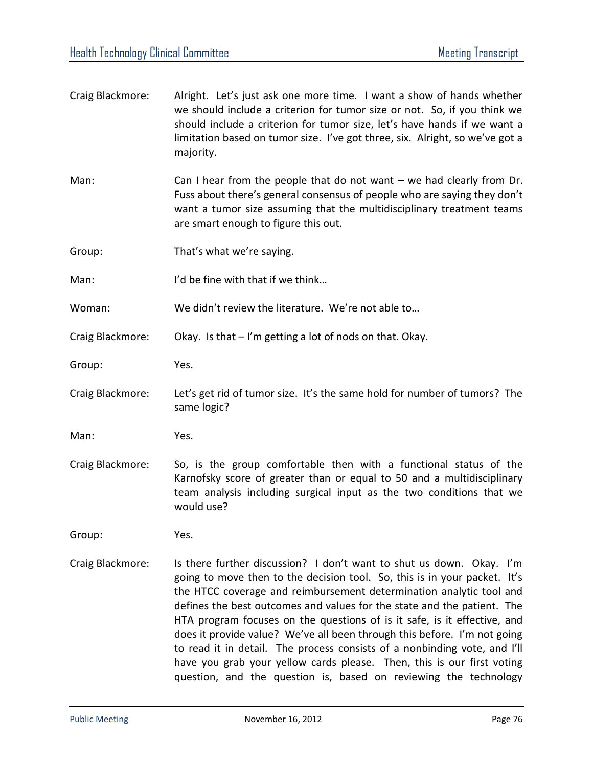**Craig Blackmore:** Alright. Let's just ask one more time. I want a show of hands whether we should include a criterion for tumor size or not. So, if you think we should include a criterion for tumor size, let's have hands if we want a limitation based on tumor size. I've got three, six. Alright, so we've got a majority.

**Man:** Can I hear from the people that do not want – we had clearly from Dr. Fuss about there's general consensus of people who are saying they don't want a tumor size assuming that the multidisciplinary treatment teams are smart enough to figure this out.

**Group:** That's what we're saying.

**Man:** I'd be fine with that if we think…

**Woman:** We didn't review the literature. We're not able to…

**Craig Blackmore:** Okay. Is that – I'm getting a lot of nods on that. Okay.

**Group:** Yes.

**Craig Blackmore:** Let's get rid of tumor size. It's the same hold for number of tumors? The same logic?

**Man:** Yes.

**Craig Blackmore:** So, is the group comfortable then with a functional status of the Karnofsky score of greater than or equal to 50 and a multidisciplinary team analysis including surgical input as the two conditions that we would use?

**Group:** Yes.

**Craig Blackmore:** Is there further discussion? I don't want to shut us down. Okay. I'm going to move then to the decision tool. So, this is in your packet. It's the HTCC coverage and reimbursement determination analytic tool and defines the best outcomes and values for the state and the patient. The HTA program focuses on the questions of is it safe, is it effective, and does it provide value? We've all been through this before. I'm not going to read it in detail. The process consists of a nonbinding vote, and I'll have you grab your yellow cards please. Then, this is our first voting question, and the question is, based on reviewing the technology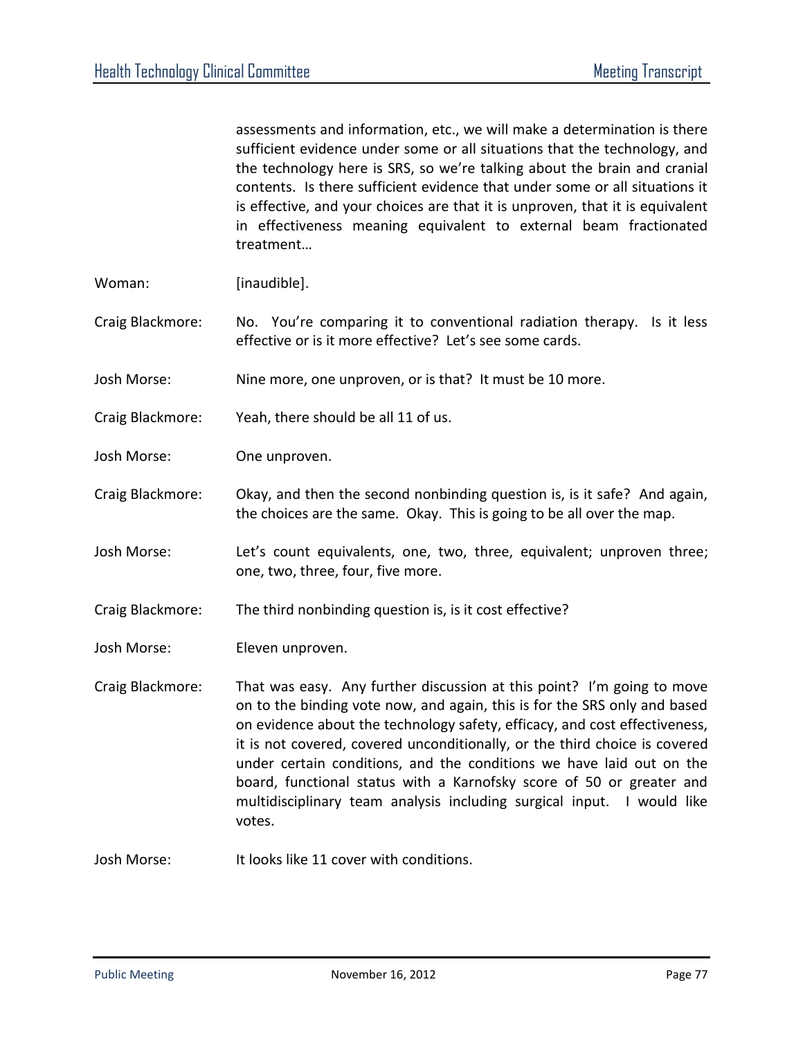assessments and information, etc., we will make a determination is there sufficient evidence under some or all situations that the technology, and the technology here is SRS, so we're talking about the brain and cranial contents. Is there sufficient evidence that under some or all situations it is effective, and your choices are that it is unproven, that it is equivalent in effectiveness meaning equivalent to external beam fractionated treatment…

Woman: [inaudible].

Craig Blackmore: No. You're comparing it to conventional radiation therapy. Is it less effective or is it more effective? Let's see some cards.

Josh Morse: Nine more, one unproven, or is that? It must be 10 more.

Craig Blackmore: Yeah, there should be all 11 of us.

Josh Morse: One unproven.

Craig Blackmore: Okay, and then the second nonbinding question is, is it safe? And again, the choices are the same. Okay. This is going to be all over the map.

Josh Morse: Let's count equivalents, one, two, three, equivalent; unproven three; one, two, three, four, five more.

Craig Blackmore: The third nonbinding question is, is it cost effective?

Josh Morse: Eleven unproven.

Craig Blackmore: That was easy. Any further discussion at this point? I'm going to move on to the binding vote now, and again, this is for the SRS only and based on evidence about the technology safety, efficacy, and cost effectiveness, it is not covered, covered unconditionally, or the third choice is covered under certain conditions, and the conditions we have laid out on the board, functional status with a Karnofsky score of 50 or greater and multidisciplinary team analysis including surgical input. I would like votes.

Josh Morse: It looks like 11 cover with conditions.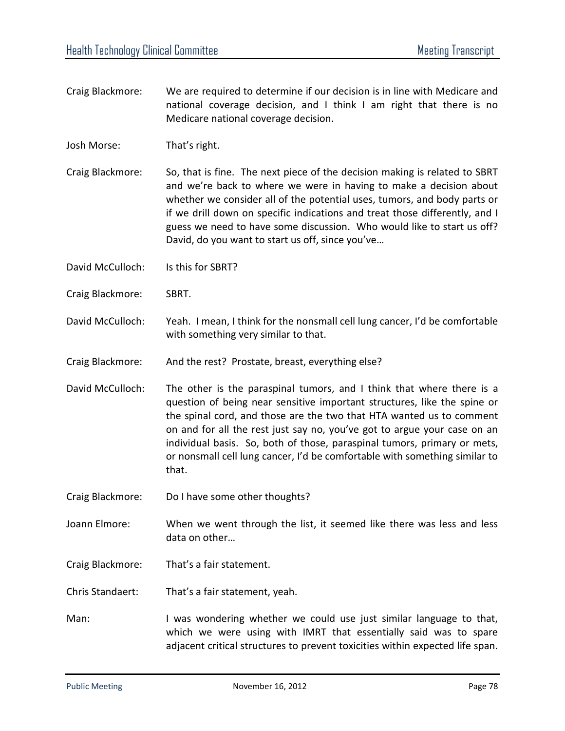Craig Blackmore: We are required to determine if our decision is in line with Medicare and national coverage decision, and I think I am right that there is no Medicare national coverage decision.

Josh Morse: That's right.

Craig Blackmore: So, that is fine. The next piece of the decision making is related to SBRT and we're back to where we were in having to make a decision about whether we consider all of the potential uses, tumors, and body parts or if we drill down on specific indications and treat those differently, and I guess we need to have some discussion. Who would like to start us off? David, do you want to start us off, since you've…

David McCulloch: Is this for SBRT?

Craig Blackmore: SBRT.

David McCulloch: Yeah. I mean, I think for the nonsmall cell lung cancer, I'd be comfortable with something very similar to that.

Craig Blackmore: And the rest? Prostate, breast, everything else?

David McCulloch: The other is the paraspinal tumors, and I think that where there is a question of being near sensitive important structures, like the spine or the spinal cord, and those are the two that HTA wanted us to comment on and for all the rest just say no, you've got to argue your case on an individual basis. So, both of those, paraspinal tumors, primary or mets, or nonsmall cell lung cancer, I'd be comfortable with something similar to that.

Craig Blackmore: Do I have some other thoughts?

Joann Elmore: When we went through the list, it seemed like there was less and less data on other…

Craig Blackmore: That's a fair statement.

Chris Standaert: That's a fair statement, yeah.

Man: I was wondering whether we could use just similar language to that, which we were using with IMRT that essentially said was to spare adjacent critical structures to prevent toxicities within expected life span.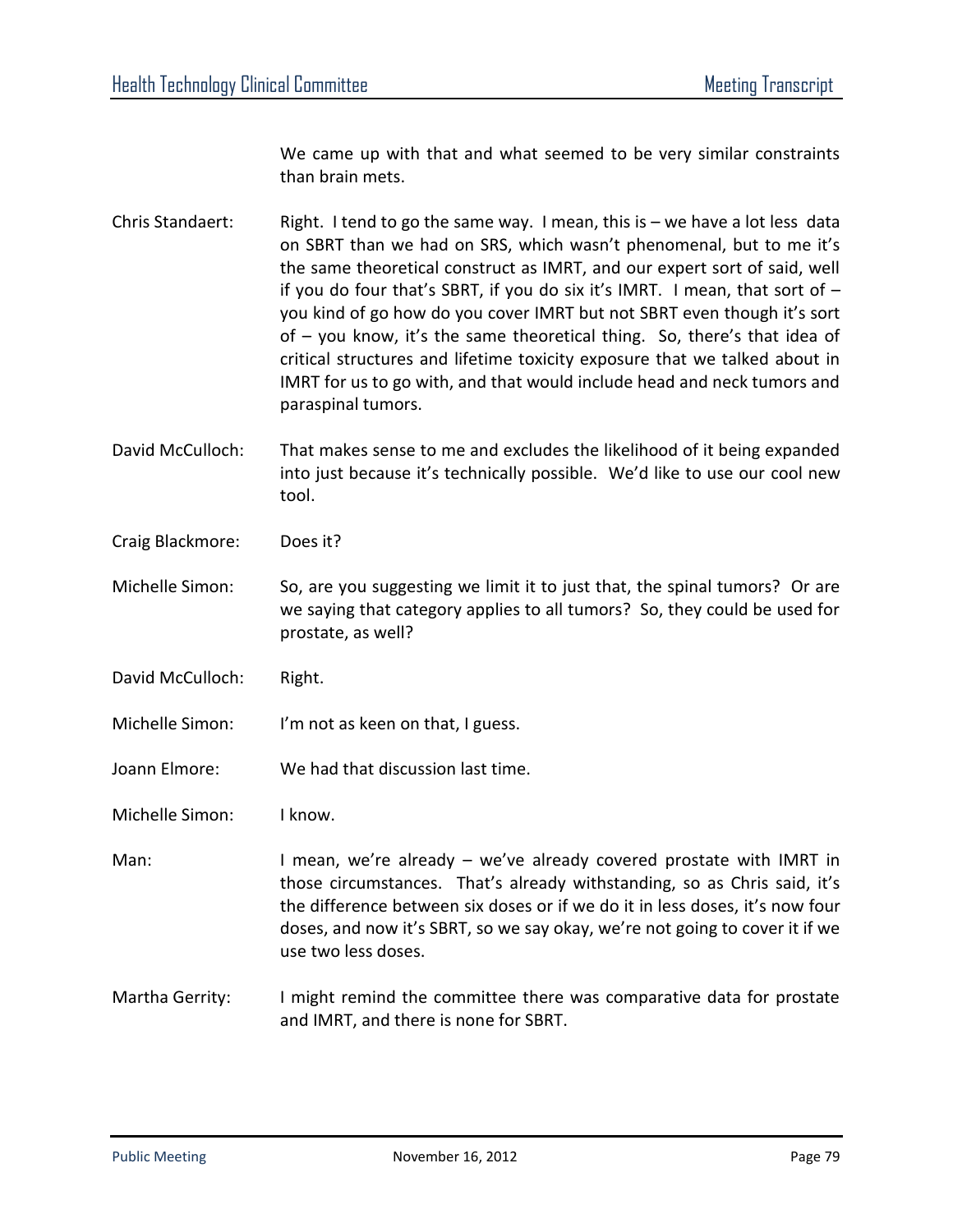We came up with that and what seemed to be very similar constraints than brain mets.

Chris Standaert: Right. I tend to go the same way. I mean, this is – we have a lot less data on SBRT than we had on SRS, which wasn't phenomenal, but to me it's the same theoretical construct as IMRT, and our expert sort of said, well if you do four that's SBRT, if you do six it's IMRT. I mean, that sort of – you kind of go how do you cover IMRT but not SBRT even though it's sort of – you know, it's the same theoretical thing. So, there's that idea of critical structures and lifetime toxicity exposure that we talked about in IMRT for us to go with, and that would include head and neck tumors and paraspinal tumors.

David McCulloch: That makes sense to me and excludes the likelihood of it being expanded into just because it's technically possible. We'd like to use our cool new tool.

Craig Blackmore: Does it?

Michelle Simon: So, are you suggesting we limit it to just that, the spinal tumors? Or are we saying that category applies to all tumors? So, they could be used for prostate, as well?

David McCulloch: Right.

Michelle Simon: I'm not as keen on that, I guess.

Joann Elmore: We had that discussion last time.

Michelle Simon: I know.

Man: I mean, we're already – we've already covered prostate with IMRT in those circumstances. That's already withstanding, so as Chris said, it's the difference between six doses or if we do it in less doses, it's now four doses, and now it's SBRT, so we say okay, we're not going to cover it if we use two less doses.

Martha Gerrity: I might remind the committee there was comparative data for prostate and IMRT, and there is none for SBRT.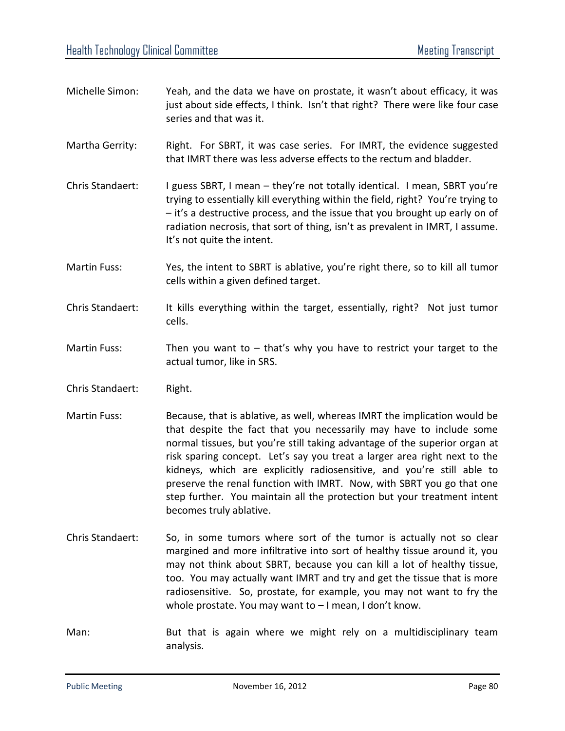Michelle Simon: Yeah, and the data we have on prostate, it wasn't about efficacy, it was just about side effects, I think. Isn't that right? There were like four case series and that was it.

Martha Gerrity: Right. For SBRT, it was case series. For IMRT, the evidence suggested that IMRT there was less adverse effects to the rectum and bladder.

Chris Standaert: I guess SBRT, I mean – they're not totally identical. I mean, SBRT you're trying to essentially kill everything within the field, right? You're trying to – it's a destructive process, and the issue that you brought up early on of radiation necrosis, that sort of thing, isn't as prevalent in IMRT, I assume. It's not quite the intent.

Martin Fuss: Yes, the intent to SBRT is ablative, you're right there, so to kill all tumor cells within a given defined target.

Chris Standaert: It kills everything within the target, essentially, right? Not just tumor cells.

Martin Fuss: Then you want to – that's why you have to restrict your target to the actual tumor, like in SRS.

Chris Standaert: Right.

Martin Fuss: Because, that is ablative, as well, whereas IMRT the implication would be that despite the fact that you necessarily may have to include some normal tissues, but you're still taking advantage of the superior organ at risk sparing concept. Let's say you treat a larger area right next to the kidneys, which are explicitly radiosensitive, and you're still able to preserve the renal function with IMRT. Now, with SBRT you go that one step further. You maintain all the protection but your treatment intent becomes truly ablative.

Chris Standaert: So, in some tumors where sort of the tumor is actually not so clear margined and more infiltrative into sort of healthy tissue around it, you may not think about SBRT, because you can kill a lot of healthy tissue, too. You may actually want IMRT and try and get the tissue that is more radiosensitive. So, prostate, for example, you may not want to fry the whole prostate. You may want to – I mean, I don't know.

Man: But that is again where we might rely on a multidisciplinary team analysis.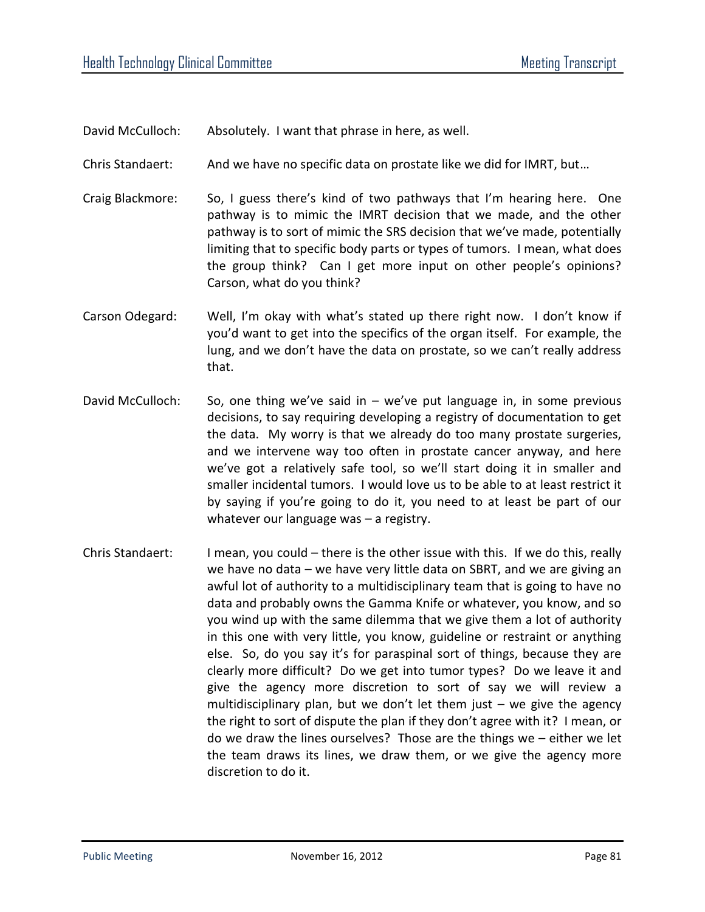David McCulloch: Absolutely. I want that phrase in here, as well.

Chris Standaert: And we have no specific data on prostate like we did for IMRT, but…

Craig Blackmore: So, I guess there's kind of two pathways that I'm hearing here. One pathway is to mimic the IMRT decision that we made, and the other pathway is to sort of mimic the SRS decision that we've made, potentially limiting that to specific body parts or types of tumors. I mean, what does the group think? Can I get more input on other people's opinions? Carson, what do you think?

Carson Odegard: Well, I'm okay with what's stated up there right now. I don't know if you'd want to get into the specifics of the organ itself. For example, the lung, and we don't have the data on prostate, so we can't really address that.

David McCulloch: So, one thing we've said in – we've put language in, in some previous decisions, to say requiring developing a registry of documentation to get the data. My worry is that we already do too many prostate surgeries, and we intervene way too often in prostate cancer anyway, and here we've got a relatively safe tool, so we'll start doing it in smaller and smaller incidental tumors. I would love us to be able to at least restrict it by saying if you're going to do it, you need to at least be part of our whatever our language was – a registry.

Chris Standaert: I mean, you could – there is the other issue with this. If we do this, really we have no data – we have very little data on SBRT, and we are giving an awful lot of authority to a multidisciplinary team that is going to have no data and probably owns the Gamma Knife or whatever, you know, and so you wind up with the same dilemma that we give them a lot of authority in this one with very little, you know, guideline or restraint or anything else. So, do you say it's for paraspinal sort of things, because they are clearly more difficult? Do we get into tumor types? Do we leave it and give the agency more discretion to sort of say we will review a multidisciplinary plan, but we don't let them just – we give the agency the right to sort of dispute the plan if they don't agree with it? I mean, or do we draw the lines ourselves? Those are the things we – either we let the team draws its lines, we draw them, or we give the agency more discretion to do it.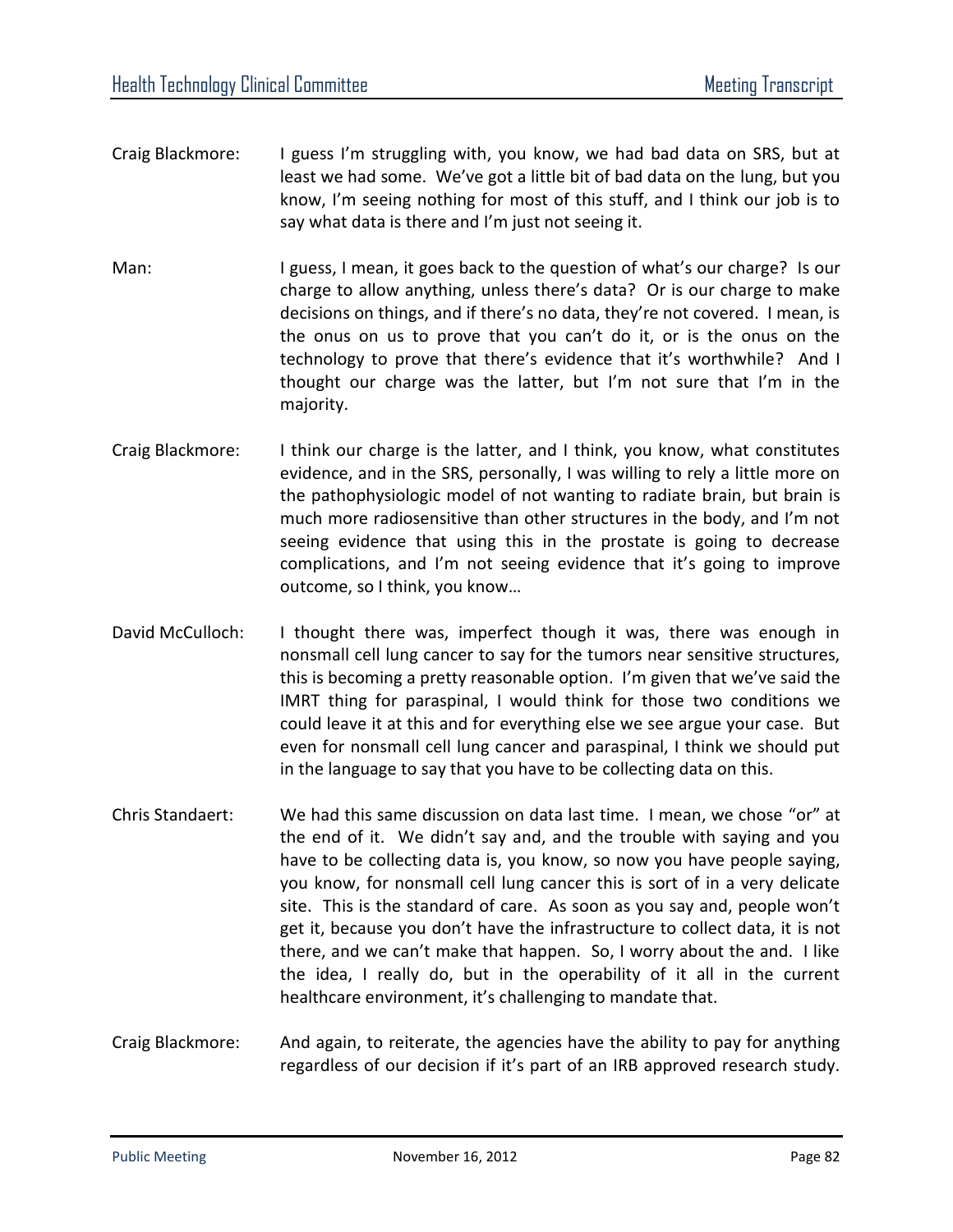Craig Blackmore: I guess I'm struggling with, you know, we had bad data on SRS, but at least we had some. We've got a little bit of bad data on the lung, but you know, I'm seeing nothing for most of this stuff, and I think our job is to say what data is there and I'm just not seeing it.

Man: I guess, I mean, it goes back to the question of what's our charge? Is our charge to allow anything, unless there's data? Or is our charge to make decisions on things, and if there's no data, they're not covered. I mean, is the onus on us to prove that you can't do it, or is the onus on the technology to prove that there's evidence that it's worthwhile? And I thought our charge was the latter, but I'm not sure that I'm in the majority.

Craig Blackmore: I think our charge is the latter, and I think, you know, what constitutes evidence, and in the SRS, personally, I was willing to rely a little more on the pathophysiologic model of not wanting to radiate brain, but brain is much more radiosensitive than other structures in the body, and I'm not seeing evidence that using this in the prostate is going to decrease complications, and I'm not seeing evidence that it's going to improve outcome, so I think, you know…

David McCulloch: I thought there was, imperfect though it was, there was enough in nonsmall cell lung cancer to say for the tumors near sensitive structures, this is becoming a pretty reasonable option. I'm given that we've said the IMRT thing for paraspinal, I would think for those two conditions we could leave it at this and for everything else we see argue your case. But even for nonsmall cell lung cancer and paraspinal, I think we should put in the language to say that you have to be collecting data on this.

Chris Standaert: We had this same discussion on data last time. I mean, we chose "or" at the end of it. We didn't say and, and the trouble with saying and you have to be collecting data is, you know, so now you have people saying, you know, for nonsmall cell lung cancer this is sort of in a very delicate site. This is the standard of care. As soon as you say and, people won't get it, because you don't have the infrastructure to collect data, it is not there, and we can't make that happen. So, I worry about the and. I like the idea, I really do, but in the operability of it all in the current healthcare environment, it's challenging to mandate that.

Craig Blackmore: And again, to reiterate, the agencies have the ability to pay for anything regardless of our decision if it's part of an IRB approved research study.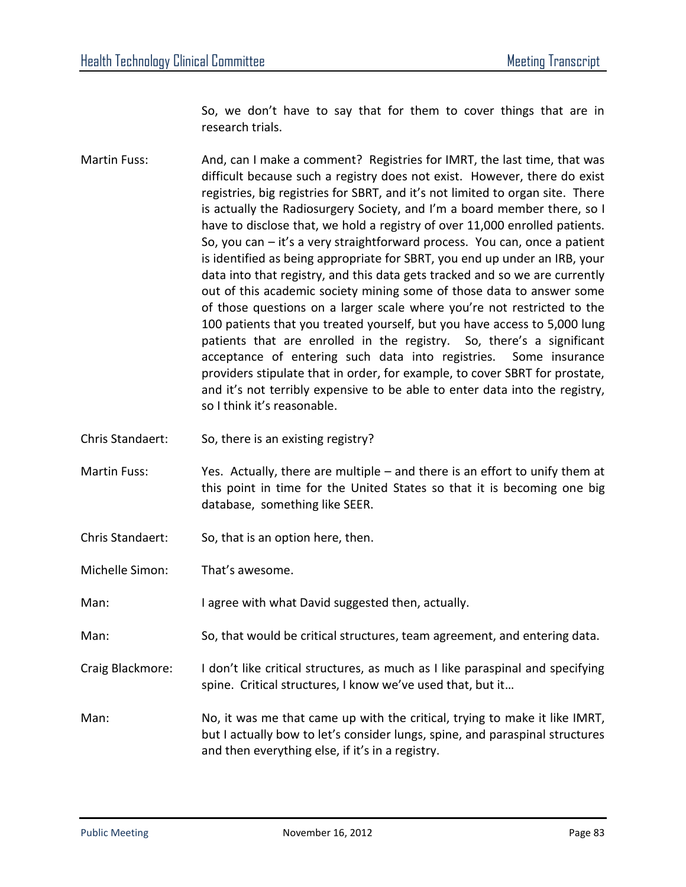So, we don't have to say that for them to cover things that are in research trials.

Martin Fuss: And, can I make a comment? Registries for IMRT, the last time, that was difficult because such a registry does not exist. However, there do exist registries, big registries for SBRT, and it's not limited to organ site. There is actually the Radiosurgery Society, and I'm a board member there, so I have to disclose that, we hold a registry of over 11,000 enrolled patients. So, you can – it's a very straightforward process. You can, once a patient is identified as being appropriate for SBRT, you end up under an IRB, your data into that registry, and this data gets tracked and so we are currently out of this academic society mining some of those data to answer some of those questions on a larger scale where you're not restricted to the 100 patients that you treated yourself, but you have access to 5,000 lung patients that are enrolled in the registry. So, there's a significant acceptance of entering such data into registries. Some insurance providers stipulate that in order, for example, to cover SBRT for prostate, and it's not terribly expensive to be able to enter data into the registry, so I think it's reasonable.

Chris Standaert: So, there is an existing registry?

Martin Fuss: Yes. Actually, there are multiple – and there is an effort to unify them at this point in time for the United States so that it is becoming one big database, something like SEER.

Chris Standaert: So, that is an option here, then.

Michelle Simon: That's awesome.

Man: I agree with what David suggested then, actually.

Man: So, that would be critical structures, team agreement, and entering data.

Craig Blackmore: I don't like critical structures, as much as I like paraspinal and specifying spine. Critical structures, I know we've used that, but it…

Man: No, it was me that came up with the critical, trying to make it like IMRT, but I actually bow to let's consider lungs, spine, and paraspinal structures and then everything else, if it's in a registry.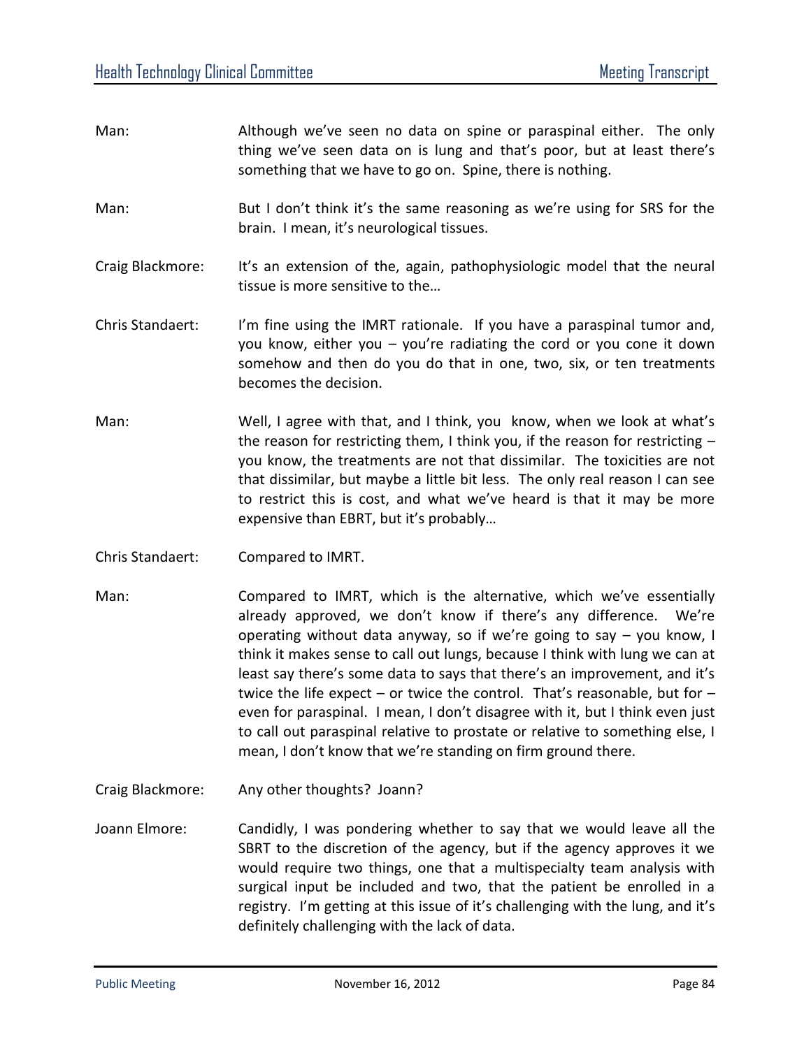Man: Although we've seen no data on spine or paraspinal either. The only thing we've seen data on is lung and that's poor, but at least there's something that we have to go on. Spine, there is nothing.

Man: But I don't think it's the same reasoning as we're using for SRS for the brain. I mean, it's neurological tissues.

Craig Blackmore: It's an extension of the, again, pathophysiologic model that the neural tissue is more sensitive to the…

Chris Standaert: I'm fine using the IMRT rationale. If you have a paraspinal tumor and, you know, either you – you're radiating the cord or you cone it down somehow and then do you do that in one, two, six, or ten treatments becomes the decision.

Man: Well, I agree with that, and I think, you know, when we look at what's the reason for restricting them, I think you, if the reason for restricting – you know, the treatments are not that dissimilar. The toxicities are not that dissimilar, but maybe a little bit less. The only real reason I can see to restrict this is cost, and what we've heard is that it may be more expensive than EBRT, but it's probably…

Chris Standaert: Compared to IMRT.

Man: Compared to IMRT, which is the alternative, which we've essentially already approved, we don't know if there's any difference. We're operating without data anyway, so if we're going to say – you know, I think it makes sense to call out lungs, because I think with lung we can at least say there's some data to says that there's an improvement, and it's twice the life expect – or twice the control. That's reasonable, but for – even for paraspinal. I mean, I don't disagree with it, but I think even just to call out paraspinal relative to prostate or relative to something else, I mean, I don't know that we're standing on firm ground there.

Craig Blackmore: Any other thoughts? Joann?

Joann Elmore: Candidly, I was pondering whether to say that we would leave all the SBRT to the discretion of the agency, but if the agency approves it we would require two things, one that a multispecialty team analysis with surgical input be included and two, that the patient be enrolled in a registry. I'm getting at this issue of it's challenging with the lung, and it's definitely challenging with the lack of data.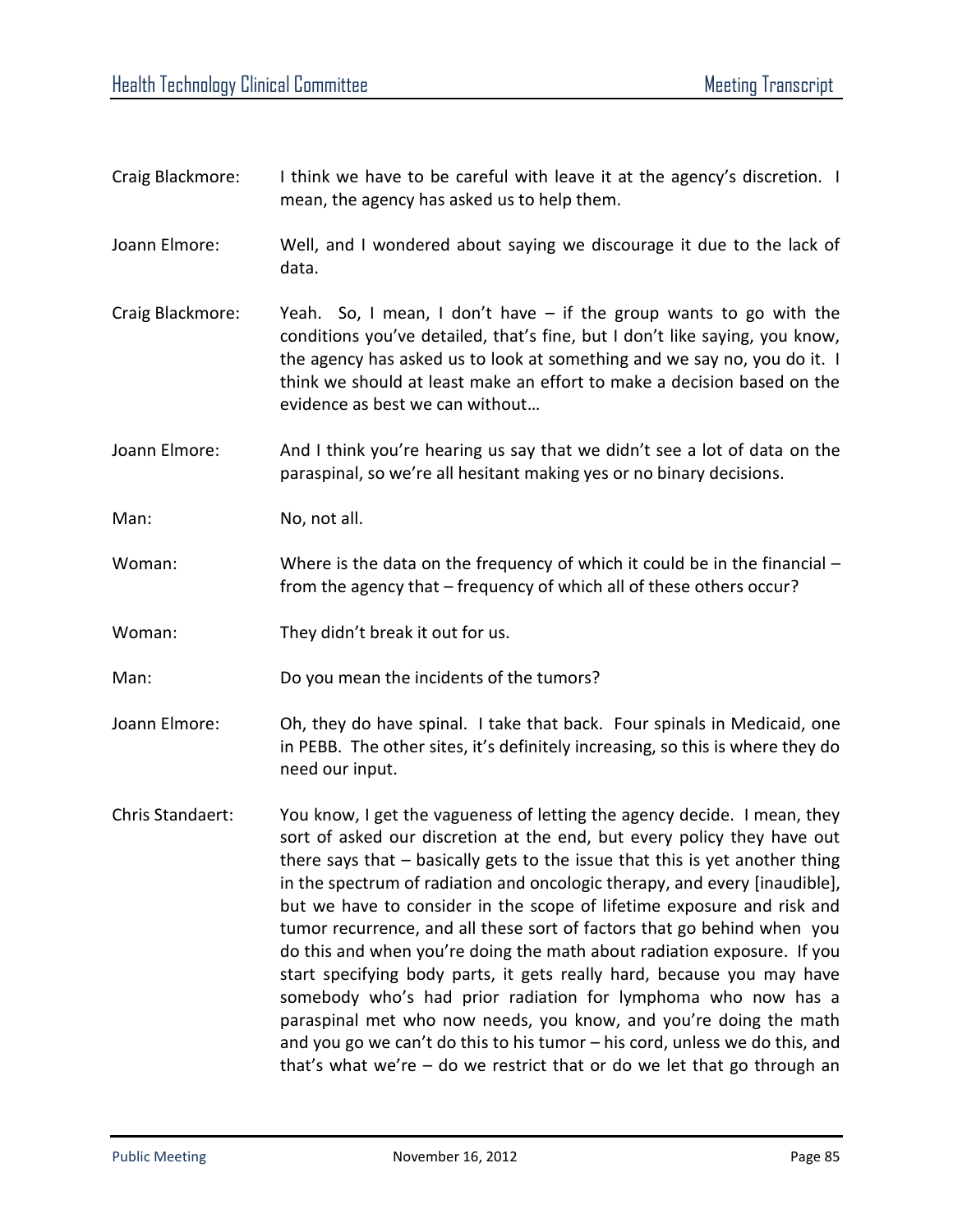Craig Blackmore: I think we have to be careful with leave it at the agency's discretion. I mean, the agency has asked us to help them.

Joann Elmore: Well, and I wondered about saying we discourage it due to the lack of data.

Craig Blackmore: Yeah. So, I mean, I don't have – if the group wants to go with the conditions you've detailed, that's fine, but I don't like saying, you know, the agency has asked us to look at something and we say no, you do it. I think we should at least make an effort to make a decision based on the evidence as best we can without…

Joann Elmore: And I think you're hearing us say that we didn't see a lot of data on the paraspinal, so we're all hesitant making yes or no binary decisions.

Man: No, not all.

Woman: Where is the data on the frequency of which it could be in the financial – from the agency that – frequency of which all of these others occur?

Woman: They didn't break it out for us.

Man: Do you mean the incidents of the tumors?

Joann Elmore: Oh, they do have spinal. I take that back. Four spinals in Medicaid, one in PEBB. The other sites, it's definitely increasing, so this is where they do need our input.

Chris Standaert: You know, I get the vagueness of letting the agency decide. I mean, they sort of asked our discretion at the end, but every policy they have out there says that – basically gets to the issue that this is yet another thing in the spectrum of radiation and oncologic therapy, and every [inaudible], but we have to consider in the scope of lifetime exposure and risk and tumor recurrence, and all these sort of factors that go behind when you do this and when you're doing the math about radiation exposure. If you start specifying body parts, it gets really hard, because you may have somebody who's had prior radiation for lymphoma who now has a paraspinal met who now needs, you know, and you're doing the math and you go we can't do this to his tumor – his cord, unless we do this, and that's what we're – do we restrict that or do we let that go through an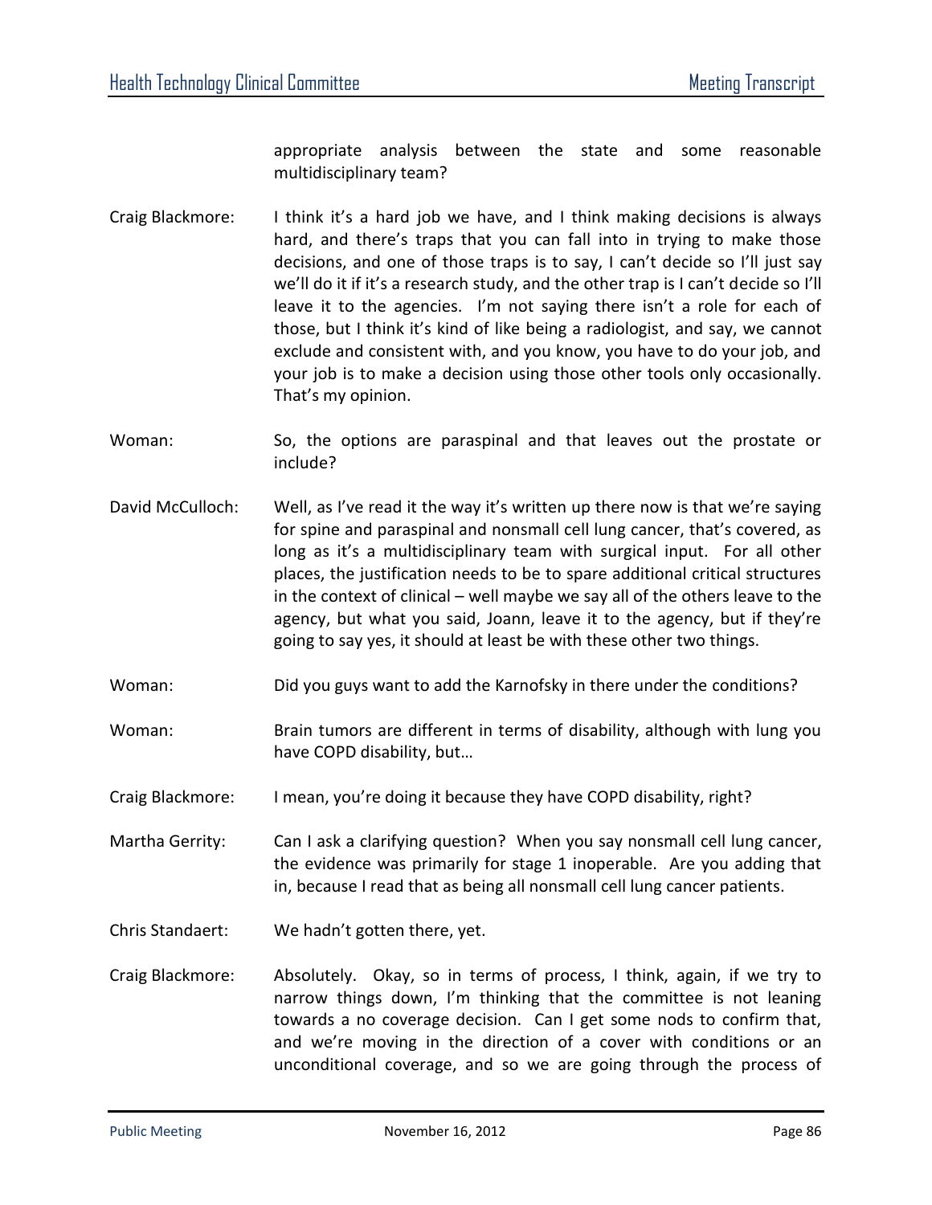appropriate analysis between the state and some reasonable multidisciplinary team?

Craig Blackmore: I think it's a hard job we have, and I think making decisions is always hard, and there's traps that you can fall into in trying to make those decisions, and one of those traps is to say, I can't decide so I'll just say we'll do it if it's a research study, and the other trap is I can't decide so I'll leave it to the agencies. I'm not saying there isn't a role for each of those, but I think it's kind of like being a radiologist, and say, we cannot exclude and consistent with, and you know, you have to do your job, and your job is to make a decision using those other tools only occasionally. That's my opinion.

Woman: So, the options are paraspinal and that leaves out the prostate or include?

David McCulloch: Well, as I've read it the way it's written up there now is that we're saying for spine and paraspinal and nonsmall cell lung cancer, that's covered, as long as it's a multidisciplinary team with surgical input. For all other places, the justification needs to be to spare additional critical structures in the context of clinical – well maybe we say all of the others leave to the agency, but what you said, Joann, leave it to the agency, but if they're going to say yes, it should at least be with these other two things.

Woman: Did you guys want to add the Karnofsky in there under the conditions?

Woman: Brain tumors are different in terms of disability, although with lung you have COPD disability, but…

Craig Blackmore: I mean, you're doing it because they have COPD disability, right?

Martha Gerrity: Can I ask a clarifying question? When you say nonsmall cell lung cancer, the evidence was primarily for stage 1 inoperable. Are you adding that in, because I read that as being all nonsmall cell lung cancer patients.

Chris Standaert: We hadn't gotten there, yet.

Craig Blackmore: Absolutely. Okay, so in terms of process, I think, again, if we try to narrow things down, I'm thinking that the committee is not leaning towards a no coverage decision. Can I get some nods to confirm that, and we're moving in the direction of a cover with conditions or an unconditional coverage, and so we are going through the process of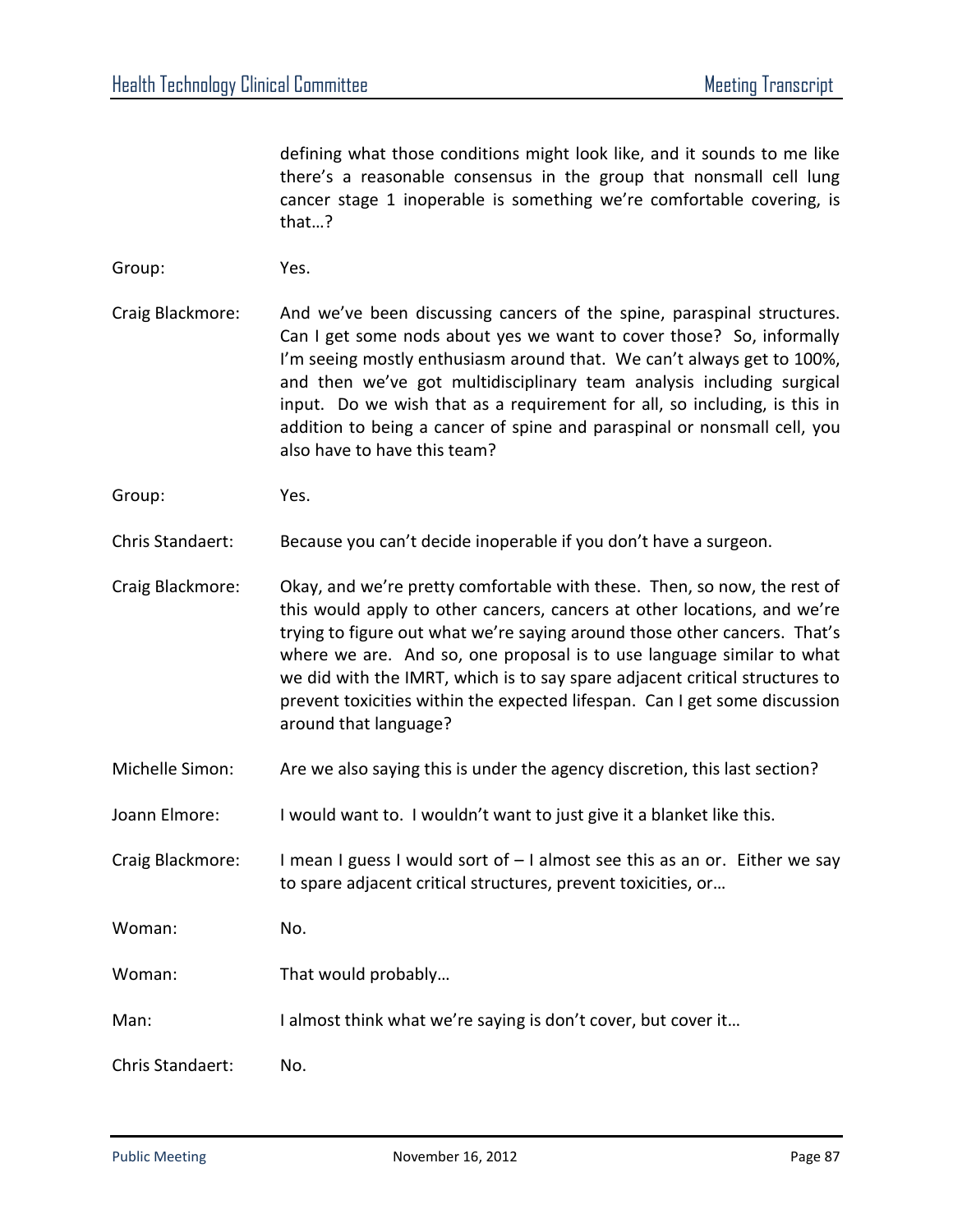defining what those conditions might look like, and it sounds to me like there's a reasonable consensus in the group that nonsmall cell lung cancer stage 1 inoperable is something we're comfortable covering, is that…?

Group: Yes.

Craig Blackmore: And we've been discussing cancers of the spine, paraspinal structures. Can I get some nods about yes we want to cover those? So, informally I'm seeing mostly enthusiasm around that. We can't always get to 100%, and then we've got multidisciplinary team analysis including surgical input. Do we wish that as a requirement for all, so including, is this in addition to being a cancer of spine and paraspinal or nonsmall cell, you also have to have this team?

Group: Yes.

Chris Standaert: Because you can't decide inoperable if you don't have a surgeon.

Craig Blackmore: Okay, and we're pretty comfortable with these. Then, so now, the rest of this would apply to other cancers, cancers at other locations, and we're trying to figure out what we're saying around those other cancers. That's where we are. And so, one proposal is to use language similar to what we did with the IMRT, which is to say spare adjacent critical structures to prevent toxicities within the expected lifespan. Can I get some discussion around that language?

Michelle Simon: Are we also saying this is under the agency discretion, this last section?

Joann Elmore: I would want to. I wouldn't want to just give it a blanket like this.

Craig Blackmore: I mean I guess I would sort of – I almost see this as an or. Either we say to spare adjacent critical structures, prevent toxicities, or…

Woman: No.

Woman: That would probably…

Man: I almost think what we're saying is don't cover, but cover it…

Chris Standaert: No.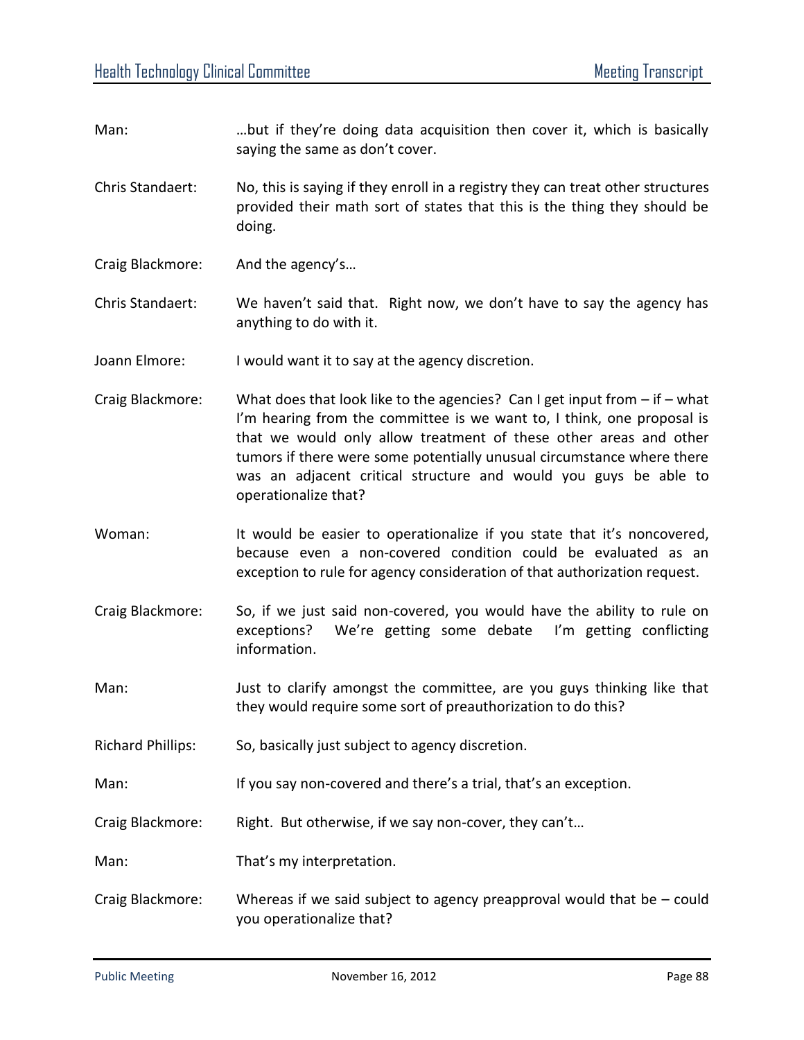Man: …but if they're doing data acquisition then cover it, which is basically saying the same as don't cover.

Chris Standaert: No, this is saying if they enroll in a registry they can treat other structures provided their math sort of states that this is the thing they should be doing.

Craig Blackmore: And the agency's…

Chris Standaert: We haven't said that. Right now, we don't have to say the agency has anything to do with it.

Joann Elmore: I would want it to say at the agency discretion.

Craig Blackmore: What does that look like to the agencies? Can I get input from – if – what I'm hearing from the committee is we want to, I think, one proposal is that we would only allow treatment of these other areas and other tumors if there were some potentially unusual circumstance where there was an adjacent critical structure and would you guys be able to operationalize that?

Woman: It would be easier to operationalize if you state that it's noncovered, because even a non-covered condition could be evaluated as an exception to rule for agency consideration of that authorization request.

Craig Blackmore: So, if we just said non-covered, you would have the ability to rule on exceptions? We're getting some debate I'm getting conflicting information.

Man: Just to clarify amongst the committee, are you guys thinking like that they would require some sort of preauthorization to do this?

Richard Phillips: So, basically just subject to agency discretion.

Man: If you say non-covered and there's a trial, that's an exception.

Craig Blackmore: Right. But otherwise, if we say non-cover, they can't…

Man: That's my interpretation.

Craig Blackmore: Whereas if we said subject to agency preapproval would that be – could you operationalize that?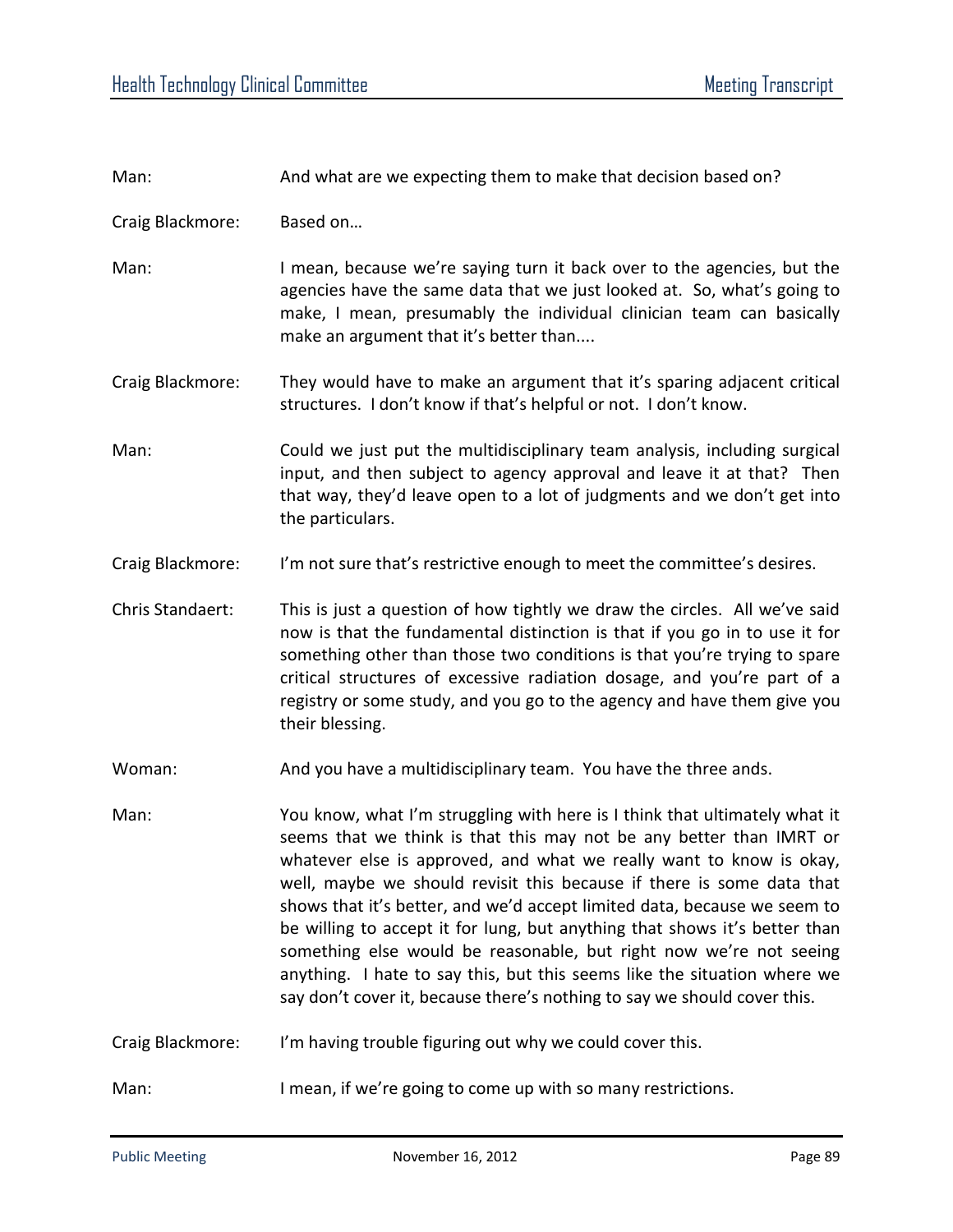Man: And what are we expecting them to make that decision based on?

Craig Blackmore: Based on…

Man: I mean, because we're saying turn it back over to the agencies, but the agencies have the same data that we just looked at. So, what's going to make, I mean, presumably the individual clinician team can basically make an argument that it's better than....

Craig Blackmore: They would have to make an argument that it's sparing adjacent critical structures. I don't know if that's helpful or not. I don't know.

Man: Could we just put the multidisciplinary team analysis, including surgical input, and then subject to agency approval and leave it at that? Then that way, they'd leave open to a lot of judgments and we don't get into the particulars.

Craig Blackmore: I'm not sure that's restrictive enough to meet the committee's desires.

Chris Standaert: This is just a question of how tightly we draw the circles. All we've said now is that the fundamental distinction is that if you go in to use it for something other than those two conditions is that you're trying to spare critical structures of excessive radiation dosage, and you're part of a registry or some study, and you go to the agency and have them give you their blessing.

Woman: And you have a multidisciplinary team. You have the three ands.

Man: You know, what I'm struggling with here is I think that ultimately what it seems that we think is that this may not be any better than IMRT or whatever else is approved, and what we really want to know is okay, well, maybe we should revisit this because if there is some data that shows that it's better, and we'd accept limited data, because we seem to be willing to accept it for lung, but anything that shows it's better than something else would be reasonable, but right now we're not seeing anything. I hate to say this, but this seems like the situation where we say don't cover it, because there's nothing to say we should cover this.

Craig Blackmore: I'm having trouble figuring out why we could cover this.

Man: I mean, if we're going to come up with so many restrictions.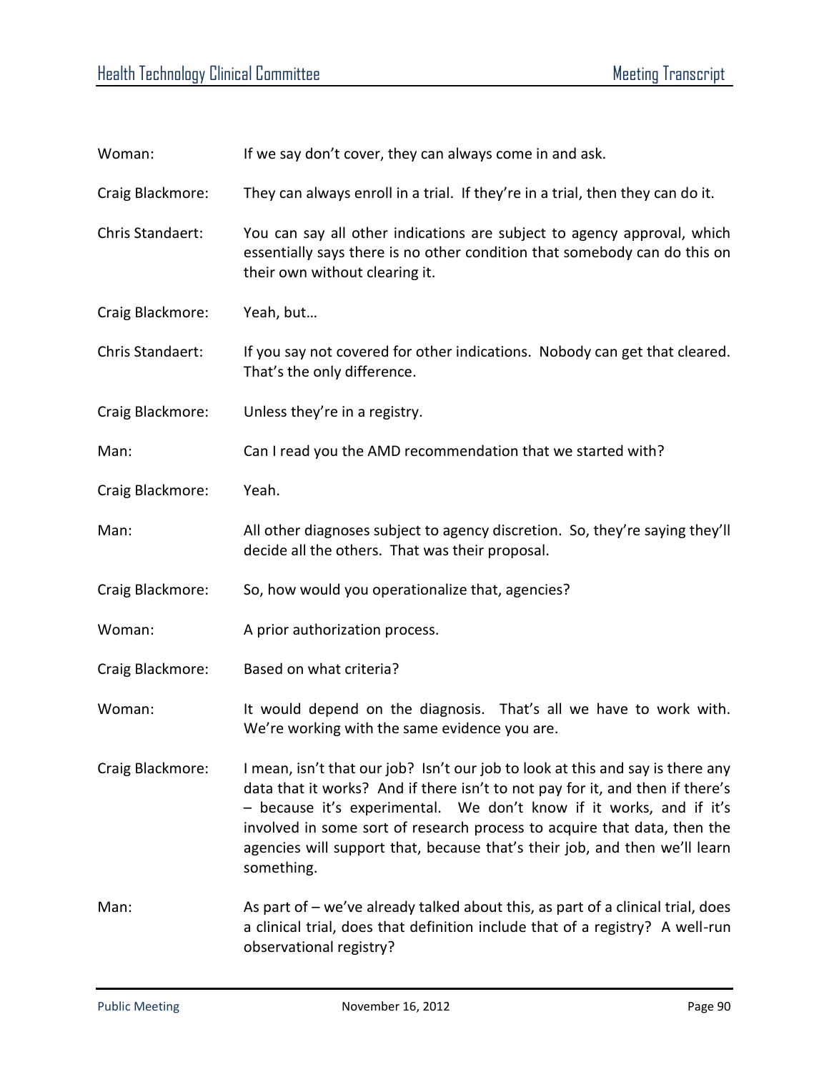Woman: If we say don't cover, they can always come in and ask.

Craig Blackmore: They can always enroll in a trial. If they're in a trial, then they can do it.

Chris Standaert: You can say all other indications are subject to agency approval, which essentially says there is no other condition that somebody can do this on their own without clearing it.

Craig Blackmore: Yeah, but…

Chris Standaert: If you say not covered for other indications. Nobody can get that cleared. That's the only difference.

Craig Blackmore: Unless they're in a registry.

Man: Can I read you the AMD recommendation that we started with?

Craig Blackmore: Yeah.

Man: All other diagnoses subject to agency discretion. So, they're saying they'll decide all the others. That was their proposal.

Craig Blackmore: So, how would you operationalize that, agencies?

Woman: A prior authorization process.

Craig Blackmore: Based on what criteria?

Woman: It would depend on the diagnosis. That's all we have to work with. We're working with the same evidence you are.

Craig Blackmore: I mean, isn't that our job? Isn't our job to look at this and say is there any data that it works? And if there isn't to not pay for it, and then if there's – because it's experimental. We don't know if it works, and if it's involved in some sort of research process to acquire that data, then the agencies will support that, because that's their job, and then we'll learn something.

Man: As part of – we've already talked about this, as part of a clinical trial, does a clinical trial, does that definition include that of a registry? A well-run observational registry?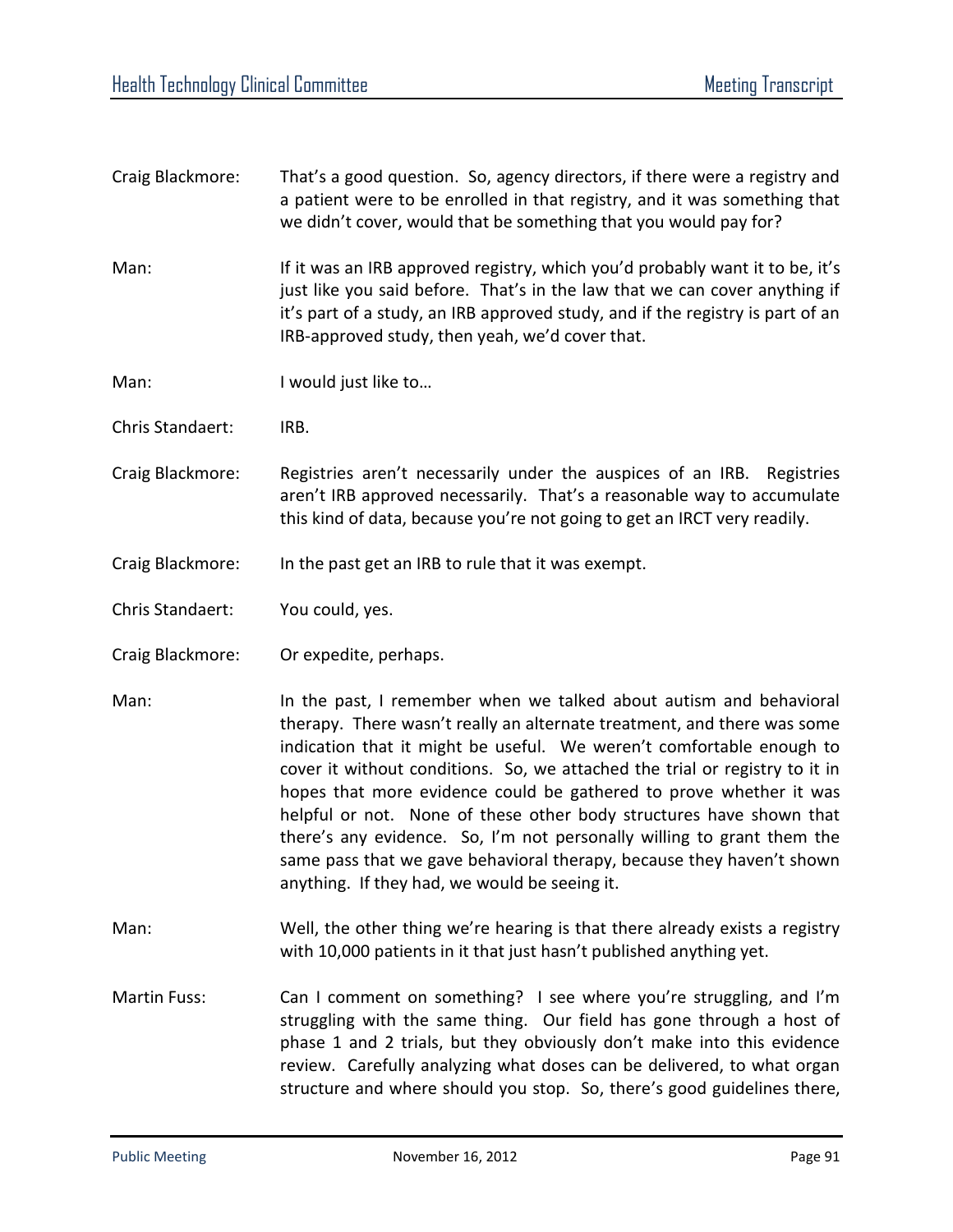Craig Blackmore: That's a good question. So, agency directors, if there were a registry and a patient were to be enrolled in that registry, and it was something that we didn't cover, would that be something that you would pay for?

Man: If it was an IRB approved registry, which you'd probably want it to be, it's just like you said before. That's in the law that we can cover anything if it's part of a study, an IRB approved study, and if the registry is part of an IRB-approved study, then yeah, we'd cover that.

Man: I would just like to…

Chris Standaert: IRB.

Craig Blackmore: Registries aren't necessarily under the auspices of an IRB. Registries aren't IRB approved necessarily. That's a reasonable way to accumulate this kind of data, because you're not going to get an IRCT very readily.

Craig Blackmore: In the past get an IRB to rule that it was exempt.

Chris Standaert: You could, yes.

Craig Blackmore: Or expedite, perhaps.

Man: In the past, I remember when we talked about autism and behavioral therapy. There wasn't really an alternate treatment, and there was some indication that it might be useful. We weren't comfortable enough to cover it without conditions. So, we attached the trial or registry to it in hopes that more evidence could be gathered to prove whether it was helpful or not. None of these other body structures have shown that there's any evidence. So, I'm not personally willing to grant them the same pass that we gave behavioral therapy, because they haven't shown anything. If they had, we would be seeing it.

Man: Well, the other thing we're hearing is that there already exists a registry with 10,000 patients in it that just hasn't published anything yet.

Martin Fuss: Can I comment on something? I see where you're struggling, and I'm struggling with the same thing. Our field has gone through a host of phase 1 and 2 trials, but they obviously don't make into this evidence review. Carefully analyzing what doses can be delivered, to what organ structure and where should you stop. So, there's good guidelines there,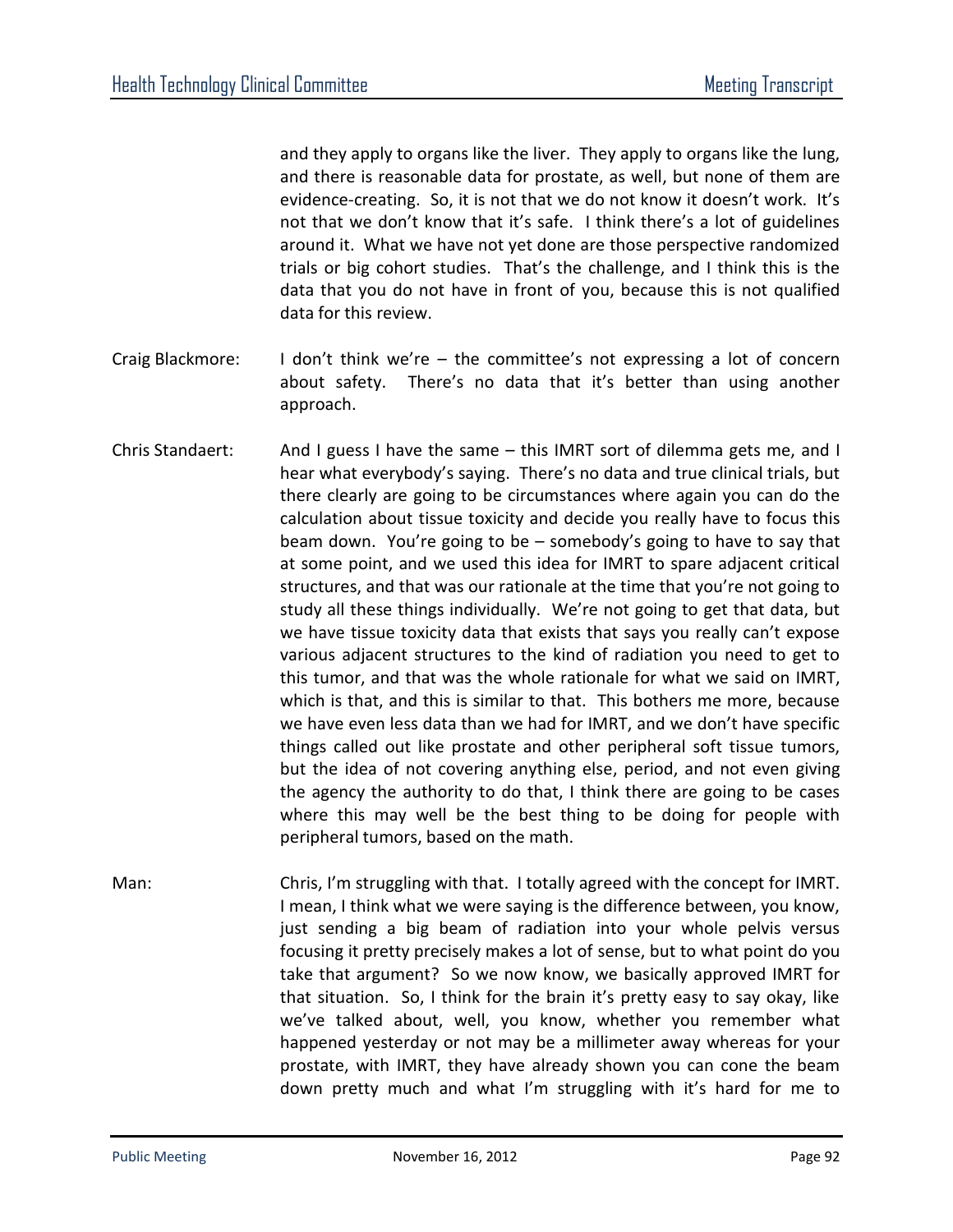and they apply to organs like the liver. They apply to organs like the lung, and there is reasonable data for prostate, as well, but none of them are evidence-creating. So, it is not that we do not know it doesn't work. It's not that we don't know that it's safe. I think there's a lot of guidelines around it. What we have not yet done are those perspective randomized trials or big cohort studies. That's the challenge, and I think this is the data that you do not have in front of you, because this is not qualified data for this review.

Craig Blackmore: I don't think we're – the committee's not expressing a lot of concern about safety. There's no data that it's better than using another approach.

Chris Standaert: And I guess I have the same – this IMRT sort of dilemma gets me, and I hear what everybody's saying. There's no data and true clinical trials, but there clearly are going to be circumstances where again you can do the calculation about tissue toxicity and decide you really have to focus this beam down. You're going to be – somebody's going to have to say that at some point, and we used this idea for IMRT to spare adjacent critical structures, and that was our rationale at the time that you're not going to study all these things individually. We're not going to get that data, but we have tissue toxicity data that exists that says you really can't expose various adjacent structures to the kind of radiation you need to get to this tumor, and that was the whole rationale for what we said on IMRT, which is that, and this is similar to that. This bothers me more, because we have even less data than we had for IMRT, and we don't have specific things called out like prostate and other peripheral soft tissue tumors, but the idea of not covering anything else, period, and not even giving the agency the authority to do that, I think there are going to be cases where this may well be the best thing to be doing for people with peripheral tumors, based on the math.

Man: Chris, I'm struggling with that. I totally agreed with the concept for IMRT. I mean, I think what we were saying is the difference between, you know, just sending a big beam of radiation into your whole pelvis versus focusing it pretty precisely makes a lot of sense, but to what point do you take that argument? So we now know, we basically approved IMRT for that situation. So, I think for the brain it's pretty easy to say okay, like we've talked about, well, you know, whether you remember what happened yesterday or not may be a millimeter away whereas for your prostate, with IMRT, they have already shown you can cone the beam down pretty much and what I'm struggling with it's hard for me to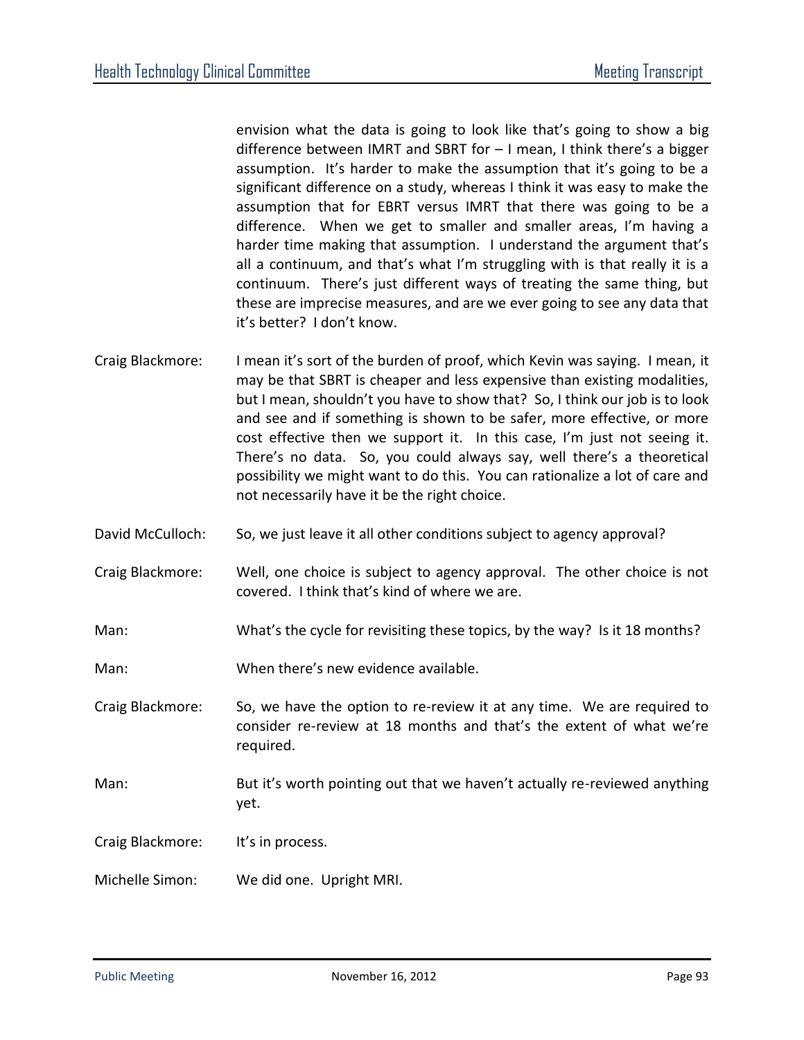envision what the data is going to look like that's going to show a big difference between IMRT and SBRT for – I mean, I think there's a bigger assumption. It's harder to make the assumption that it's going to be a significant difference on a study, whereas I think it was easy to make the assumption that for EBRT versus IMRT that there was going to be a difference. When we get to smaller and smaller areas, I'm having a harder time making that assumption. I understand the argument that's all a continuum, and that's what I'm struggling with is that really it is a continuum. There's just different ways of treating the same thing, but these are imprecise measures, and are we ever going to see any data that it's better? I don't know.

Craig Blackmore: I mean it's sort of the burden of proof, which Kevin was saying. I mean, it may be that SBRT is cheaper and less expensive than existing modalities, but I mean, shouldn't you have to show that? So, I think our job is to look and see and if something is shown to be safer, more effective, or more cost effective then we support it. In this case, I'm just not seeing it. There's no data. So, you could always say, well there's a theoretical possibility we might want to do this. You can rationalize a lot of care and not necessarily have it be the right choice.

David McCulloch: So, we just leave it all other conditions subject to agency approval?

Craig Blackmore: Well, one choice is subject to agency approval. The other choice is not covered. I think that's kind of where we are.

Man: What's the cycle for revisiting these topics, by the way? Is it 18 months?

Man: When there's new evidence available.

Craig Blackmore: So, we have the option to re-review it at any time. We are required to consider re-review at 18 months and that's the extent of what we're required.

Man: But it's worth pointing out that we haven't actually re-reviewed anything yet.

Craig Blackmore: It's in process.

Michelle Simon: We did one. Upright MRI.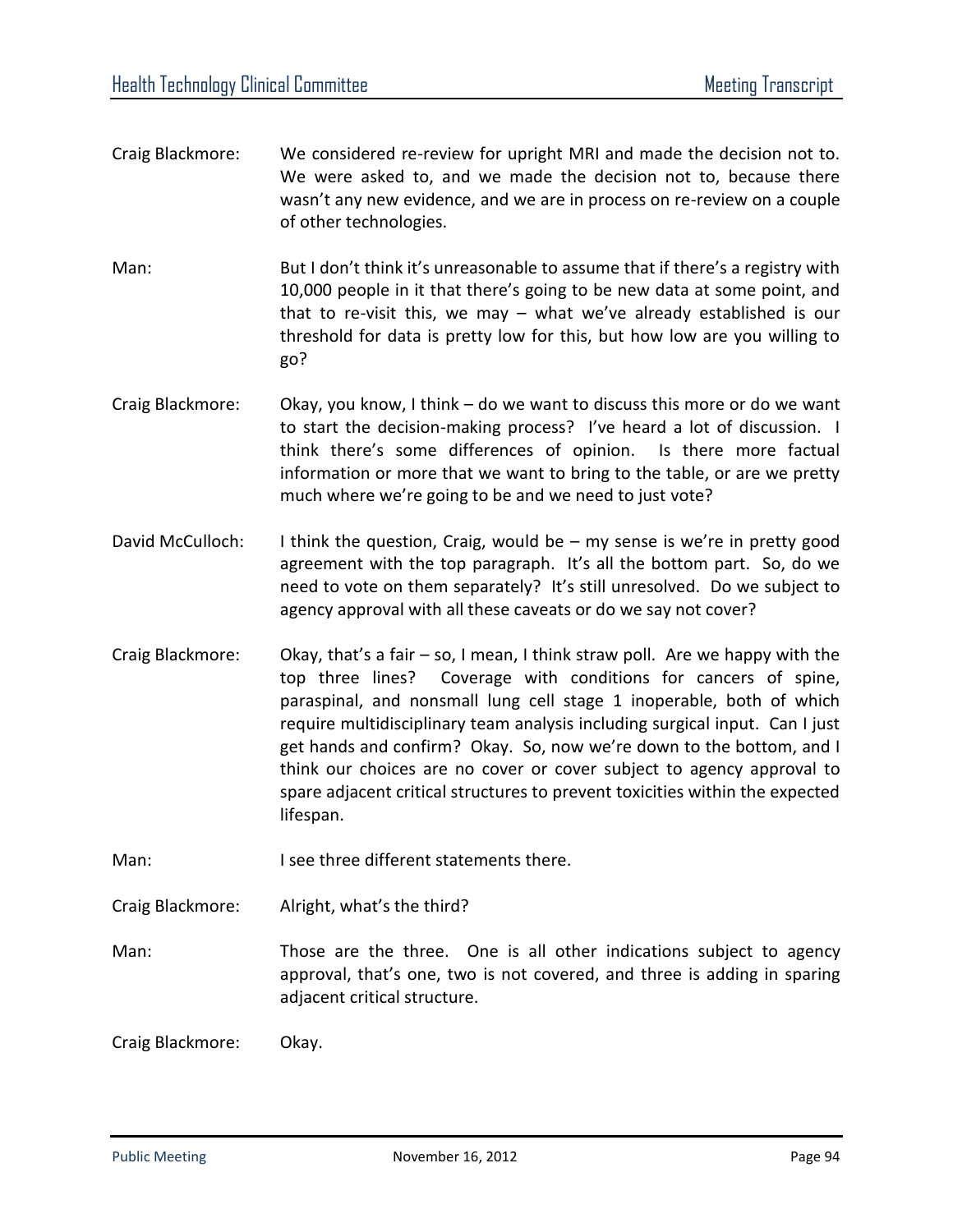Craig Blackmore: We considered re-review for upright MRI and made the decision not to. We were asked to, and we made the decision not to, because there wasn't any new evidence, and we are in process on re-review on a couple of other technologies.

Man: But I don't think it's unreasonable to assume that if there's a registry with 10,000 people in it that there's going to be new data at some point, and that to re-visit this, we may – what we've already established is our threshold for data is pretty low for this, but how low are you willing to go?

Craig Blackmore: Okay, you know, I think – do we want to discuss this more or do we want to start the decision-making process? I've heard a lot of discussion. I think there's some differences of opinion. Is there more factual information or more that we want to bring to the table, or are we pretty much where we're going to be and we need to just vote?

David McCulloch: I think the question, Craig, would be – my sense is we're in pretty good agreement with the top paragraph. It's all the bottom part. So, do we need to vote on them separately? It's still unresolved. Do we subject to agency approval with all these caveats or do we say not cover?

Craig Blackmore: Okay, that's a fair – so, I mean, I think straw poll. Are we happy with the top three lines? Coverage with conditions for cancers of spine, paraspinal, and nonsmall lung cell stage 1 inoperable, both of which require multidisciplinary team analysis including surgical input. Can I just get hands and confirm? Okay. So, now we're down to the bottom, and I think our choices are no cover or cover subject to agency approval to spare adjacent critical structures to prevent toxicities within the expected lifespan.

Man: I see three different statements there.

Craig Blackmore: Alright, what's the third?

Man: Those are the three. One is all other indications subject to agency approval, that's one, two is not covered, and three is adding in sparing adjacent critical structure.

Craig Blackmore: Okay.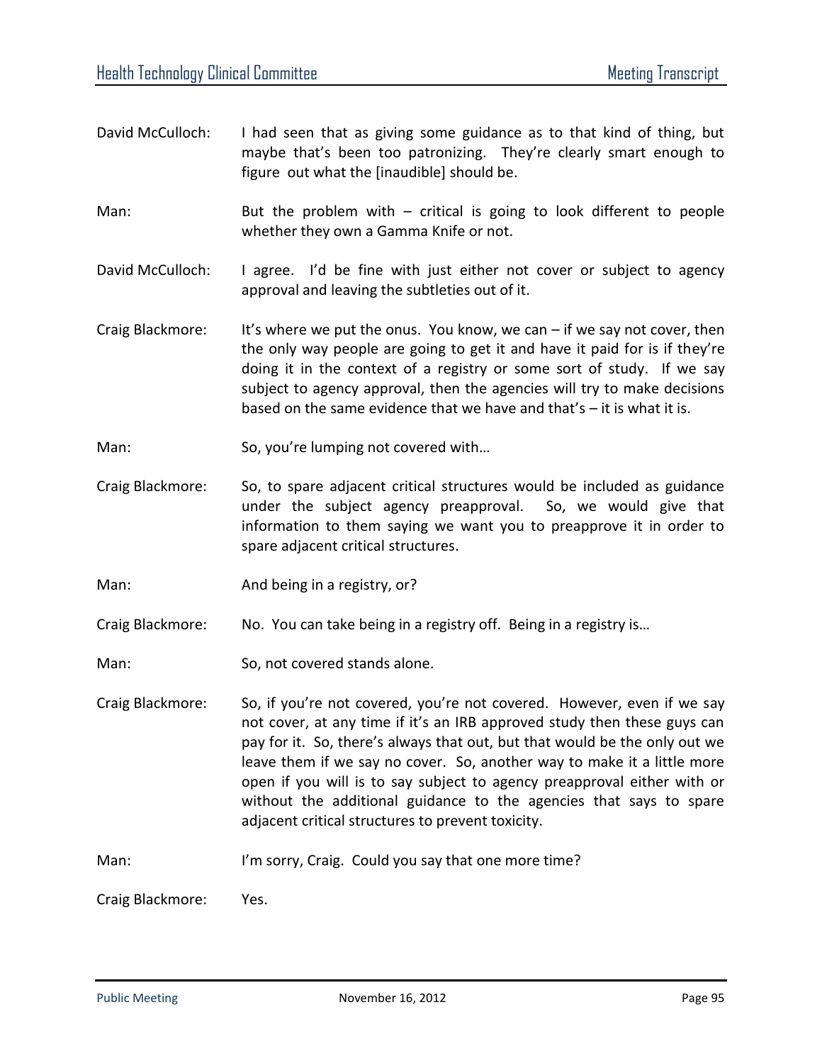David McCulloch: I had seen that as giving some guidance as to that kind of thing, but maybe that's been too patronizing. They're clearly smart enough to figure out what the [inaudible] should be.

Man: But the problem with – critical is going to look different to people whether they own a Gamma Knife or not.

David McCulloch: I agree. I'd be fine with just either not cover or subject to agency approval and leaving the subtleties out of it.

Craig Blackmore: It's where we put the onus. You know, we can – if we say not cover, then the only way people are going to get it and have it paid for is if they're doing it in the context of a registry or some sort of study. If we say subject to agency approval, then the agencies will try to make decisions based on the same evidence that we have and that's – it is what it is.

Man: So, you're lumping not covered with…

Craig Blackmore: So, to spare adjacent critical structures would be included as guidance under the subject agency preapproval. So, we would give that information to them saying we want you to preapprove it in order to spare adjacent critical structures.

Man: And being in a registry, or?

Craig Blackmore: No. You can take being in a registry off. Being in a registry is…

Man: So, not covered stands alone.

Craig Blackmore: So, if you're not covered, you're not covered. However, even if we say not cover, at any time if it's an IRB approved study then these guys can pay for it. So, there's always that out, but that would be the only out we leave them if we say no cover. So, another way to make it a little more open if you will is to say subject to agency preapproval either with or without the additional guidance to the agencies that says to spare adjacent critical structures to prevent toxicity.

Man: I'm sorry, Craig. Could you say that one more time?

Craig Blackmore: Yes.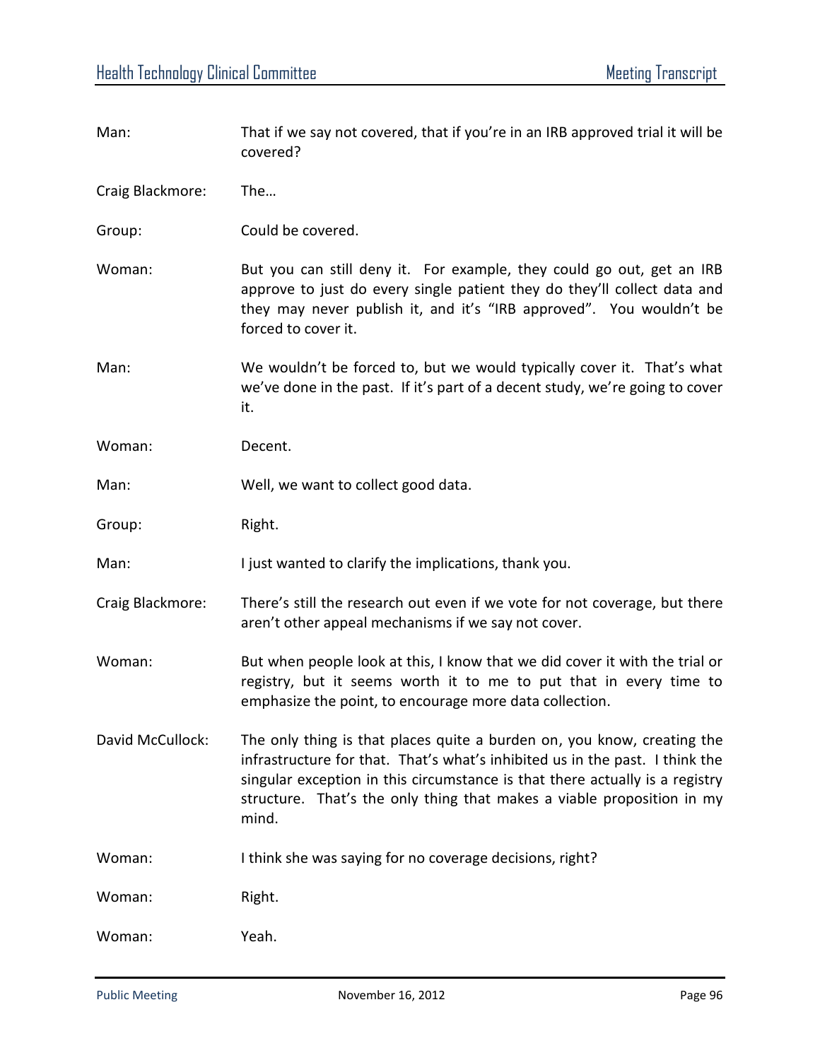Man: That if we say not covered, that if you're in an IRB approved trial it will be covered?

Craig Blackmore: The…

Group: Could be covered.

Woman: But you can still deny it. For example, they could go out, get an IRB approve to just do every single patient they do they'll collect data and they may never publish it, and it's "IRB approved". You wouldn't be forced to cover it.

Man: We wouldn't be forced to, but we would typically cover it. That's what we've done in the past. If it's part of a decent study, we're going to cover it.

Woman: Decent.

Man: Well, we want to collect good data.

Group: Right.

Man: I just wanted to clarify the implications, thank you.

Craig Blackmore: There's still the research out even if we vote for not coverage, but there aren't other appeal mechanisms if we say not cover.

Woman: But when people look at this, I know that we did cover it with the trial or registry, but it seems worth it to me to put that in every time to emphasize the point, to encourage more data collection.

David McCullock: The only thing is that places quite a burden on, you know, creating the infrastructure for that. That's what's inhibited us in the past. I think the singular exception in this circumstance is that there actually is a registry structure. That's the only thing that makes a viable proposition in my mind.

Woman: I think she was saying for no coverage decisions, right?

Woman: Right.

Woman: Yeah.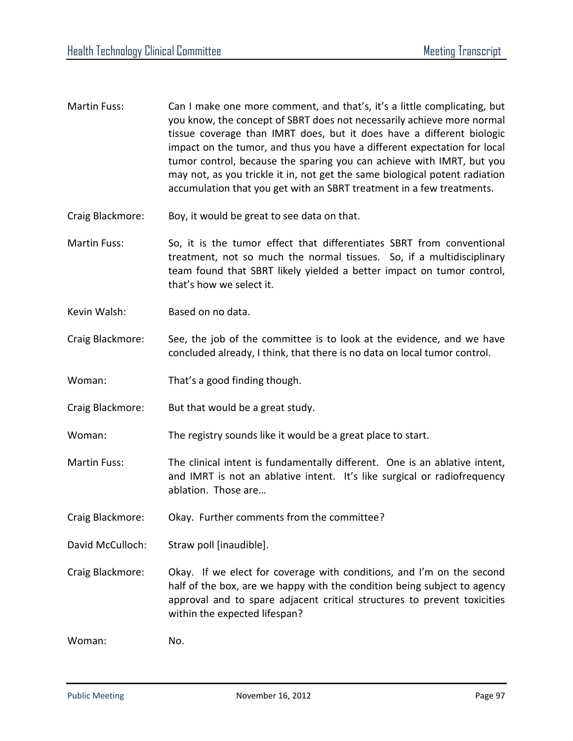Martin Fuss: Can I make one more comment, and that's, it's a little complicating, but you know, the concept of SBRT does not necessarily achieve more normal tissue coverage than IMRT does, but it does have a different biologic impact on the tumor, and thus you have a different expectation for local tumor control, because the sparing you can achieve with IMRT, but you may not, as you trickle it in, not get the same biological potent radiation accumulation that you get with an SBRT treatment in a few treatments.

Craig Blackmore: Boy, it would be great to see data on that.

Martin Fuss: So, it is the tumor effect that differentiates SBRT from conventional treatment, not so much the normal tissues. So, if a multidisciplinary team found that SBRT likely yielded a better impact on tumor control, that's how we select it.

Kevin Walsh: Based on no data.

Craig Blackmore: See, the job of the committee is to look at the evidence, and we have concluded already, I think, that there is no data on local tumor control.

Woman: That's a good finding though.

Craig Blackmore: But that would be a great study.

Woman: The registry sounds like it would be a great place to start.

Martin Fuss: The clinical intent is fundamentally different. One is an ablative intent, and IMRT is not an ablative intent. It's like surgical or radiofrequency ablation. Those are…

Craig Blackmore: Okay. Further comments from the committee?

David McCulloch: Straw poll [inaudible].

Craig Blackmore: Okay. If we elect for coverage with conditions, and I'm on the second half of the box, are we happy with the condition being subject to agency approval and to spare adjacent critical structures to prevent toxicities within the expected lifespan?

Woman: No.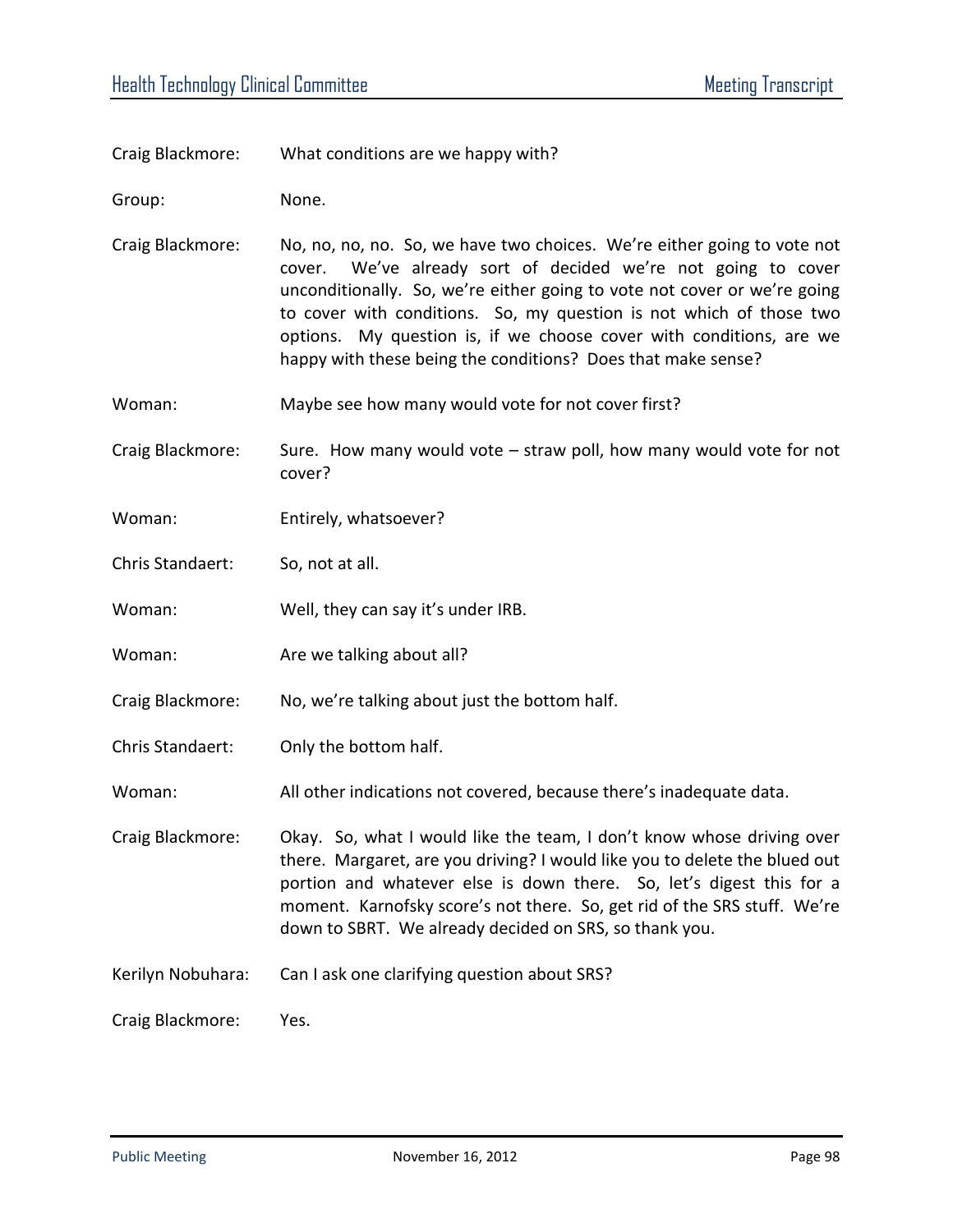Craig Blackmore: What conditions are we happy with?

Group: None.

Craig Blackmore: No, no, no, no. So, we have two choices. We're either going to vote not cover. We've already sort of decided we're not going to cover unconditionally. So, we're either going to vote not cover or we're going to cover with conditions. So, my question is not which of those two options. My question is, if we choose cover with conditions, are we happy with these being the conditions? Does that make sense?

Woman: Maybe see how many would vote for not cover first?

Craig Blackmore: Sure. How many would vote – straw poll, how many would vote for not cover?

Woman: Entirely, whatsoever?

Chris Standaert: So, not at all.

Woman: Well, they can say it's under IRB.

Woman: Are we talking about all?

Craig Blackmore: No, we're talking about just the bottom half.

Chris Standaert: Only the bottom half.

Woman: All other indications not covered, because there's inadequate data.

Craig Blackmore: Okay. So, what I would like the team, I don't know whose driving over there. Margaret, are you driving? I would like you to delete the blued out portion and whatever else is down there. So, let's digest this for a moment. Karnofsky score's not there. So, get rid of the SRS stuff. We're down to SBRT. We already decided on SRS, so thank you.

Kerilyn Nobuhara: Can I ask one clarifying question about SRS?

Craig Blackmore: Yes.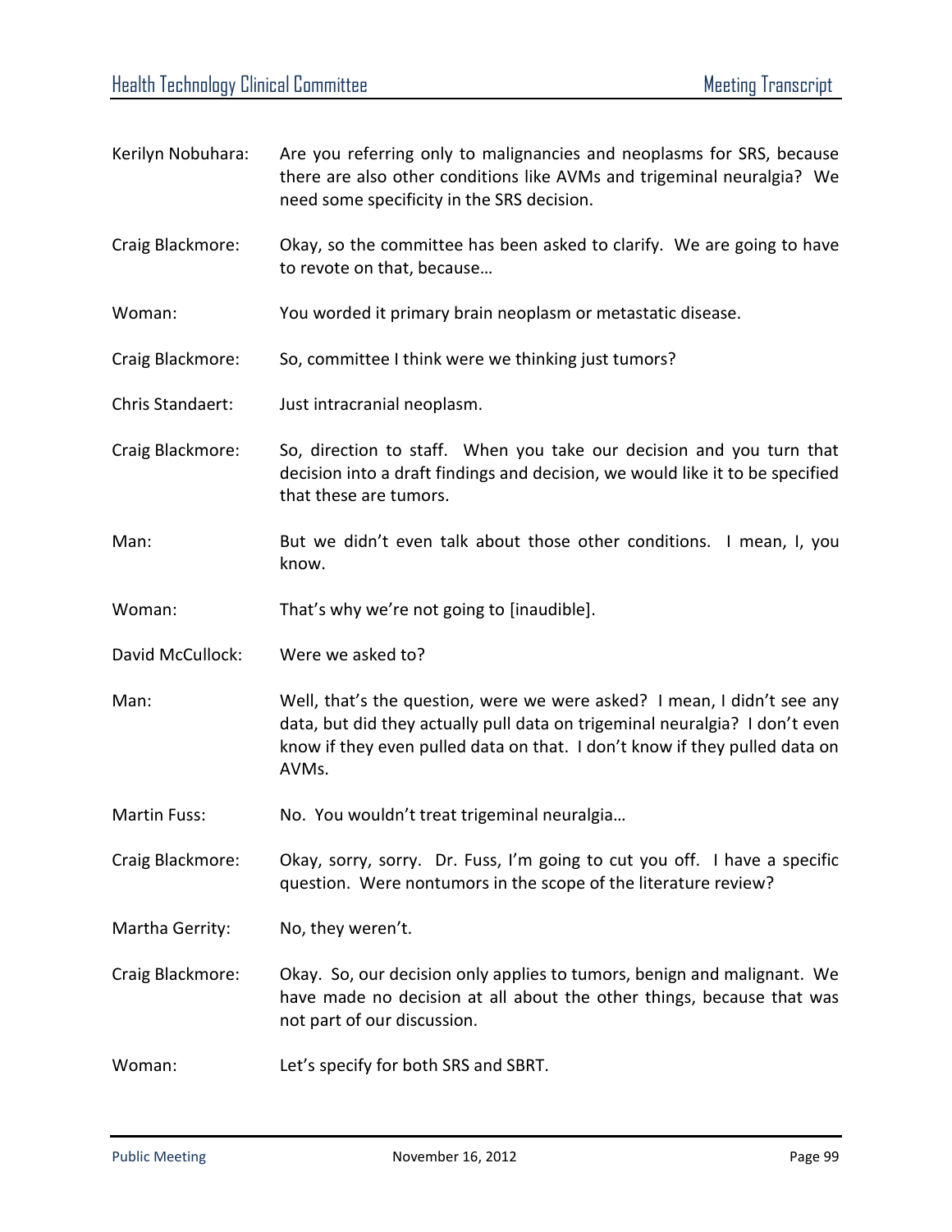Kerilyn Nobuhara: Are you referring only to malignancies and neoplasms for SRS, because there are also other conditions like AVMs and trigeminal neuralgia? We need some specificity in the SRS decision.

Craig Blackmore: Okay, so the committee has been asked to clarify. We are going to have to revote on that, because…

Woman: You worded it primary brain neoplasm or metastatic disease.

Craig Blackmore: So, committee I think were we thinking just tumors?

Chris Standaert: Just intracranial neoplasm.

Craig Blackmore: So, direction to staff. When you take our decision and you turn that decision into a draft findings and decision, we would like it to be specified that these are tumors.

Man: But we didn't even talk about those other conditions. I mean, I, you know.

Woman: That's why we're not going to [inaudible].

David McCullock: Were we asked to?

Man: Well, that's the question, were we were asked? I mean, I didn't see any data, but did they actually pull data on trigeminal neuralgia? I don't even know if they even pulled data on that. I don't know if they pulled data on AVMs.

Martin Fuss: No. You wouldn't treat trigeminal neuralgia…

Craig Blackmore: Okay, sorry, sorry. Dr. Fuss, I'm going to cut you off. I have a specific question. Were nontumors in the scope of the literature review?

Martha Gerrity: No, they weren't.

Craig Blackmore: Okay. So, our decision only applies to tumors, benign and malignant. We have made no decision at all about the other things, because that was not part of our discussion.

Woman: Let's specify for both SRS and SBRT.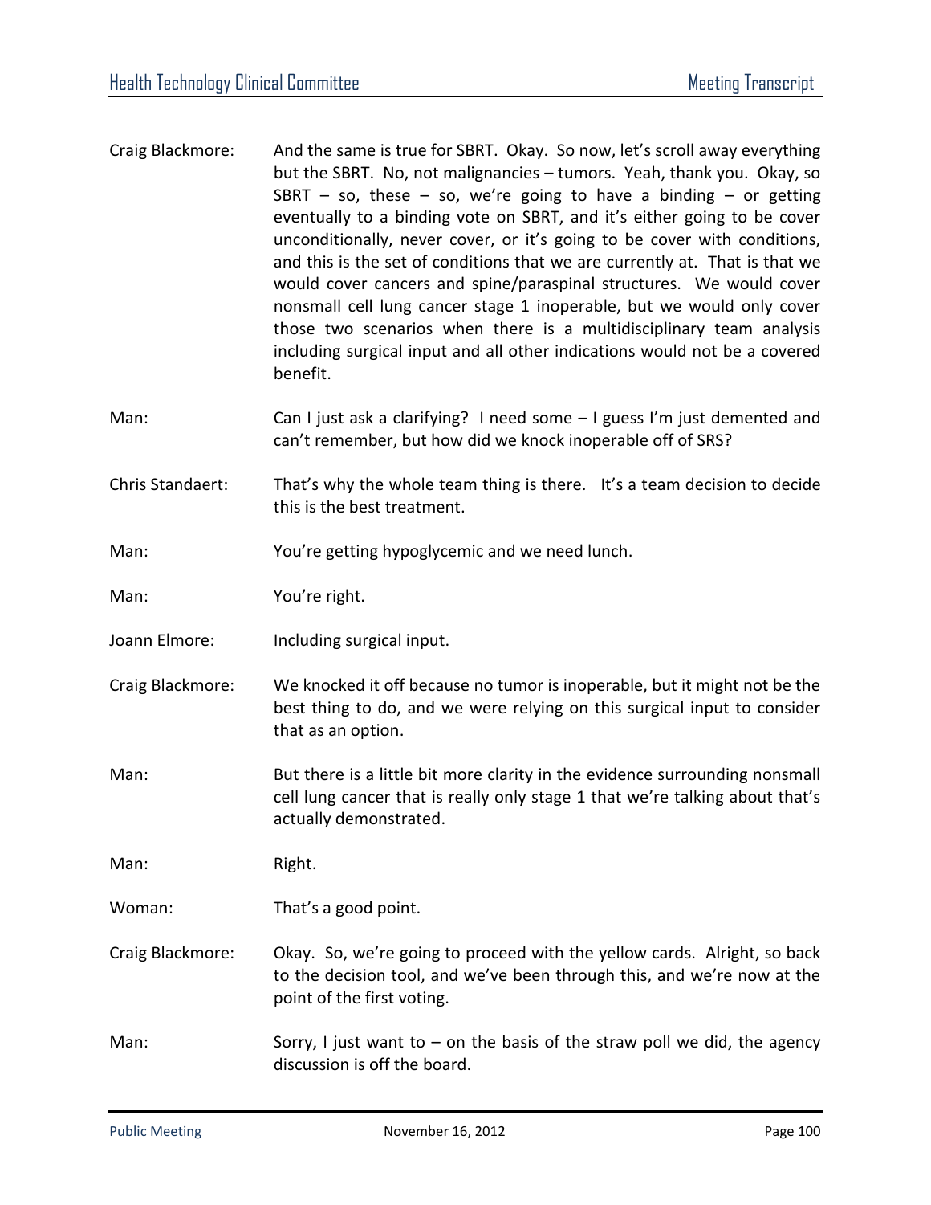Craig Blackmore: And the same is true for SBRT. Okay. So now, let's scroll away everything but the SBRT. No, not malignancies – tumors. Yeah, thank you. Okay, so SBRT – so, these – so, we're going to have a binding – or getting eventually to a binding vote on SBRT, and it's either going to be cover unconditionally, never cover, or it's going to be cover with conditions, and this is the set of conditions that we are currently at. That is that we would cover cancers and spine/paraspinal structures. We would cover nonsmall cell lung cancer stage 1 inoperable, but we would only cover those two scenarios when there is a multidisciplinary team analysis including surgical input and all other indications would not be a covered benefit.

Man: Can I just ask a clarifying? I need some – I guess I'm just demented and can't remember, but how did we knock inoperable off of SRS?

Chris Standaert: That's why the whole team thing is there. It's a team decision to decide this is the best treatment.

Man: You're getting hypoglycemic and we need lunch.

Man: You're right.

Joann Elmore: Including surgical input.

Craig Blackmore: We knocked it off because no tumor is inoperable, but it might not be the best thing to do, and we were relying on this surgical input to consider that as an option.

Man: But there is a little bit more clarity in the evidence surrounding nonsmall cell lung cancer that is really only stage 1 that we're talking about that's actually demonstrated.

Man: Right.

Woman: That's a good point.

Craig Blackmore: Okay. So, we're going to proceed with the yellow cards. Alright, so back to the decision tool, and we've been through this, and we're now at the point of the first voting.

Man: Sorry, I just want to – on the basis of the straw poll we did, the agency discussion is off the board.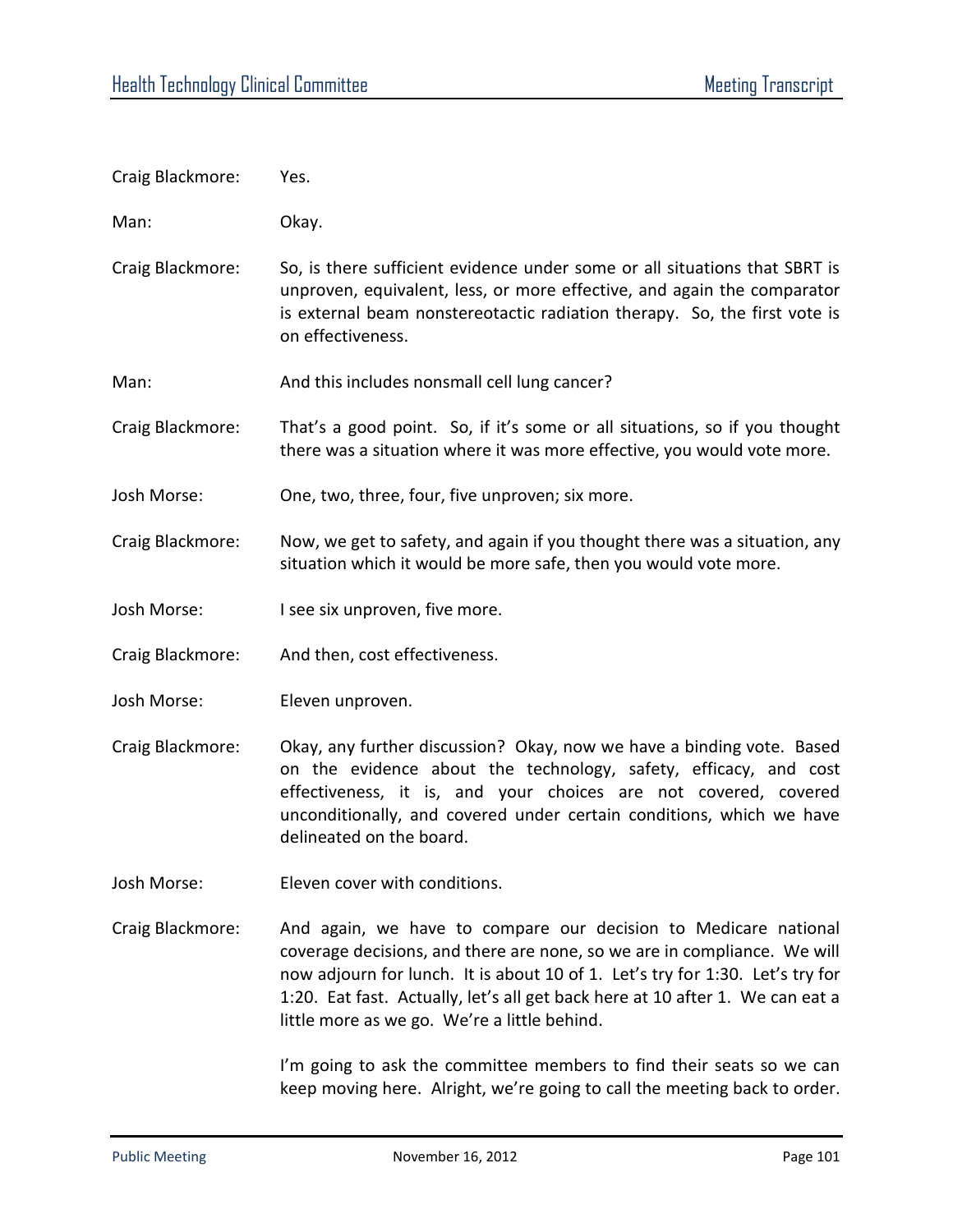Craig Blackmore: Yes.

Man: Okay.

Craig Blackmore: So, is there sufficient evidence under some or all situations that SBRT is unproven, equivalent, less, or more effective, and again the comparator is external beam nonstereotactic radiation therapy. So, the first vote is on effectiveness.

Man: And this includes nonsmall cell lung cancer?

Craig Blackmore: That's a good point. So, if it's some or all situations, so if you thought there was a situation where it was more effective, you would vote more.

Josh Morse: One, two, three, four, five unproven; six more.

Craig Blackmore: Now, we get to safety, and again if you thought there was a situation, any situation which it would be more safe, then you would vote more.

Josh Morse: I see six unproven, five more.

Craig Blackmore: And then, cost effectiveness.

Josh Morse: Eleven unproven.

Craig Blackmore: Okay, any further discussion? Okay, now we have a binding vote. Based on the evidence about the technology, safety, efficacy, and cost effectiveness, it is, and your choices are not covered, covered unconditionally, and covered under certain conditions, which we have delineated on the board.

Josh Morse: Eleven cover with conditions.

Craig Blackmore: And again, we have to compare our decision to Medicare national coverage decisions, and there are none, so we are in compliance. We will now adjourn for lunch. It is about 10 of 1. Let's try for 1:30. Let's try for 1:20. Eat fast. Actually, let's all get back here at 10 after 1. We can eat a little more as we go. We're a little behind.

I'm going to ask the committee members to find their seats so we can keep moving here. Alright, we're going to call the meeting back to order.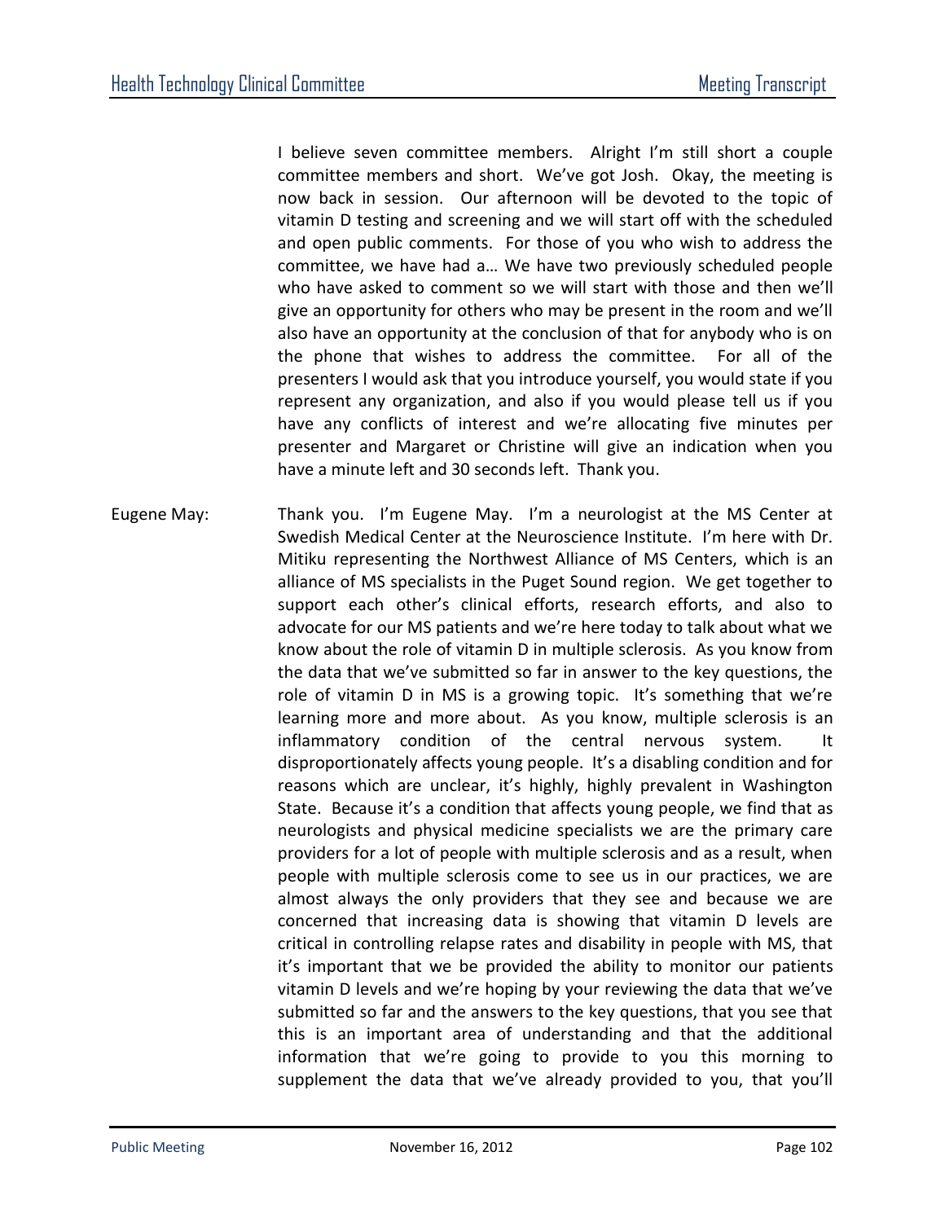I believe seven committee members. Alright I'm still short a couple committee members and short. We've got Josh. Okay, the meeting is now back in session. Our afternoon will be devoted to the topic of vitamin D testing and screening and we will start off with the scheduled and open public comments. For those of you who wish to address the committee, we have had a… We have two previously scheduled people who have asked to comment so we will start with those and then we'll give an opportunity for others who may be present in the room and we'll also have an opportunity at the conclusion of that for anybody who is on the phone that wishes to address the committee. For all of the presenters I would ask that you introduce yourself, you would state if you represent any organization, and also if you would please tell us if you have any conflicts of interest and we're allocating five minutes per presenter and Margaret or Christine will give an indication when you have a minute left and 30 seconds left. Thank you.

Eugene May: Thank you. I'm Eugene May. I'm a neurologist at the MS Center at Swedish Medical Center at the Neuroscience Institute. I'm here with Dr. Mitiku representing the Northwest Alliance of MS Centers, which is an alliance of MS specialists in the Puget Sound region. We get together to support each other's clinical efforts, research efforts, and also to advocate for our MS patients and we're here today to talk about what we know about the role of vitamin D in multiple sclerosis. As you know from the data that we've submitted so far in answer to the key questions, the role of vitamin D in MS is a growing topic. It's something that we're learning more and more about. As you know, multiple sclerosis is an inflammatory condition of the central nervous system. It disproportionately affects young people. It's a disabling condition and for reasons which are unclear, it's highly, highly prevalent in Washington State. Because it's a condition that affects young people, we find that as neurologists and physical medicine specialists we are the primary care providers for a lot of people with multiple sclerosis and as a result, when people with multiple sclerosis come to see us in our practices, we are almost always the only providers that they see and because we are concerned that increasing data is showing that vitamin D levels are critical in controlling relapse rates and disability in people with MS, that it's important that we be provided the ability to monitor our patients vitamin D levels and we're hoping by your reviewing the data that we've submitted so far and the answers to the key questions, that you see that this is an important area of understanding and that the additional information that we're going to provide to you this morning to supplement the data that we've already provided to you, that you'll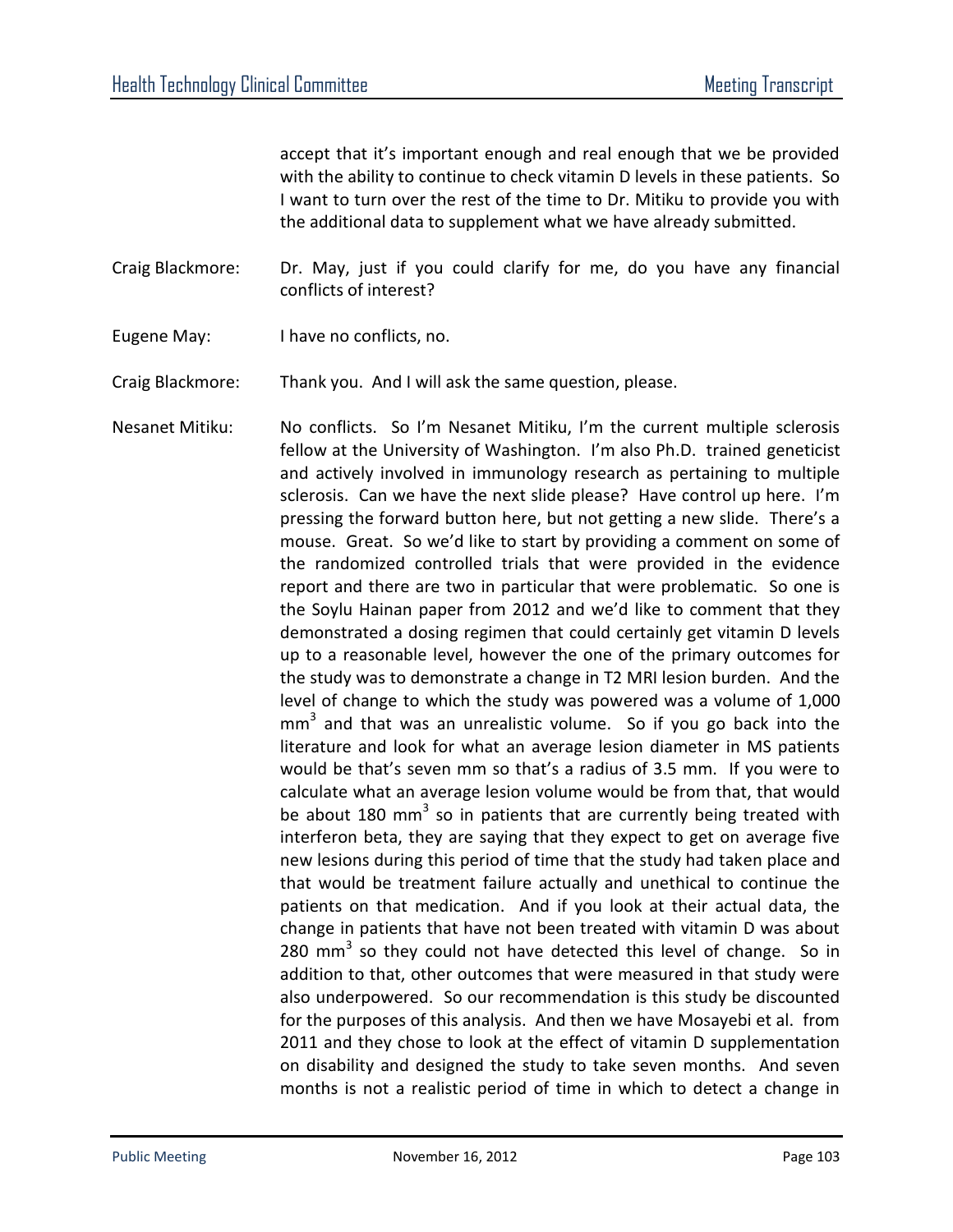accept that it's important enough and real enough that we be provided with the ability to continue to check vitamin D levels in these patients. So I want to turn over the rest of the time to Dr. Mitiku to provide you with the additional data to supplement what we have already submitted.

Craig Blackmore: Dr. May, just if you could clarify for me, do you have any financial conflicts of interest?

Eugene May: I have no conflicts, no.

Craig Blackmore: Thank you. And I will ask the same question, please.

Nesanet Mitiku: No conflicts. So I'm Nesanet Mitiku, I'm the current multiple sclerosis fellow at the University of Washington. I'm also Ph.D. trained geneticist and actively involved in immunology research as pertaining to multiple sclerosis. Can we have the next slide please? Have control up here. I'm pressing the forward button here, but not getting a new slide. There's a mouse. Great. So we'd like to start by providing a comment on some of the randomized controlled trials that were provided in the evidence report and there are two in particular that were problematic. So one is the Soylu Hainan paper from 2012 and we'd like to comment that they demonstrated a dosing regimen that could certainly get vitamin D levels up to a reasonable level, however the one of the primary outcomes for the study was to demonstrate a change in T2 MRI lesion burden. And the level of change to which the study was powered was a volume of 1,000 $mm^3$ and that was an unrealistic volume. So if you go back into the literature and look for what an average lesion diameter in MS patients would be that's seven mm so that's a radius of 3.5 mm. If you were to calculate what an average lesion volume would be from that, that would be about 180 $mm^3$ so in patients that are currently being treated with interferon beta, they are saying that they expect to get on average five new lesions during this period of time that the study had taken place and that would be treatment failure actually and unethical to continue the patients on that medication. And if you look at their actual data, the change in patients that have not been treated with vitamin D was about 280 $mm^3$ so they could not have detected this level of change. So in addition to that, other outcomes that were measured in that study were also underpowered. So our recommendation is this study be discounted for the purposes of this analysis. And then we have Mosayebi et al. from 2011 and they chose to look at the effect of vitamin D supplementation on disability and designed the study to take seven months. And seven months is not a realistic period of time in which to detect a change in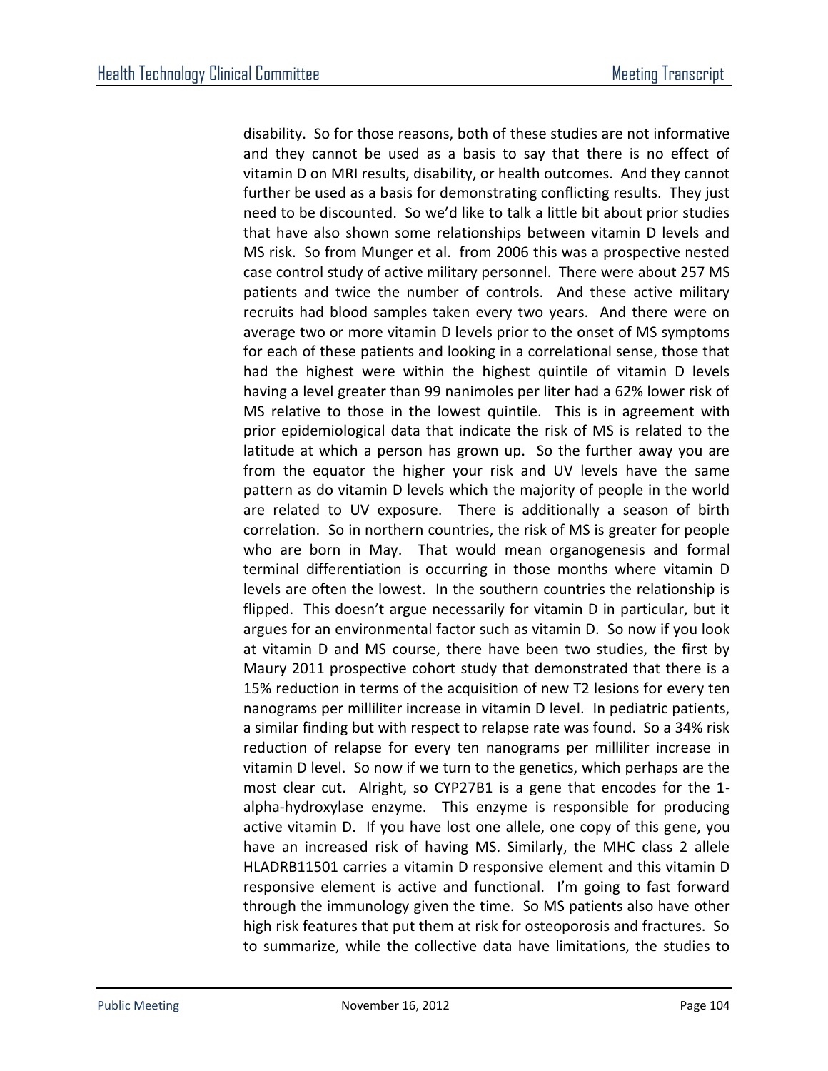disability. So for those reasons, both of these studies are not informative and they cannot be used as a basis to say that there is no effect of vitamin D on MRI results, disability, or health outcomes. And they cannot further be used as a basis for demonstrating conflicting results. They just need to be discounted. So we'd like to talk a little bit about prior studies that have also shown some relationships between vitamin D levels and MS risk. So from Munger et al. from 2006 this was a prospective nested case control study of active military personnel. There were about 257 MS patients and twice the number of controls. And these active military recruits had blood samples taken every two years. And there were on average two or more vitamin D levels prior to the onset of MS symptoms for each of these patients and looking in a correlational sense, those that had the highest were within the highest quintile of vitamin D levels having a level greater than 99 nanimoles per liter had a 62% lower risk of MS relative to those in the lowest quintile. This is in agreement with prior epidemiological data that indicate the risk of MS is related to the latitude at which a person has grown up. So the further away you are from the equator the higher your risk and UV levels have the same pattern as do vitamin D levels which the majority of people in the world are related to UV exposure. There is additionally a season of birth correlation. So in northern countries, the risk of MS is greater for people who are born in May. That would mean organogenesis and formal terminal differentiation is occurring in those months where vitamin D levels are often the lowest. In the southern countries the relationship is flipped. This doesn't argue necessarily for vitamin D in particular, but it argues for an environmental factor such as vitamin D. So now if you look at vitamin D and MS course, there have been two studies, the first by Maury 2011 prospective cohort study that demonstrated that there is a 15% reduction in terms of the acquisition of new T2 lesions for every ten nanograms per milliliter increase in vitamin D level. In pediatric patients, a similar finding but with respect to relapse rate was found. So a 34% risk reduction of relapse for every ten nanograms per milliliter increase in vitamin D level. So now if we turn to the genetics, which perhaps are the most clear cut. Alright, so CYP27B1 is a gene that encodes for the 1-alpha-hydroxylase enzyme. This enzyme is responsible for producing active vitamin D. If you have lost one allele, one copy of this gene, you have an increased risk of having MS. Similarly, the MHC class 2 allele HLADRB11501 carries a vitamin D responsive element and this vitamin D responsive element is active and functional. I'm going to fast forward through the immunology given the time. So MS patients also have other high risk features that put them at risk for osteoporosis and fractures. So to summarize, while the collective data have limitations, the studies to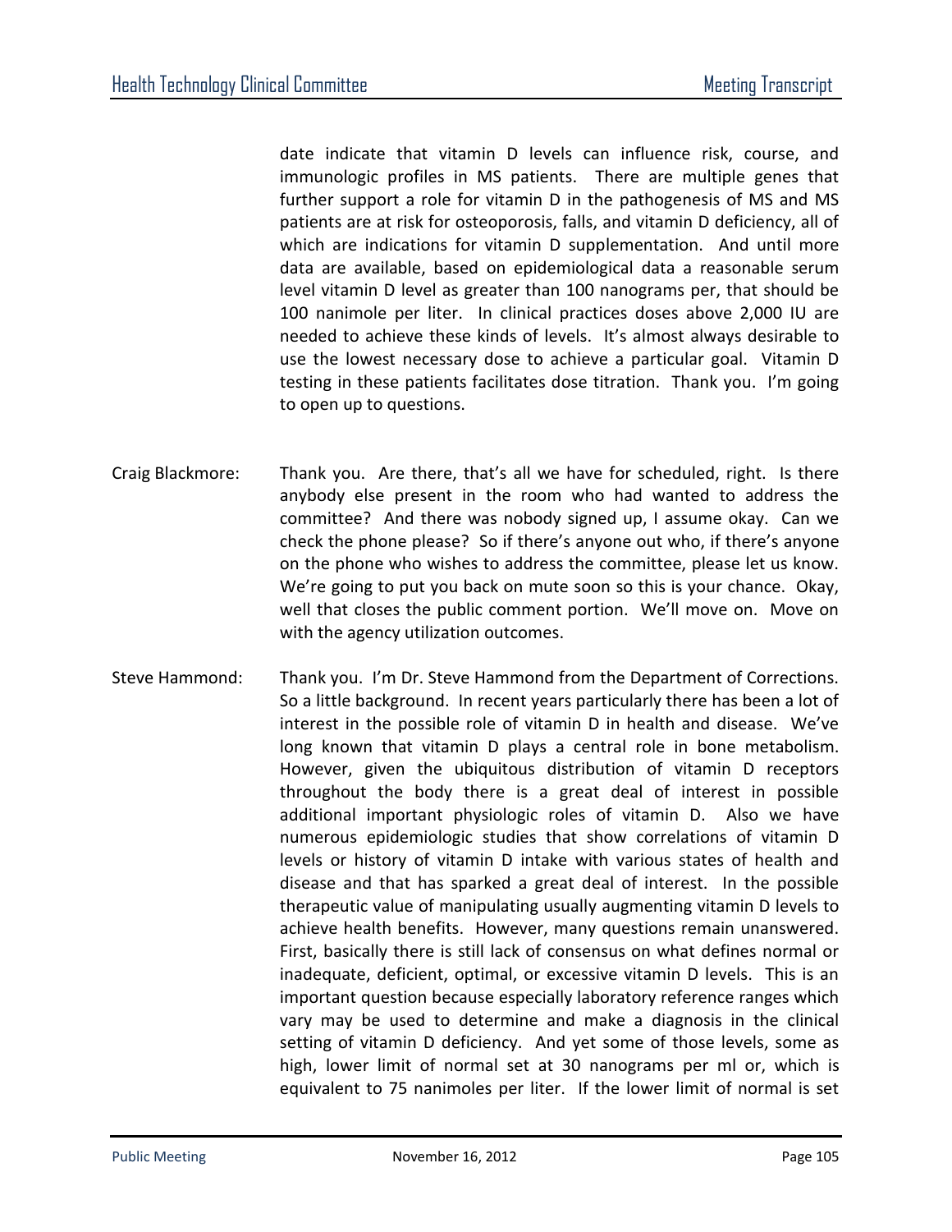date indicate that vitamin D levels can influence risk, course, and immunologic profiles in MS patients. There are multiple genes that further support a role for vitamin D in the pathogenesis of MS and MS patients are at risk for osteoporosis, falls, and vitamin D deficiency, all of which are indications for vitamin D supplementation. And until more data are available, based on epidemiological data a reasonable serum level vitamin D level as greater than 100 nanograms per, that should be 100 nanimole per liter. In clinical practices doses above 2,000 IU are needed to achieve these kinds of levels. It's almost always desirable to use the lowest necessary dose to achieve a particular goal. Vitamin D testing in these patients facilitates dose titration. Thank you. I'm going to open up to questions.

Craig Blackmore: Thank you. Are there, that's all we have for scheduled, right. Is there anybody else present in the room who had wanted to address the committee? And there was nobody signed up, I assume okay. Can we check the phone please? So if there's anyone out who, if there's anyone on the phone who wishes to address the committee, please let us know. We're going to put you back on mute soon so this is your chance. Okay, well that closes the public comment portion. We'll move on. Move on with the agency utilization outcomes.

Steve Hammond: Thank you. I'm Dr. Steve Hammond from the Department of Corrections. So a little background. In recent years particularly there has been a lot of interest in the possible role of vitamin D in health and disease. We've long known that vitamin D plays a central role in bone metabolism. However, given the ubiquitous distribution of vitamin D receptors throughout the body there is a great deal of interest in possible additional important physiologic roles of vitamin D. Also we have numerous epidemiologic studies that show correlations of vitamin D levels or history of vitamin D intake with various states of health and disease and that has sparked a great deal of interest. In the possible therapeutic value of manipulating usually augmenting vitamin D levels to achieve health benefits. However, many questions remain unanswered. First, basically there is still lack of consensus on what defines normal or inadequate, deficient, optimal, or excessive vitamin D levels. This is an important question because especially laboratory reference ranges which vary may be used to determine and make a diagnosis in the clinical setting of vitamin D deficiency. And yet some of those levels, some as high, lower limit of normal set at 30 nanograms per ml or, which is equivalent to 75 nanimoles per liter. If the lower limit of normal is set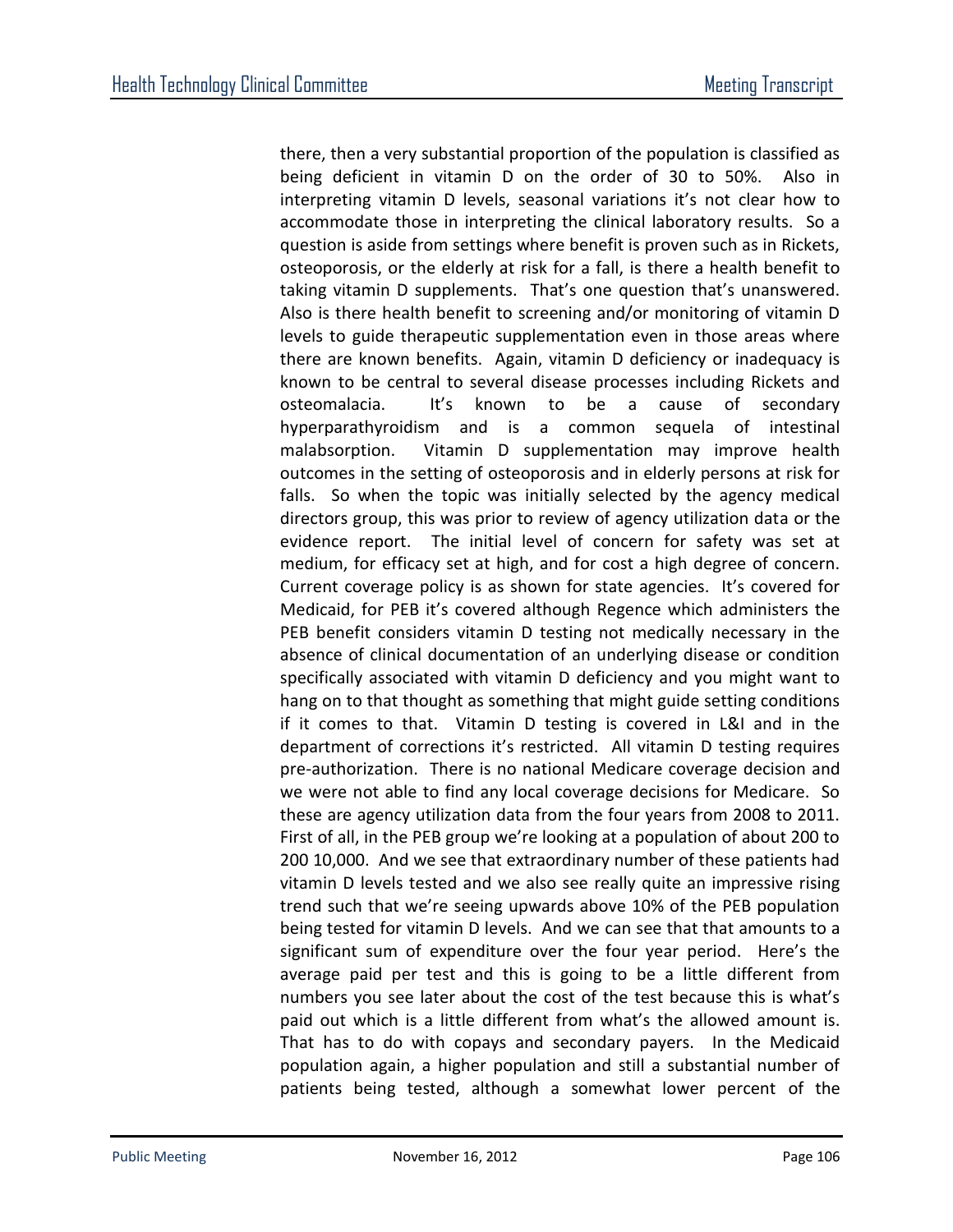there, then a very substantial proportion of the population is classified as being deficient in vitamin D on the order of 30 to 50%. Also in interpreting vitamin D levels, seasonal variations it's not clear how to accommodate those in interpreting the clinical laboratory results. So a question is aside from settings where benefit is proven such as in Rickets, osteoporosis, or the elderly at risk for a fall, is there a health benefit to taking vitamin D supplements. That's one question that's unanswered. Also is there health benefit to screening and/or monitoring of vitamin D levels to guide therapeutic supplementation even in those areas where there are known benefits. Again, vitamin D deficiency or inadequacy is known to be central to several disease processes including Rickets and osteomalacia. It's known to be a cause of secondary hyperparathyroidism and is a common sequela of intestinal malabsorption. Vitamin D supplementation may improve health outcomes in the setting of osteoporosis and in elderly persons at risk for falls. So when the topic was initially selected by the agency medical directors group, this was prior to review of agency utilization data or the evidence report. The initial level of concern for safety was set at medium, for efficacy set at high, and for cost a high degree of concern. Current coverage policy is as shown for state agencies. It's covered for Medicaid, for PEB it's covered although Regence which administers the PEB benefit considers vitamin D testing not medically necessary in the absence of clinical documentation of an underlying disease or condition specifically associated with vitamin D deficiency and you might want to hang on to that thought as something that might guide setting conditions if it comes to that. Vitamin D testing is covered in L&I and in the department of corrections it's restricted. All vitamin D testing requires pre-authorization. There is no national Medicare coverage decision and we were not able to find any local coverage decisions for Medicare. So these are agency utilization data from the four years from 2008 to 2011. First of all, in the PEB group we're looking at a population of about 200 to 200 10,000. And we see that extraordinary number of these patients had vitamin D levels tested and we also see really quite an impressive rising trend such that we're seeing upwards above 10% of the PEB population being tested for vitamin D levels. And we can see that that amounts to a significant sum of expenditure over the four year period. Here's the average paid per test and this is going to be a little different from numbers you see later about the cost of the test because this is what's paid out which is a little different from what's the allowed amount is. That has to do with copays and secondary payers. In the Medicaid population again, a higher population and still a substantial number of patients being tested, although a somewhat lower percent of the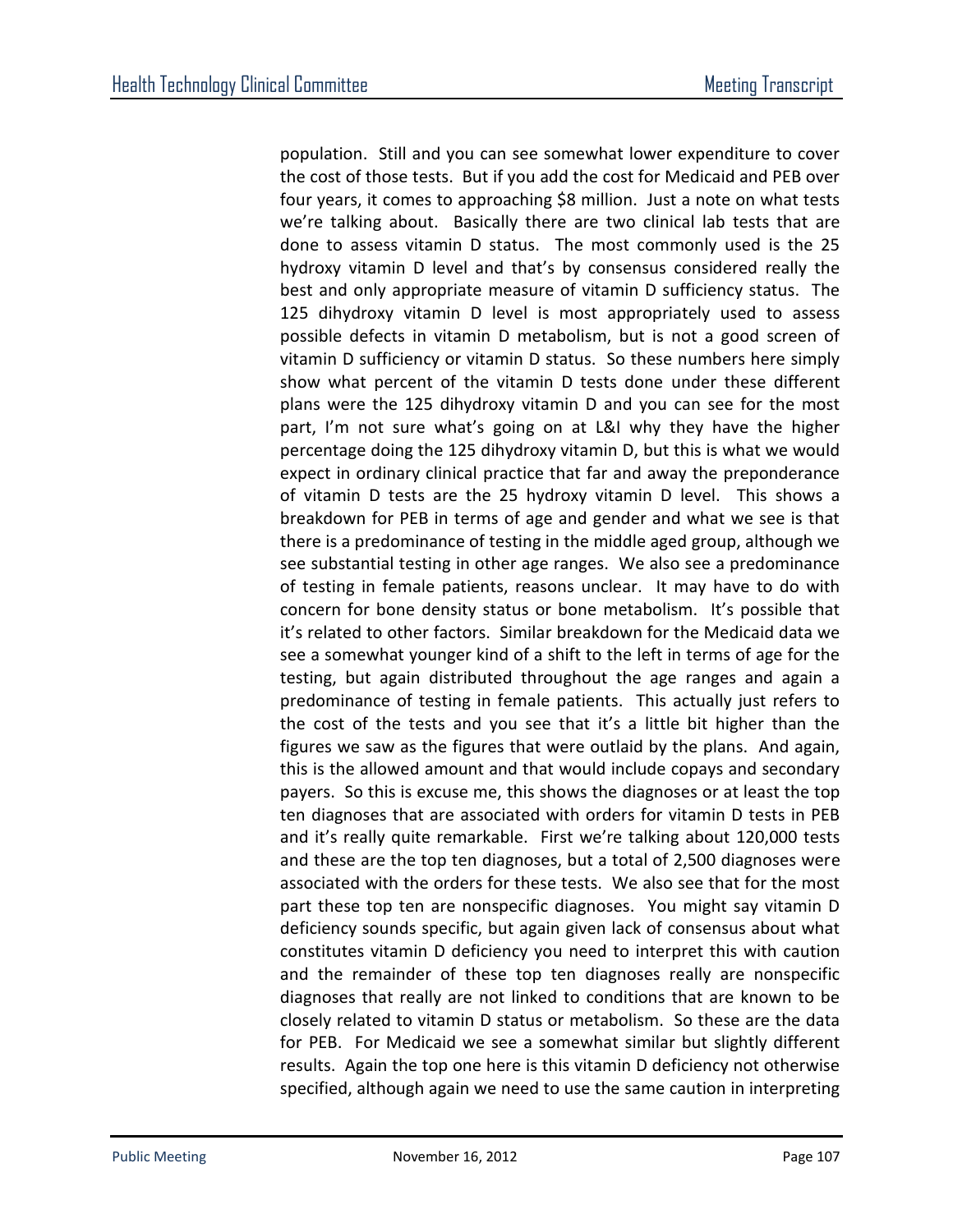population. Still and you can see somewhat lower expenditure to cover the cost of those tests. But if you add the cost for Medicaid and PEB over four years, it comes to approaching $8 million. Just a note on what tests we're talking about. Basically there are two clinical lab tests that are done to assess vitamin D status. The most commonly used is the 25 hydroxy vitamin D level and that's by consensus considered really the best and only appropriate measure of vitamin D sufficiency status. The 125 dihydroxy vitamin D level is most appropriately used to assess possible defects in vitamin D metabolism, but is not a good screen of vitamin D sufficiency or vitamin D status. So these numbers here simply show what percent of the vitamin D tests done under these different plans were the 125 dihydroxy vitamin D and you can see for the most part, I'm not sure what's going on at L&I why they have the higher percentage doing the 125 dihydroxy vitamin D, but this is what we would expect in ordinary clinical practice that far and away the preponderance of vitamin D tests are the 25 hydroxy vitamin D level. This shows a breakdown for PEB in terms of age and gender and what we see is that there is a predominance of testing in the middle aged group, although we see substantial testing in other age ranges. We also see a predominance of testing in female patients, reasons unclear. It may have to do with concern for bone density status or bone metabolism. It's possible that it's related to other factors. Similar breakdown for the Medicaid data we see a somewhat younger kind of a shift to the left in terms of age for the testing, but again distributed throughout the age ranges and again a predominance of testing in female patients. This actually just refers to the cost of the tests and you see that it's a little bit higher than the figures we saw as the figures that were outlaid by the plans. And again, this is the allowed amount and that would include copays and secondary payers. So this is excuse me, this shows the diagnoses or at least the top ten diagnoses that are associated with orders for vitamin D tests in PEB and it's really quite remarkable. First we're talking about 120,000 tests and these are the top ten diagnoses, but a total of 2,500 diagnoses were associated with the orders for these tests. We also see that for the most part these top ten are nonspecific diagnoses. You might say vitamin D deficiency sounds specific, but again given lack of consensus about what constitutes vitamin D deficiency you need to interpret this with caution and the remainder of these top ten diagnoses really are nonspecific diagnoses that really are not linked to conditions that are known to be closely related to vitamin D status or metabolism. So these are the data for PEB. For Medicaid we see a somewhat similar but slightly different results. Again the top one here is this vitamin D deficiency not otherwise specified, although again we need to use the same caution in interpreting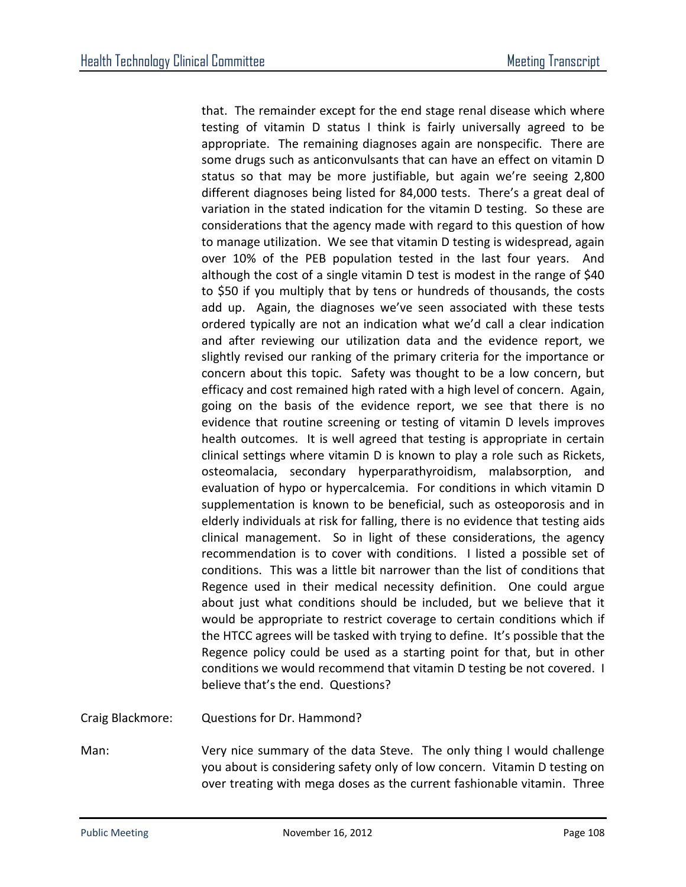that. The remainder except for the end stage renal disease which where testing of vitamin D status I think is fairly universally agreed to be appropriate. The remaining diagnoses again are nonspecific. There are some drugs such as anticonvulsants that can have an effect on vitamin D status so that may be more justifiable, but again we're seeing 2,800 different diagnoses being listed for 84,000 tests. There's a great deal of variation in the stated indication for the vitamin D testing. So these are considerations that the agency made with regard to this question of how to manage utilization. We see that vitamin D testing is widespread, again over 10% of the PEB population tested in the last four years. And although the cost of a single vitamin D test is modest in the range of $40 to $50 if you multiply that by tens or hundreds of thousands, the costs add up. Again, the diagnoses we've seen associated with these tests ordered typically are not an indication what we'd call a clear indication and after reviewing our utilization data and the evidence report, we slightly revised our ranking of the primary criteria for the importance or concern about this topic. Safety was thought to be a low concern, but efficacy and cost remained high rated with a high level of concern. Again, going on the basis of the evidence report, we see that there is no evidence that routine screening or testing of vitamin D levels improves health outcomes. It is well agreed that testing is appropriate in certain clinical settings where vitamin D is known to play a role such as Rickets, osteomalacia, secondary hyperparathyroidism, malabsorption, and evaluation of hypo or hypercalcemia. For conditions in which vitamin D supplementation is known to be beneficial, such as osteoporosis and in elderly individuals at risk for falling, there is no evidence that testing aids clinical management. So in light of these considerations, the agency recommendation is to cover with conditions. I listed a possible set of conditions. This was a little bit narrower than the list of conditions that Regence used in their medical necessity definition. One could argue about just what conditions should be included, but we believe that it would be appropriate to restrict coverage to certain conditions which if the HTCC agrees will be tasked with trying to define. It's possible that the Regence policy could be used as a starting point for that, but in other conditions we would recommend that vitamin D testing be not covered. I believe that's the end. Questions?

Craig Blackmore: Questions for Dr. Hammond?

Man: Very nice summary of the data Steve. The only thing I would challenge you about is considering safety only of low concern. Vitamin D testing on over treating with mega doses as the current fashionable vitamin. Three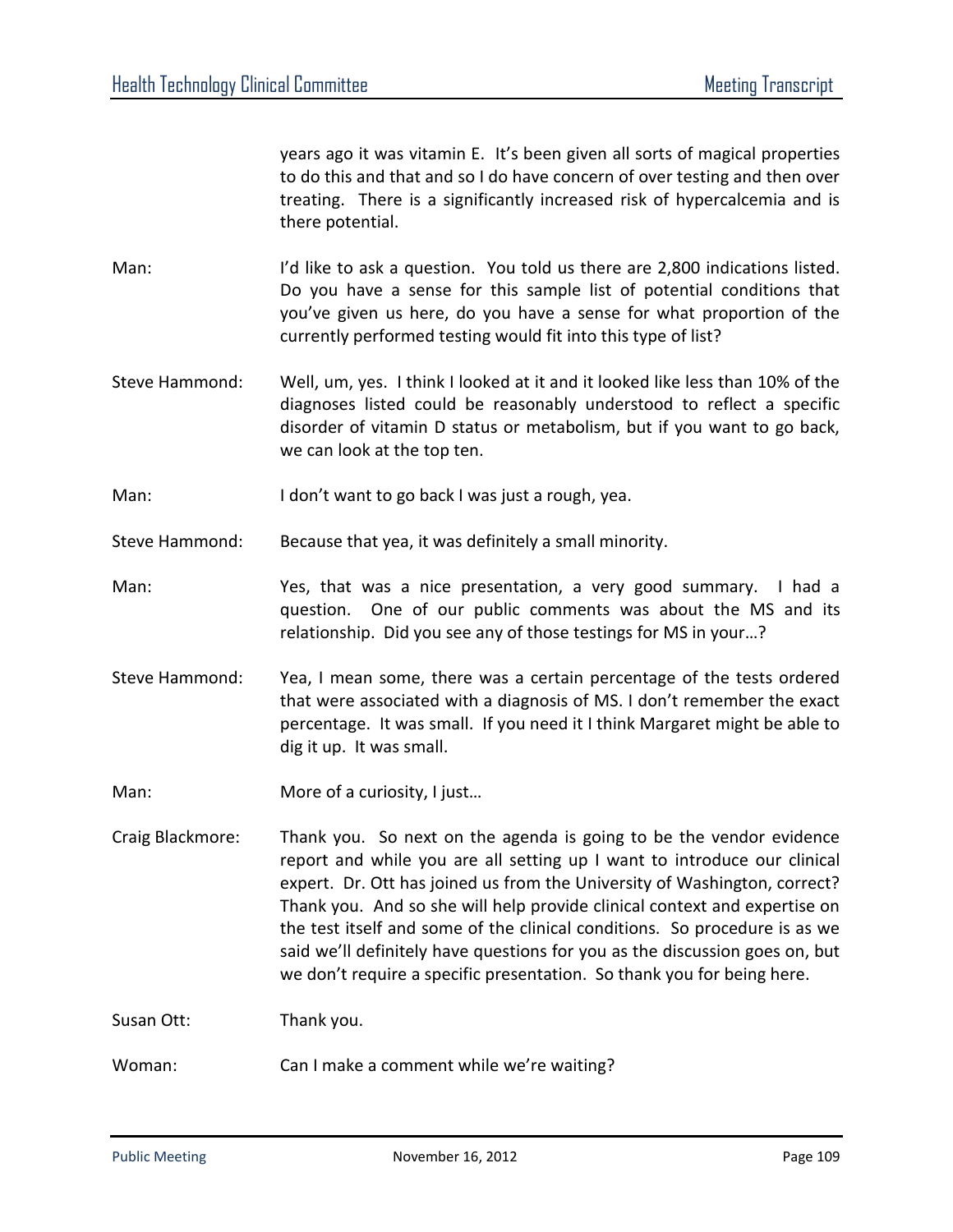years ago it was vitamin E. It's been given all sorts of magical properties to do this and that and so I do have concern of over testing and then over treating. There is a significantly increased risk of hypercalcemia and is there potential.

Man: I'd like to ask a question. You told us there are 2,800 indications listed. Do you have a sense for this sample list of potential conditions that you've given us here, do you have a sense for what proportion of the currently performed testing would fit into this type of list?

Steve Hammond: Well, um, yes. I think I looked at it and it looked like less than 10% of the diagnoses listed could be reasonably understood to reflect a specific disorder of vitamin D status or metabolism, but if you want to go back, we can look at the top ten.

Man: I don't want to go back I was just a rough, yea.

Steve Hammond: Because that yea, it was definitely a small minority.

Man: Yes, that was a nice presentation, a very good summary. I had a question. One of our public comments was about the MS and its relationship. Did you see any of those testings for MS in your…?

Steve Hammond: Yea, I mean some, there was a certain percentage of the tests ordered that were associated with a diagnosis of MS. I don't remember the exact percentage. It was small. If you need it I think Margaret might be able to dig it up. It was small.

Man: More of a curiosity, I just…

Craig Blackmore: Thank you. So next on the agenda is going to be the vendor evidence report and while you are all setting up I want to introduce our clinical expert. Dr. Ott has joined us from the University of Washington, correct? Thank you. And so she will help provide clinical context and expertise on the test itself and some of the clinical conditions. So procedure is as we said we'll definitely have questions for you as the discussion goes on, but we don't require a specific presentation. So thank you for being here.

Susan Ott: Thank you.

Woman: Can I make a comment while we're waiting?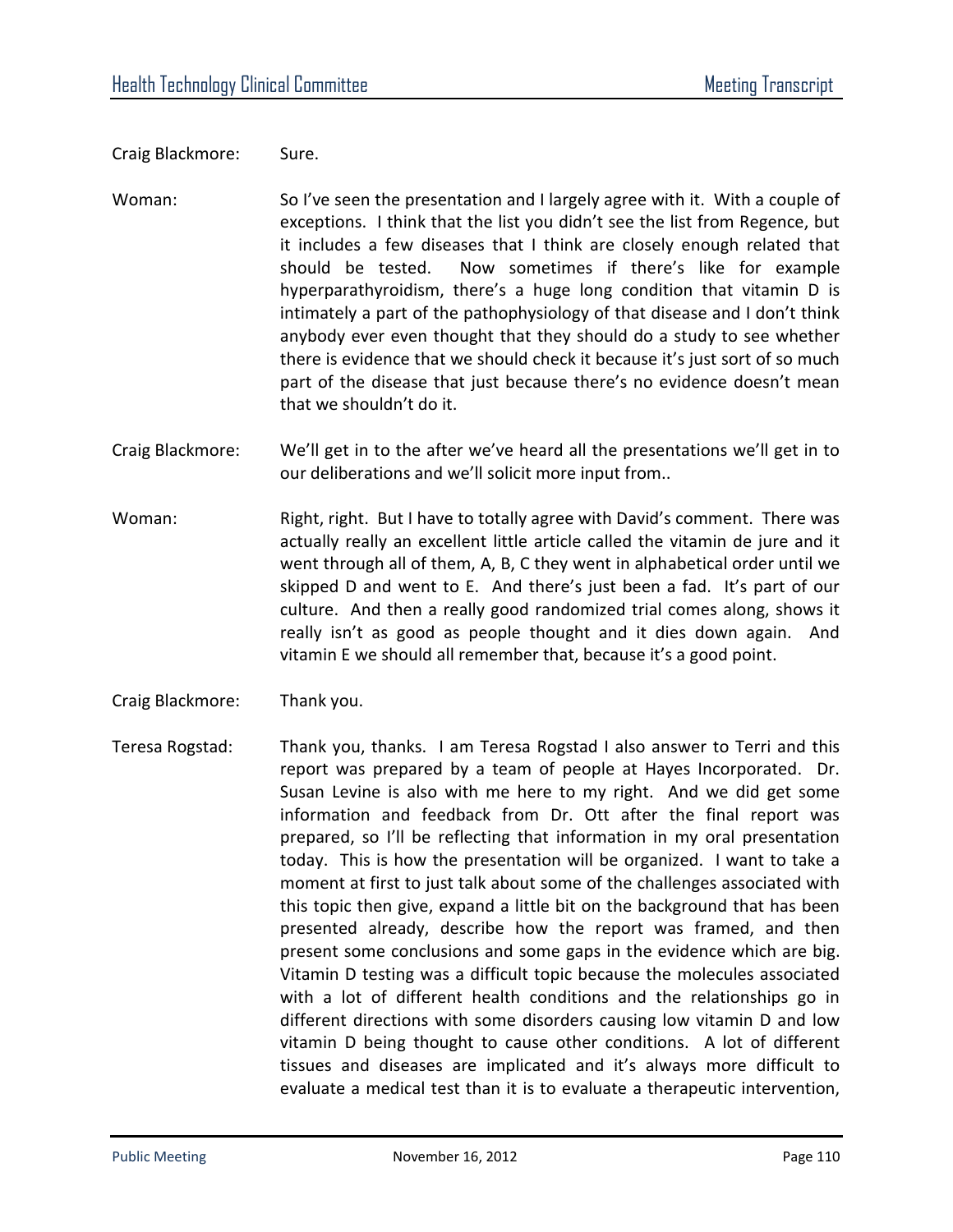Craig Blackmore: Sure.

Woman: So I've seen the presentation and I largely agree with it. With a couple of exceptions. I think that the list you didn't see the list from Regence, but it includes a few diseases that I think are closely enough related that should be tested. Now sometimes if there's like for example hyperparathyroidism, there's a huge long condition that vitamin D is intimately a part of the pathophysiology of that disease and I don't think anybody ever even thought that they should do a study to see whether there is evidence that we should check it because it's just sort of so much part of the disease that just because there's no evidence doesn't mean that we shouldn't do it.

Craig Blackmore: We'll get in to the after we've heard all the presentations we'll get in to our deliberations and we'll solicit more input from..

Woman: Right, right. But I have to totally agree with David's comment. There was actually really an excellent little article called the vitamin de jure and it went through all of them, A, B, C they went in alphabetical order until we skipped D and went to E. And there's just been a fad. It's part of our culture. And then a really good randomized trial comes along, shows it really isn't as good as people thought and it dies down again. And vitamin E we should all remember that, because it's a good point.

Craig Blackmore: Thank you.

Teresa Rogstad: Thank you, thanks. I am Teresa Rogstad I also answer to Terri and this report was prepared by a team of people at Hayes Incorporated. Dr. Susan Levine is also with me here to my right. And we did get some information and feedback from Dr. Ott after the final report was prepared, so I'll be reflecting that information in my oral presentation today. This is how the presentation will be organized. I want to take a moment at first to just talk about some of the challenges associated with this topic then give, expand a little bit on the background that has been presented already, describe how the report was framed, and then present some conclusions and some gaps in the evidence which are big. Vitamin D testing was a difficult topic because the molecules associated with a lot of different health conditions and the relationships go in different directions with some disorders causing low vitamin D and low vitamin D being thought to cause other conditions. A lot of different tissues and diseases are implicated and it's always more difficult to evaluate a medical test than it is to evaluate a therapeutic intervention,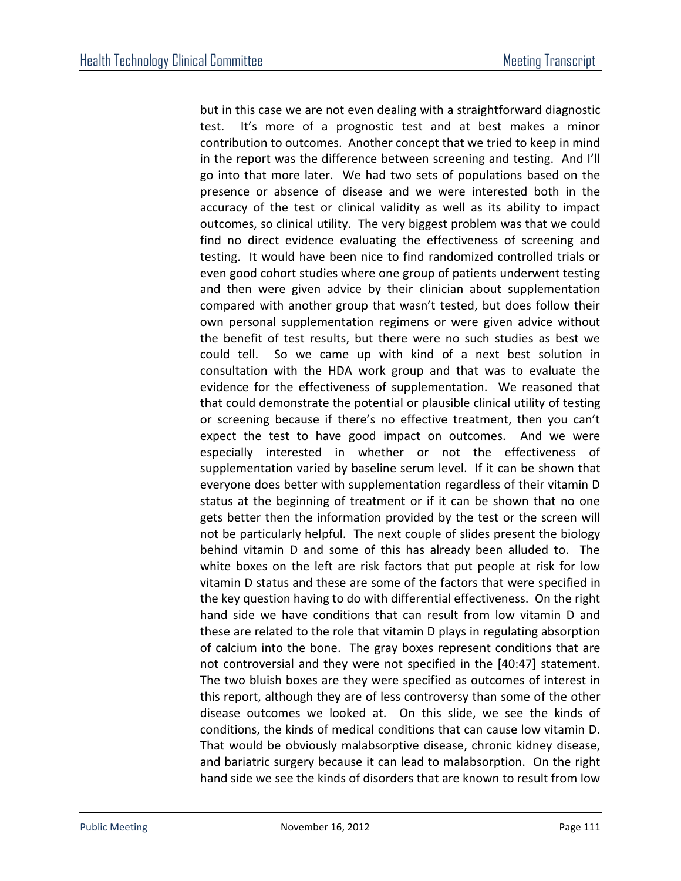but in this case we are not even dealing with a straightforward diagnostic test. It's more of a prognostic test and at best makes a minor contribution to outcomes. Another concept that we tried to keep in mind in the report was the difference between screening and testing. And I'll go into that more later. We had two sets of populations based on the presence or absence of disease and we were interested both in the accuracy of the test or clinical validity as well as its ability to impact outcomes, so clinical utility. The very biggest problem was that we could find no direct evidence evaluating the effectiveness of screening and testing. It would have been nice to find randomized controlled trials or even good cohort studies where one group of patients underwent testing and then were given advice by their clinician about supplementation compared with another group that wasn't tested, but does follow their own personal supplementation regimens or were given advice without the benefit of test results, but there were no such studies as best we could tell. So we came up with kind of a next best solution in consultation with the HDA work group and that was to evaluate the evidence for the effectiveness of supplementation. We reasoned that that could demonstrate the potential or plausible clinical utility of testing or screening because if there's no effective treatment, then you can't expect the test to have good impact on outcomes. And we were especially interested in whether or not the effectiveness of supplementation varied by baseline serum level. If it can be shown that everyone does better with supplementation regardless of their vitamin D status at the beginning of treatment or if it can be shown that no one gets better then the information provided by the test or the screen will not be particularly helpful. The next couple of slides present the biology behind vitamin D and some of this has already been alluded to. The white boxes on the left are risk factors that put people at risk for low vitamin D status and these are some of the factors that were specified in the key question having to do with differential effectiveness. On the right hand side we have conditions that can result from low vitamin D and these are related to the role that vitamin D plays in regulating absorption of calcium into the bone. The gray boxes represent conditions that are not controversial and they were not specified in the [40:47] statement. The two bluish boxes are they were specified as outcomes of interest in this report, although they are of less controversy than some of the other disease outcomes we looked at. On this slide, we see the kinds of conditions, the kinds of medical conditions that can cause low vitamin D. That would be obviously malabsorptive disease, chronic kidney disease, and bariatric surgery because it can lead to malabsorption. On the right hand side we see the kinds of disorders that are known to result from low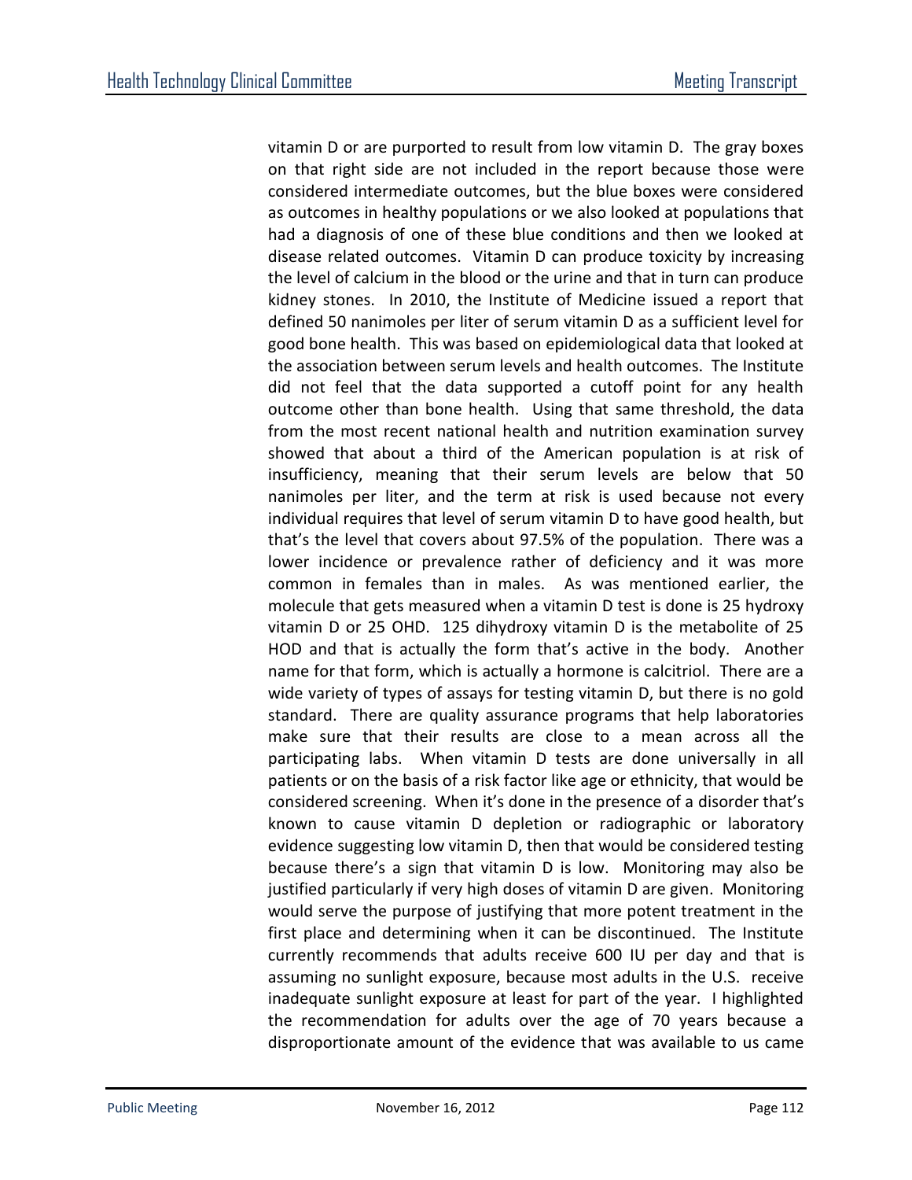vitamin D or are purported to result from low vitamin D. The gray boxes on that right side are not included in the report because those were considered intermediate outcomes, but the blue boxes were considered as outcomes in healthy populations or we also looked at populations that had a diagnosis of one of these blue conditions and then we looked at disease related outcomes. Vitamin D can produce toxicity by increasing the level of calcium in the blood or the urine and that in turn can produce kidney stones. In 2010, the Institute of Medicine issued a report that defined 50 nanimoles per liter of serum vitamin D as a sufficient level for good bone health. This was based on epidemiological data that looked at the association between serum levels and health outcomes. The Institute did not feel that the data supported a cutoff point for any health outcome other than bone health. Using that same threshold, the data from the most recent national health and nutrition examination survey showed that about a third of the American population is at risk of insufficiency, meaning that their serum levels are below that 50 nanimoles per liter, and the term at risk is used because not every individual requires that level of serum vitamin D to have good health, but that's the level that covers about 97.5% of the population. There was a lower incidence or prevalence rather of deficiency and it was more common in females than in males. As was mentioned earlier, the molecule that gets measured when a vitamin D test is done is 25 hydroxy vitamin D or 25 OHD. 125 dihydroxy vitamin D is the metabolite of 25 HOD and that is actually the form that's active in the body. Another name for that form, which is actually a hormone is calcitriol. There are a wide variety of types of assays for testing vitamin D, but there is no gold standard. There are quality assurance programs that help laboratories make sure that their results are close to a mean across all the participating labs. When vitamin D tests are done universally in all patients or on the basis of a risk factor like age or ethnicity, that would be considered screening. When it's done in the presence of a disorder that's known to cause vitamin D depletion or radiographic or laboratory evidence suggesting low vitamin D, then that would be considered testing because there's a sign that vitamin D is low. Monitoring may also be justified particularly if very high doses of vitamin D are given. Monitoring would serve the purpose of justifying that more potent treatment in the first place and determining when it can be discontinued. The Institute currently recommends that adults receive 600 IU per day and that is assuming no sunlight exposure, because most adults in the U.S. receive inadequate sunlight exposure at least for part of the year. I highlighted the recommendation for adults over the age of 70 years because a disproportionate amount of the evidence that was available to us came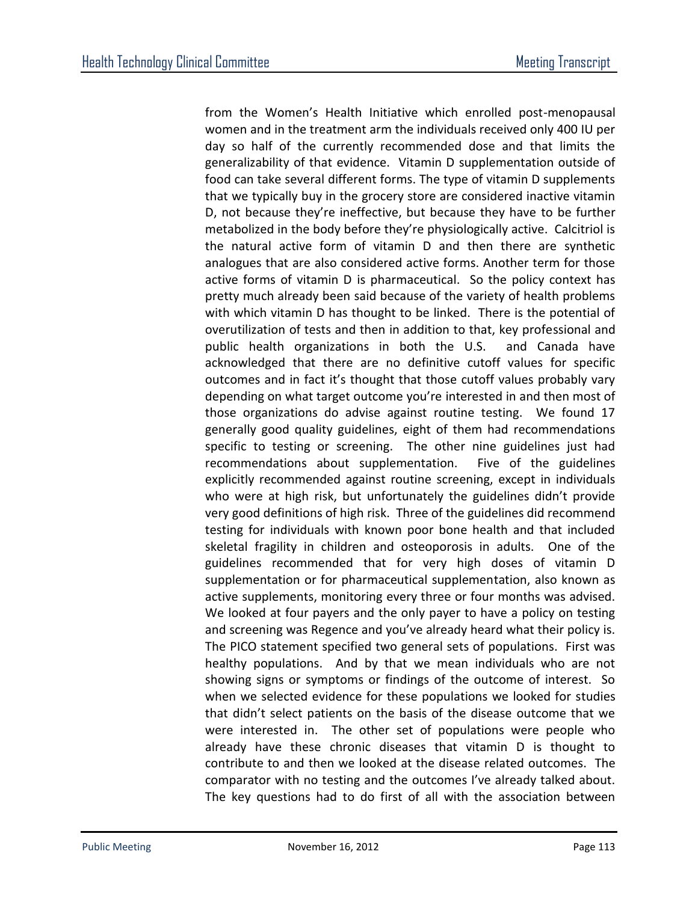from the Women's Health Initiative which enrolled post-menopausal women and in the treatment arm the individuals received only 400 IU per day so half of the currently recommended dose and that limits the generalizability of that evidence. Vitamin D supplementation outside of food can take several different forms. The type of vitamin D supplements that we typically buy in the grocery store are considered inactive vitamin D, not because they're ineffective, but because they have to be further metabolized in the body before they're physiologically active. Calcitriol is the natural active form of vitamin D and then there are synthetic analogues that are also considered active forms. Another term for those active forms of vitamin D is pharmaceutical. So the policy context has pretty much already been said because of the variety of health problems with which vitamin D has thought to be linked. There is the potential of overutilization of tests and then in addition to that, key professional and public health organizations in both the U.S. and Canada have acknowledged that there are no definitive cutoff values for specific outcomes and in fact it's thought that those cutoff values probably vary depending on what target outcome you're interested in and then most of those organizations do advise against routine testing. We found 17 generally good quality guidelines, eight of them had recommendations specific to testing or screening. The other nine guidelines just had recommendations about supplementation. Five of the guidelines explicitly recommended against routine screening, except in individuals who were at high risk, but unfortunately the guidelines didn't provide very good definitions of high risk. Three of the guidelines did recommend testing for individuals with known poor bone health and that included skeletal fragility in children and osteoporosis in adults. One of the guidelines recommended that for very high doses of vitamin D supplementation or for pharmaceutical supplementation, also known as active supplements, monitoring every three or four months was advised. We looked at four payers and the only payer to have a policy on testing and screening was Regence and you've already heard what their policy is. The PICO statement specified two general sets of populations. First was healthy populations. And by that we mean individuals who are not showing signs or symptoms or findings of the outcome of interest. So when we selected evidence for these populations we looked for studies that didn't select patients on the basis of the disease outcome that we were interested in. The other set of populations were people who already have these chronic diseases that vitamin D is thought to contribute to and then we looked at the disease related outcomes. The comparator with no testing and the outcomes I've already talked about. The key questions had to do first of all with the association between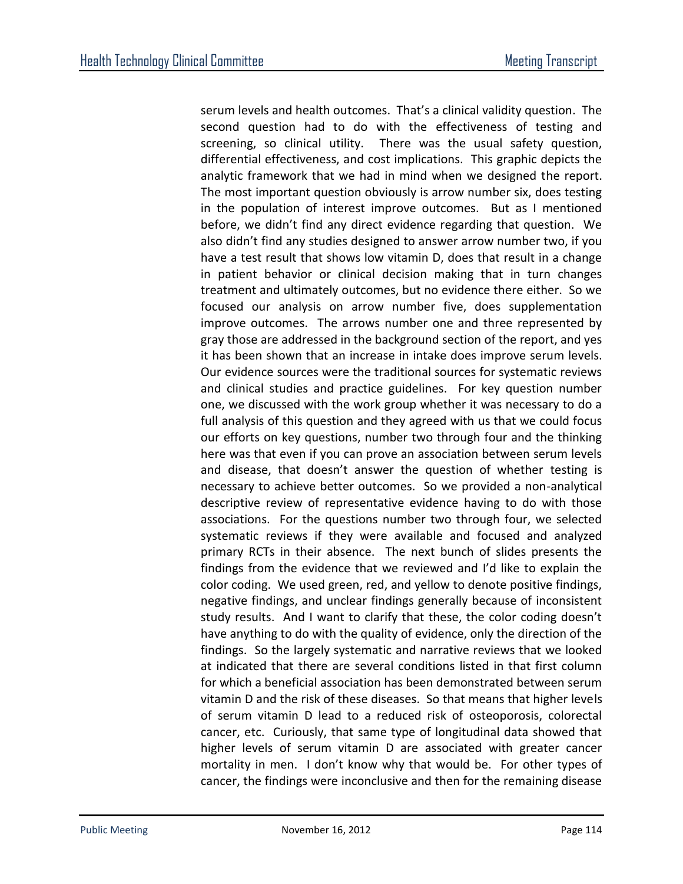serum levels and health outcomes. That's a clinical validity question. The second question had to do with the effectiveness of testing and screening, so clinical utility. There was the usual safety question, differential effectiveness, and cost implications. This graphic depicts the analytic framework that we had in mind when we designed the report. The most important question obviously is arrow number six, does testing in the population of interest improve outcomes. But as I mentioned before, we didn't find any direct evidence regarding that question. We also didn't find any studies designed to answer arrow number two, if you have a test result that shows low vitamin D, does that result in a change in patient behavior or clinical decision making that in turn changes treatment and ultimately outcomes, but no evidence there either. So we focused our analysis on arrow number five, does supplementation improve outcomes. The arrows number one and three represented by gray those are addressed in the background section of the report, and yes it has been shown that an increase in intake does improve serum levels. Our evidence sources were the traditional sources for systematic reviews and clinical studies and practice guidelines. For key question number one, we discussed with the work group whether it was necessary to do a full analysis of this question and they agreed with us that we could focus our efforts on key questions, number two through four and the thinking here was that even if you can prove an association between serum levels and disease, that doesn't answer the question of whether testing is necessary to achieve better outcomes. So we provided a non-analytical descriptive review of representative evidence having to do with those associations. For the questions number two through four, we selected systematic reviews if they were available and focused and analyzed primary RCTs in their absence. The next bunch of slides presents the findings from the evidence that we reviewed and I'd like to explain the color coding. We used green, red, and yellow to denote positive findings, negative findings, and unclear findings generally because of inconsistent study results. And I want to clarify that these, the color coding doesn't have anything to do with the quality of evidence, only the direction of the findings. So the largely systematic and narrative reviews that we looked at indicated that there are several conditions listed in that first column for which a beneficial association has been demonstrated between serum vitamin D and the risk of these diseases. So that means that higher levels of serum vitamin D lead to a reduced risk of osteoporosis, colorectal cancer, etc. Curiously, that same type of longitudinal data showed that higher levels of serum vitamin D are associated with greater cancer mortality in men. I don't know why that would be. For other types of cancer, the findings were inconclusive and then for the remaining disease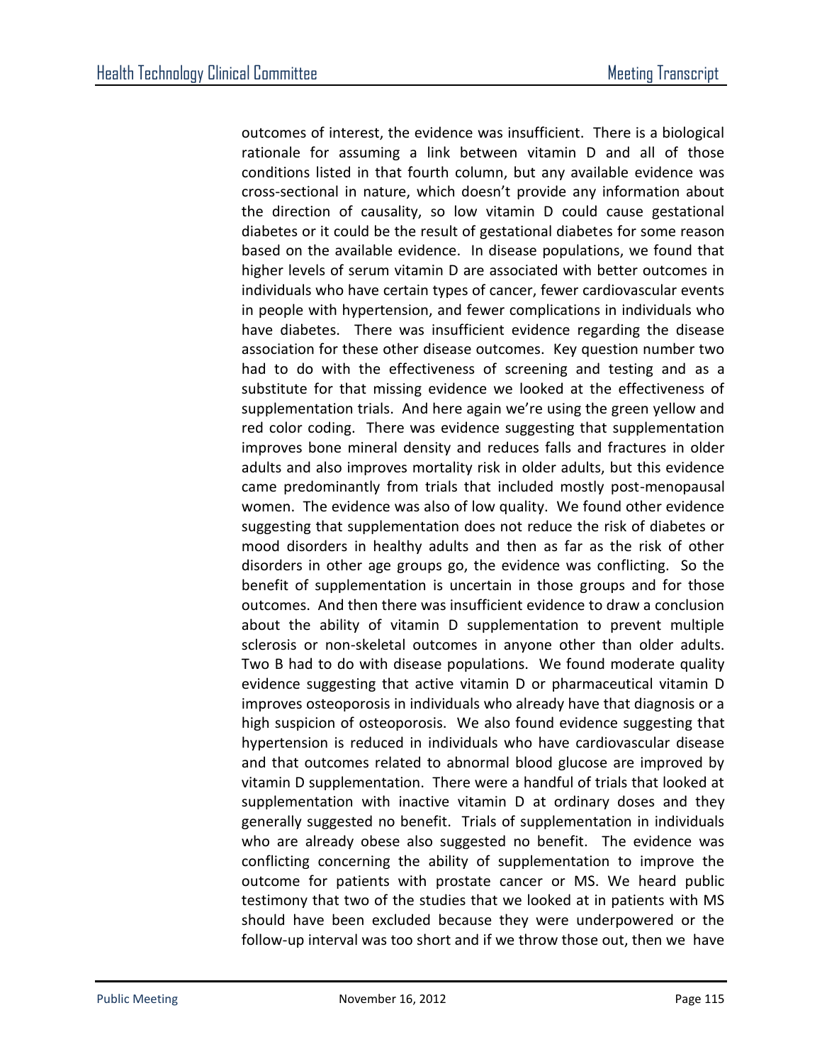outcomes of interest, the evidence was insufficient. There is a biological rationale for assuming a link between vitamin D and all of those conditions listed in that fourth column, but any available evidence was cross-sectional in nature, which doesn't provide any information about the direction of causality, so low vitamin D could cause gestational diabetes or it could be the result of gestational diabetes for some reason based on the available evidence. In disease populations, we found that higher levels of serum vitamin D are associated with better outcomes in individuals who have certain types of cancer, fewer cardiovascular events in people with hypertension, and fewer complications in individuals who have diabetes. There was insufficient evidence regarding the disease association for these other disease outcomes. Key question number two had to do with the effectiveness of screening and testing and as a substitute for that missing evidence we looked at the effectiveness of supplementation trials. And here again we're using the green yellow and red color coding. There was evidence suggesting that supplementation improves bone mineral density and reduces falls and fractures in older adults and also improves mortality risk in older adults, but this evidence came predominantly from trials that included mostly post-menopausal women. The evidence was also of low quality. We found other evidence suggesting that supplementation does not reduce the risk of diabetes or mood disorders in healthy adults and then as far as the risk of other disorders in other age groups go, the evidence was conflicting. So the benefit of supplementation is uncertain in those groups and for those outcomes. And then there was insufficient evidence to draw a conclusion about the ability of vitamin D supplementation to prevent multiple sclerosis or non-skeletal outcomes in anyone other than older adults. Two B had to do with disease populations. We found moderate quality evidence suggesting that active vitamin D or pharmaceutical vitamin D improves osteoporosis in individuals who already have that diagnosis or a high suspicion of osteoporosis. We also found evidence suggesting that hypertension is reduced in individuals who have cardiovascular disease and that outcomes related to abnormal blood glucose are improved by vitamin D supplementation. There were a handful of trials that looked at supplementation with inactive vitamin D at ordinary doses and they generally suggested no benefit. Trials of supplementation in individuals who are already obese also suggested no benefit. The evidence was conflicting concerning the ability of supplementation to improve the outcome for patients with prostate cancer or MS. We heard public testimony that two of the studies that we looked at in patients with MS should have been excluded because they were underpowered or the follow-up interval was too short and if we throw those out, then we have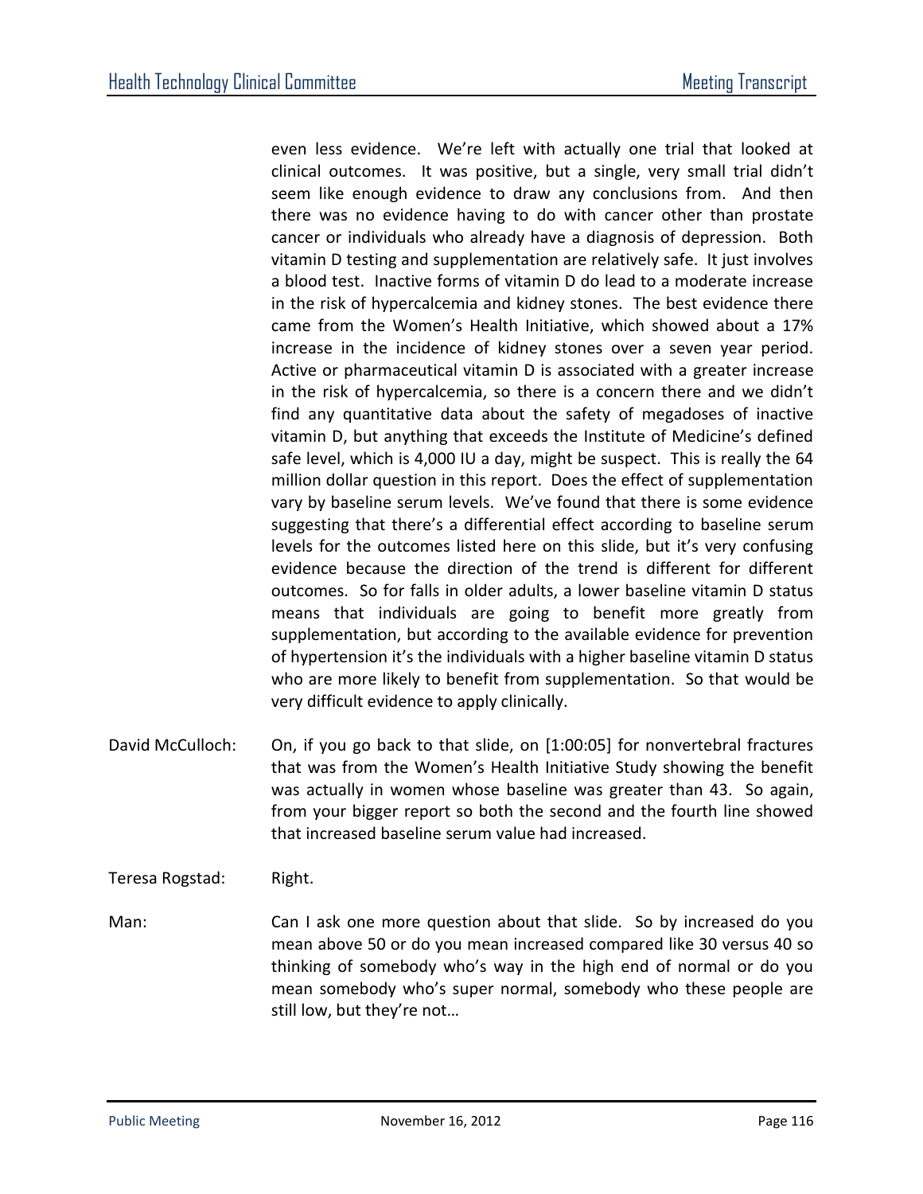even less evidence. We're left with actually one trial that looked at clinical outcomes. It was positive, but a single, very small trial didn't seem like enough evidence to draw any conclusions from. And then there was no evidence having to do with cancer other than prostate cancer or individuals who already have a diagnosis of depression. Both vitamin D testing and supplementation are relatively safe. It just involves a blood test. Inactive forms of vitamin D do lead to a moderate increase in the risk of hypercalcemia and kidney stones. The best evidence there came from the Women's Health Initiative, which showed about a 17% increase in the incidence of kidney stones over a seven year period. Active or pharmaceutical vitamin D is associated with a greater increase in the risk of hypercalcemia, so there is a concern there and we didn't find any quantitative data about the safety of megadoses of inactive vitamin D, but anything that exceeds the Institute of Medicine's defined safe level, which is 4,000 IU a day, might be suspect. This is really the 64 million dollar question in this report. Does the effect of supplementation vary by baseline serum levels. We've found that there is some evidence suggesting that there's a differential effect according to baseline serum levels for the outcomes listed here on this slide, but it's very confusing evidence because the direction of the trend is different for different outcomes. So for falls in older adults, a lower baseline vitamin D status means that individuals are going to benefit more greatly from supplementation, but according to the available evidence for prevention of hypertension it's the individuals with a higher baseline vitamin D status who are more likely to benefit from supplementation. So that would be very difficult evidence to apply clinically.

David McCulloch: On, if you go back to that slide, on [1:00:05] for nonvertebral fractures that was from the Women's Health Initiative Study showing the benefit was actually in women whose baseline was greater than 43. So again, from your bigger report so both the second and the fourth line showed that increased baseline serum value had increased.

Teresa Rogstad: Right.

Man: Can I ask one more question about that slide. So by increased do you mean above 50 or do you mean increased compared like 30 versus 40 so thinking of somebody who's way in the high end of normal or do you mean somebody who's super normal, somebody who these people are still low, but they're not…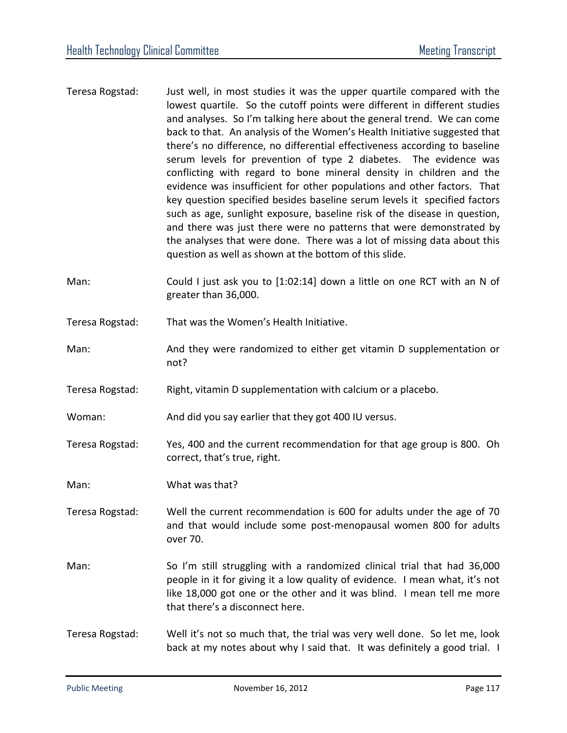Teresa Rogstad: Just well, in most studies it was the upper quartile compared with the lowest quartile. So the cutoff points were different in different studies and analyses. So I'm talking here about the general trend. We can come back to that. An analysis of the Women's Health Initiative suggested that there's no difference, no differential effectiveness according to baseline serum levels for prevention of type 2 diabetes. The evidence was conflicting with regard to bone mineral density in children and the evidence was insufficient for other populations and other factors. That key question specified besides baseline serum levels it specified factors such as age, sunlight exposure, baseline risk of the disease in question, and there was just there were no patterns that were demonstrated by the analyses that were done. There was a lot of missing data about this question as well as shown at the bottom of this slide.

Man: Could I just ask you to [1:02:14] down a little on one RCT with an N of greater than 36,000.

Teresa Rogstad: That was the Women's Health Initiative.

Man: And they were randomized to either get vitamin D supplementation or not?

Teresa Rogstad: Right, vitamin D supplementation with calcium or a placebo.

Woman: And did you say earlier that they got 400 IU versus.

Teresa Rogstad: Yes, 400 and the current recommendation for that age group is 800. Oh correct, that's true, right.

Man: What was that?

Teresa Rogstad: Well the current recommendation is 600 for adults under the age of 70 and that would include some post-menopausal women 800 for adults over 70.

Man: So I'm still struggling with a randomized clinical trial that had 36,000 people in it for giving it a low quality of evidence. I mean what, it's not like 18,000 got one or the other and it was blind. I mean tell me more that there's a disconnect here.

Teresa Rogstad: Well it's not so much that, the trial was very well done. So let me, look back at my notes about why I said that. It was definitely a good trial. I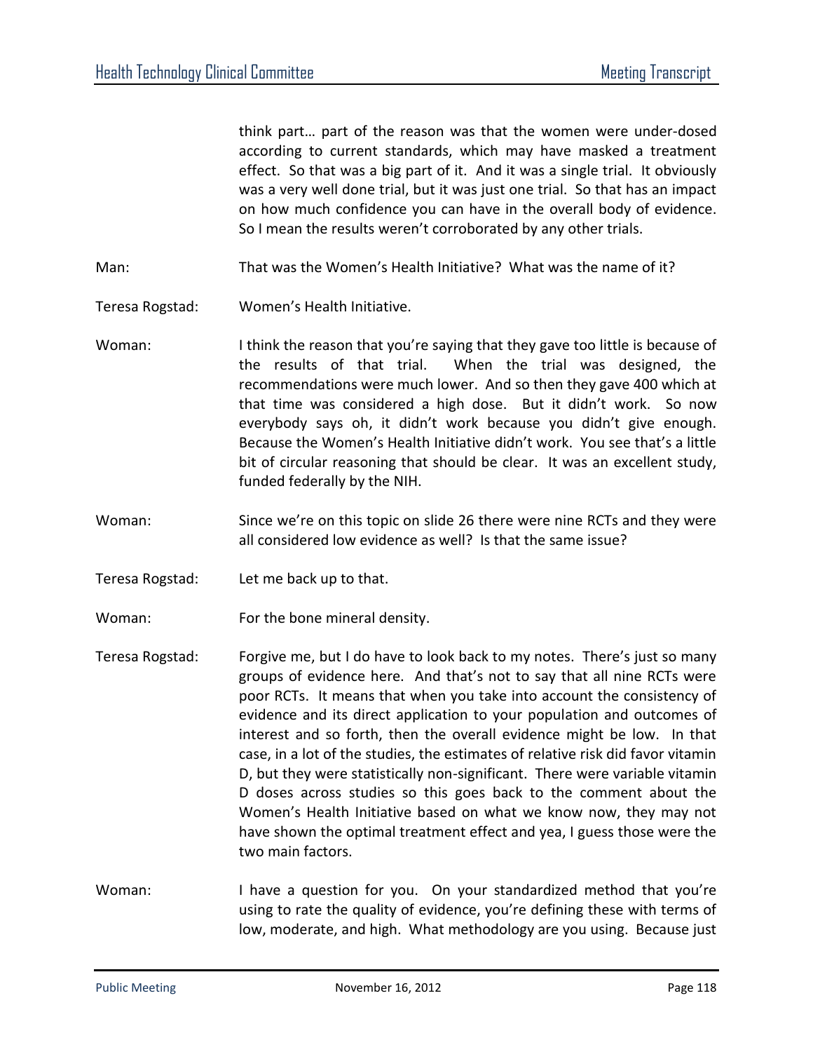think part… part of the reason was that the women were under-dosed according to current standards, which may have masked a treatment effect. So that was a big part of it. And it was a single trial. It obviously was a very well done trial, but it was just one trial. So that has an impact on how much confidence you can have in the overall body of evidence. So I mean the results weren't corroborated by any other trials.

Man: That was the Women's Health Initiative? What was the name of it?

Teresa Rogstad: Women's Health Initiative.

Woman: I think the reason that you're saying that they gave too little is because of the results of that trial. When the trial was designed, the recommendations were much lower. And so then they gave 400 which at that time was considered a high dose. But it didn't work. So now everybody says oh, it didn't work because you didn't give enough. Because the Women's Health Initiative didn't work. You see that's a little bit of circular reasoning that should be clear. It was an excellent study, funded federally by the NIH.

Woman: Since we're on this topic on slide 26 there were nine RCTs and they were all considered low evidence as well? Is that the same issue?

Teresa Rogstad: Let me back up to that.

Woman: For the bone mineral density.

Teresa Rogstad: Forgive me, but I do have to look back to my notes. There's just so many groups of evidence here. And that's not to say that all nine RCTs were poor RCTs. It means that when you take into account the consistency of evidence and its direct application to your population and outcomes of interest and so forth, then the overall evidence might be low. In that case, in a lot of the studies, the estimates of relative risk did favor vitamin D, but they were statistically non-significant. There were variable vitamin D doses across studies so this goes back to the comment about the Women's Health Initiative based on what we know now, they may not have shown the optimal treatment effect and yea, I guess those were the two main factors.

Woman: I have a question for you. On your standardized method that you're using to rate the quality of evidence, you're defining these with terms of low, moderate, and high. What methodology are you using. Because just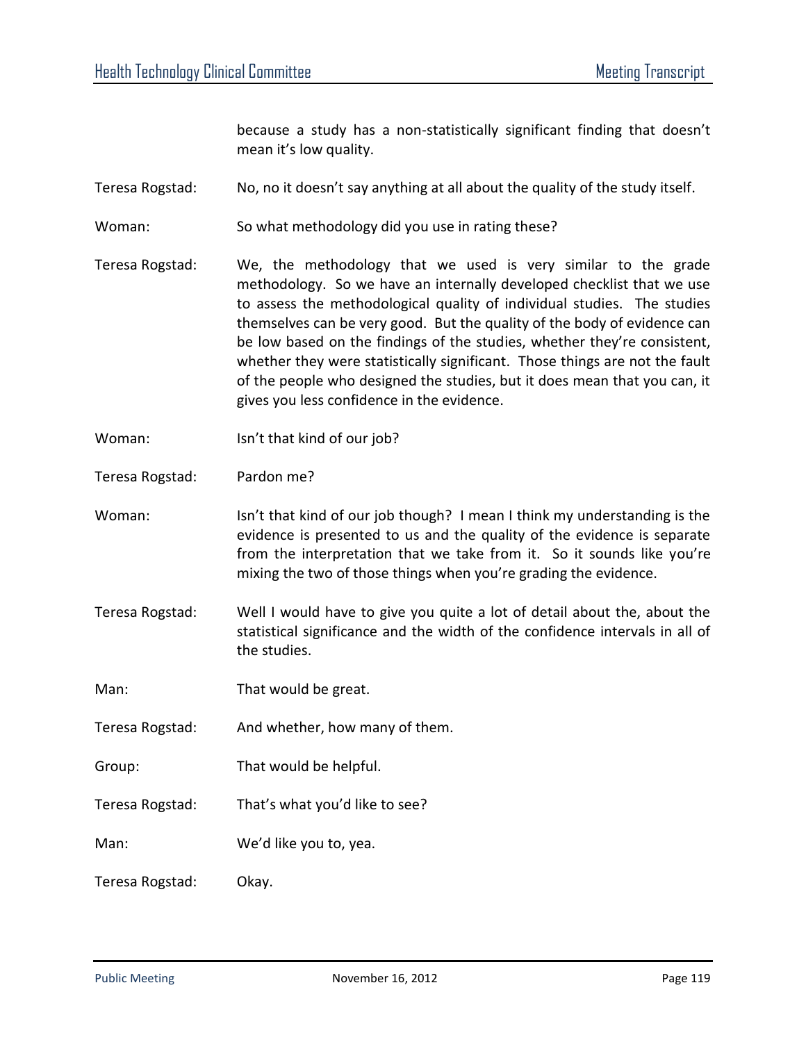because a study has a non-statistically significant finding that doesn't mean it's low quality.

Teresa Rogstad: No, no it doesn't say anything at all about the quality of the study itself.

Woman: So what methodology did you use in rating these?

Teresa Rogstad: We, the methodology that we used is very similar to the grade methodology. So we have an internally developed checklist that we use to assess the methodological quality of individual studies. The studies themselves can be very good. But the quality of the body of evidence can be low based on the findings of the studies, whether they're consistent, whether they were statistically significant. Those things are not the fault of the people who designed the studies, but it does mean that you can, it gives you less confidence in the evidence.

Woman: Isn't that kind of our job?

Teresa Rogstad: Pardon me?

Woman: Isn't that kind of our job though? I mean I think my understanding is the evidence is presented to us and the quality of the evidence is separate from the interpretation that we take from it. So it sounds like you're mixing the two of those things when you're grading the evidence.

Teresa Rogstad: Well I would have to give you quite a lot of detail about the, about the statistical significance and the width of the confidence intervals in all of the studies.

Man: That would be great.

Teresa Rogstad: And whether, how many of them.

Group: That would be helpful.

Teresa Rogstad: That's what you'd like to see?

Man: We'd like you to, yea.

Teresa Rogstad: Okay.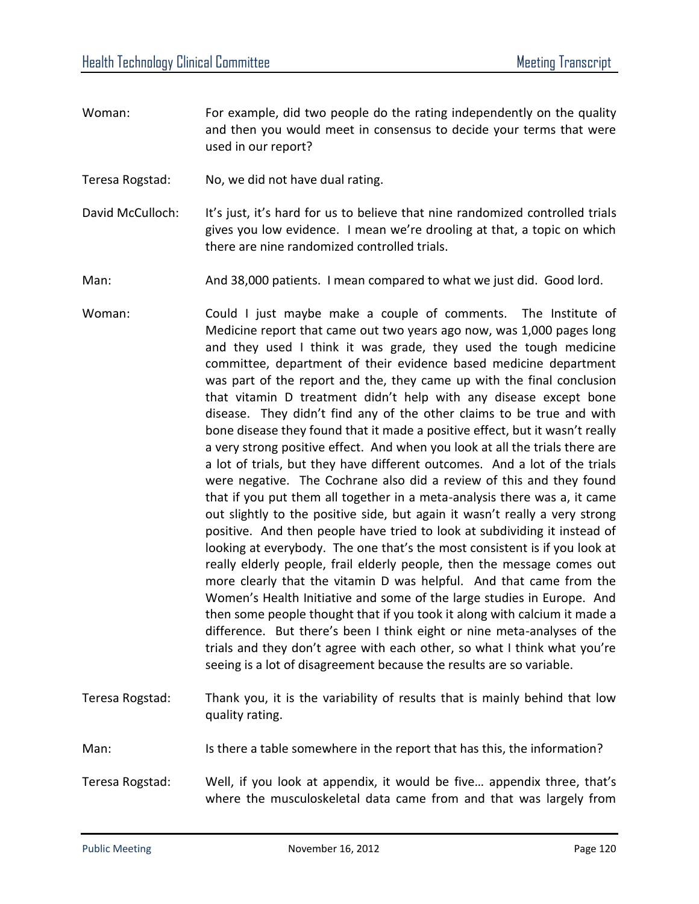Woman: For example, did two people do the rating independently on the quality and then you would meet in consensus to decide your terms that were used in our report?

Teresa Rogstad: No, we did not have dual rating.

David McCulloch: It's just, it's hard for us to believe that nine randomized controlled trials gives you low evidence. I mean we're drooling at that, a topic on which there are nine randomized controlled trials.

Man: And 38,000 patients. I mean compared to what we just did. Good lord.

Woman: Could I just maybe make a couple of comments. The Institute of Medicine report that came out two years ago now, was 1,000 pages long and they used I think it was grade, they used the tough medicine committee, department of their evidence based medicine department was part of the report and the, they came up with the final conclusion that vitamin D treatment didn't help with any disease except bone disease. They didn't find any of the other claims to be true and with bone disease they found that it made a positive effect, but it wasn't really a very strong positive effect. And when you look at all the trials there are a lot of trials, but they have different outcomes. And a lot of the trials were negative. The Cochrane also did a review of this and they found that if you put them all together in a meta-analysis there was a, it came out slightly to the positive side, but again it wasn't really a very strong positive. And then people have tried to look at subdividing it instead of looking at everybody. The one that's the most consistent is if you look at really elderly people, frail elderly people, then the message comes out more clearly that the vitamin D was helpful. And that came from the Women's Health Initiative and some of the large studies in Europe. And then some people thought that if you took it along with calcium it made a difference. But there's been I think eight or nine meta-analyses of the trials and they don't agree with each other, so what I think what you're seeing is a lot of disagreement because the results are so variable.

Teresa Rogstad: Thank you, it is the variability of results that is mainly behind that low quality rating.

Man: Is there a table somewhere in the report that has this, the information?

Teresa Rogstad: Well, if you look at appendix, it would be five… appendix three, that's where the musculoskeletal data came from and that was largely from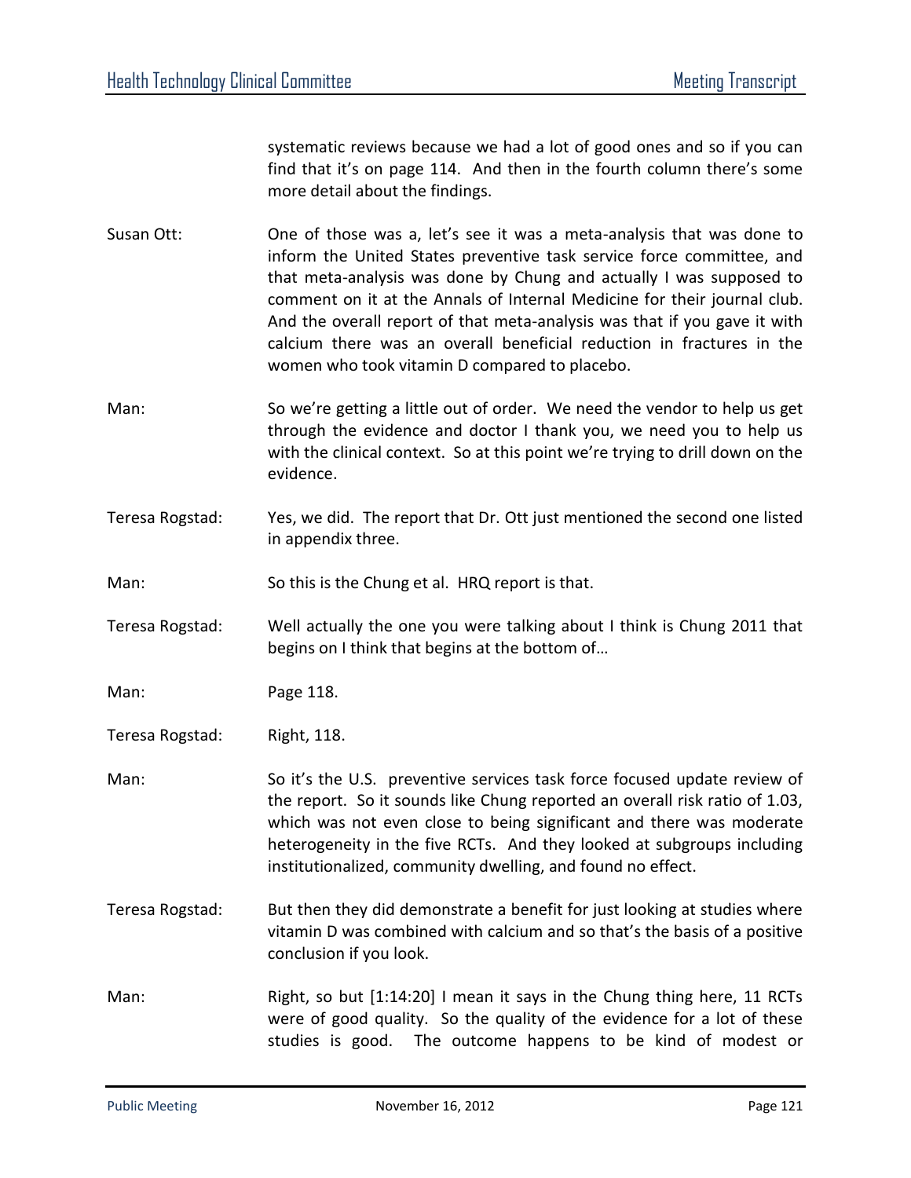systematic reviews because we had a lot of good ones and so if you can find that it's on page 114. And then in the fourth column there's some more detail about the findings.

Susan Ott: One of those was a, let's see it was a meta-analysis that was done to inform the United States preventive task service force committee, and that meta-analysis was done by Chung and actually I was supposed to comment on it at the Annals of Internal Medicine for their journal club. And the overall report of that meta-analysis was that if you gave it with calcium there was an overall beneficial reduction in fractures in the women who took vitamin D compared to placebo.

Man: So we're getting a little out of order. We need the vendor to help us get through the evidence and doctor I thank you, we need you to help us with the clinical context. So at this point we're trying to drill down on the evidence.

Teresa Rogstad: Yes, we did. The report that Dr. Ott just mentioned the second one listed in appendix three.

Man: So this is the Chung et al. HRQ report is that.

Teresa Rogstad: Well actually the one you were talking about I think is Chung 2011 that begins on I think that begins at the bottom of…

Man: Page 118.

Teresa Rogstad: Right, 118.

Man: So it's the U.S. preventive services task force focused update review of the report. So it sounds like Chung reported an overall risk ratio of 1.03, which was not even close to being significant and there was moderate heterogeneity in the five RCTs. And they looked at subgroups including institutionalized, community dwelling, and found no effect.

Teresa Rogstad: But then they did demonstrate a benefit for just looking at studies where vitamin D was combined with calcium and so that's the basis of a positive conclusion if you look.

Man: Right, so but [1:14:20] I mean it says in the Chung thing here, 11 RCTs were of good quality. So the quality of the evidence for a lot of these studies is good. The outcome happens to be kind of modest or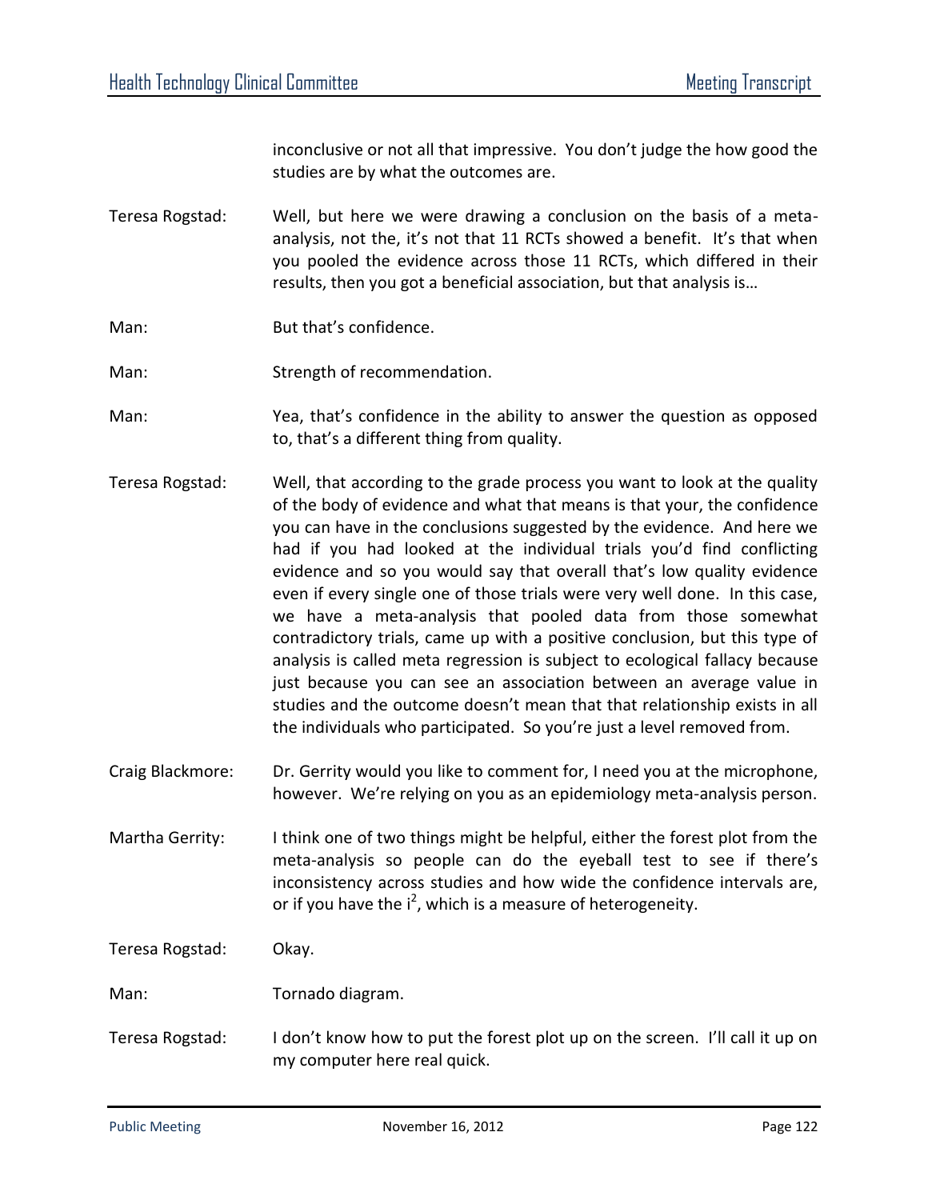inconclusive or not all that impressive. You don't judge the how good the studies are by what the outcomes are.

Teresa Rogstad: Well, but here we were drawing a conclusion on the basis of a meta-analysis, not the, it's not that 11 RCTs showed a benefit. It's that when you pooled the evidence across those 11 RCTs, which differed in their results, then you got a beneficial association, but that analysis is…

Man: But that's confidence.

Man: Strength of recommendation.

Man: Yea, that's confidence in the ability to answer the question as opposed to, that's a different thing from quality.

Teresa Rogstad: Well, that according to the grade process you want to look at the quality of the body of evidence and what that means is that your, the confidence you can have in the conclusions suggested by the evidence. And here we had if you had looked at the individual trials you'd find conflicting evidence and so you would say that overall that's low quality evidence even if every single one of those trials were very well done. In this case, we have a meta-analysis that pooled data from those somewhat contradictory trials, came up with a positive conclusion, but this type of analysis is called meta regression is subject to ecological fallacy because just because you can see an association between an average value in studies and the outcome doesn't mean that that relationship exists in all the individuals who participated. So you're just a level removed from.

Craig Blackmore: Dr. Gerrity would you like to comment for, I need you at the microphone, however. We're relying on you as an epidemiology meta-analysis person.

Martha Gerrity: I think one of two things might be helpful, either the forest plot from the meta-analysis so people can do the eyeball test to see if there's inconsistency across studies and how wide the confidence intervals are, or if you have the $i^2$, which is a measure of heterogeneity.

Teresa Rogstad: Okay.

Man: Tornado diagram.

Teresa Rogstad: I don't know how to put the forest plot up on the screen. I'll call it up on my computer here real quick.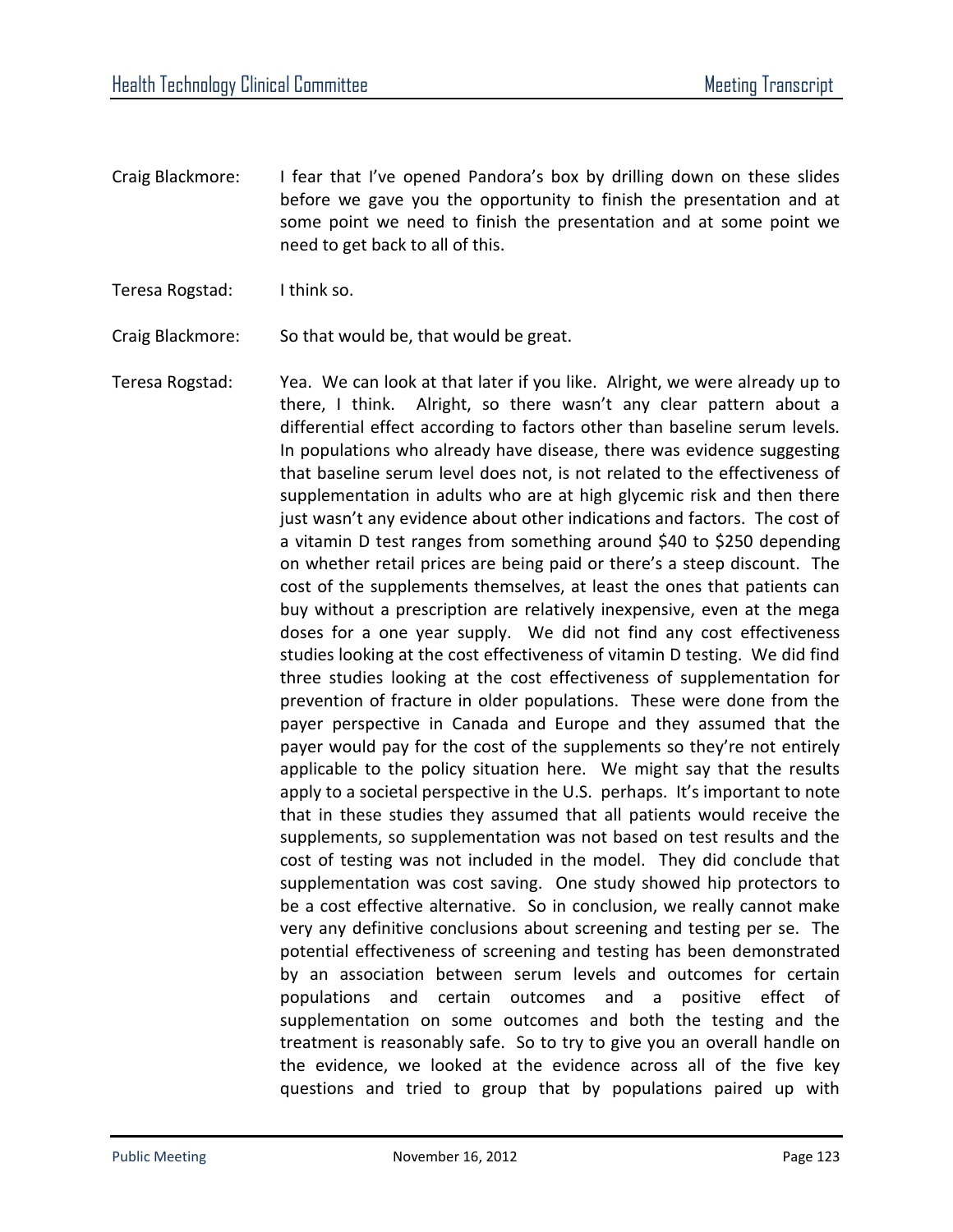Craig Blackmore: I fear that I've opened Pandora's box by drilling down on these slides before we gave you the opportunity to finish the presentation and at some point we need to finish the presentation and at some point we need to get back to all of this.

Teresa Rogstad: I think so.

Craig Blackmore: So that would be, that would be great.

Teresa Rogstad: Yea. We can look at that later if you like. Alright, we were already up to there, I think. Alright, so there wasn't any clear pattern about a differential effect according to factors other than baseline serum levels. In populations who already have disease, there was evidence suggesting that baseline serum level does not, is not related to the effectiveness of supplementation in adults who are at high glycemic risk and then there just wasn't any evidence about other indications and factors. The cost of a vitamin D test ranges from something around $40 to $250 depending on whether retail prices are being paid or there's a steep discount. The cost of the supplements themselves, at least the ones that patients can buy without a prescription are relatively inexpensive, even at the mega doses for a one year supply. We did not find any cost effectiveness studies looking at the cost effectiveness of vitamin D testing. We did find three studies looking at the cost effectiveness of supplementation for prevention of fracture in older populations. These were done from the payer perspective in Canada and Europe and they assumed that the payer would pay for the cost of the supplements so they're not entirely applicable to the policy situation here. We might say that the results apply to a societal perspective in the U.S. perhaps. It's important to note that in these studies they assumed that all patients would receive the supplements, so supplementation was not based on test results and the cost of testing was not included in the model. They did conclude that supplementation was cost saving. One study showed hip protectors to be a cost effective alternative. So in conclusion, we really cannot make very any definitive conclusions about screening and testing per se. The potential effectiveness of screening and testing has been demonstrated by an association between serum levels and outcomes for certain populations and certain outcomes and a positive effect of supplementation on some outcomes and both the testing and the treatment is reasonably safe. So to try to give you an overall handle on the evidence, we looked at the evidence across all of the five key questions and tried to group that by populations paired up with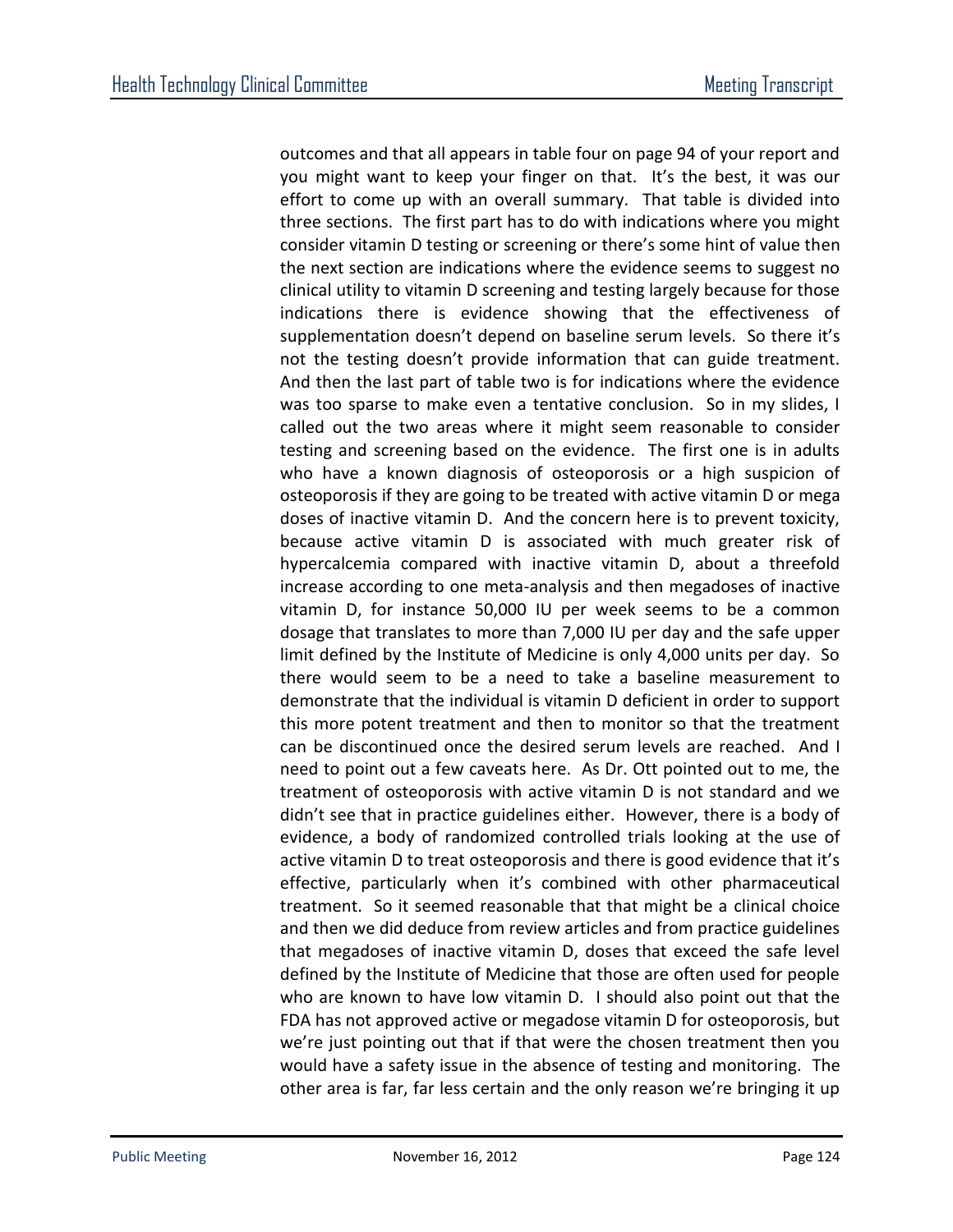outcomes and that all appears in table four on page 94 of your report and you might want to keep your finger on that. It's the best, it was our effort to come up with an overall summary. That table is divided into three sections. The first part has to do with indications where you might consider vitamin D testing or screening or there's some hint of value then the next section are indications where the evidence seems to suggest no clinical utility to vitamin D screening and testing largely because for those indications there is evidence showing that the effectiveness of supplementation doesn't depend on baseline serum levels. So there it's not the testing doesn't provide information that can guide treatment. And then the last part of table two is for indications where the evidence was too sparse to make even a tentative conclusion. So in my slides, I called out the two areas where it might seem reasonable to consider testing and screening based on the evidence. The first one is in adults who have a known diagnosis of osteoporosis or a high suspicion of osteoporosis if they are going to be treated with active vitamin D or mega doses of inactive vitamin D. And the concern here is to prevent toxicity, because active vitamin D is associated with much greater risk of hypercalcemia compared with inactive vitamin D, about a threefold increase according to one meta-analysis and then megadoses of inactive vitamin D, for instance 50,000 IU per week seems to be a common dosage that translates to more than 7,000 IU per day and the safe upper limit defined by the Institute of Medicine is only 4,000 units per day. So there would seem to be a need to take a baseline measurement to demonstrate that the individual is vitamin D deficient in order to support this more potent treatment and then to monitor so that the treatment can be discontinued once the desired serum levels are reached. And I need to point out a few caveats here. As Dr. Ott pointed out to me, the treatment of osteoporosis with active vitamin D is not standard and we didn't see that in practice guidelines either. However, there is a body of evidence, a body of randomized controlled trials looking at the use of active vitamin D to treat osteoporosis and there is good evidence that it's effective, particularly when it's combined with other pharmaceutical treatment. So it seemed reasonable that that might be a clinical choice and then we did deduce from review articles and from practice guidelines that megadoses of inactive vitamin D, doses that exceed the safe level defined by the Institute of Medicine that those are often used for people who are known to have low vitamin D. I should also point out that the FDA has not approved active or megadose vitamin D for osteoporosis, but we're just pointing out that if that were the chosen treatment then you would have a safety issue in the absence of testing and monitoring. The other area is far, far less certain and the only reason we're bringing it up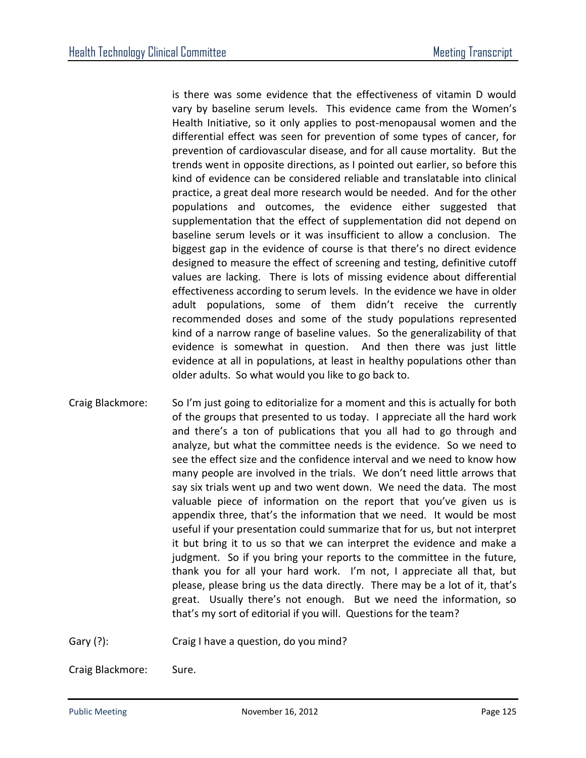is there was some evidence that the effectiveness of vitamin D would vary by baseline serum levels. This evidence came from the Women's Health Initiative, so it only applies to post-menopausal women and the differential effect was seen for prevention of some types of cancer, for prevention of cardiovascular disease, and for all cause mortality. But the trends went in opposite directions, as I pointed out earlier, so before this kind of evidence can be considered reliable and translatable into clinical practice, a great deal more research would be needed. And for the other populations and outcomes, the evidence either suggested that supplementation that the effect of supplementation did not depend on baseline serum levels or it was insufficient to allow a conclusion. The biggest gap in the evidence of course is that there's no direct evidence designed to measure the effect of screening and testing, definitive cutoff values are lacking. There is lots of missing evidence about differential effectiveness according to serum levels. In the evidence we have in older adult populations, some of them didn't receive the currently recommended doses and some of the study populations represented kind of a narrow range of baseline values. So the generalizability of that evidence is somewhat in question. And then there was just little evidence at all in populations, at least in healthy populations other than older adults. So what would you like to go back to.

Craig Blackmore: So I'm just going to editorialize for a moment and this is actually for both of the groups that presented to us today. I appreciate all the hard work and there's a ton of publications that you all had to go through and analyze, but what the committee needs is the evidence. So we need to see the effect size and the confidence interval and we need to know how many people are involved in the trials. We don't need little arrows that say six trials went up and two went down. We need the data. The most valuable piece of information on the report that you've given us is appendix three, that's the information that we need. It would be most useful if your presentation could summarize that for us, but not interpret it but bring it to us so that we can interpret the evidence and make a judgment. So if you bring your reports to the committee in the future, thank you for all your hard work. I'm not, I appreciate all that, but please, please bring us the data directly. There may be a lot of it, that's great. Usually there's not enough. But we need the information, so that's my sort of editorial if you will. Questions for the team?

Gary (?): Craig I have a question, do you mind?

Craig Blackmore: Sure.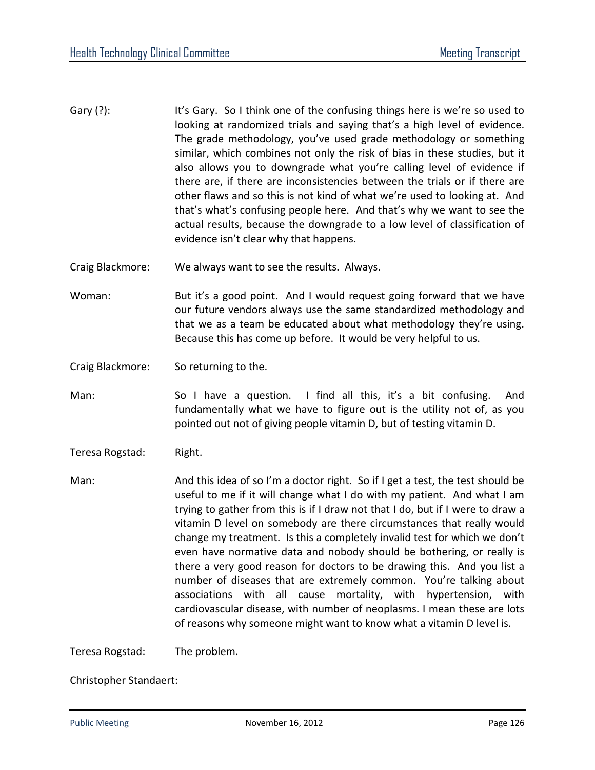Gary (?): It's Gary. So I think one of the confusing things here is we're so used to looking at randomized trials and saying that's a high level of evidence. The grade methodology, you've used grade methodology or something similar, which combines not only the risk of bias in these studies, but it also allows you to downgrade what you're calling level of evidence if there are, if there are inconsistencies between the trials or if there are other flaws and so this is not kind of what we're used to looking at. And that's what's confusing people here. And that's why we want to see the actual results, because the downgrade to a low level of classification of evidence isn't clear why that happens.

Craig Blackmore: We always want to see the results. Always.

Woman: But it's a good point. And I would request going forward that we have our future vendors always use the same standardized methodology and that we as a team be educated about what methodology they're using. Because this has come up before. It would be very helpful to us.

Craig Blackmore: So returning to the.

Man: So I have a question. I find all this, it's a bit confusing. And fundamentally what we have to figure out is the utility not of, as you pointed out not of giving people vitamin D, but of testing vitamin D.

Teresa Rogstad: Right.

Man: And this idea of so I'm a doctor right. So if I get a test, the test should be useful to me if it will change what I do with my patient. And what I am trying to gather from this is if I draw not that I do, but if I were to draw a vitamin D level on somebody are there circumstances that really would change my treatment. Is this a completely invalid test for which we don't even have normative data and nobody should be bothering, or really is there a very good reason for doctors to be drawing this. And you list a number of diseases that are extremely common. You're talking about associations with all cause mortality, with hypertension, with cardiovascular disease, with number of neoplasms. I mean these are lots of reasons why someone might want to know what a vitamin D level is.

Teresa Rogstad: The problem.

Christopher Standaert: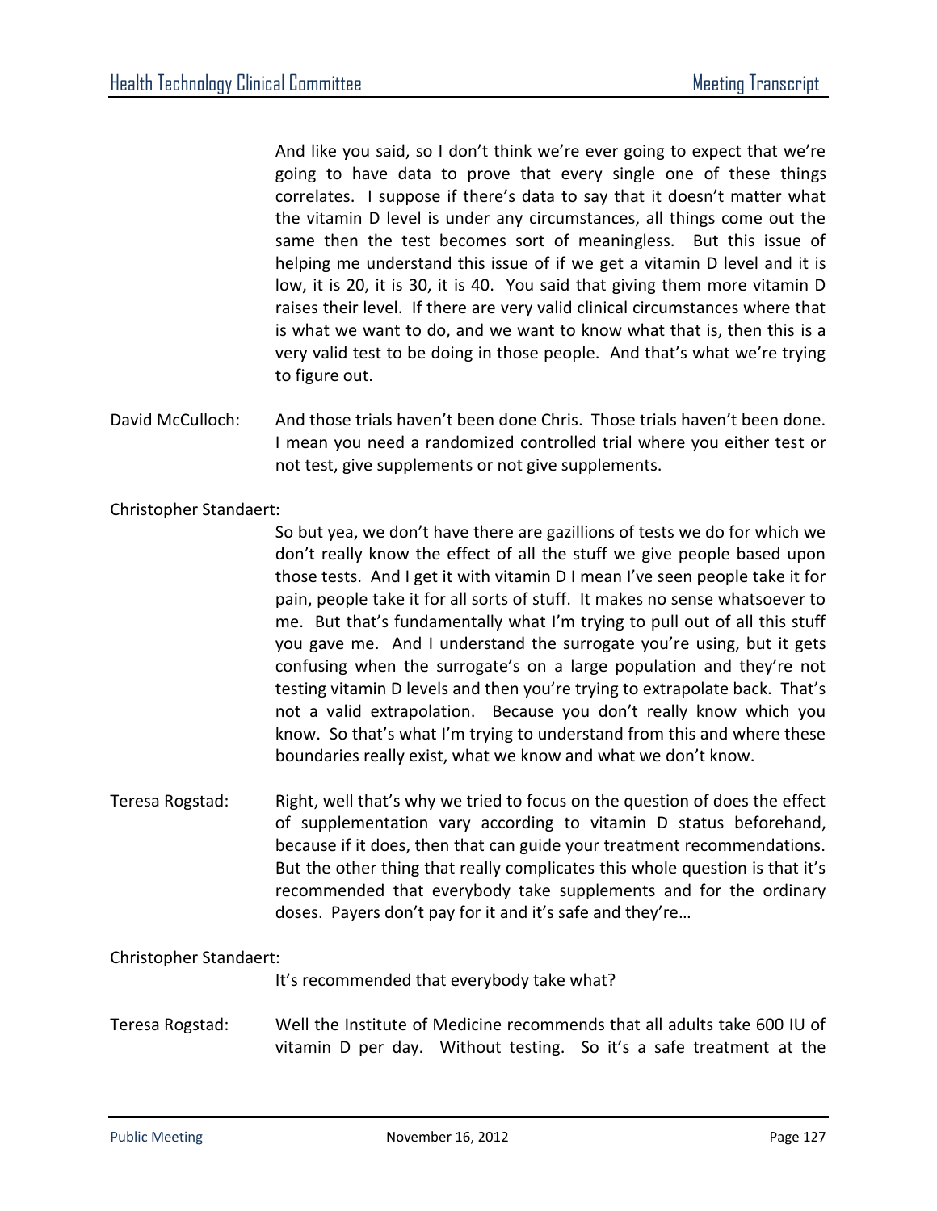And like you said, so I don't think we're ever going to expect that we're going to have data to prove that every single one of these things correlates. I suppose if there's data to say that it doesn't matter what the vitamin D level is under any circumstances, all things come out the same then the test becomes sort of meaningless. But this issue of helping me understand this issue of if we get a vitamin D level and it is low, it is 20, it is 30, it is 40. You said that giving them more vitamin D raises their level. If there are very valid clinical circumstances where that is what we want to do, and we want to know what that is, then this is a very valid test to be doing in those people. And that's what we're trying to figure out.

David McCulloch: And those trials haven't been done Chris. Those trials haven't been done. I mean you need a randomized controlled trial where you either test or not test, give supplements or not give supplements.

Christopher Standaert:

So but yea, we don't have there are gazillions of tests we do for which we don't really know the effect of all the stuff we give people based upon those tests. And I get it with vitamin D I mean I've seen people take it for pain, people take it for all sorts of stuff. It makes no sense whatsoever to me. But that's fundamentally what I'm trying to pull out of all this stuff you gave me. And I understand the surrogate you're using, but it gets confusing when the surrogate's on a large population and they're not testing vitamin D levels and then you're trying to extrapolate back. That's not a valid extrapolation. Because you don't really know which you know. So that's what I'm trying to understand from this and where these boundaries really exist, what we know and what we don't know.

Teresa Rogstad: Right, well that's why we tried to focus on the question of does the effect of supplementation vary according to vitamin D status beforehand, because if it does, then that can guide your treatment recommendations. But the other thing that really complicates this whole question is that it's recommended that everybody take supplements and for the ordinary doses. Payers don't pay for it and it's safe and they're…

Christopher Standaert:

It's recommended that everybody take what?

Teresa Rogstad: Well the Institute of Medicine recommends that all adults take 600 IU of vitamin D per day. Without testing. So it's a safe treatment at the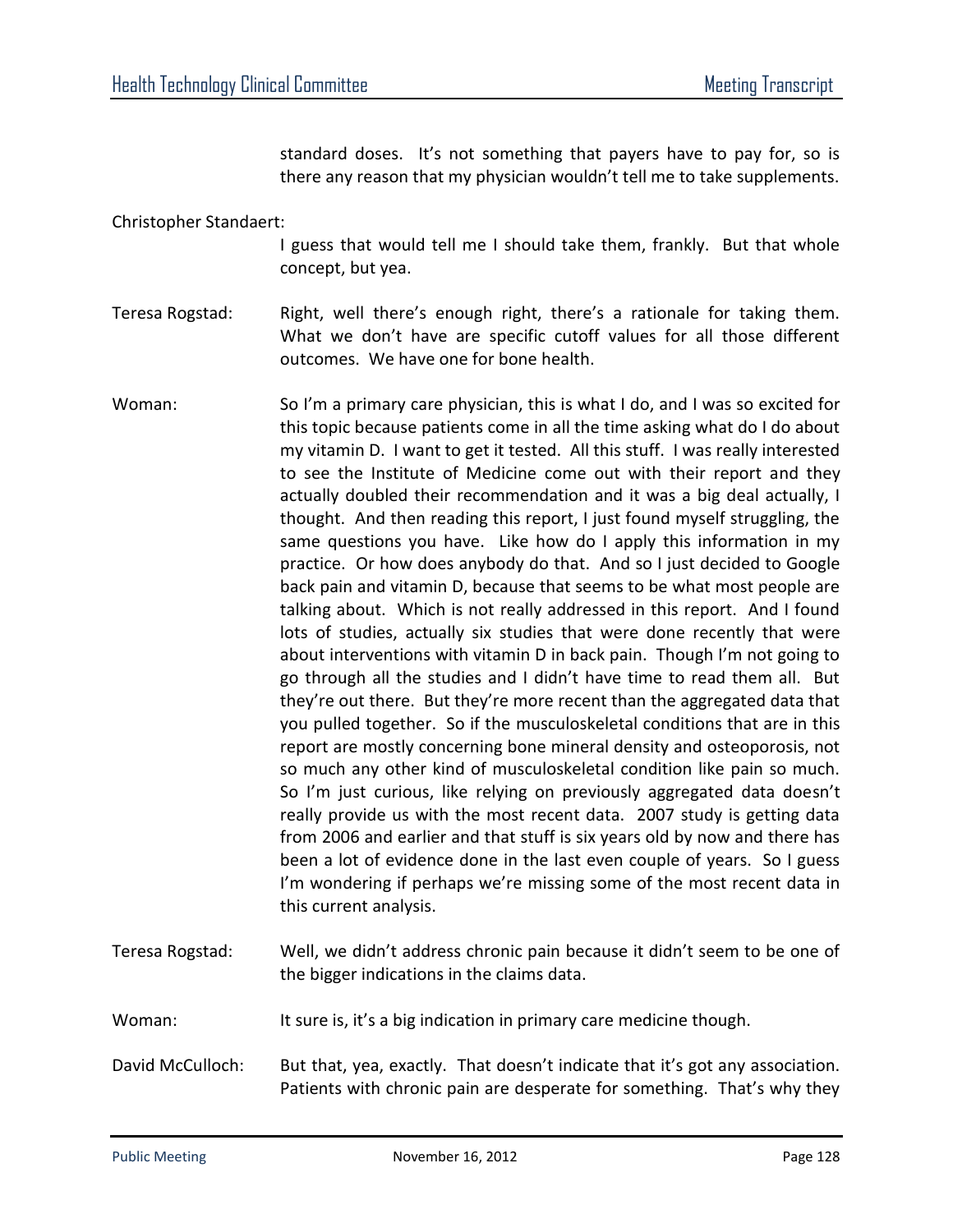standard doses. It's not something that payers have to pay for, so is there any reason that my physician wouldn't tell me to take supplements.

Christopher Standaert:

I guess that would tell me I should take them, frankly. But that whole concept, but yea.

Teresa Rogstad: Right, well there's enough right, there's a rationale for taking them. What we don't have are specific cutoff values for all those different outcomes. We have one for bone health.

Woman: So I'm a primary care physician, this is what I do, and I was so excited for this topic because patients come in all the time asking what do I do about my vitamin D. I want to get it tested. All this stuff. I was really interested to see the Institute of Medicine come out with their report and they actually doubled their recommendation and it was a big deal actually, I thought. And then reading this report, I just found myself struggling, the same questions you have. Like how do I apply this information in my practice. Or how does anybody do that. And so I just decided to Google back pain and vitamin D, because that seems to be what most people are talking about. Which is not really addressed in this report. And I found lots of studies, actually six studies that were done recently that were about interventions with vitamin D in back pain. Though I'm not going to go through all the studies and I didn't have time to read them all. But they're out there. But they're more recent than the aggregated data that you pulled together. So if the musculoskeletal conditions that are in this report are mostly concerning bone mineral density and osteoporosis, not so much any other kind of musculoskeletal condition like pain so much. So I'm just curious, like relying on previously aggregated data doesn't really provide us with the most recent data. 2007 study is getting data from 2006 and earlier and that stuff is six years old by now and there has been a lot of evidence done in the last even couple of years. So I guess I'm wondering if perhaps we're missing some of the most recent data in this current analysis.

Teresa Rogstad: Well, we didn't address chronic pain because it didn't seem to be one of the bigger indications in the claims data.

Woman: It sure is, it's a big indication in primary care medicine though.

David McCulloch: But that, yea, exactly. That doesn't indicate that it's got any association. Patients with chronic pain are desperate for something. That's why they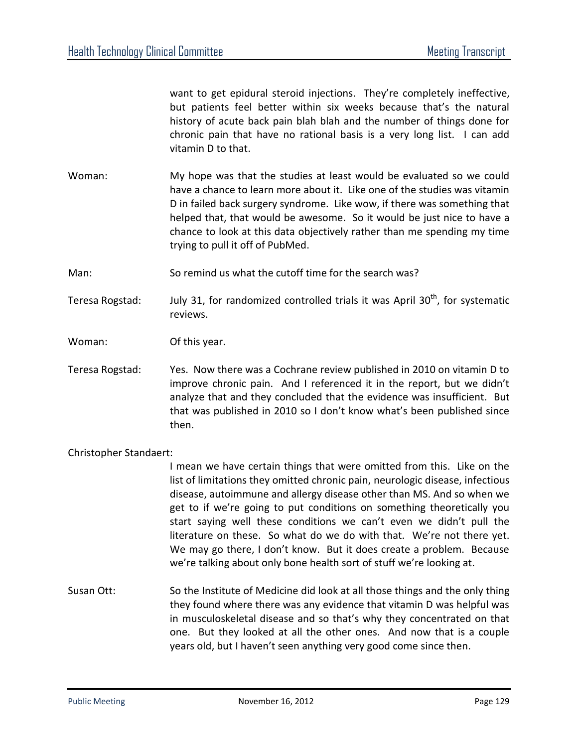want to get epidural steroid injections. They're completely ineffective, but patients feel better within six weeks because that's the natural history of acute back pain blah blah and the number of things done for chronic pain that have no rational basis is a very long list. I can add vitamin D to that.

Woman: My hope was that the studies at least would be evaluated so we could have a chance to learn more about it. Like one of the studies was vitamin D in failed back surgery syndrome. Like wow, if there was something that helped that, that would be awesome. So it would be just nice to have a chance to look at this data objectively rather than me spending my time trying to pull it off of PubMed.

Man: So remind us what the cutoff time for the search was?

Teresa Rogstad: July 31, for randomized controlled trials it was April 30th, for systematic reviews.

Woman: Of this year.

Teresa Rogstad: Yes. Now there was a Cochrane review published in 2010 on vitamin D to improve chronic pain. And I referenced it in the report, but we didn't analyze that and they concluded that the evidence was insufficient. But that was published in 2010 so I don't know what's been published since then.

Christopher Standaert: I mean we have certain things that were omitted from this. Like on the list of limitations they omitted chronic pain, neurologic disease, infectious disease, autoimmune and allergy disease other than MS. And so when we get to if we're going to put conditions on something theoretically you start saying well these conditions we can't even we didn't pull the literature on these. So what do we do with that. We're not there yet. We may go there, I don't know. But it does create a problem. Because we're talking about only bone health sort of stuff we're looking at.

Susan Ott: So the Institute of Medicine did look at all those things and the only thing they found where there was any evidence that vitamin D was helpful was in musculoskeletal disease and so that's why they concentrated on that one. But they looked at all the other ones. And now that is a couple years old, but I haven't seen anything very good come since then.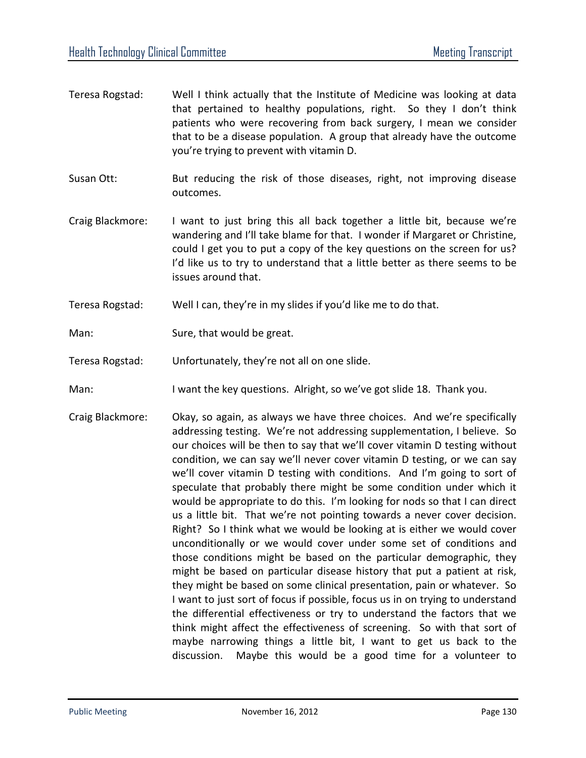Teresa Rogstad: Well I think actually that the Institute of Medicine was looking at data that pertained to healthy populations, right. So they I don't think patients who were recovering from back surgery, I mean we consider that to be a disease population. A group that already have the outcome you're trying to prevent with vitamin D.

Susan Ott: But reducing the risk of those diseases, right, not improving disease outcomes.

Craig Blackmore: I want to just bring this all back together a little bit, because we're wandering and I'll take blame for that. I wonder if Margaret or Christine, could I get you to put a copy of the key questions on the screen for us? I'd like us to try to understand that a little better as there seems to be issues around that.

Teresa Rogstad: Well I can, they're in my slides if you'd like me to do that.

Man: Sure, that would be great.

Teresa Rogstad: Unfortunately, they're not all on one slide.

Man: I want the key questions. Alright, so we've got slide 18. Thank you.

Craig Blackmore: Okay, so again, as always we have three choices. And we're specifically addressing testing. We're not addressing supplementation, I believe. So our choices will be then to say that we'll cover vitamin D testing without condition, we can say we'll never cover vitamin D testing, or we can say we'll cover vitamin D testing with conditions. And I'm going to sort of speculate that probably there might be some condition under which it would be appropriate to do this. I'm looking for nods so that I can direct us a little bit. That we're not pointing towards a never cover decision. Right? So I think what we would be looking at is either we would cover unconditionally or we would cover under some set of conditions and those conditions might be based on the particular demographic, they might be based on particular disease history that put a patient at risk, they might be based on some clinical presentation, pain or whatever. So I want to just sort of focus if possible, focus us in on trying to understand the differential effectiveness or try to understand the factors that we think might affect the effectiveness of screening. So with that sort of maybe narrowing things a little bit, I want to get us back to the discussion. Maybe this would be a good time for a volunteer to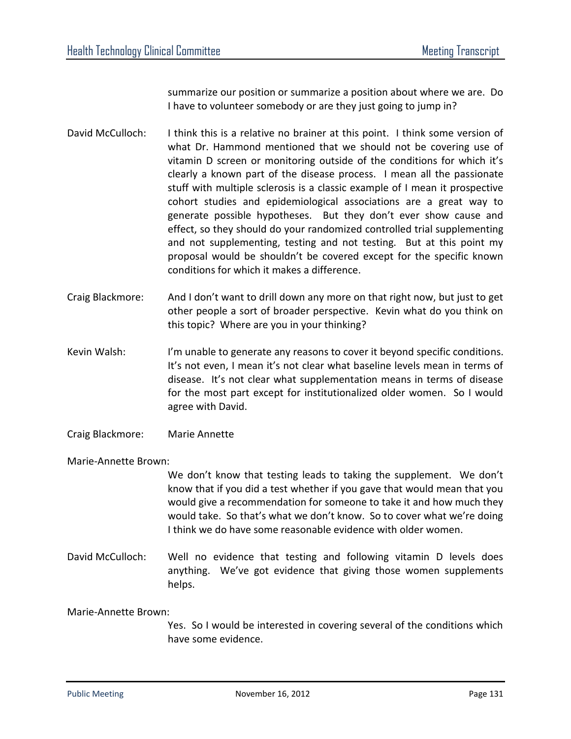summarize our position or summarize a position about where we are. Do I have to volunteer somebody or are they just going to jump in?

David McCulloch: I think this is a relative no brainer at this point. I think some version of what Dr. Hammond mentioned that we should not be covering use of vitamin D screen or monitoring outside of the conditions for which it's clearly a known part of the disease process. I mean all the passionate stuff with multiple sclerosis is a classic example of I mean it prospective cohort studies and epidemiological associations are a great way to generate possible hypotheses. But they don't ever show cause and effect, so they should do your randomized controlled trial supplementing and not supplementing, testing and not testing. But at this point my proposal would be shouldn't be covered except for the specific known conditions for which it makes a difference.

Craig Blackmore: And I don't want to drill down any more on that right now, but just to get other people a sort of broader perspective. Kevin what do you think on this topic? Where are you in your thinking?

Kevin Walsh: I'm unable to generate any reasons to cover it beyond specific conditions. It's not even, I mean it's not clear what baseline levels mean in terms of disease. It's not clear what supplementation means in terms of disease for the most part except for institutionalized older women. So I would agree with David.

Craig Blackmore: Marie Annette

Marie-Annette Brown: We don't know that testing leads to taking the supplement. We don't know that if you did a test whether if you gave that would mean that you would give a recommendation for someone to take it and how much they would take. So that's what we don't know. So to cover what we're doing I think we do have some reasonable evidence with older women.

David McCulloch: Well no evidence that testing and following vitamin D levels does anything. We've got evidence that giving those women supplements helps.

Marie-Annette Brown: Yes. So I would be interested in covering several of the conditions which have some evidence.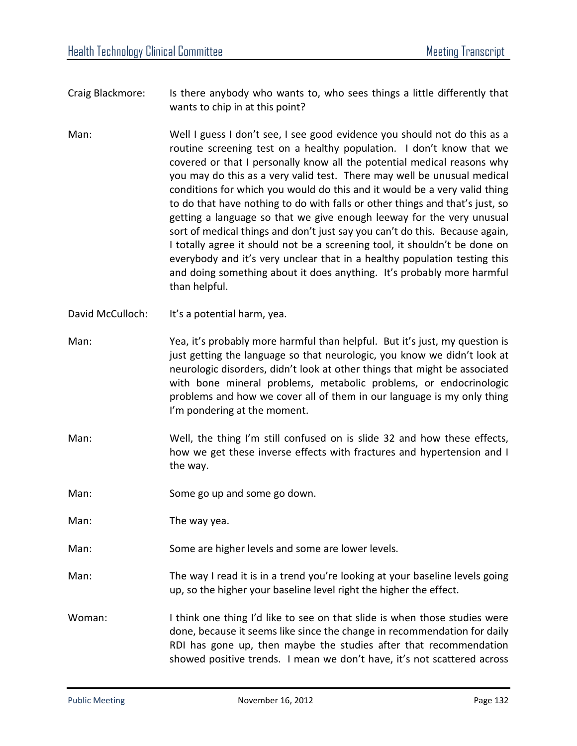Craig Blackmore: Is there anybody who wants to, who sees things a little differently that wants to chip in at this point?

Man: Well I guess I don't see, I see good evidence you should not do this as a routine screening test on a healthy population. I don't know that we covered or that I personally know all the potential medical reasons why you may do this as a very valid test. There may well be unusual medical conditions for which you would do this and it would be a very valid thing to do that have nothing to do with falls or other things and that's just, so getting a language so that we give enough leeway for the very unusual sort of medical things and don't just say you can't do this. Because again, I totally agree it should not be a screening tool, it shouldn't be done on everybody and it's very unclear that in a healthy population testing this and doing something about it does anything. It's probably more harmful than helpful.

David McCulloch: It's a potential harm, yea.

Man: Yea, it's probably more harmful than helpful. But it's just, my question is just getting the language so that neurologic, you know we didn't look at neurologic disorders, didn't look at other things that might be associated with bone mineral problems, metabolic problems, or endocrinologic problems and how we cover all of them in our language is my only thing I'm pondering at the moment.

Man: Well, the thing I'm still confused on is slide 32 and how these effects, how we get these inverse effects with fractures and hypertension and I the way.

Man: Some go up and some go down.

Man: The way yea.

Man: Some are higher levels and some are lower levels.

Man: The way I read it is in a trend you're looking at your baseline levels going up, so the higher your baseline level right the higher the effect.

Woman: I think one thing I'd like to see on that slide is when those studies were done, because it seems like since the change in recommendation for daily RDI has gone up, then maybe the studies after that recommendation showed positive trends. I mean we don't have, it's not scattered across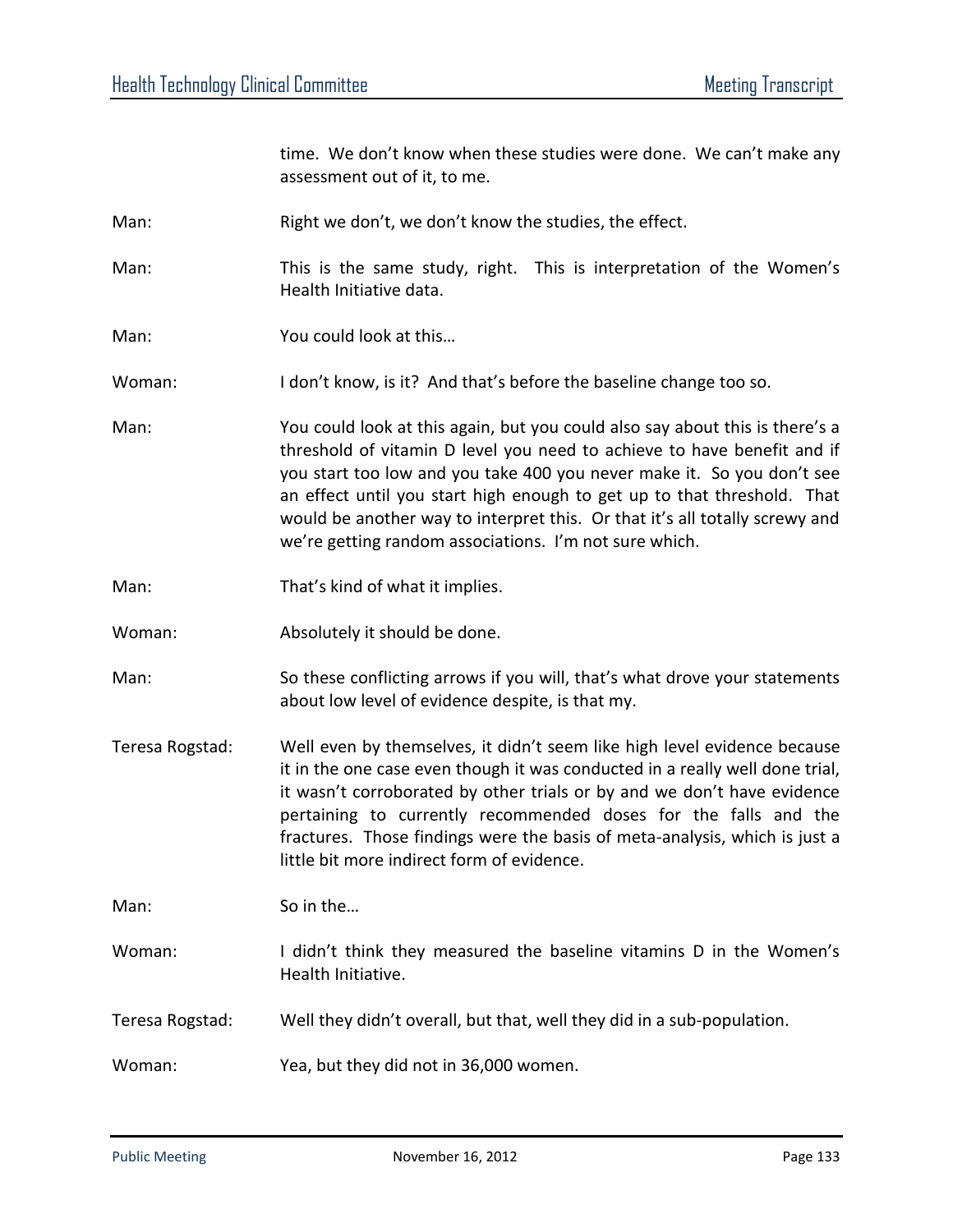time. We don't know when these studies were done. We can't make any assessment out of it, to me.

Man: Right we don't, we don't know the studies, the effect.

Man: This is the same study, right. This is interpretation of the Women's Health Initiative data.

Man: You could look at this…

Woman: I don't know, is it? And that's before the baseline change too so.

Man: You could look at this again, but you could also say about this is there's a threshold of vitamin D level you need to achieve to have benefit and if you start too low and you take 400 you never make it. So you don't see an effect until you start high enough to get up to that threshold. That would be another way to interpret this. Or that it's all totally screwy and we're getting random associations. I'm not sure which.

Man: That's kind of what it implies.

Woman: Absolutely it should be done.

Man: So these conflicting arrows if you will, that's what drove your statements about low level of evidence despite, is that my.

Teresa Rogstad: Well even by themselves, it didn't seem like high level evidence because it in the one case even though it was conducted in a really well done trial, it wasn't corroborated by other trials or by and we don't have evidence pertaining to currently recommended doses for the falls and the fractures. Those findings were the basis of meta-analysis, which is just a little bit more indirect form of evidence.

Man: So in the…

Woman: I didn't think they measured the baseline vitamins D in the Women's Health Initiative.

Teresa Rogstad: Well they didn't overall, but that, well they did in a sub-population.

Woman: Yea, but they did not in 36,000 women.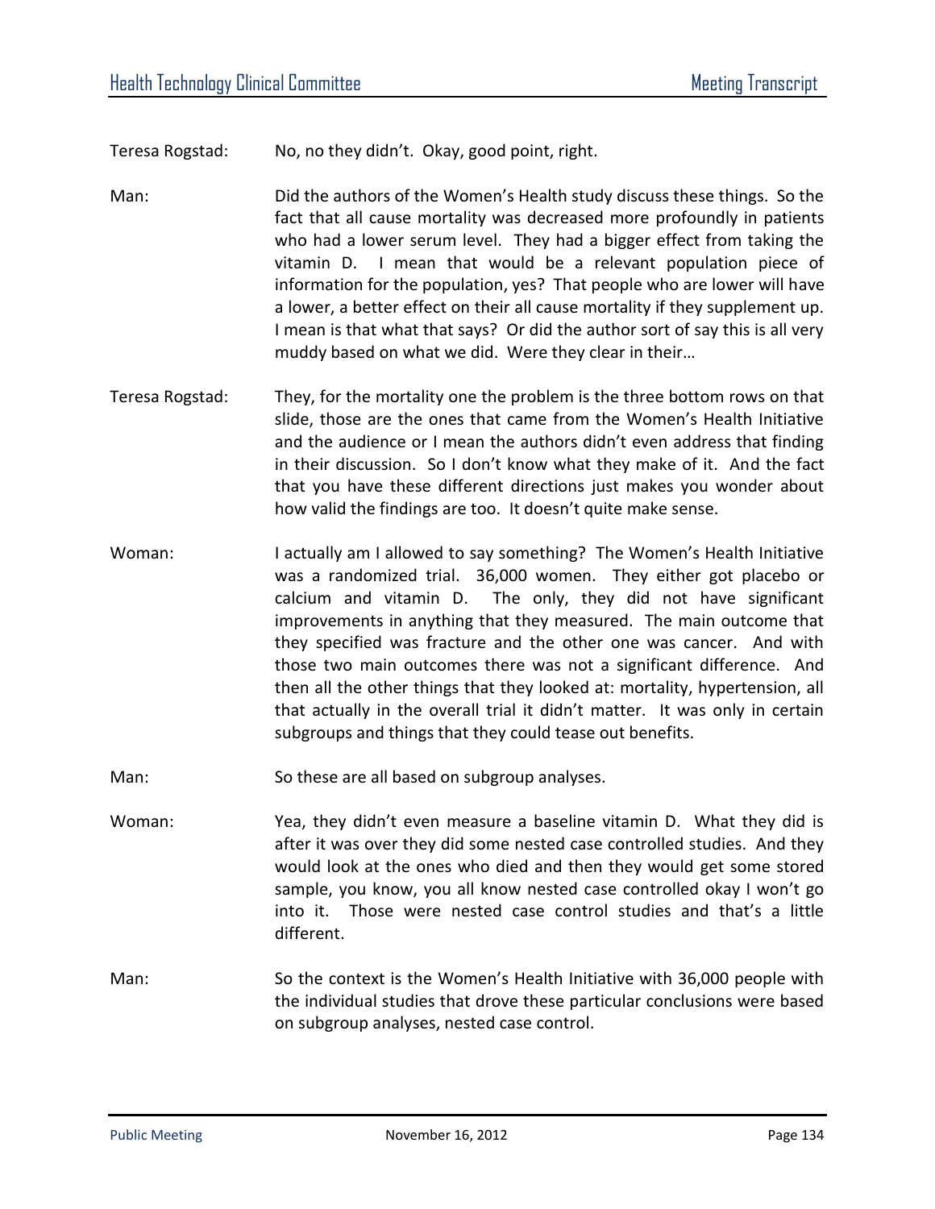Teresa Rogstad: No, no they didn't. Okay, good point, right.

Man: Did the authors of the Women's Health study discuss these things. So the fact that all cause mortality was decreased more profoundly in patients who had a lower serum level. They had a bigger effect from taking the vitamin D. I mean that would be a relevant population piece of information for the population, yes? That people who are lower will have a lower, a better effect on their all cause mortality if they supplement up. I mean is that what that says? Or did the author sort of say this is all very muddy based on what we did. Were they clear in their…

Teresa Rogstad: They, for the mortality one the problem is the three bottom rows on that slide, those are the ones that came from the Women's Health Initiative and the audience or I mean the authors didn't even address that finding in their discussion. So I don't know what they make of it. And the fact that you have these different directions just makes you wonder about how valid the findings are too. It doesn't quite make sense.

Woman: I actually am I allowed to say something? The Women's Health Initiative was a randomized trial. 36,000 women. They either got placebo or calcium and vitamin D. The only, they did not have significant improvements in anything that they measured. The main outcome that they specified was fracture and the other one was cancer. And with those two main outcomes there was not a significant difference. And then all the other things that they looked at: mortality, hypertension, all that actually in the overall trial it didn't matter. It was only in certain subgroups and things that they could tease out benefits.

Man: So these are all based on subgroup analyses.

Woman: Yea, they didn't even measure a baseline vitamin D. What they did is after it was over they did some nested case controlled studies. And they would look at the ones who died and then they would get some stored sample, you know, you all know nested case controlled okay I won't go into it. Those were nested case control studies and that's a little different.

Man: So the context is the Women's Health Initiative with 36,000 people with the individual studies that drove these particular conclusions were based on subgroup analyses, nested case control.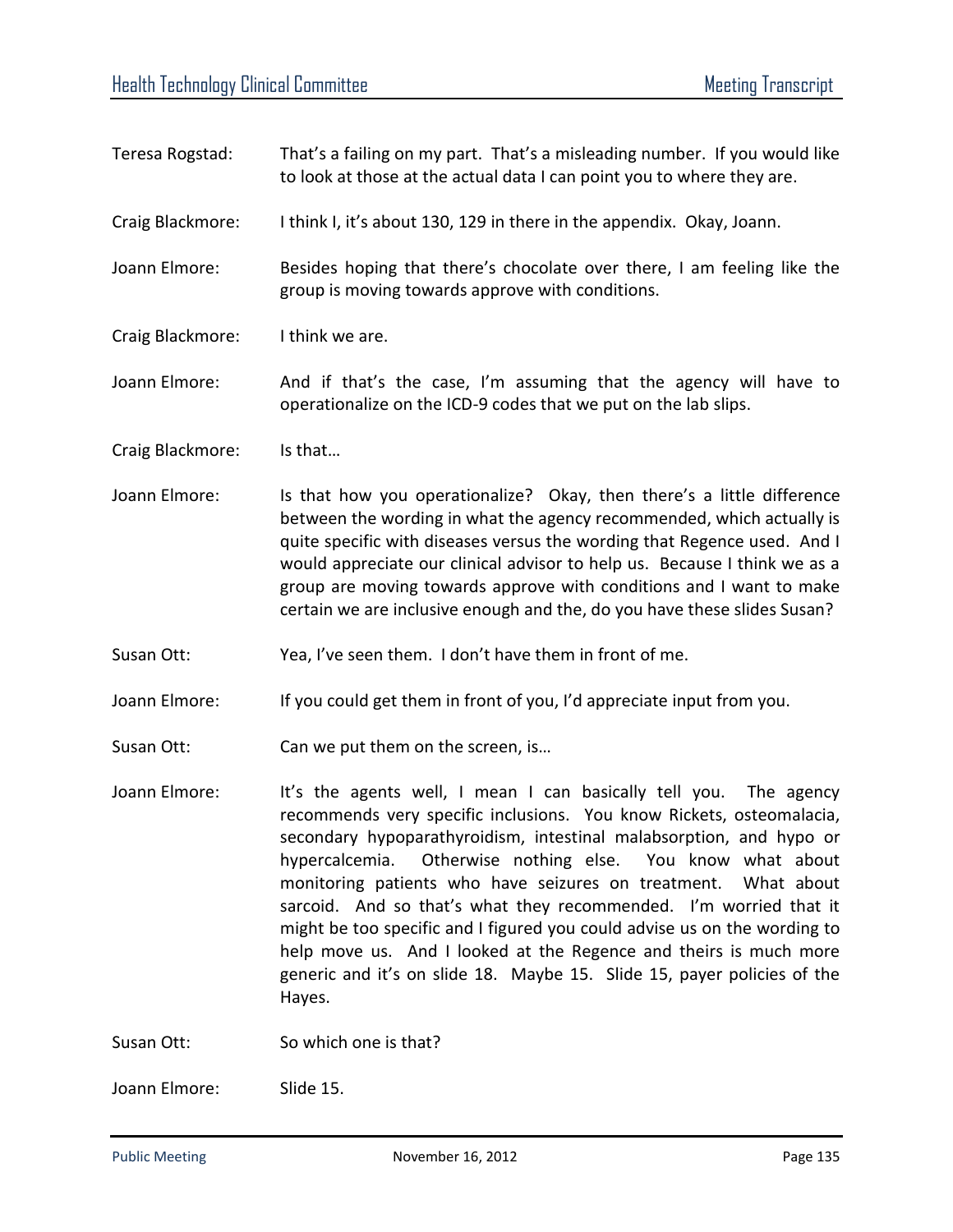Teresa Rogstad: That's a failing on my part. That's a misleading number. If you would like to look at those at the actual data I can point you to where they are.

Craig Blackmore: I think I, it's about 130, 129 in there in the appendix. Okay, Joann.

Joann Elmore: Besides hoping that there's chocolate over there, I am feeling like the group is moving towards approve with conditions.

Craig Blackmore: I think we are.

Joann Elmore: And if that's the case, I'm assuming that the agency will have to operationalize on the ICD-9 codes that we put on the lab slips.

Craig Blackmore: Is that…

Joann Elmore: Is that how you operationalize? Okay, then there's a little difference between the wording in what the agency recommended, which actually is quite specific with diseases versus the wording that Regence used. And I would appreciate our clinical advisor to help us. Because I think we as a group are moving towards approve with conditions and I want to make certain we are inclusive enough and the, do you have these slides Susan?

Susan Ott: Yea, I've seen them. I don't have them in front of me.

Joann Elmore: If you could get them in front of you, I'd appreciate input from you.

Susan Ott: Can we put them on the screen, is…

Joann Elmore: It's the agents well, I mean I can basically tell you. The agency recommends very specific inclusions. You know Rickets, osteomalacia, secondary hypoparathyroidism, intestinal malabsorption, and hypo or hypercalcemia. Otherwise nothing else. You know what about monitoring patients who have seizures on treatment. What about sarcoid. And so that's what they recommended. I'm worried that it might be too specific and I figured you could advise us on the wording to help move us. And I looked at the Regence and theirs is much more generic and it's on slide 18. Maybe 15. Slide 15, payer policies of the Hayes.

Susan Ott: So which one is that?

Joann Elmore: Slide 15.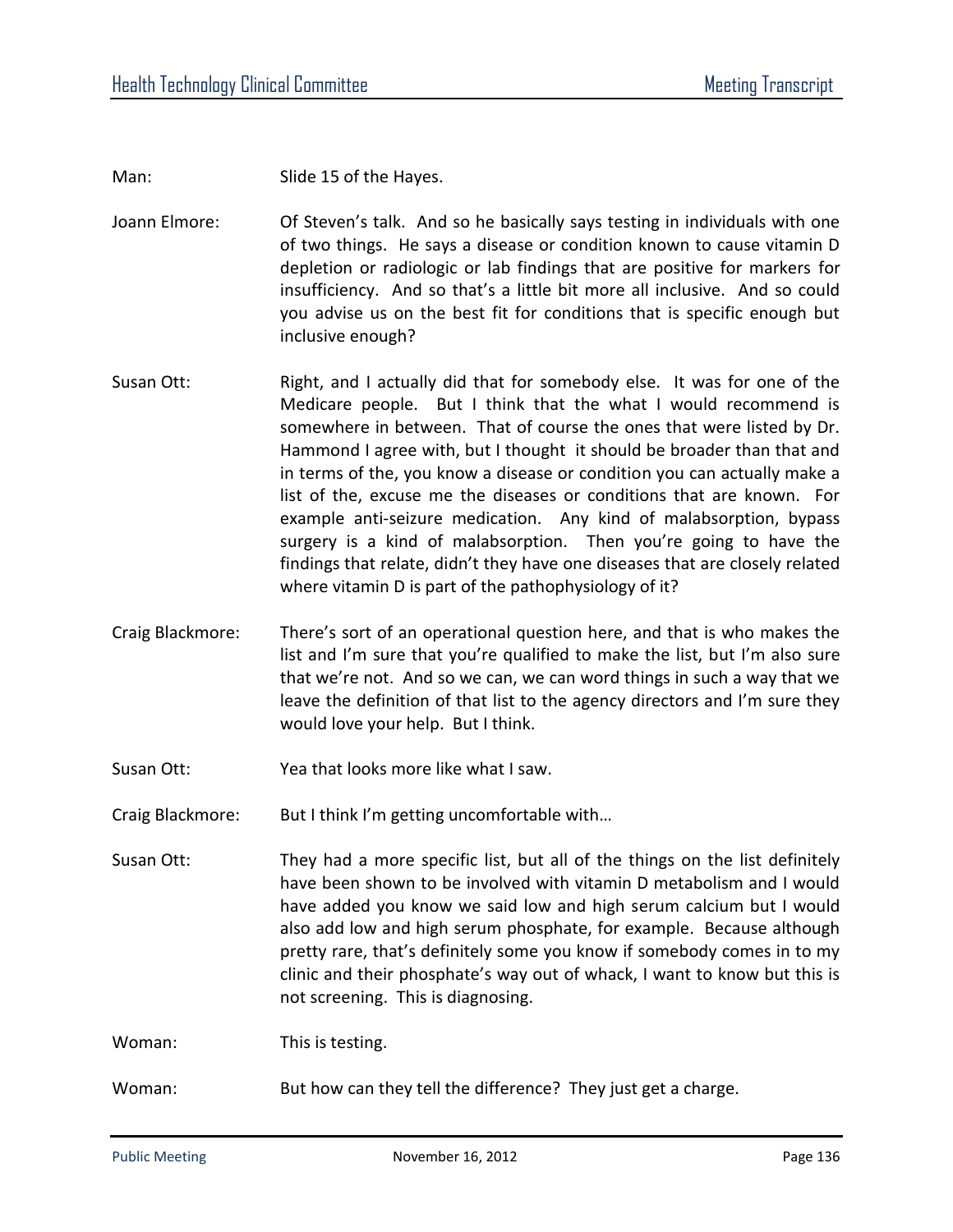Man: Slide 15 of the Hayes.

Joann Elmore: Of Steven's talk. And so he basically says testing in individuals with one of two things. He says a disease or condition known to cause vitamin D depletion or radiologic or lab findings that are positive for markers for insufficiency. And so that's a little bit more all inclusive. And so could you advise us on the best fit for conditions that is specific enough but inclusive enough?

Susan Ott: Right, and I actually did that for somebody else. It was for one of the Medicare people. But I think that the what I would recommend is somewhere in between. That of course the ones that were listed by Dr. Hammond I agree with, but I thought it should be broader than that and in terms of the, you know a disease or condition you can actually make a list of the, excuse me the diseases or conditions that are known. For example anti-seizure medication. Any kind of malabsorption, bypass surgery is a kind of malabsorption. Then you're going to have the findings that relate, didn't they have one diseases that are closely related where vitamin D is part of the pathophysiology of it?

Craig Blackmore: There's sort of an operational question here, and that is who makes the list and I'm sure that you're qualified to make the list, but I'm also sure that we're not. And so we can, we can word things in such a way that we leave the definition of that list to the agency directors and I'm sure they would love your help. But I think.

Susan Ott: Yea that looks more like what I saw.

Craig Blackmore: But I think I'm getting uncomfortable with…

Susan Ott: They had a more specific list, but all of the things on the list definitely have been shown to be involved with vitamin D metabolism and I would have added you know we said low and high serum calcium but I would also add low and high serum phosphate, for example. Because although pretty rare, that's definitely some you know if somebody comes in to my clinic and their phosphate's way out of whack, I want to know but this is not screening. This is diagnosing.

Woman: This is testing.

Woman: But how can they tell the difference? They just get a charge.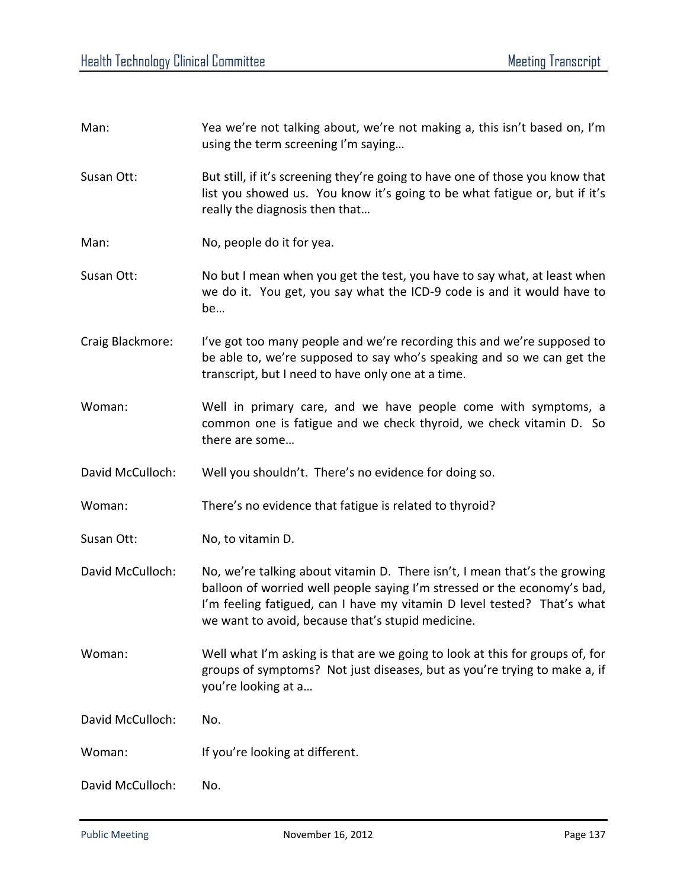Man: Yea we're not talking about, we're not making a, this isn't based on, I'm using the term screening I'm saying…

Susan Ott: But still, if it's screening they're going to have one of those you know that list you showed us. You know it's going to be what fatigue or, but if it's really the diagnosis then that…

Man: No, people do it for yea.

Susan Ott: No but I mean when you get the test, you have to say what, at least when we do it. You get, you say what the ICD-9 code is and it would have to be…

Craig Blackmore: I've got too many people and we're recording this and we're supposed to be able to, we're supposed to say who's speaking and so we can get the transcript, but I need to have only one at a time.

Woman: Well in primary care, and we have people come with symptoms, a common one is fatigue and we check thyroid, we check vitamin D. So there are some…

David McCulloch: Well you shouldn't. There's no evidence for doing so.

Woman: There's no evidence that fatigue is related to thyroid?

Susan Ott: No, to vitamin D.

David McCulloch: No, we're talking about vitamin D. There isn't, I mean that's the growing balloon of worried well people saying I'm stressed or the economy's bad, I'm feeling fatigued, can I have my vitamin D level tested? That's what we want to avoid, because that's stupid medicine.

Woman: Well what I'm asking is that are we going to look at this for groups of, for groups of symptoms? Not just diseases, but as you're trying to make a, if you're looking at a…

David McCulloch: No.

Woman: If you're looking at different.

David McCulloch: No.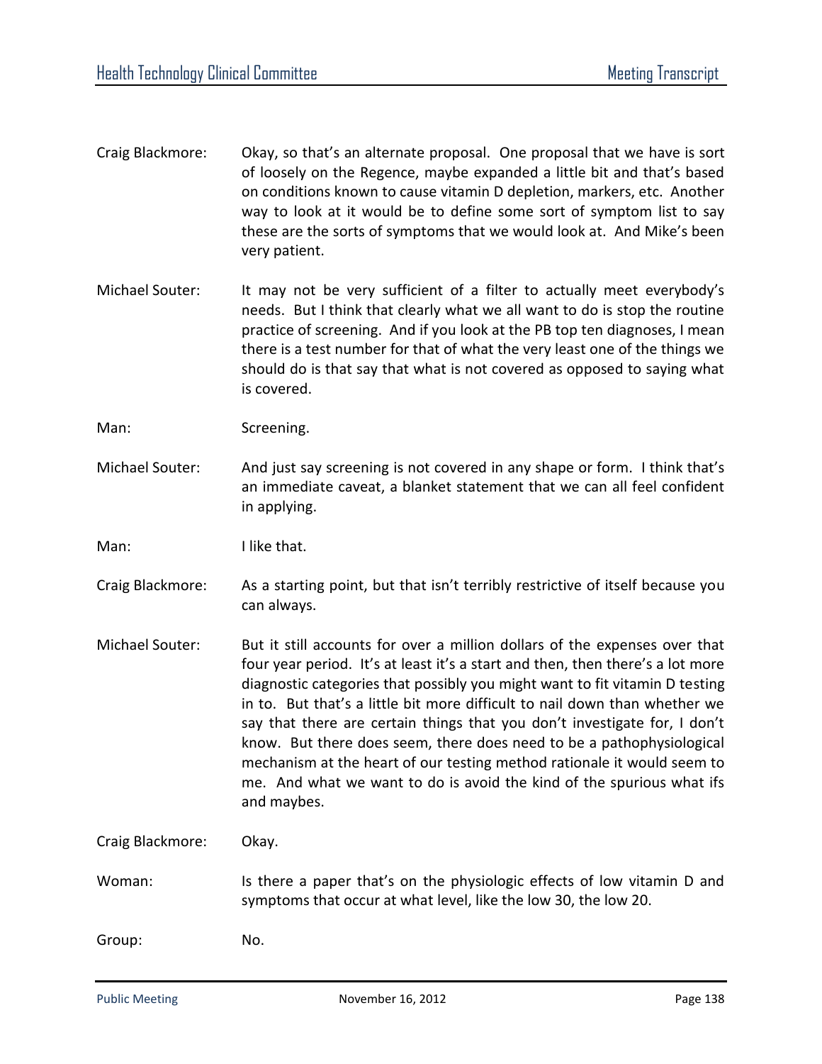Craig Blackmore: Okay, so that's an alternate proposal. One proposal that we have is sort of loosely on the Regence, maybe expanded a little bit and that's based on conditions known to cause vitamin D depletion, markers, etc. Another way to look at it would be to define some sort of symptom list to say these are the sorts of symptoms that we would look at. And Mike's been very patient.

Michael Souter: It may not be very sufficient of a filter to actually meet everybody's needs. But I think that clearly what we all want to do is stop the routine practice of screening. And if you look at the PB top ten diagnoses, I mean there is a test number for that of what the very least one of the things we should do is that say that what is not covered as opposed to saying what is covered.

Man: Screening.

Michael Souter: And just say screening is not covered in any shape or form. I think that's an immediate caveat, a blanket statement that we can all feel confident in applying.

Man: I like that.

Craig Blackmore: As a starting point, but that isn't terribly restrictive of itself because you can always.

Michael Souter: But it still accounts for over a million dollars of the expenses over that four year period. It's at least it's a start and then, then there's a lot more diagnostic categories that possibly you might want to fit vitamin D testing in to. But that's a little bit more difficult to nail down than whether we say that there are certain things that you don't investigate for, I don't know. But there does seem, there does need to be a pathophysiological mechanism at the heart of our testing method rationale it would seem to me. And what we want to do is avoid the kind of the spurious what ifs and maybes.

Craig Blackmore: Okay.

Woman: Is there a paper that's on the physiologic effects of low vitamin D and symptoms that occur at what level, like the low 30, the low 20.

Group: No.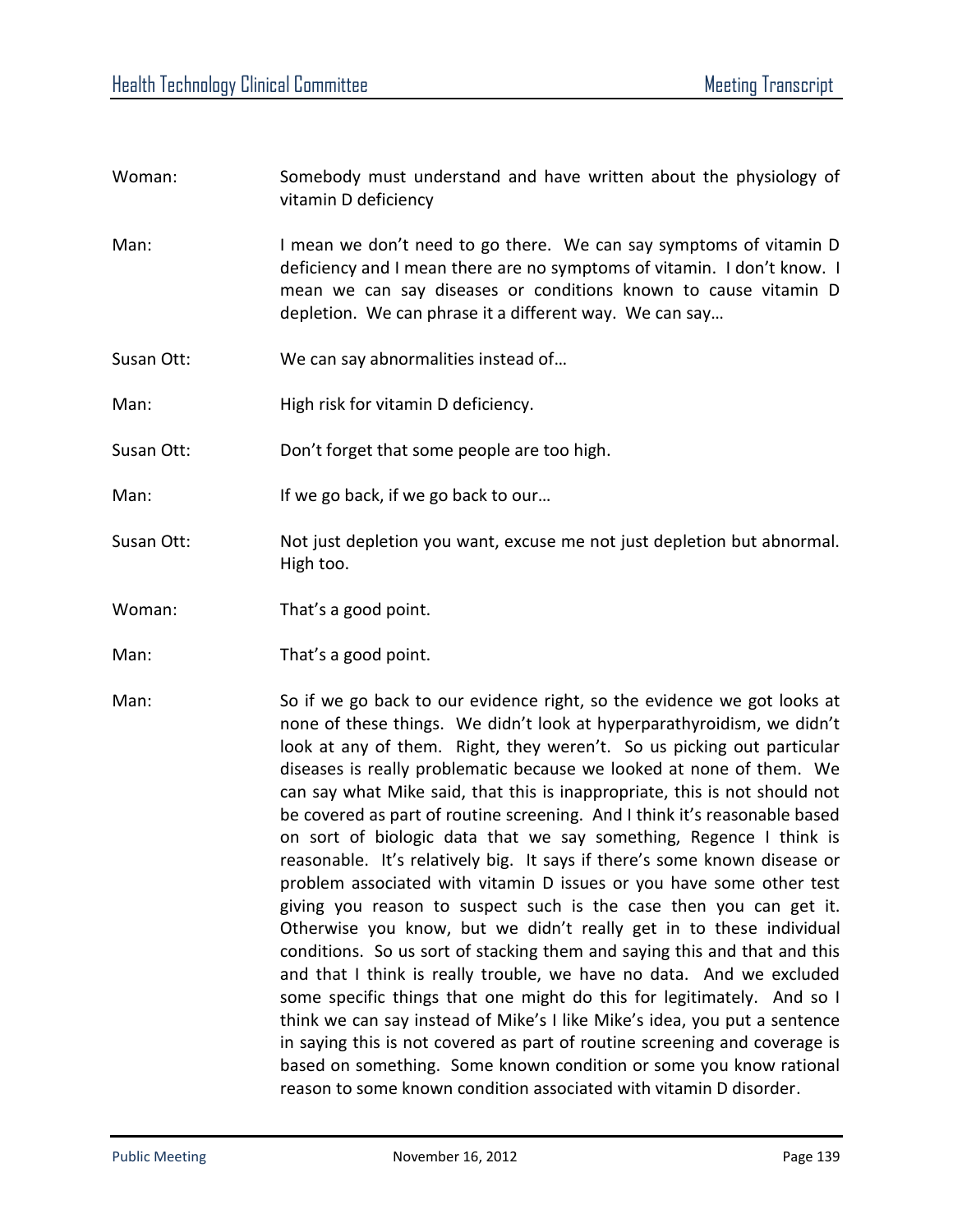Woman: Somebody must understand and have written about the physiology of vitamin D deficiency

Man: I mean we don't need to go there. We can say symptoms of vitamin D deficiency and I mean there are no symptoms of vitamin. I don't know. I mean we can say diseases or conditions known to cause vitamin D depletion. We can phrase it a different way. We can say…

Susan Ott: We can say abnormalities instead of…

Man: High risk for vitamin D deficiency.

Susan Ott: Don't forget that some people are too high.

Man: If we go back, if we go back to our…

Susan Ott: Not just depletion you want, excuse me not just depletion but abnormal. High too.

Woman: That's a good point.

Man: That's a good point.

Man: So if we go back to our evidence right, so the evidence we got looks at none of these things. We didn't look at hyperparathyroidism, we didn't look at any of them. Right, they weren't. So us picking out particular diseases is really problematic because we looked at none of them. We can say what Mike said, that this is inappropriate, this is not should not be covered as part of routine screening. And I think it's reasonable based on sort of biologic data that we say something, Regence I think is reasonable. It's relatively big. It says if there's some known disease or problem associated with vitamin D issues or you have some other test giving you reason to suspect such is the case then you can get it. Otherwise you know, but we didn't really get in to these individual conditions. So us sort of stacking them and saying this and that and this and that I think is really trouble, we have no data. And we excluded some specific things that one might do this for legitimately. And so I think we can say instead of Mike's I like Mike's idea, you put a sentence in saying this is not covered as part of routine screening and coverage is based on something. Some known condition or some you know rational reason to some known condition associated with vitamin D disorder.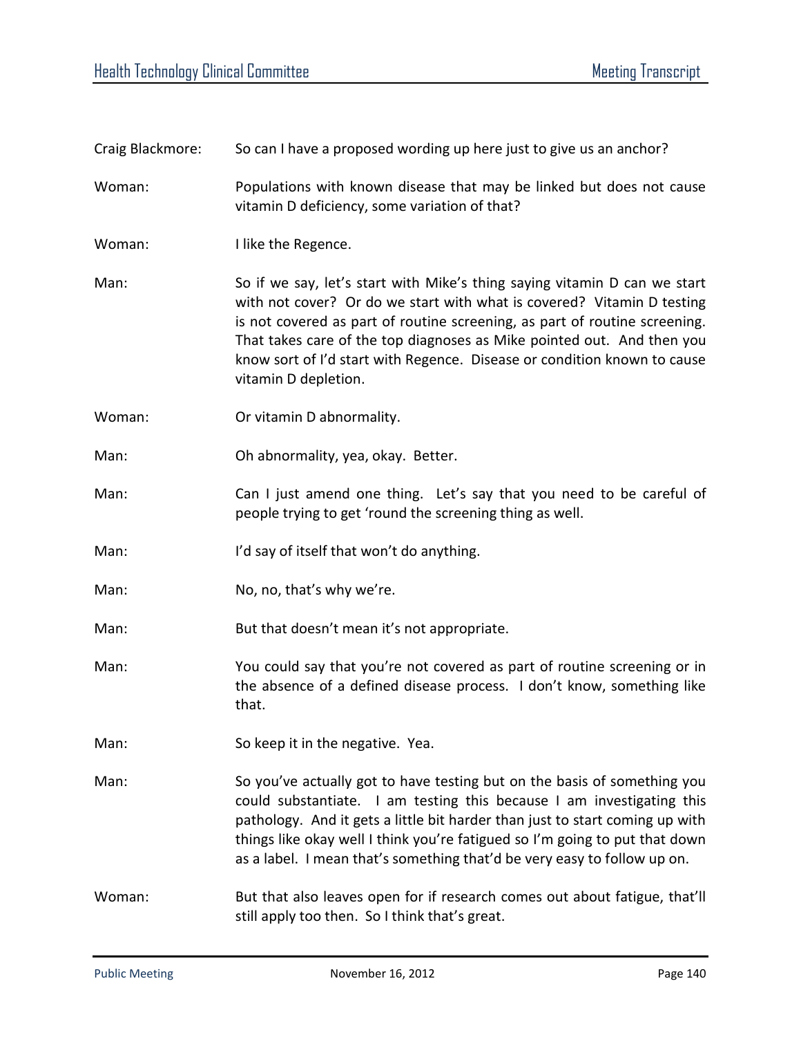Craig Blackmore: So can I have a proposed wording up here just to give us an anchor?

Woman: Populations with known disease that may be linked but does not cause vitamin D deficiency, some variation of that?

Woman: I like the Regence.

Man: So if we say, let's start with Mike's thing saying vitamin D can we start with not cover? Or do we start with what is covered? Vitamin D testing is not covered as part of routine screening, as part of routine screening. That takes care of the top diagnoses as Mike pointed out. And then you know sort of I'd start with Regence. Disease or condition known to cause vitamin D depletion.

Woman: Or vitamin D abnormality.

Man: Oh abnormality, yea, okay. Better.

Man: Can I just amend one thing. Let's say that you need to be careful of people trying to get 'round the screening thing as well.

Man: I'd say of itself that won't do anything.

Man: No, no, that's why we're.

Man: But that doesn't mean it's not appropriate.

Man: You could say that you're not covered as part of routine screening or in the absence of a defined disease process. I don't know, something like that.

Man: So keep it in the negative. Yea.

Man: So you've actually got to have testing but on the basis of something you could substantiate. I am testing this because I am investigating this pathology. And it gets a little bit harder than just to start coming up with things like okay well I think you're fatigued so I'm going to put that down as a label. I mean that's something that'd be very easy to follow up on.

Woman: But that also leaves open for if research comes out about fatigue, that'll still apply too then. So I think that's great.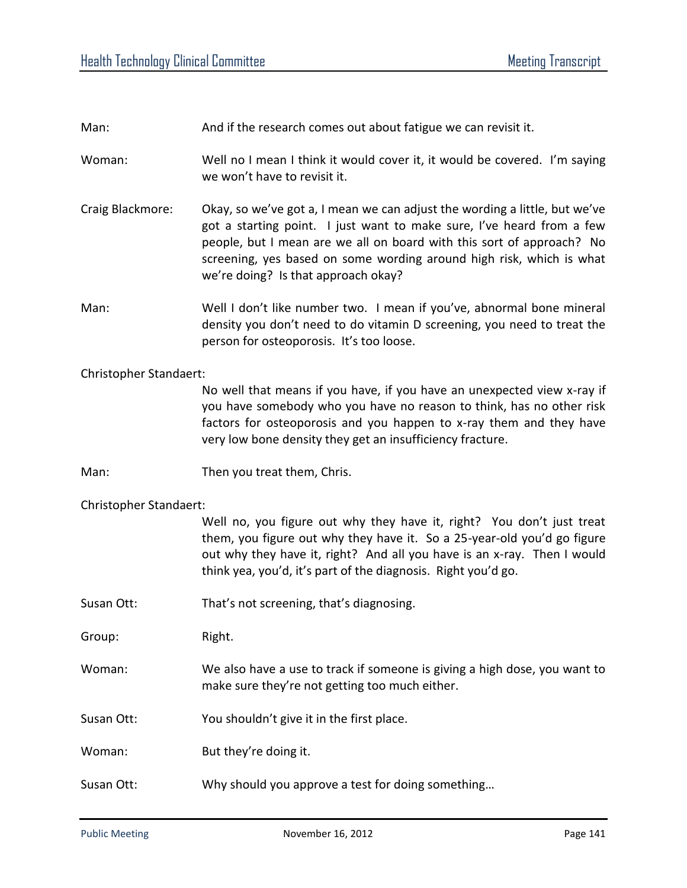Man: And if the research comes out about fatigue we can revisit it.

Woman: Well no I mean I think it would cover it, it would be covered. I'm saying we won't have to revisit it.

Craig Blackmore: Okay, so we've got a, I mean we can adjust the wording a little, but we've got a starting point. I just want to make sure, I've heard from a few people, but I mean are we all on board with this sort of approach? No screening, yes based on some wording around high risk, which is what we're doing? Is that approach okay?

Man: Well I don't like number two. I mean if you've, abnormal bone mineral density you don't need to do vitamin D screening, you need to treat the person for osteoporosis. It's too loose.

Christopher Standaert: No well that means if you have, if you have an unexpected view x-ray if you have somebody who you have no reason to think, has no other risk factors for osteoporosis and you happen to x-ray them and they have very low bone density they get an insufficiency fracture.

Man: Then you treat them, Chris.

Christopher Standaert: Well no, you figure out why they have it, right? You don't just treat them, you figure out why they have it. So a 25-year-old you'd go figure out why they have it, right? And all you have is an x-ray. Then I would think yea, you'd, it's part of the diagnosis. Right you'd go.

Susan Ott: That's not screening, that's diagnosing.

Group: Right.

Woman: We also have a use to track if someone is giving a high dose, you want to make sure they're not getting too much either.

Susan Ott: You shouldn't give it in the first place.

Woman: But they're doing it.

Susan Ott: Why should you approve a test for doing something…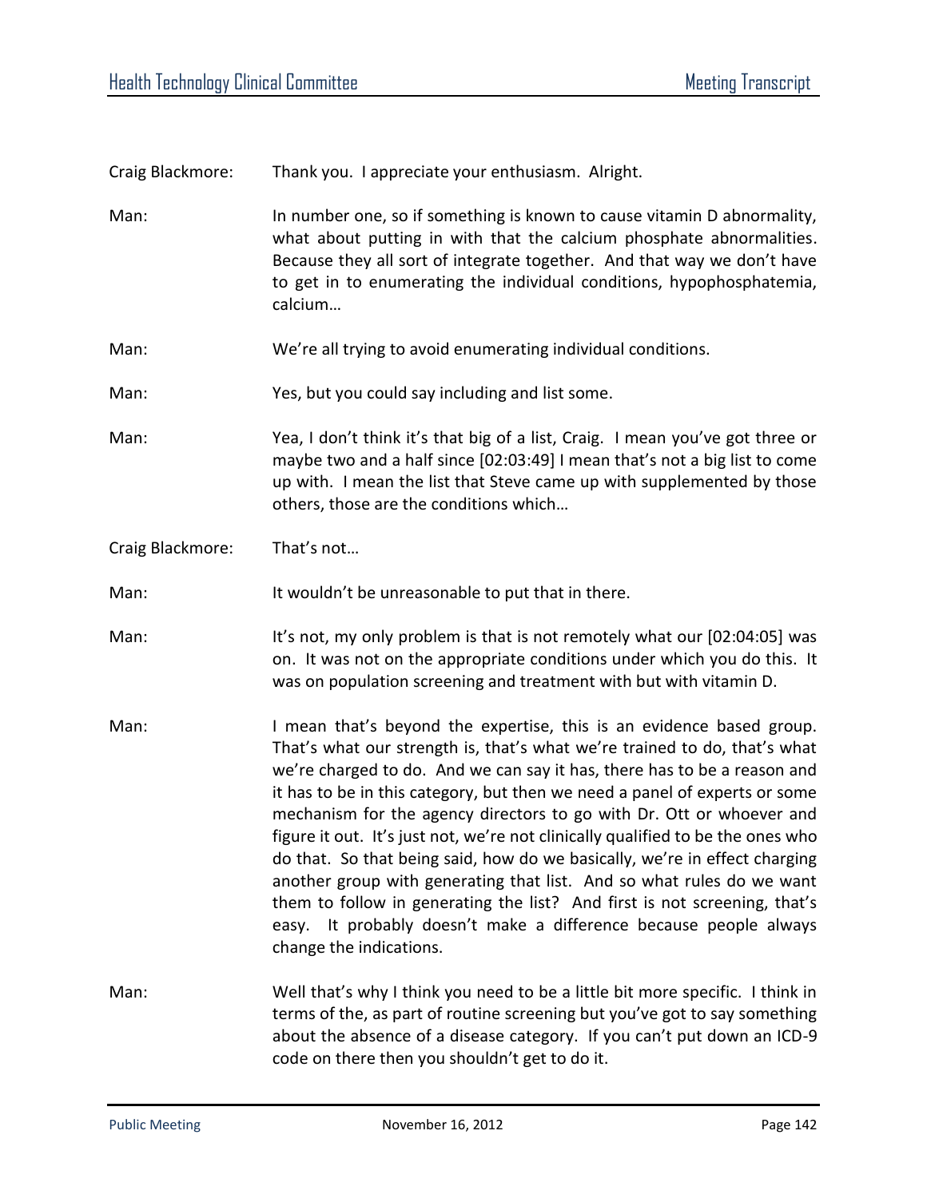Craig Blackmore: Thank you. I appreciate your enthusiasm. Alright.

Man: In number one, so if something is known to cause vitamin D abnormality, what about putting in with that the calcium phosphate abnormalities. Because they all sort of integrate together. And that way we don't have to get in to enumerating the individual conditions, hypophosphatemia, calcium…

Man: We're all trying to avoid enumerating individual conditions.

Man: Yes, but you could say including and list some.

Man: Yea, I don't think it's that big of a list, Craig. I mean you've got three or maybe two and a half since [02:03:49] I mean that's not a big list to come up with. I mean the list that Steve came up with supplemented by those others, those are the conditions which…

Craig Blackmore: That's not…

Man: It wouldn't be unreasonable to put that in there.

Man: It's not, my only problem is that is not remotely what our [02:04:05] was on. It was not on the appropriate conditions under which you do this. It was on population screening and treatment with but with vitamin D.

Man: I mean that's beyond the expertise, this is an evidence based group. That's what our strength is, that's what we're trained to do, that's what we're charged to do. And we can say it has, there has to be a reason and it has to be in this category, but then we need a panel of experts or some mechanism for the agency directors to go with Dr. Ott or whoever and figure it out. It's just not, we're not clinically qualified to be the ones who do that. So that being said, how do we basically, we're in effect charging another group with generating that list. And so what rules do we want them to follow in generating the list? And first is not screening, that's easy. It probably doesn't make a difference because people always change the indications.

Man: Well that's why I think you need to be a little bit more specific. I think in terms of the, as part of routine screening but you've got to say something about the absence of a disease category. If you can't put down an ICD-9 code on there then you shouldn't get to do it.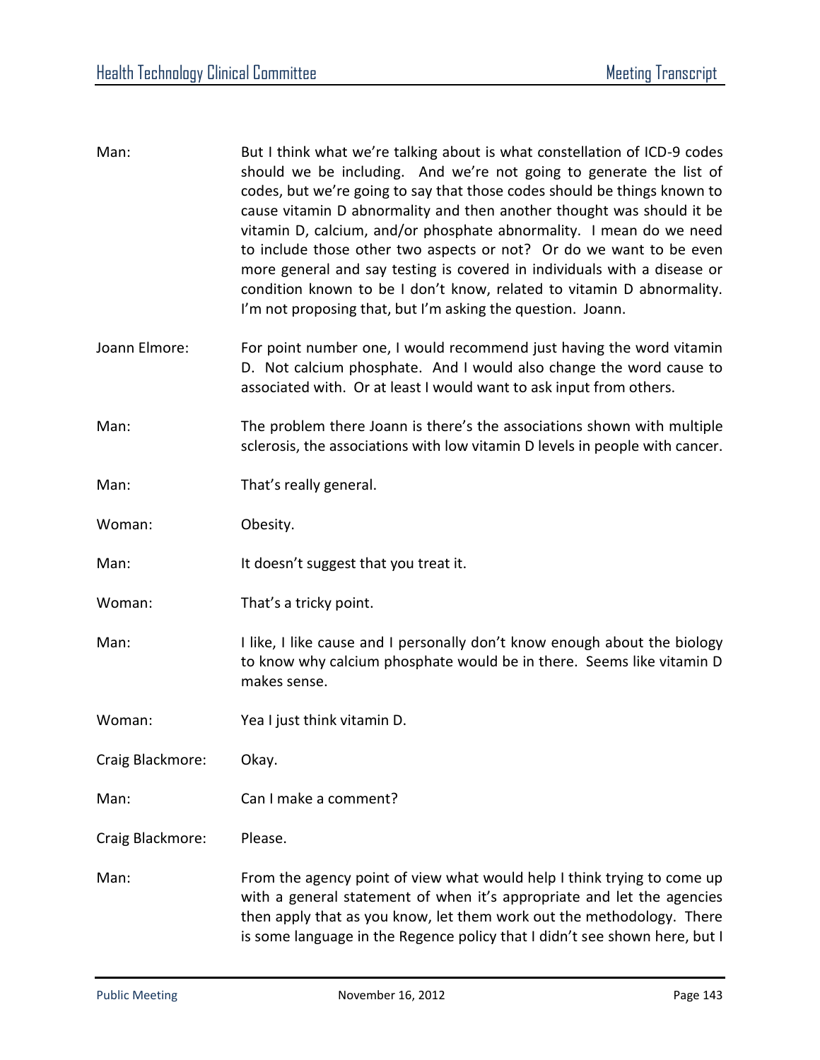Man: But I think what we're talking about is what constellation of ICD-9 codes should we be including. And we're not going to generate the list of codes, but we're going to say that those codes should be things known to cause vitamin D abnormality and then another thought was should it be vitamin D, calcium, and/or phosphate abnormality. I mean do we need to include those other two aspects or not? Or do we want to be even more general and say testing is covered in individuals with a disease or condition known to be I don't know, related to vitamin D abnormality. I'm not proposing that, but I'm asking the question. Joann.

Joann Elmore: For point number one, I would recommend just having the word vitamin D. Not calcium phosphate. And I would also change the word cause to associated with. Or at least I would want to ask input from others.

Man: The problem there Joann is there's the associations shown with multiple sclerosis, the associations with low vitamin D levels in people with cancer.

Man: That's really general.

Woman: Obesity.

Man: It doesn't suggest that you treat it.

Woman: That's a tricky point.

Man: I like, I like cause and I personally don't know enough about the biology to know why calcium phosphate would be in there. Seems like vitamin D makes sense.

Woman: Yea I just think vitamin D.

Craig Blackmore: Okay.

Man: Can I make a comment?

Craig Blackmore: Please.

Man: From the agency point of view what would help I think trying to come up with a general statement of when it's appropriate and let the agencies then apply that as you know, let them work out the methodology. There is some language in the Regence policy that I didn't see shown here, but I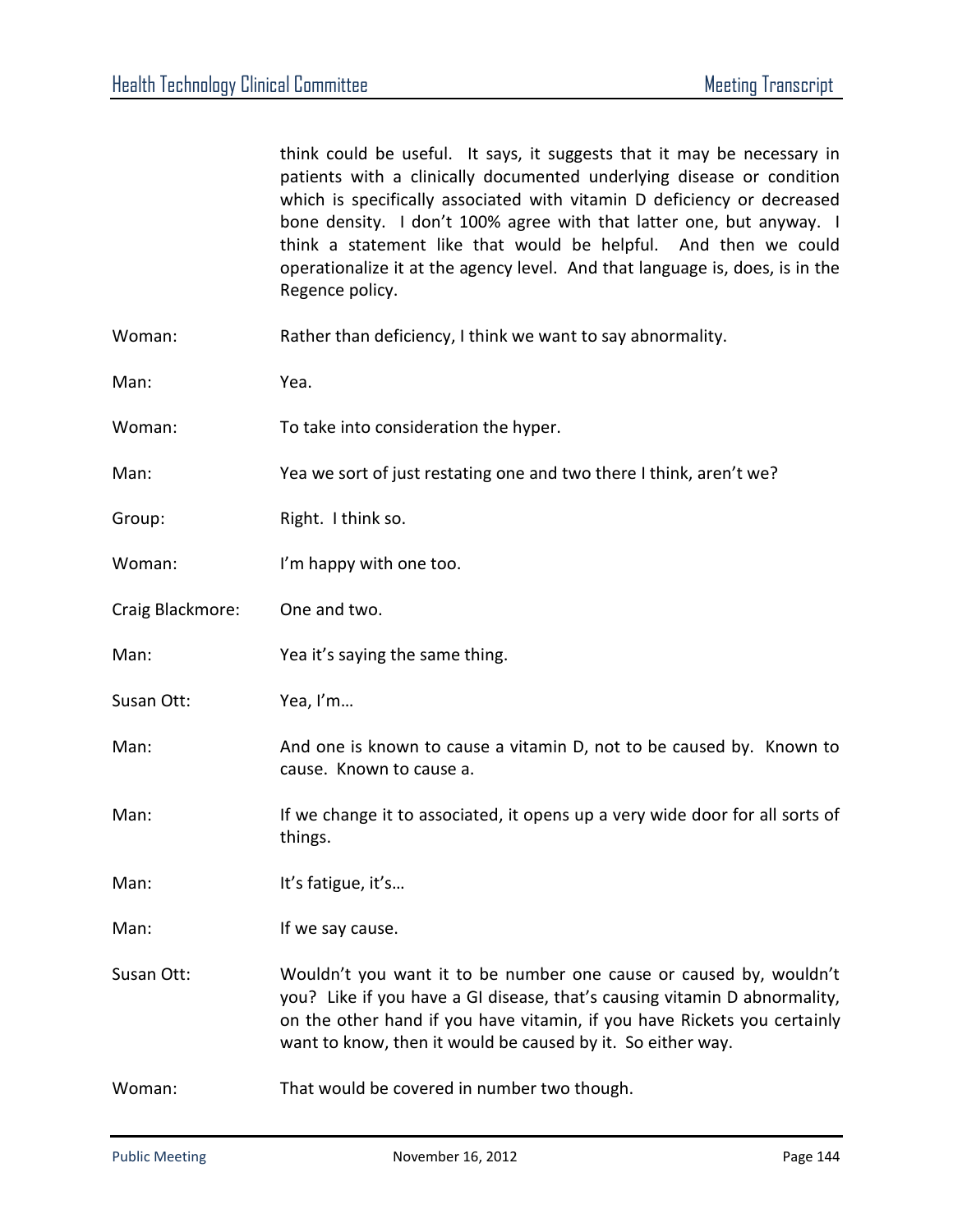| | |
|---|---|
| | think could be useful. It says, it suggests that it may be necessary in patients with a clinically documented underlying disease or condition which is specifically associated with vitamin D deficiency or decreased bone density. I don't 100% agree with that latter one, but anyway. I think a statement like that would be helpful. And then we could operationalize it at the agency level. And that language is, does, is in the Regence policy. |
| Woman: | Rather than deficiency, I think we want to say abnormality. |
| Man: | Yea. |
| Woman: | To take into consideration the hyper. |
| Man: | Yea we sort of just restating one and two there I think, aren't we? |
| Group: | Right. I think so. |
| Woman: | I'm happy with one too. |
| Craig Blackmore: | One and two. |
| Man: | Yea it's saying the same thing. |
| Susan Ott: | Yea, I'm… |
| Man: | And one is known to cause a vitamin D, not to be caused by. Known to cause. Known to cause a. |
| Man: | If we change it to associated, it opens up a very wide door for all sorts of things. |
| Man: | It's fatigue, it's… |
| Man: | If we say cause. |
| Susan Ott: | Wouldn't you want it to be number one cause or caused by, wouldn't you? Like if you have a GI disease, that's causing vitamin D abnormality, on the other hand if you have vitamin, if you have Rickets you certainly want to know, then it would be caused by it. So either way. |
| Woman: | That would be covered in number two though. |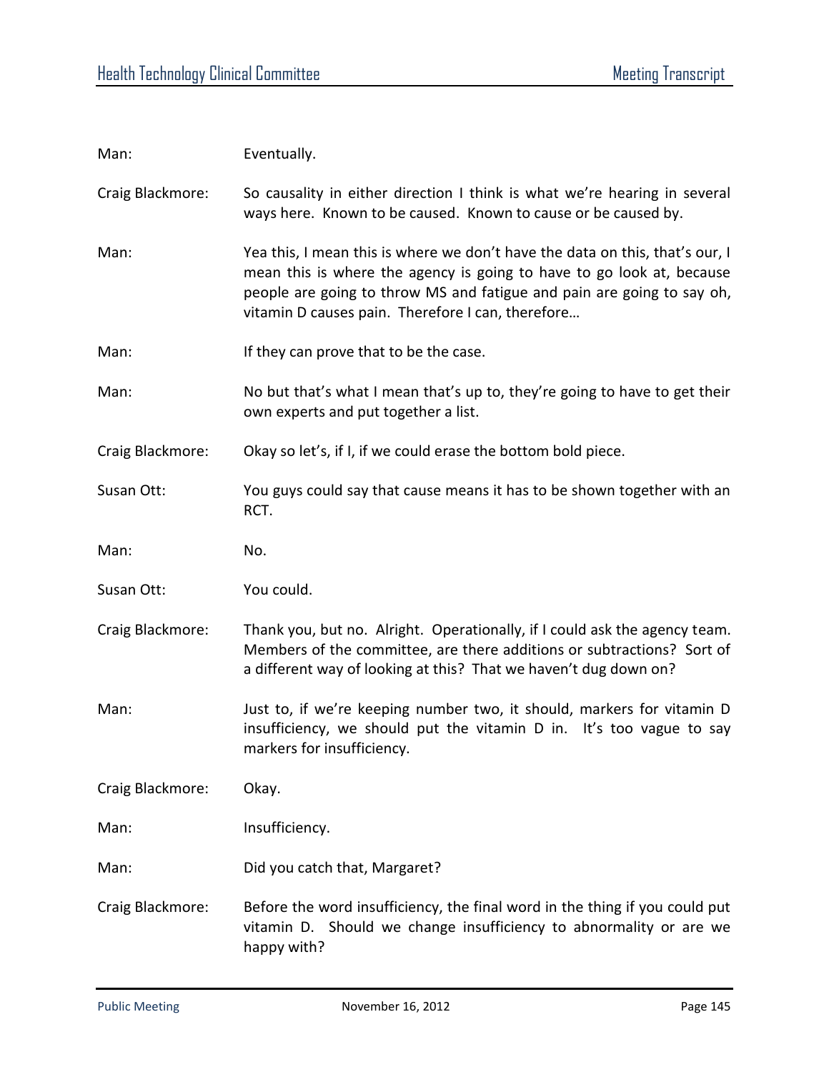Man: Eventually.

Craig Blackmore: So causality in either direction I think is what we're hearing in several ways here. Known to be caused. Known to cause or be caused by.

Man: Yea this, I mean this is where we don't have the data on this, that's our, I mean this is where the agency is going to have to go look at, because people are going to throw MS and fatigue and pain are going to say oh, vitamin D causes pain. Therefore I can, therefore…

Man: If they can prove that to be the case.

Man: No but that's what I mean that's up to, they're going to have to get their own experts and put together a list.

Craig Blackmore: Okay so let's, if I, if we could erase the bottom bold piece.

Susan Ott: You guys could say that cause means it has to be shown together with an RCT.

Man: No.

Susan Ott: You could.

Craig Blackmore: Thank you, but no. Alright. Operationally, if I could ask the agency team. Members of the committee, are there additions or subtractions? Sort of a different way of looking at this? That we haven't dug down on?

Man: Just to, if we're keeping number two, it should, markers for vitamin D insufficiency, we should put the vitamin D in. It's too vague to say markers for insufficiency.

Craig Blackmore: Okay.

Man: Insufficiency.

Man: Did you catch that, Margaret?

Craig Blackmore: Before the word insufficiency, the final word in the thing if you could put vitamin D. Should we change insufficiency to abnormality or are we happy with?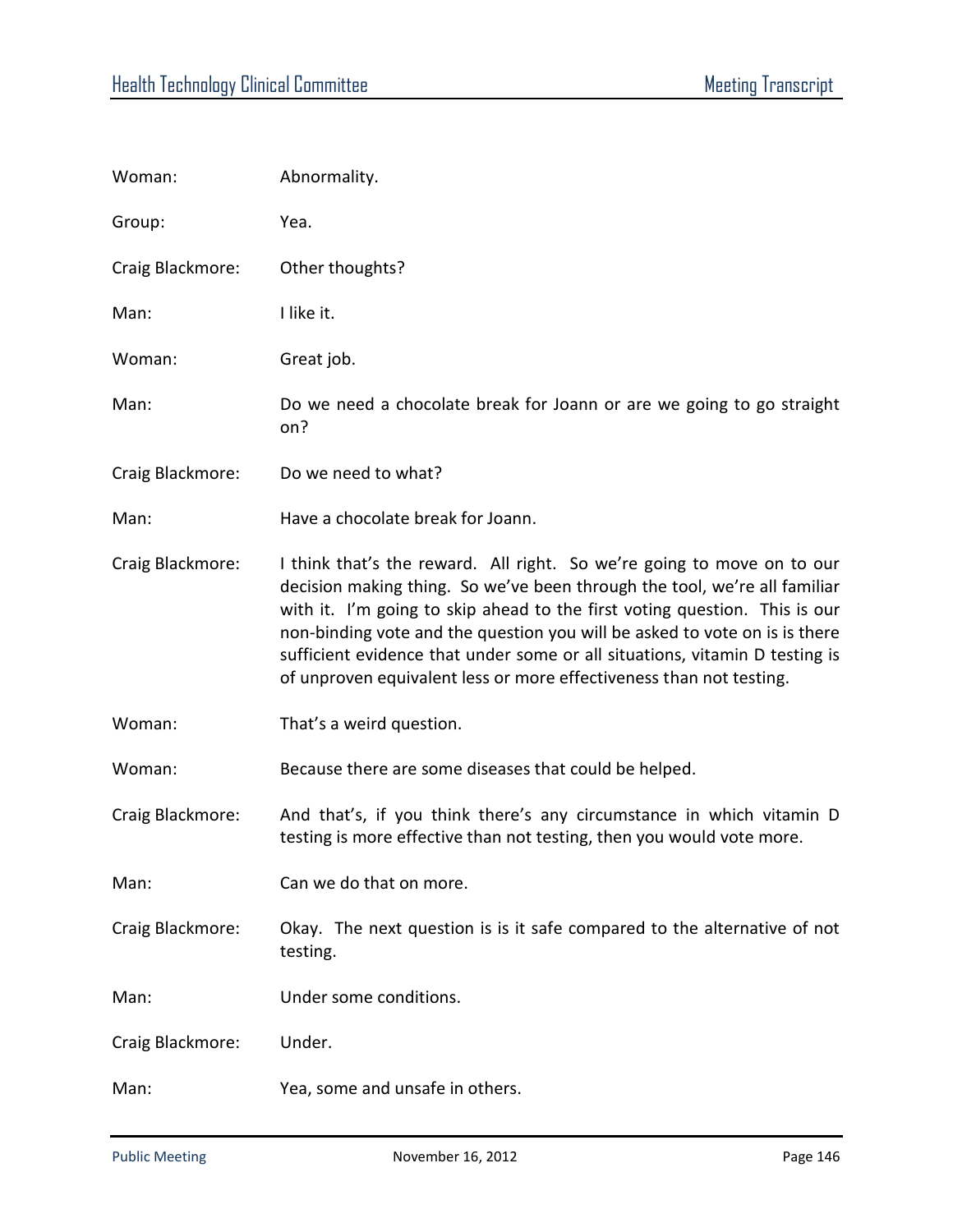Woman: Abnormality.

Group: Yea.

Craig Blackmore: Other thoughts?

Man: I like it.

Woman: Great job.

Man: Do we need a chocolate break for Joann or are we going to go straight on?

Craig Blackmore: Do we need to what?

Man: Have a chocolate break for Joann.

Craig Blackmore: I think that's the reward. All right. So we're going to move on to our decision making thing. So we've been through the tool, we're all familiar with it. I'm going to skip ahead to the first voting question. This is our non-binding vote and the question you will be asked to vote on is is there sufficient evidence that under some or all situations, vitamin D testing is of unproven equivalent less or more effectiveness than not testing.

Woman: That's a weird question.

Woman: Because there are some diseases that could be helped.

Craig Blackmore: And that's, if you think there's any circumstance in which vitamin D testing is more effective than not testing, then you would vote more.

Man: Can we do that on more.

Craig Blackmore: Okay. The next question is is it safe compared to the alternative of not testing.

Man: Under some conditions.

Craig Blackmore: Under.

Man: Yea, some and unsafe in others.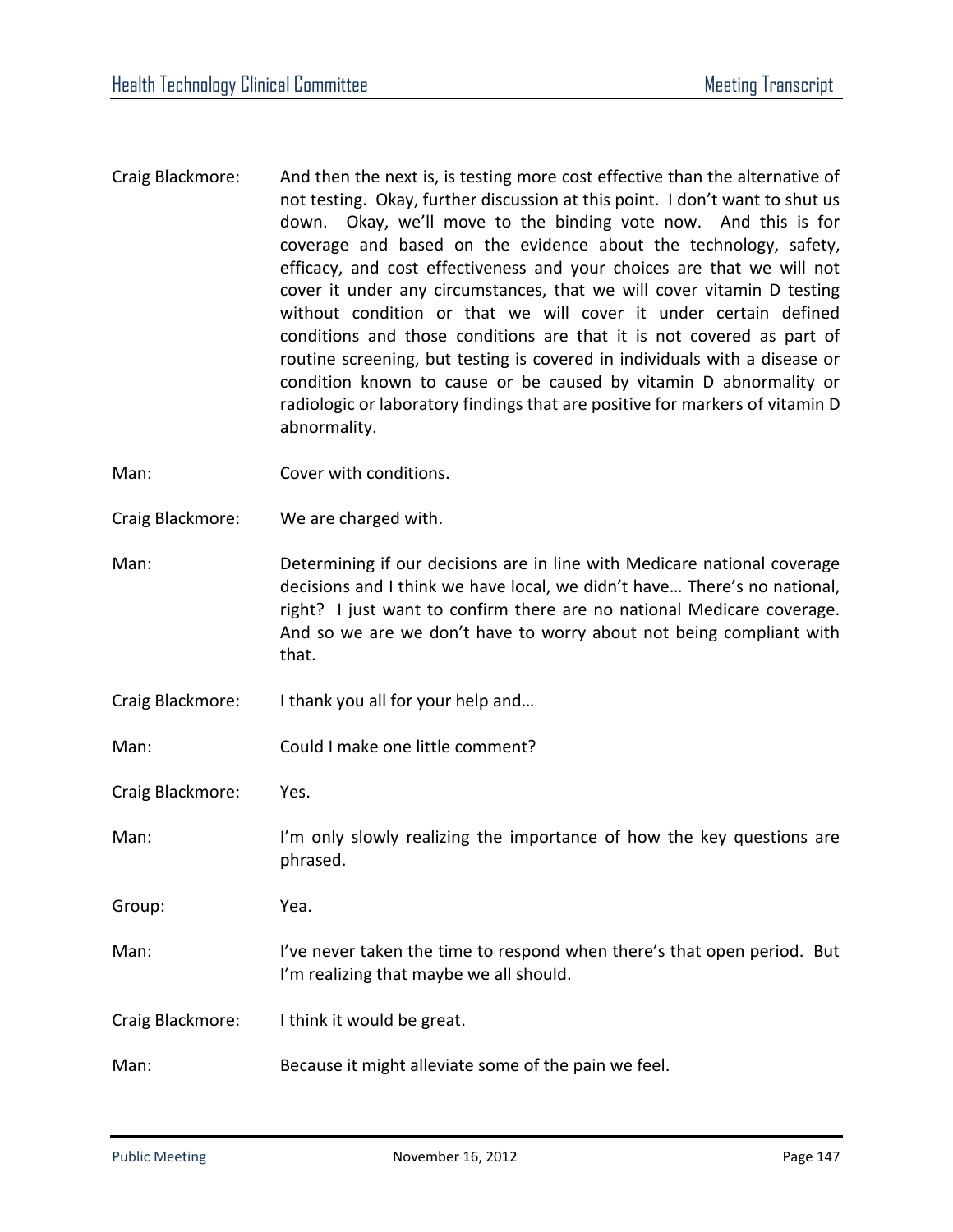Craig Blackmore: And then the next is, is testing more cost effective than the alternative of not testing. Okay, further discussion at this point. I don't want to shut us down. Okay, we'll move to the binding vote now. And this is for coverage and based on the evidence about the technology, safety, efficacy, and cost effectiveness and your choices are that we will not cover it under any circumstances, that we will cover vitamin D testing without condition or that we will cover it under certain defined conditions and those conditions are that it is not covered as part of routine screening, but testing is covered in individuals with a disease or condition known to cause or be caused by vitamin D abnormality or radiologic or laboratory findings that are positive for markers of vitamin D abnormality.

Man: Cover with conditions.

Craig Blackmore: We are charged with.

Man: Determining if our decisions are in line with Medicare national coverage decisions and I think we have local, we didn't have… There's no national, right? I just want to confirm there are no national Medicare coverage. And so we are we don't have to worry about not being compliant with that.

Craig Blackmore: I thank you all for your help and…

Man: Could I make one little comment?

Craig Blackmore: Yes.

Man: I'm only slowly realizing the importance of how the key questions are phrased.

Group: Yea.

Man: I've never taken the time to respond when there's that open period. But I'm realizing that maybe we all should.

Craig Blackmore: I think it would be great.

Man: Because it might alleviate some of the pain we feel.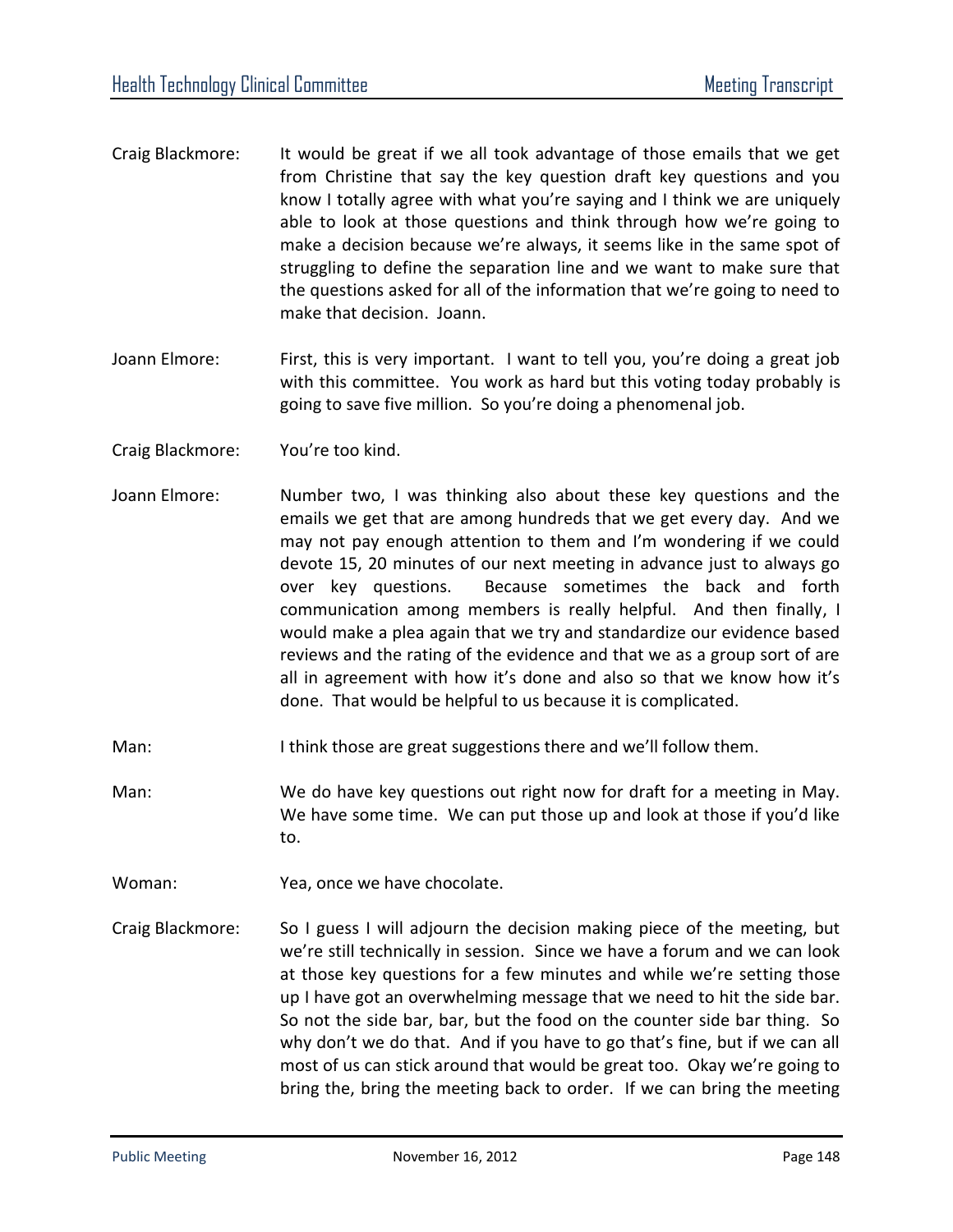Craig Blackmore: It would be great if we all took advantage of those emails that we get from Christine that say the key question draft key questions and you know I totally agree with what you're saying and I think we are uniquely able to look at those questions and think through how we're going to make a decision because we're always, it seems like in the same spot of struggling to define the separation line and we want to make sure that the questions asked for all of the information that we're going to need to make that decision. Joann.

Joann Elmore: First, this is very important. I want to tell you, you're doing a great job with this committee. You work as hard but this voting today probably is going to save five million. So you're doing a phenomenal job.

Craig Blackmore: You're too kind.

Joann Elmore: Number two, I was thinking also about these key questions and the emails we get that are among hundreds that we get every day. And we may not pay enough attention to them and I'm wondering if we could devote 15, 20 minutes of our next meeting in advance just to always go over key questions. Because sometimes the back and forth communication among members is really helpful. And then finally, I would make a plea again that we try and standardize our evidence based reviews and the rating of the evidence and that we as a group sort of are all in agreement with how it's done and also so that we know how it's done. That would be helpful to us because it is complicated.

Man: I think those are great suggestions there and we'll follow them.

Man: We do have key questions out right now for draft for a meeting in May. We have some time. We can put those up and look at those if you'd like to.

Woman: Yea, once we have chocolate.

Craig Blackmore: So I guess I will adjourn the decision making piece of the meeting, but we're still technically in session. Since we have a forum and we can look at those key questions for a few minutes and while we're setting those up I have got an overwhelming message that we need to hit the side bar. So not the side bar, bar, but the food on the counter side bar thing. So why don't we do that. And if you have to go that's fine, but if we can all most of us can stick around that would be great too. Okay we're going to bring the, bring the meeting back to order. If we can bring the meeting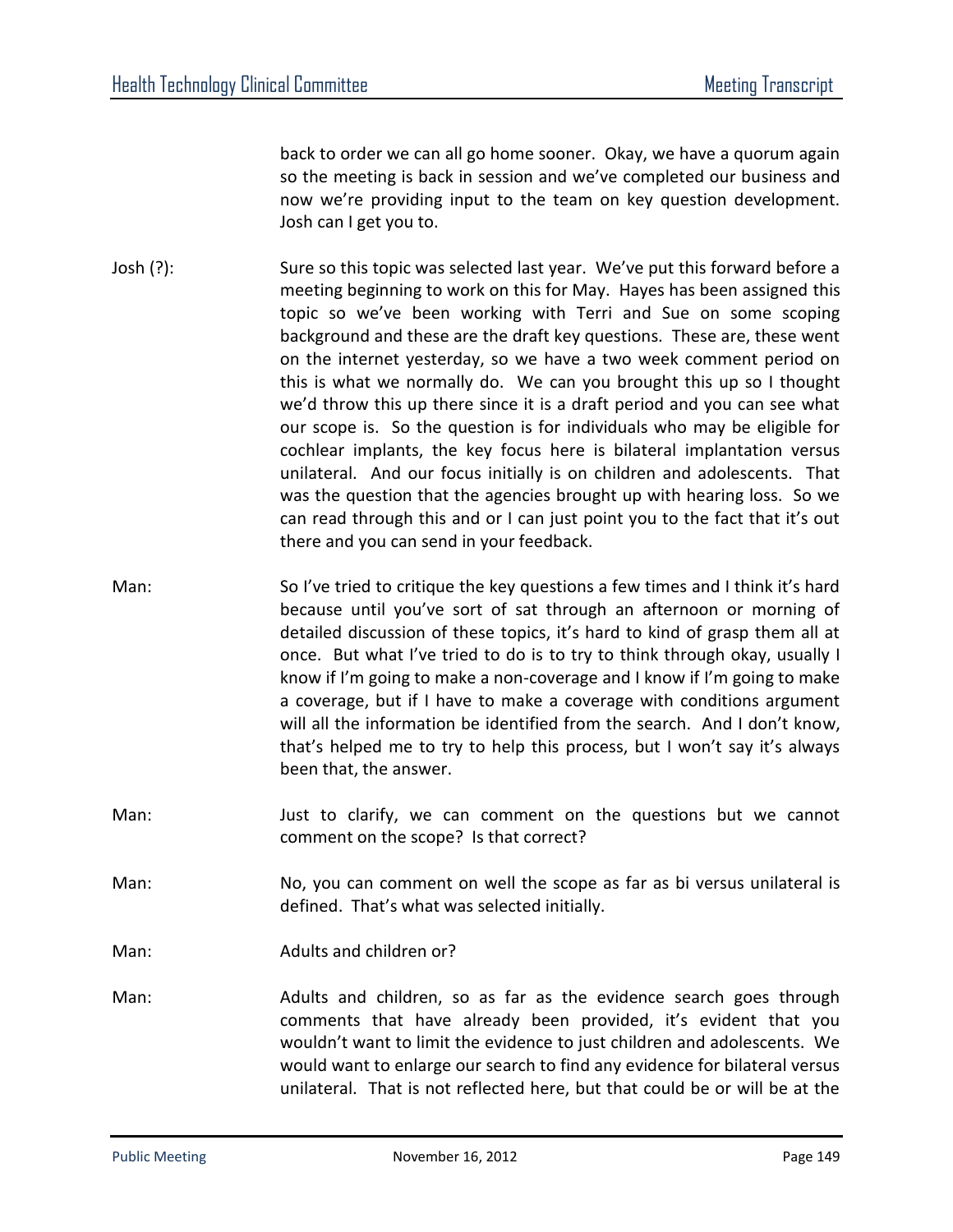back to order we can all go home sooner. Okay, we have a quorum again so the meeting is back in session and we've completed our business and now we're providing input to the team on key question development. Josh can I get you to.

Josh (?): Sure so this topic was selected last year. We've put this forward before a meeting beginning to work on this for May. Hayes has been assigned this topic so we've been working with Terri and Sue on some scoping background and these are the draft key questions. These are, these went on the internet yesterday, so we have a two week comment period on this is what we normally do. We can you brought this up so I thought we'd throw this up there since it is a draft period and you can see what our scope is. So the question is for individuals who may be eligible for cochlear implants, the key focus here is bilateral implantation versus unilateral. And our focus initially is on children and adolescents. That was the question that the agencies brought up with hearing loss. So we can read through this and or I can just point you to the fact that it's out there and you can send in your feedback.

Man: So I've tried to critique the key questions a few times and I think it's hard because until you've sort of sat through an afternoon or morning of detailed discussion of these topics, it's hard to kind of grasp them all at once. But what I've tried to do is to try to think through okay, usually I know if I'm going to make a non-coverage and I know if I'm going to make a coverage, but if I have to make a coverage with conditions argument will all the information be identified from the search. And I don't know, that's helped me to try to help this process, but I won't say it's always been that, the answer.

Man: Just to clarify, we can comment on the questions but we cannot comment on the scope? Is that correct?

Man: No, you can comment on well the scope as far as bi versus unilateral is defined. That's what was selected initially.

Man: Adults and children or?

Man: Adults and children, so as far as the evidence search goes through comments that have already been provided, it's evident that you wouldn't want to limit the evidence to just children and adolescents. We would want to enlarge our search to find any evidence for bilateral versus unilateral. That is not reflected here, but that could be or will be at the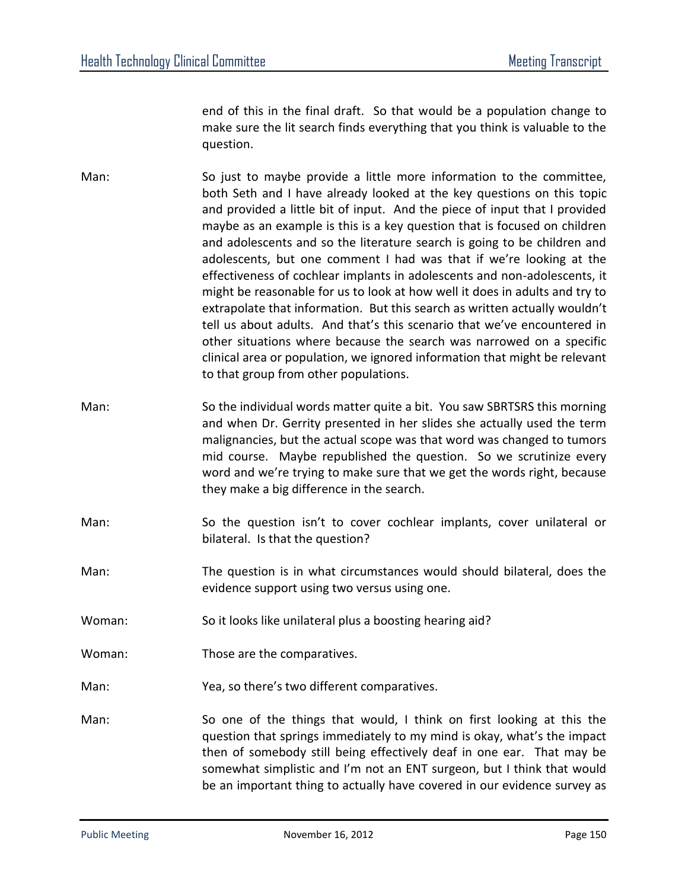end of this in the final draft. So that would be a population change to make sure the lit search finds everything that you think is valuable to the question.

Man: So just to maybe provide a little more information to the committee, both Seth and I have already looked at the key questions on this topic and provided a little bit of input. And the piece of input that I provided maybe as an example is this is a key question that is focused on children and adolescents and so the literature search is going to be children and adolescents, but one comment I had was that if we're looking at the effectiveness of cochlear implants in adolescents and non-adolescents, it might be reasonable for us to look at how well it does in adults and try to extrapolate that information. But this search as written actually wouldn't tell us about adults. And that's this scenario that we've encountered in other situations where because the search was narrowed on a specific clinical area or population, we ignored information that might be relevant to that group from other populations.

Man: So the individual words matter quite a bit. You saw SBRTSRS this morning and when Dr. Gerrity presented in her slides she actually used the term malignancies, but the actual scope was that word was changed to tumors mid course. Maybe republished the question. So we scrutinize every word and we're trying to make sure that we get the words right, because they make a big difference in the search.

Man: So the question isn't to cover cochlear implants, cover unilateral or bilateral. Is that the question?

Man: The question is in what circumstances would should bilateral, does the evidence support using two versus using one.

Woman: So it looks like unilateral plus a boosting hearing aid?

Woman: Those are the comparatives.

Man: Yea, so there's two different comparatives.

Man: So one of the things that would, I think on first looking at this the question that springs immediately to my mind is okay, what's the impact then of somebody still being effectively deaf in one ear. That may be somewhat simplistic and I'm not an ENT surgeon, but I think that would be an important thing to actually have covered in our evidence survey as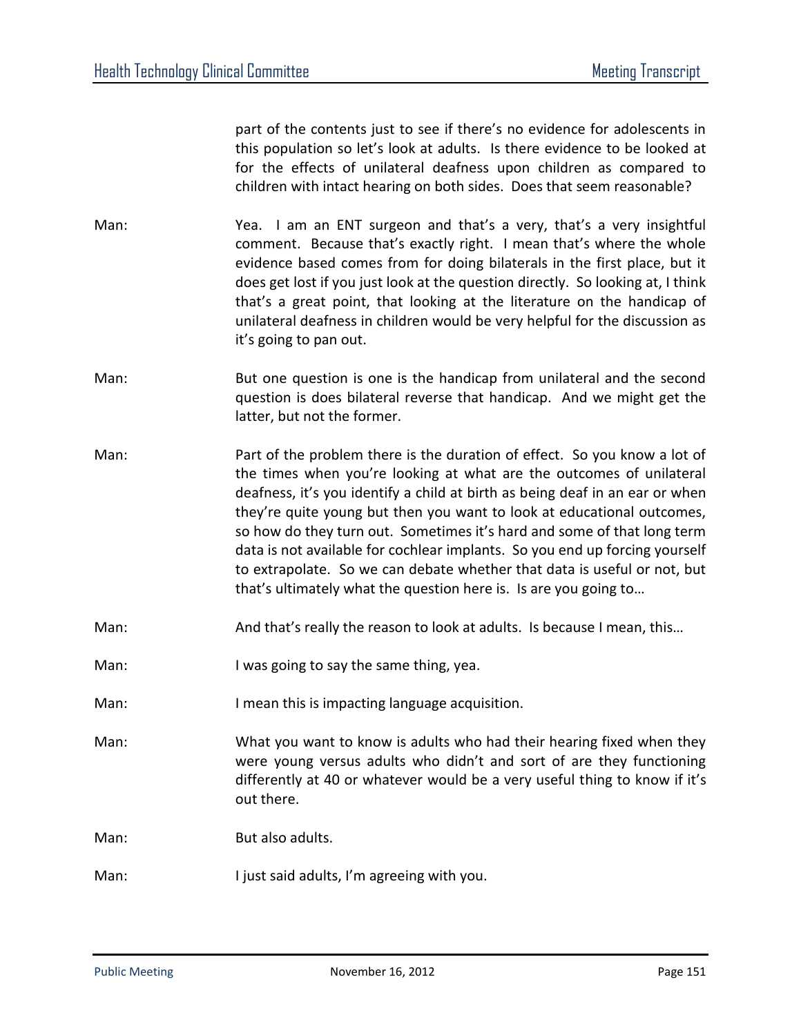part of the contents just to see if there's no evidence for adolescents in this population so let's look at adults. Is there evidence to be looked at for the effects of unilateral deafness upon children as compared to children with intact hearing on both sides. Does that seem reasonable?

Man: Yea. I am an ENT surgeon and that's a very, that's a very insightful comment. Because that's exactly right. I mean that's where the whole evidence based comes from for doing bilaterals in the first place, but it does get lost if you just look at the question directly. So looking at, I think that's a great point, that looking at the literature on the handicap of unilateral deafness in children would be very helpful for the discussion as it's going to pan out.

Man: But one question is one is the handicap from unilateral and the second question is does bilateral reverse that handicap. And we might get the latter, but not the former.

Man: Part of the problem there is the duration of effect. So you know a lot of the times when you're looking at what are the outcomes of unilateral deafness, it's you identify a child at birth as being deaf in an ear or when they're quite young but then you want to look at educational outcomes, so how do they turn out. Sometimes it's hard and some of that long term data is not available for cochlear implants. So you end up forcing yourself to extrapolate. So we can debate whether that data is useful or not, but that's ultimately what the question here is. Is are you going to…

Man: And that's really the reason to look at adults. Is because I mean, this…

Man: I was going to say the same thing, yea.

Man: I mean this is impacting language acquisition.

Man: What you want to know is adults who had their hearing fixed when they were young versus adults who didn't and sort of are they functioning differently at 40 or whatever would be a very useful thing to know if it's out there.

Man: But also adults.

Man: I just said adults, I'm agreeing with you.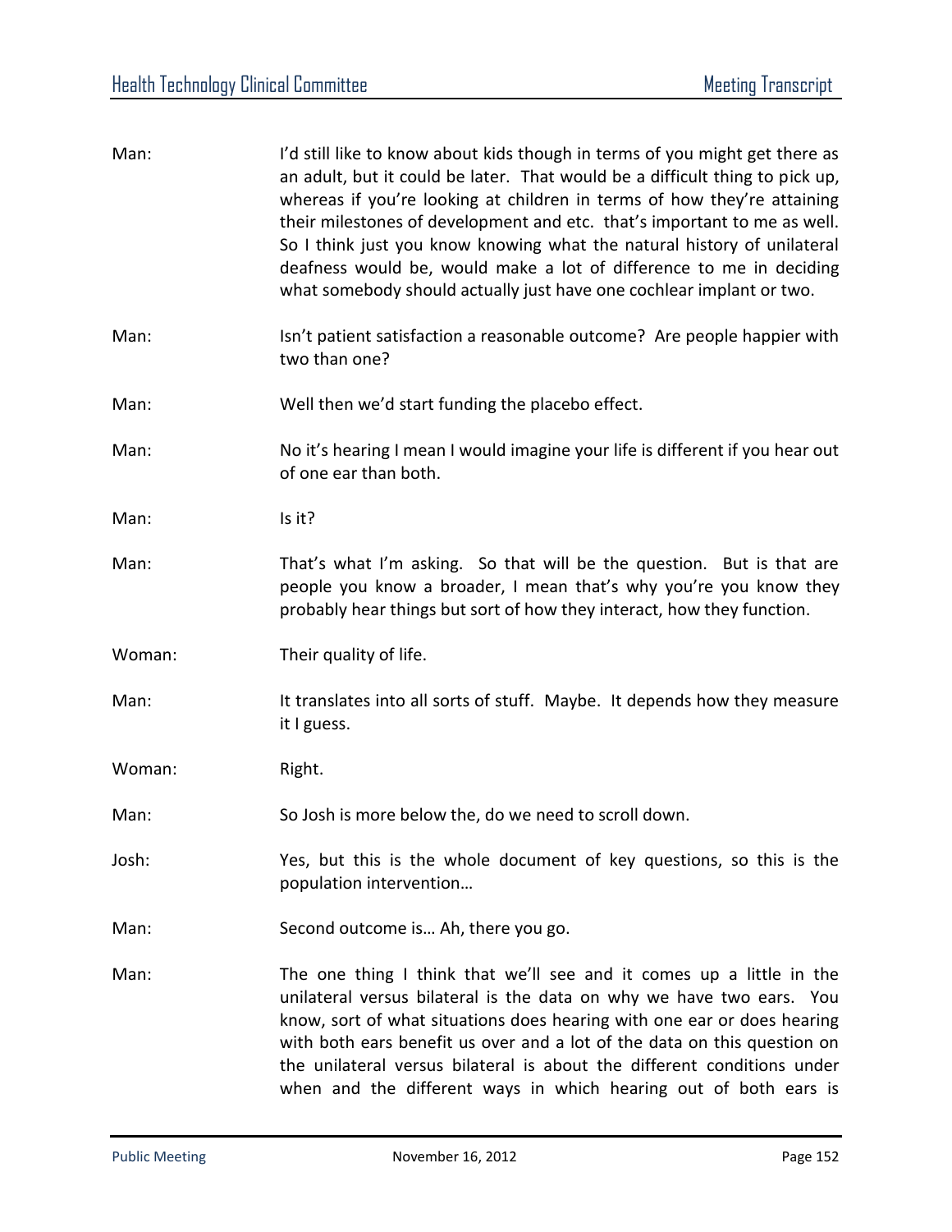Man: I'd still like to know about kids though in terms of you might get there as an adult, but it could be later. That would be a difficult thing to pick up, whereas if you're looking at children in terms of how they're attaining their milestones of development and etc. that's important to me as well. So I think just you know knowing what the natural history of unilateral deafness would be, would make a lot of difference to me in deciding what somebody should actually just have one cochlear implant or two.

Man: Isn't patient satisfaction a reasonable outcome? Are people happier with two than one?

Man: Well then we'd start funding the placebo effect.

Man: No it's hearing I mean I would imagine your life is different if you hear out of one ear than both.

Man: Is it?

Man: That's what I'm asking. So that will be the question. But is that are people you know a broader, I mean that's why you're you know they probably hear things but sort of how they interact, how they function.

Woman: Their quality of life.

Man: It translates into all sorts of stuff. Maybe. It depends how they measure it I guess.

Woman: Right.

Man: So Josh is more below the, do we need to scroll down.

Josh: Yes, but this is the whole document of key questions, so this is the population intervention…

Man: Second outcome is… Ah, there you go.

Man: The one thing I think that we'll see and it comes up a little in the unilateral versus bilateral is the data on why we have two ears. You know, sort of what situations does hearing with one ear or does hearing with both ears benefit us over and a lot of the data on this question on the unilateral versus bilateral is about the different conditions under when and the different ways in which hearing out of both ears is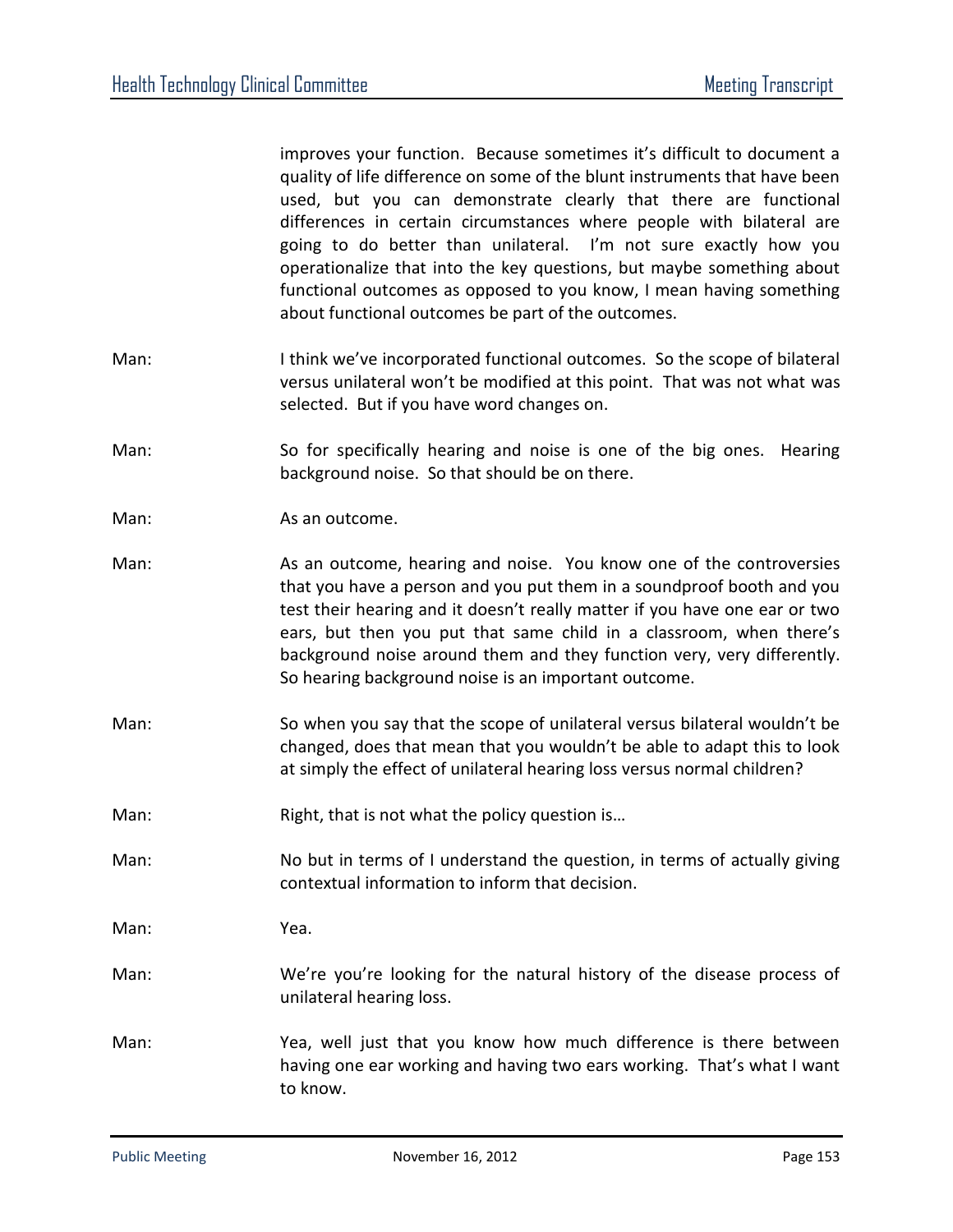improves your function. Because sometimes it's difficult to document a quality of life difference on some of the blunt instruments that have been used, but you can demonstrate clearly that there are functional differences in certain circumstances where people with bilateral are going to do better than unilateral. I'm not sure exactly how you operationalize that into the key questions, but maybe something about functional outcomes as opposed to you know, I mean having something about functional outcomes be part of the outcomes.

Man: I think we've incorporated functional outcomes. So the scope of bilateral versus unilateral won't be modified at this point. That was not what was selected. But if you have word changes on.

Man: So for specifically hearing and noise is one of the big ones. Hearing background noise. So that should be on there.

Man: As an outcome.

Man: As an outcome, hearing and noise. You know one of the controversies that you have a person and you put them in a soundproof booth and you test their hearing and it doesn't really matter if you have one ear or two ears, but then you put that same child in a classroom, when there's background noise around them and they function very, very differently. So hearing background noise is an important outcome.

Man: So when you say that the scope of unilateral versus bilateral wouldn't be changed, does that mean that you wouldn't be able to adapt this to look at simply the effect of unilateral hearing loss versus normal children?

Man: Right, that is not what the policy question is…

Man: No but in terms of I understand the question, in terms of actually giving contextual information to inform that decision.

Man: Yea.

Man: We're you're looking for the natural history of the disease process of unilateral hearing loss.

Man: Yea, well just that you know how much difference is there between having one ear working and having two ears working. That's what I want to know.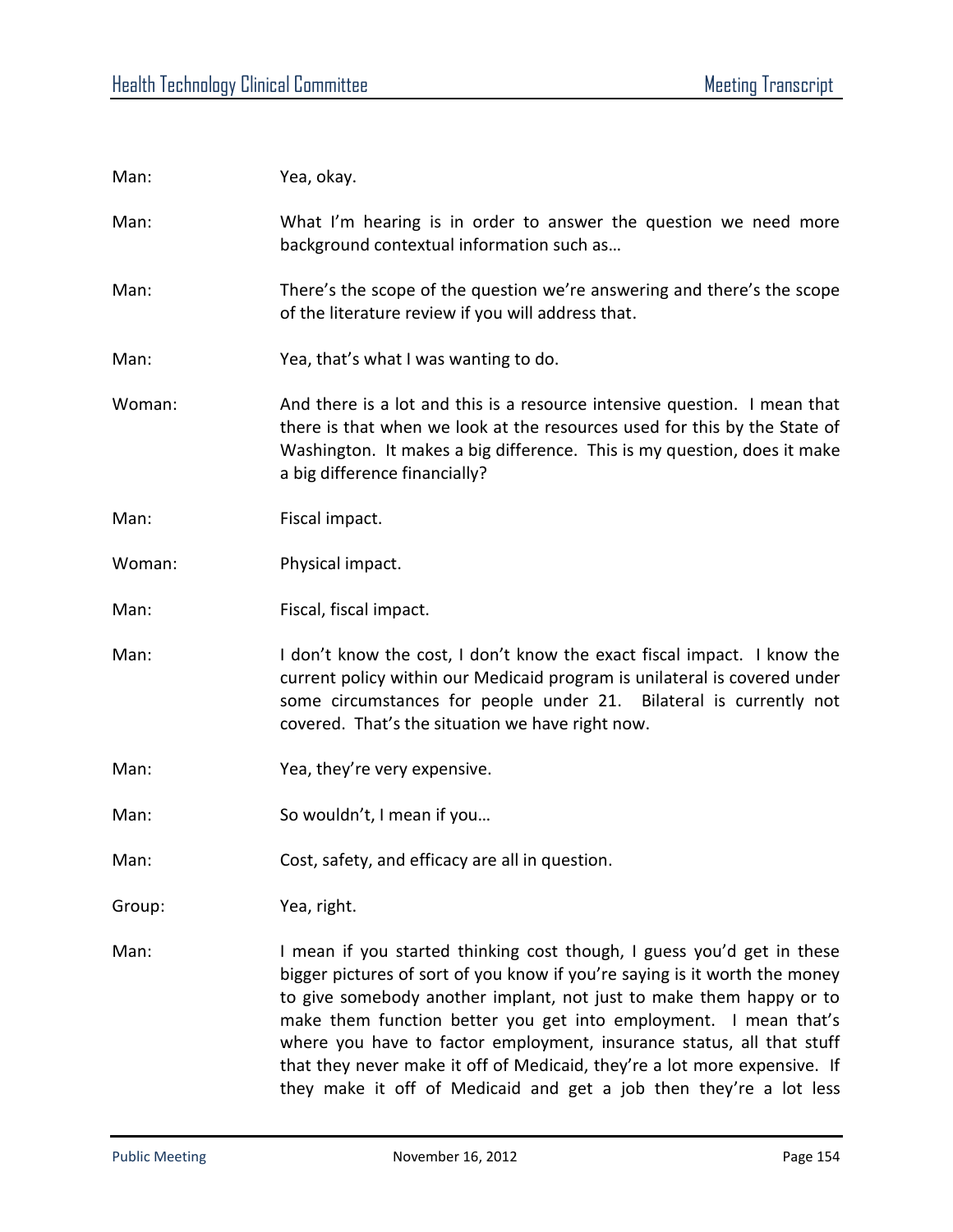Man: Yea, okay.

Man: What I'm hearing is in order to answer the question we need more background contextual information such as…

Man: There's the scope of the question we're answering and there's the scope of the literature review if you will address that.

Man: Yea, that's what I was wanting to do.

Woman: And there is a lot and this is a resource intensive question. I mean that there is that when we look at the resources used for this by the State of Washington. It makes a big difference. This is my question, does it make a big difference financially?

Man: Fiscal impact.

Woman: Physical impact.

Man: Fiscal, fiscal impact.

Man: I don't know the cost, I don't know the exact fiscal impact. I know the current policy within our Medicaid program is unilateral is covered under some circumstances for people under 21. Bilateral is currently not covered. That's the situation we have right now.

Man: Yea, they're very expensive.

Man: So wouldn't, I mean if you…

Man: Cost, safety, and efficacy are all in question.

Group: Yea, right.

Man: I mean if you started thinking cost though, I guess you'd get in these bigger pictures of sort of you know if you're saying is it worth the money to give somebody another implant, not just to make them happy or to make them function better you get into employment. I mean that's where you have to factor employment, insurance status, all that stuff that they never make it off of Medicaid, they're a lot more expensive. If they make it off of Medicaid and get a job then they're a lot less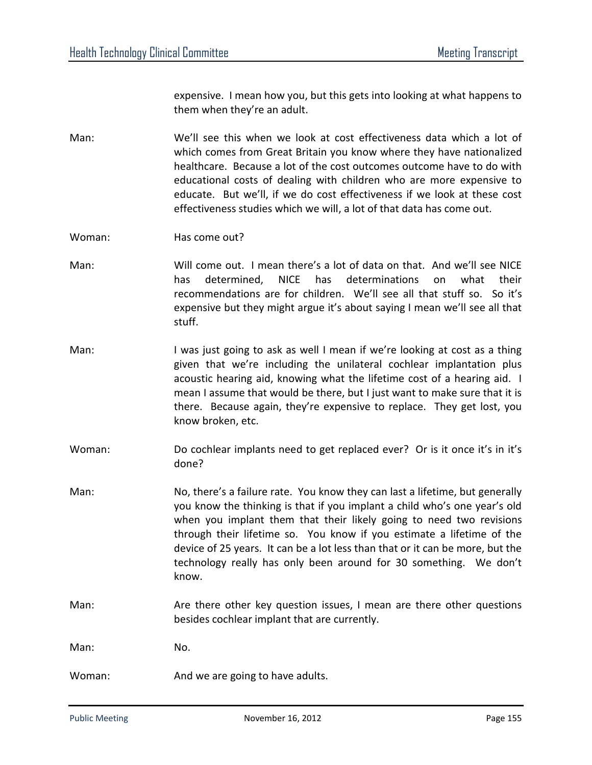expensive. I mean how you, but this gets into looking at what happens to them when they're an adult.

Man: We'll see this when we look at cost effectiveness data which a lot of which comes from Great Britain you know where they have nationalized healthcare. Because a lot of the cost outcomes outcome have to do with educational costs of dealing with children who are more expensive to educate. But we'll, if we do cost effectiveness if we look at these cost effectiveness studies which we will, a lot of that data has come out.

Woman: Has come out?

Man: Will come out. I mean there's a lot of data on that. And we'll see NICE has determined, NICE has determinations on what their recommendations are for children. We'll see all that stuff so. So it's expensive but they might argue it's about saying I mean we'll see all that stuff.

Man: I was just going to ask as well I mean if we're looking at cost as a thing given that we're including the unilateral cochlear implantation plus acoustic hearing aid, knowing what the lifetime cost of a hearing aid. I mean I assume that would be there, but I just want to make sure that it is there. Because again, they're expensive to replace. They get lost, you know broken, etc.

Woman: Do cochlear implants need to get replaced ever? Or is it once it's in it's done?

Man: No, there's a failure rate. You know they can last a lifetime, but generally you know the thinking is that if you implant a child who's one year's old when you implant them that their likely going to need two revisions through their lifetime so. You know if you estimate a lifetime of the device of 25 years. It can be a lot less than that or it can be more, but the technology really has only been around for 30 something. We don't know.

Man: Are there other key question issues, I mean are there other questions besides cochlear implant that are currently.

Man: No.

Woman: And we are going to have adults.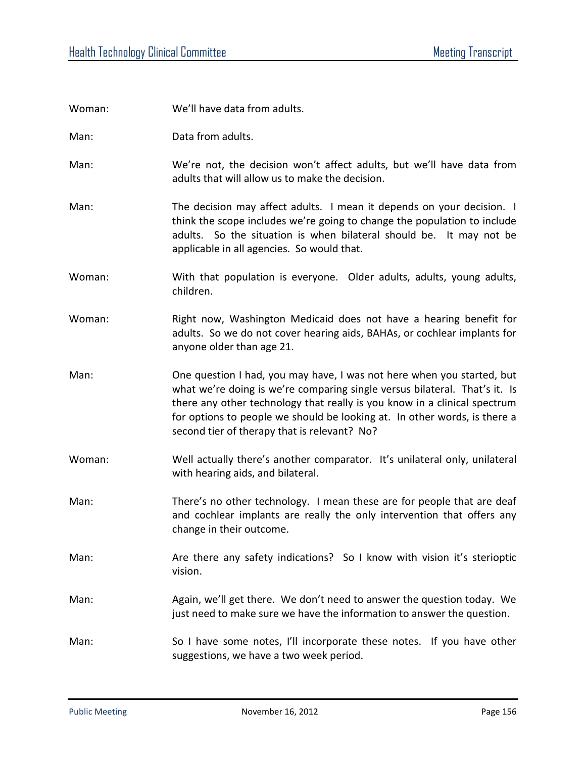Woman: We'll have data from adults.

Man: Data from adults.

Man: We're not, the decision won't affect adults, but we'll have data from adults that will allow us to make the decision.

Man: The decision may affect adults. I mean it depends on your decision. I think the scope includes we're going to change the population to include adults. So the situation is when bilateral should be. It may not be applicable in all agencies. So would that.

Woman: With that population is everyone. Older adults, adults, young adults, children.

Woman: Right now, Washington Medicaid does not have a hearing benefit for adults. So we do not cover hearing aids, BAHAs, or cochlear implants for anyone older than age 21.

Man: One question I had, you may have, I was not here when you started, but what we're doing is we're comparing single versus bilateral. That's it. Is there any other technology that really is you know in a clinical spectrum for options to people we should be looking at. In other words, is there a second tier of therapy that is relevant? No?

Woman: Well actually there's another comparator. It's unilateral only, unilateral with hearing aids, and bilateral.

Man: There's no other technology. I mean these are for people that are deaf and cochlear implants are really the only intervention that offers any change in their outcome.

Man: Are there any safety indications? So I know with vision it's sterioptic vision.

Man: Again, we'll get there. We don't need to answer the question today. We just need to make sure we have the information to answer the question.

Man: So I have some notes, I'll incorporate these notes. If you have other suggestions, we have a two week period.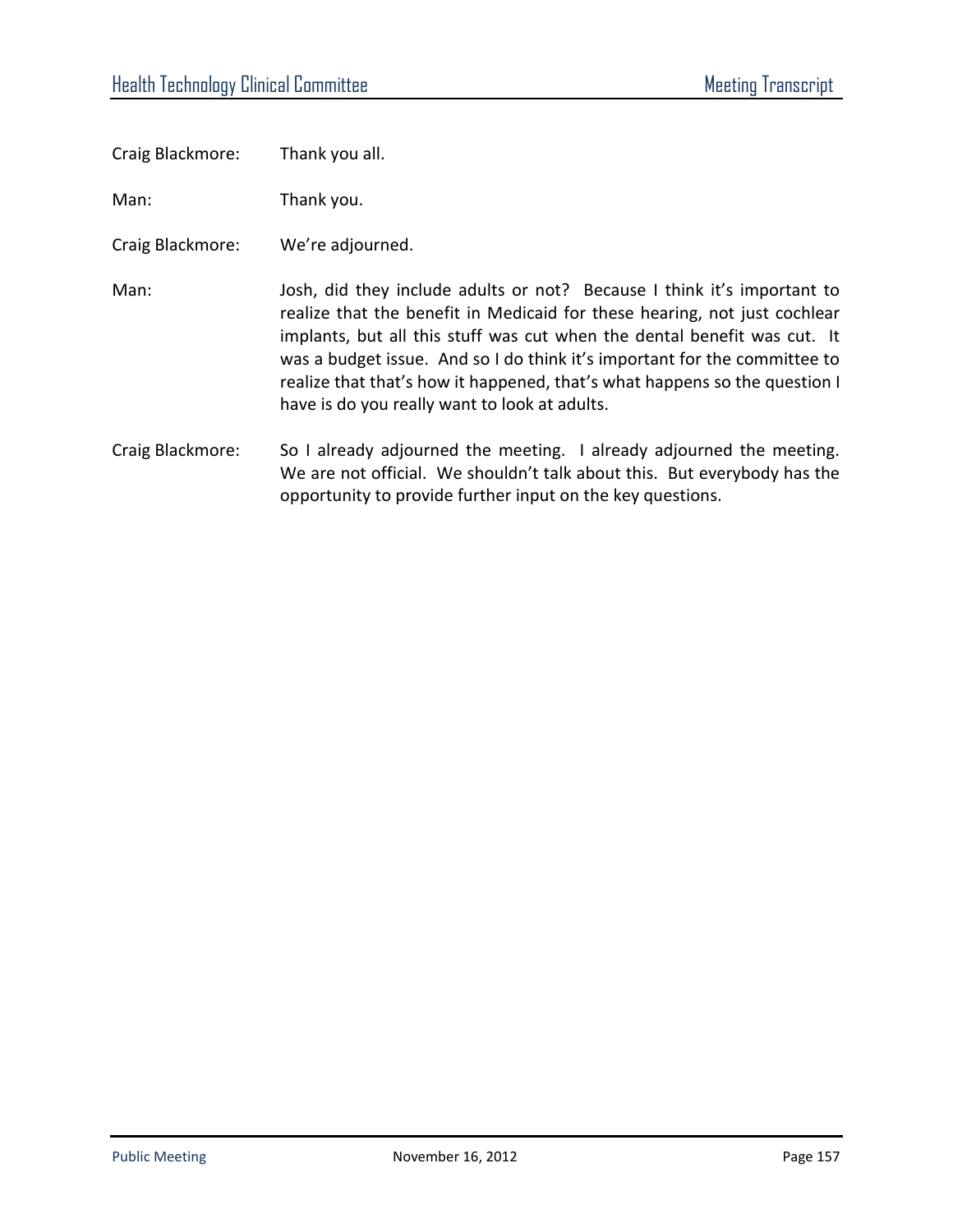Craig Blackmore: Thank you all.

Man: Thank you.

Craig Blackmore: We're adjourned.

Man: Josh, did they include adults or not? Because I think it's important to realize that the benefit in Medicaid for these hearing, not just cochlear implants, but all this stuff was cut when the dental benefit was cut. It was a budget issue. And so I do think it's important for the committee to realize that that's how it happened, that's what happens so the question I have is do you really want to look at adults.

Craig Blackmore: So I already adjourned the meeting. I already adjourned the meeting. We are not official. We shouldn't talk about this. But everybody has the opportunity to provide further input on the key questions.